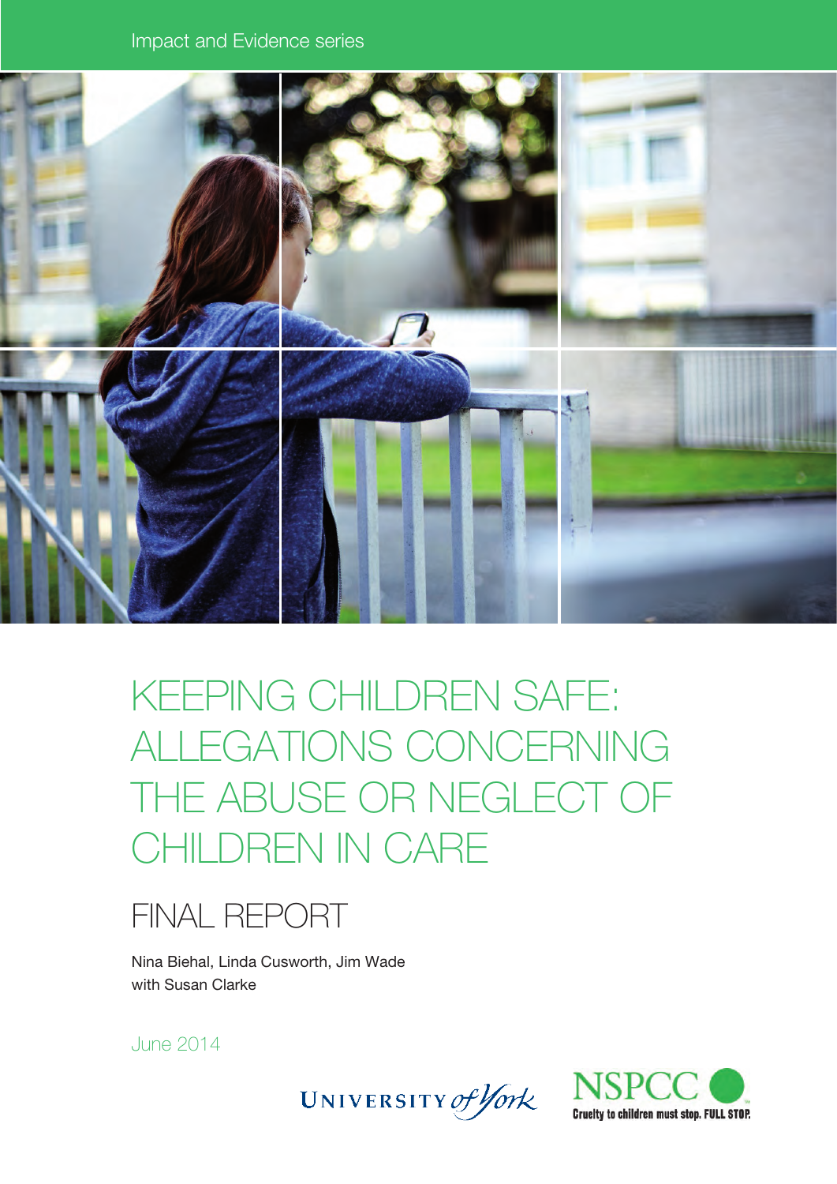Impact and Evidence series

# KEEPING CHILDREN SAFE: ALLEGATIONS CONCERNING THE ABUSE OR NEGLECT OF CHILDREN IN CARE

## FINAL REPORT

Nina Biehal, Linda Cusworth, Jim Wade
with Susan Clarke

June 2014

UNIVERSITY of York

NSPCC
Cruelty to children must stop. FULL STOP.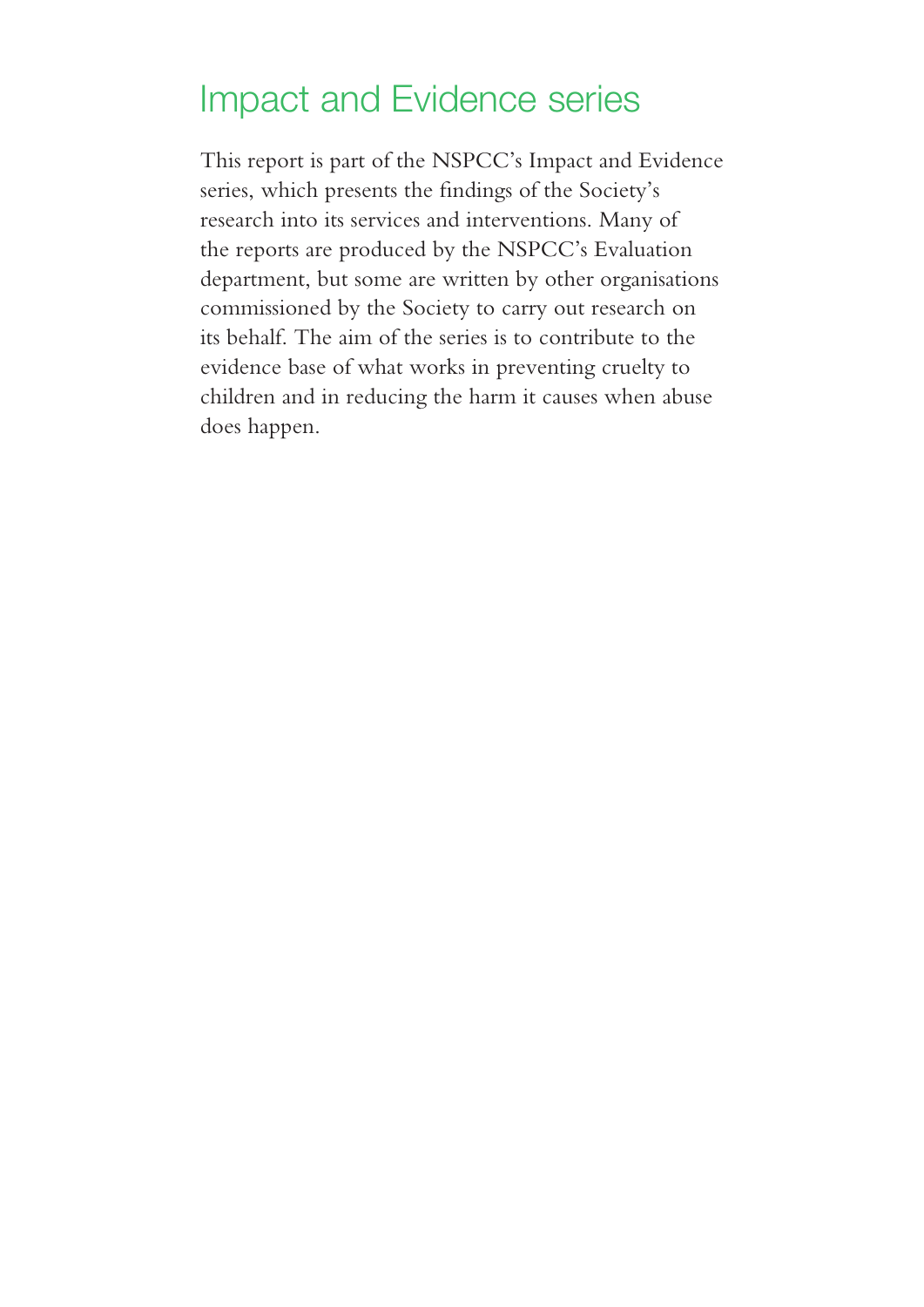# Impact and Evidence series

This report is part of the NSPCC's Impact and Evidence series, which presents the findings of the Society's research into its services and interventions. Many of the reports are produced by the NSPCC's Evaluation department, but some are written by other organisations commissioned by the Society to carry out research on its behalf. The aim of the series is to contribute to the evidence base of what works in preventing cruelty to children and in reducing the harm it causes when abuse does happen.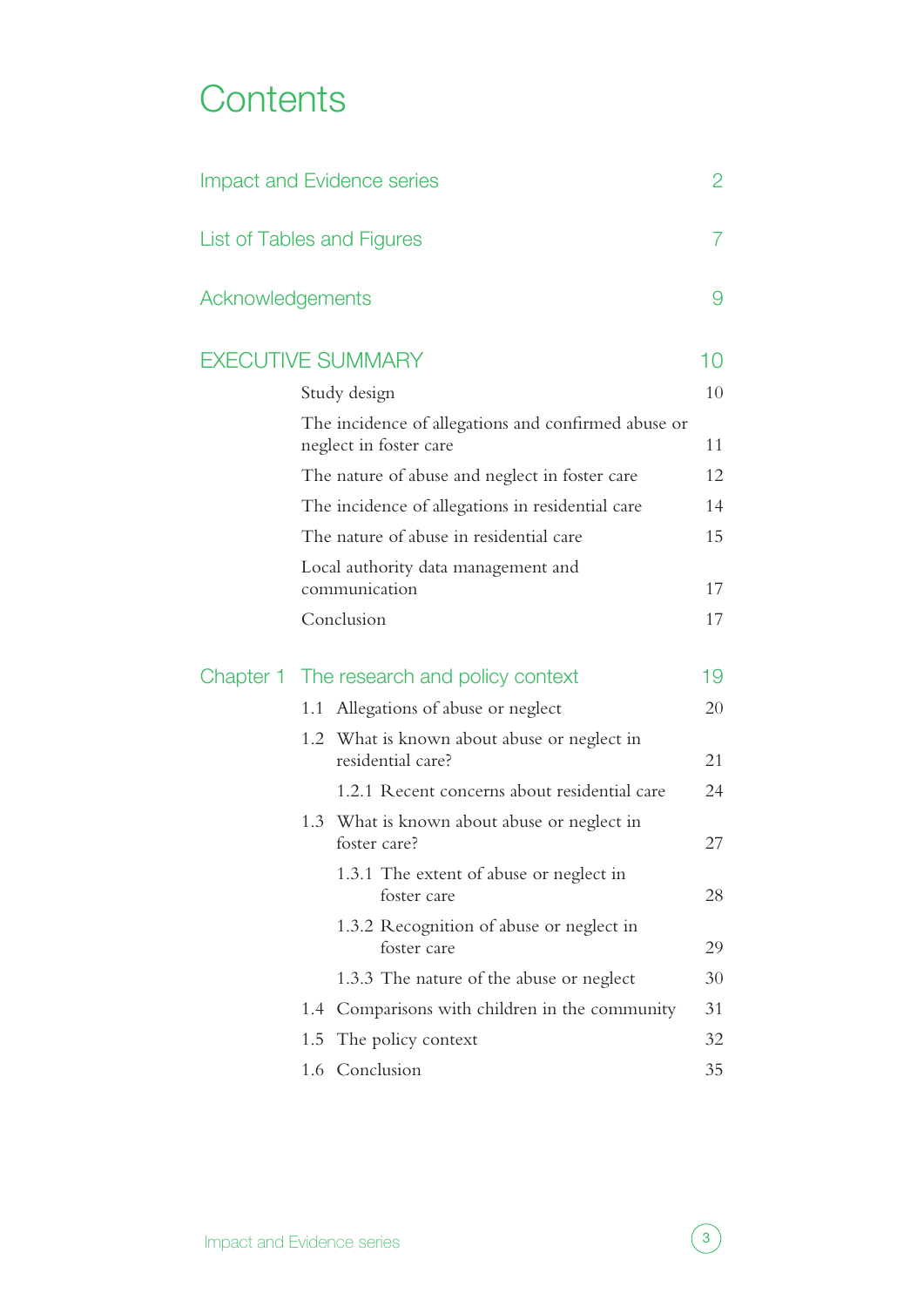# Contents

| | |
|---|---|
| Impact and Evidence series | 2 |
| List of Tables and Figures | 7 |
| Acknowledgements | 9 |
| **EXECUTIVE SUMMARY** | **10** |
| Study design | 10 |
| The incidence of allegations and confirmed abuse or neglect in foster care | 11 |
| The nature of abuse and neglect in foster care | 12 |
| The incidence of allegations in residential care | 14 |
| The nature of abuse in residential care | 15 |
| Local authority data management and communication | 17 |
| Conclusion | 17 |
| **Chapter 1 The research and policy context** | **19** |
| 1.1 Allegations of abuse or neglect | 20 |
| 1.2 What is known about abuse or neglect in residential care? | 21 |
| 1.2.1 Recent concerns about residential care | 24 |
| 1.3 What is known about abuse or neglect in foster care? | 27 |
| 1.3.1 The extent of abuse or neglect in foster care | 28 |
| 1.3.2 Recognition of abuse or neglect in foster care | 29 |
| 1.3.3 The nature of the abuse or neglect | 30 |
| 1.4 Comparisons with children in the community | 31 |
| 1.5 The policy context | 32 |
| 1.6 Conclusion | 35 |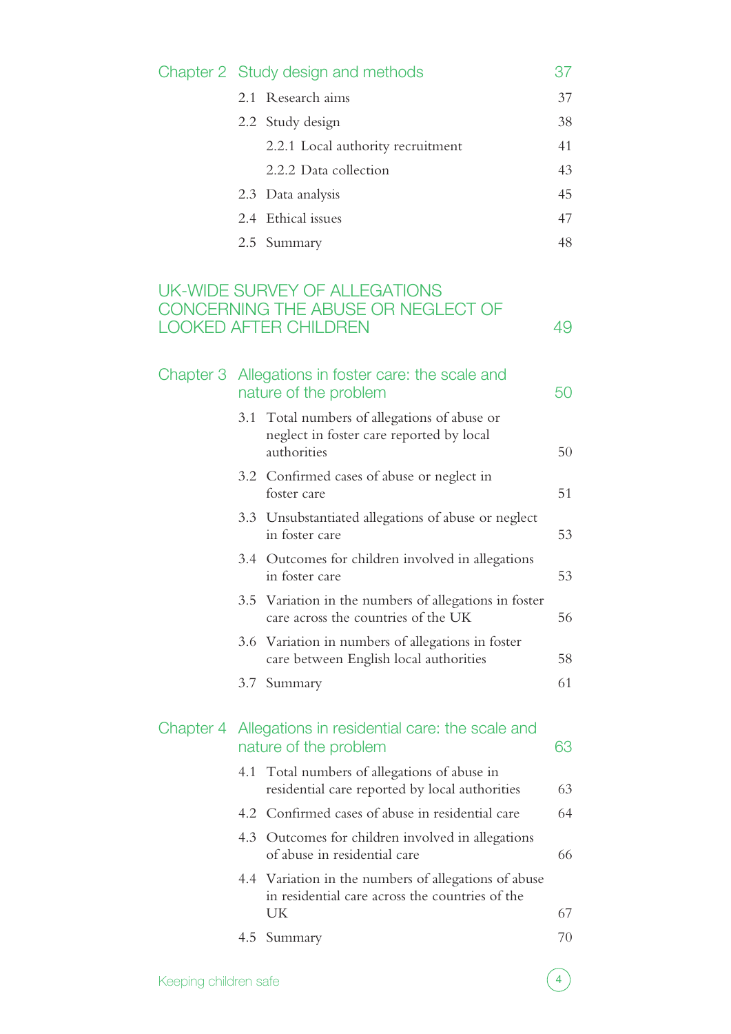| | | |
|---|---|---|
| **Chapter 2** | **Study design and methods** | **37** |
| | 2.1 Research aims | 37 |
| | 2.2 Study design | 38 |
| | 2.2.1 Local authority recruitment | 41 |
| | 2.2.2 Data collection | 43 |
| | 2.3 Data analysis | 45 |
| | 2.4 Ethical issues | 47 |
| | 2.5 Summary | 48 |
| **UK-WIDE SURVEY OF ALLEGATIONS CONCERNING THE ABUSE OR NEGLECT OF LOOKED AFTER CHILDREN** | | **49** |
| **Chapter 3** | **Allegations in foster care: the scale and nature of the problem** | **50** |
| | 3.1 Total numbers of allegations of abuse or neglect in foster care reported by local authorities | 50 |
| | 3.2 Confirmed cases of abuse or neglect in foster care | 51 |
| | 3.3 Unsubstantiated allegations of abuse or neglect in foster care | 53 |
| | 3.4 Outcomes for children involved in allegations in foster care | 53 |
| | 3.5 Variation in the numbers of allegations in foster care across the countries of the UK | 56 |
| | 3.6 Variation in numbers of allegations in foster care between English local authorities | 58 |
| | 3.7 Summary | 61 |
| **Chapter 4** | **Allegations in residential care: the scale and nature of the problem** | **63** |
| | 4.1 Total numbers of allegations of abuse in residential care reported by local authorities | 63 |
| | 4.2 Confirmed cases of abuse in residential care | 64 |
| | 4.3 Outcomes for children involved in allegations of abuse in residential care | 66 |
| | 4.4 Variation in the numbers of allegations of abuse in residential care across the countries of the UK | 67 |
| | 4.5 Summary | 70 |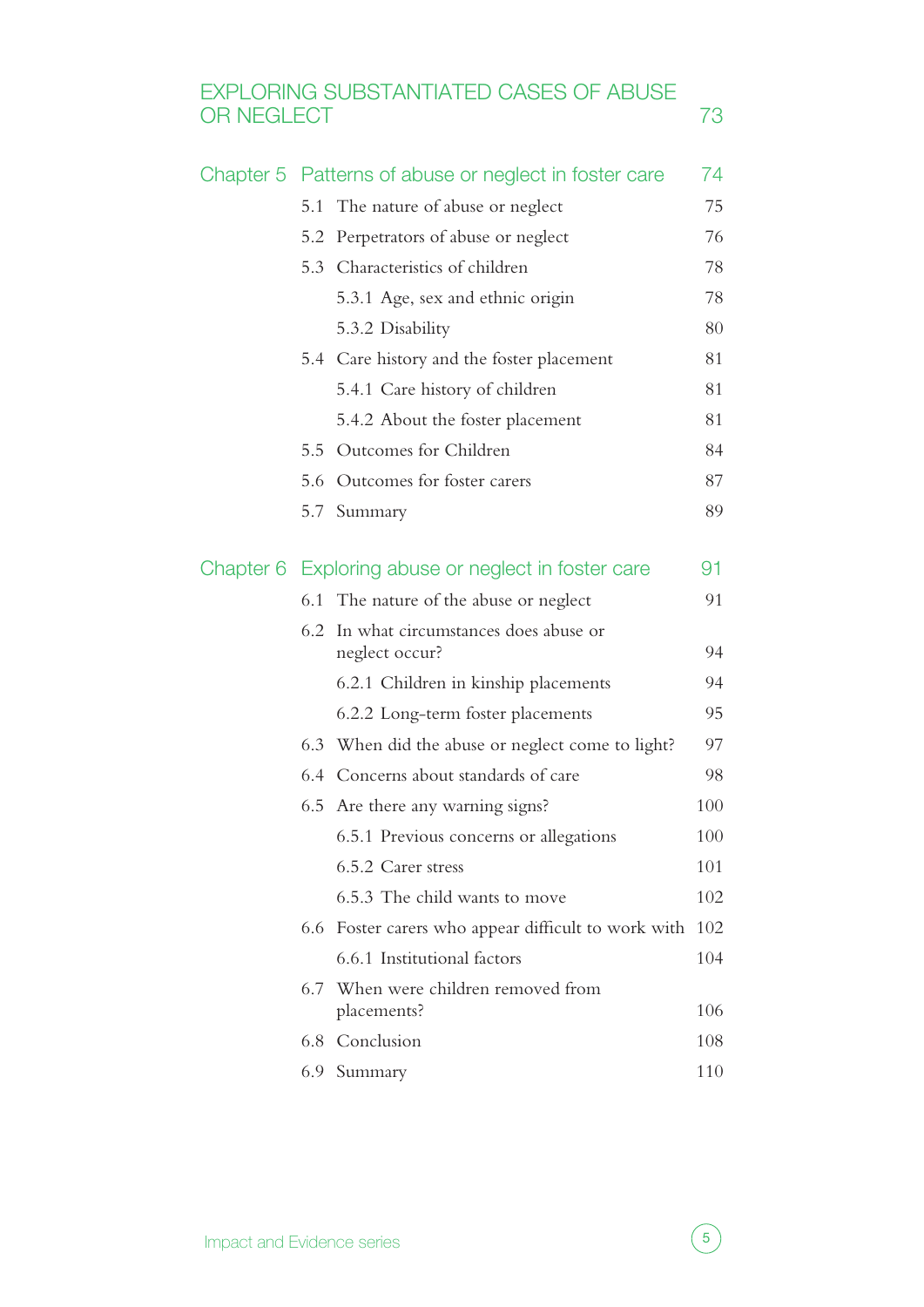EXPLORING SUBSTANTIATED CASES OF ABUSE OR NEGLECT 73

Chapter 5 Patterns of abuse or neglect in foster care 74

5.1 The nature of abuse or neglect 75

5.2 Perpetrators of abuse or neglect 76

5.3 Characteristics of children 78

5.3.1 Age, sex and ethnic origin 78

5.3.2 Disability 80

5.4 Care history and the foster placement 81

5.4.1 Care history of children 81

5.4.2 About the foster placement 81

5.5 Outcomes for Children 84

5.6 Outcomes for foster carers 87

5.7 Summary 89

Chapter 6 Exploring abuse or neglect in foster care 91

6.1 The nature of the abuse or neglect 91

6.2 In what circumstances does abuse or neglect occur? 94

6.2.1 Children in kinship placements 94

6.2.2 Long-term foster placements 95

6.3 When did the abuse or neglect come to light? 97

6.4 Concerns about standards of care 98

6.5 Are there any warning signs? 100

6.5.1 Previous concerns or allegations 100

6.5.2 Carer stress 101

6.5.3 The child wants to move 102

6.6 Foster carers who appear difficult to work with 102

6.6.1 Institutional factors 104

6.7 When were children removed from placements? 106

6.8 Conclusion 108

6.9 Summary 110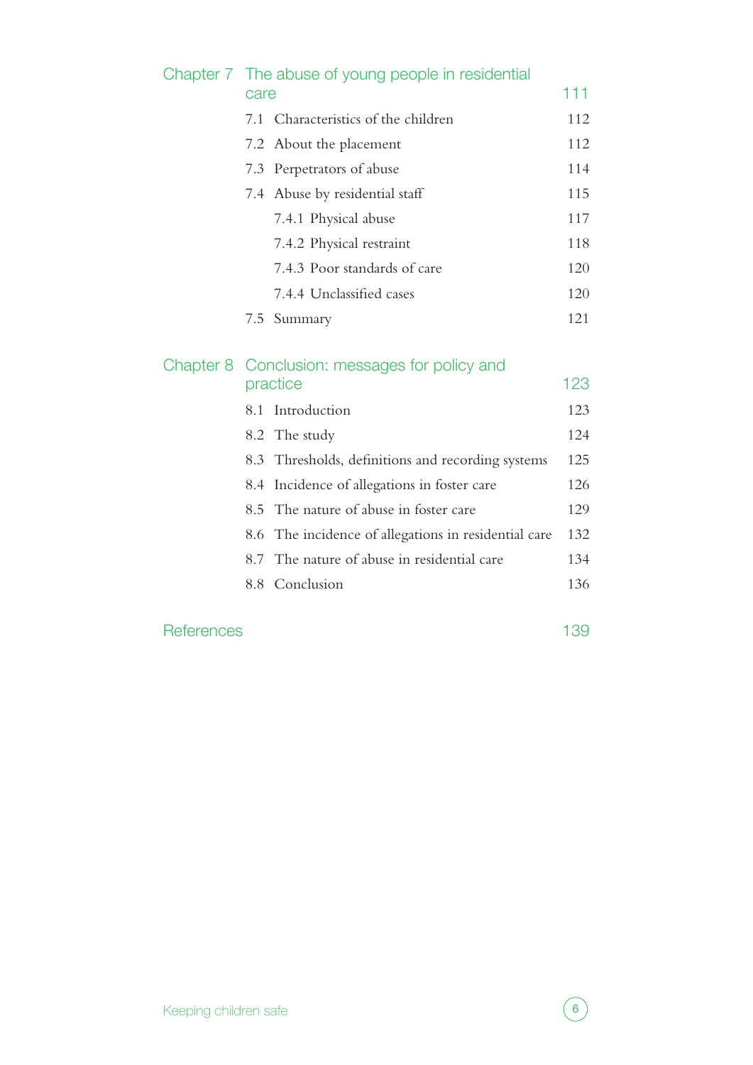Chapter 7 The abuse of young people in residential care 111

7.1 Characteristics of the children 112

7.2 About the placement 112

7.3 Perpetrators of abuse 114

7.4 Abuse by residential staff 115

7.4.1 Physical abuse 117

7.4.2 Physical restraint 118

7.4.3 Poor standards of care 120

7.4.4 Unclassified cases 120

7.5 Summary 121

Chapter 8 Conclusion: messages for policy and practice 123

8.1 Introduction 123

8.2 The study 124

8.3 Thresholds, definitions and recording systems 125

8.4 Incidence of allegations in foster care 126

8.5 The nature of abuse in foster care 129

8.6 The incidence of allegations in residential care 132

8.7 The nature of abuse in residential care 134

8.8 Conclusion 136

References 139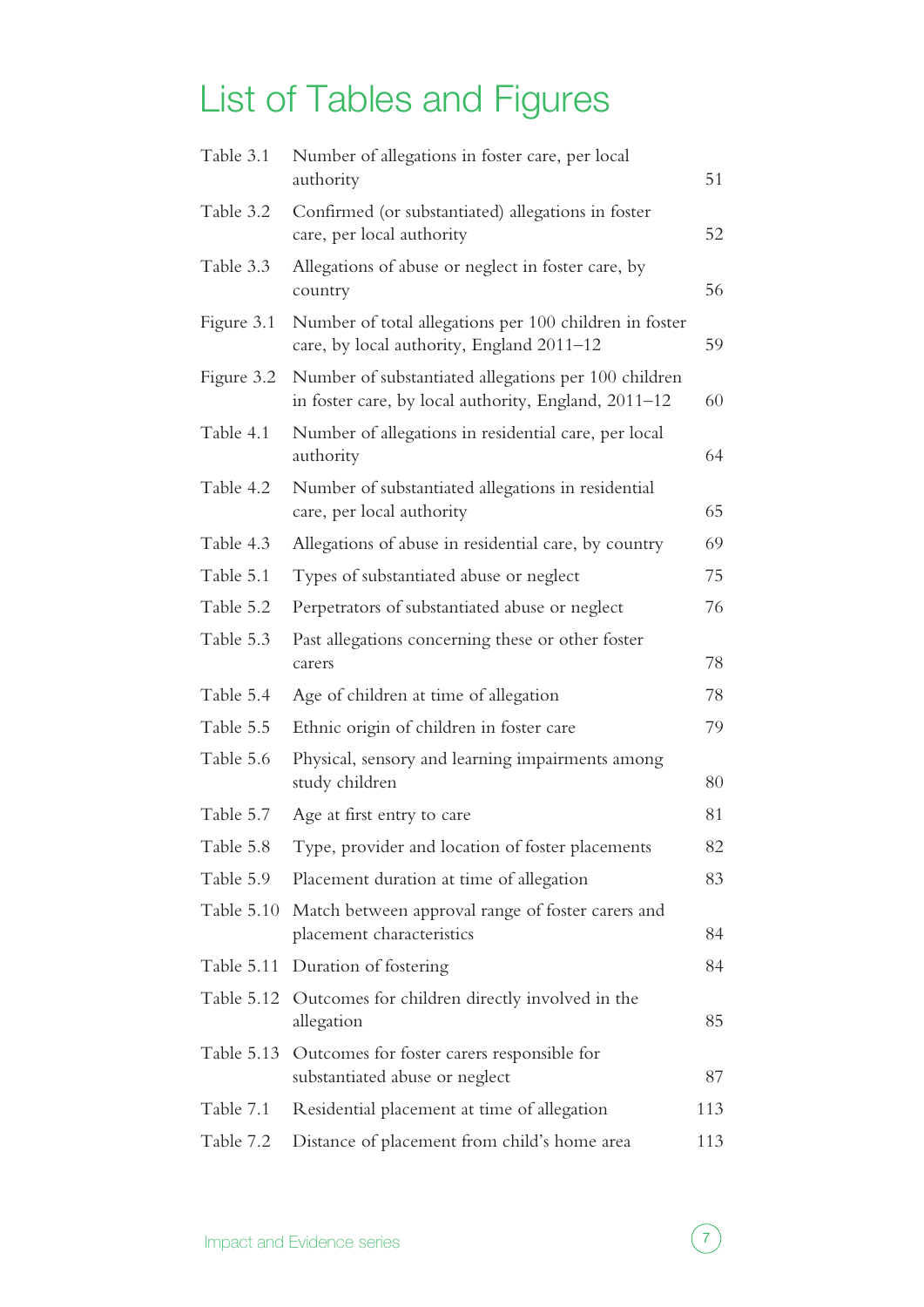# List of Tables and Figures

| | | |
|---|---|---|
| Table 3.1 | Number of allegations in foster care, per local authority | 51 |
| Table 3.2 | Confirmed (or substantiated) allegations in foster care, per local authority | 52 |
| Table 3.3 | Allegations of abuse or neglect in foster care, by country | 56 |
| Figure 3.1 | Number of total allegations per 100 children in foster care, by local authority, England 2011–12 | 59 |
| Figure 3.2 | Number of substantiated allegations per 100 children in foster care, by local authority, England, 2011–12 | 60 |
| Table 4.1 | Number of allegations in residential care, per local authority | 64 |
| Table 4.2 | Number of substantiated allegations in residential care, per local authority | 65 |
| Table 4.3 | Allegations of abuse in residential care, by country | 69 |
| Table 5.1 | Types of substantiated abuse or neglect | 75 |
| Table 5.2 | Perpetrators of substantiated abuse or neglect | 76 |
| Table 5.3 | Past allegations concerning these or other foster carers | 78 |
| Table 5.4 | Age of children at time of allegation | 78 |
| Table 5.5 | Ethnic origin of children in foster care | 79 |
| Table 5.6 | Physical, sensory and learning impairments among study children | 80 |
| Table 5.7 | Age at first entry to care | 81 |
| Table 5.8 | Type, provider and location of foster placements | 82 |
| Table 5.9 | Placement duration at time of allegation | 83 |
| Table 5.10 | Match between approval range of foster carers and placement characteristics | 84 |
| Table 5.11 | Duration of fostering | 84 |
| Table 5.12 | Outcomes for children directly involved in the allegation | 85 |
| Table 5.13 | Outcomes for foster carers responsible for substantiated abuse or neglect | 87 |
| Table 7.1 | Residential placement at time of allegation | 113 |
| Table 7.2 | Distance of placement from child's home area | 113 |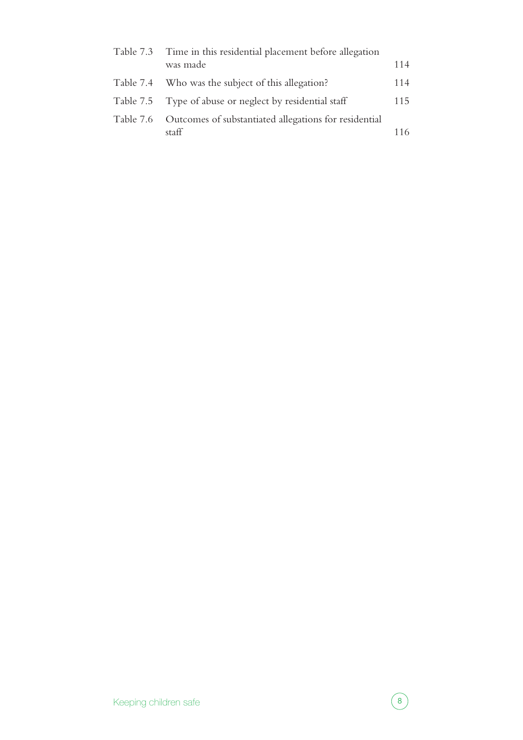| | | |
|---|---|---|
| Table 7.3 | Time in this residential placement before allegation was made | 114 |
| Table 7.4 | Who was the subject of this allegation? | 114 |
| Table 7.5 | Type of abuse or neglect by residential staff | 115 |
| Table 7.6 | Outcomes of substantiated allegations for residential staff | 116 |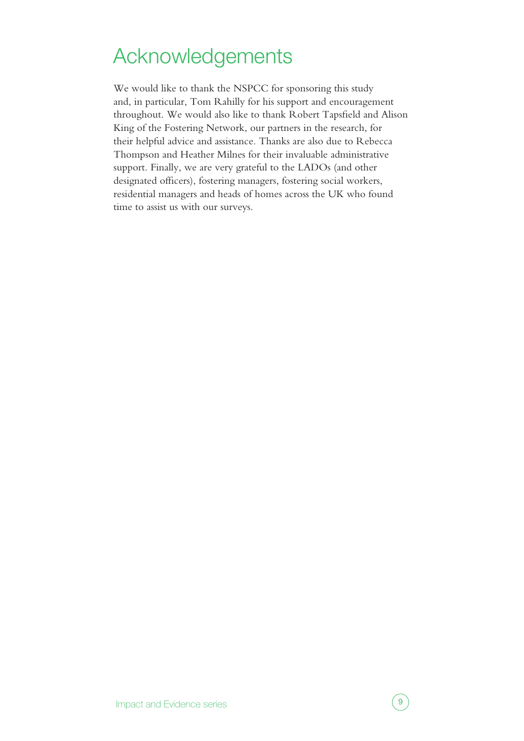# Acknowledgements

We would like to thank the NSPCC for sponsoring this study and, in particular, Tom Rahilly for his support and encouragement throughout. We would also like to thank Robert Tapsfield and Alison King of the Fostering Network, our partners in the research, for their helpful advice and assistance. Thanks are also due to Rebecca Thompson and Heather Milnes for their invaluable administrative support. Finally, we are very grateful to the LADOs (and other designated officers), fostering managers, fostering social workers, residential managers and heads of homes across the UK who found time to assist us with our surveys.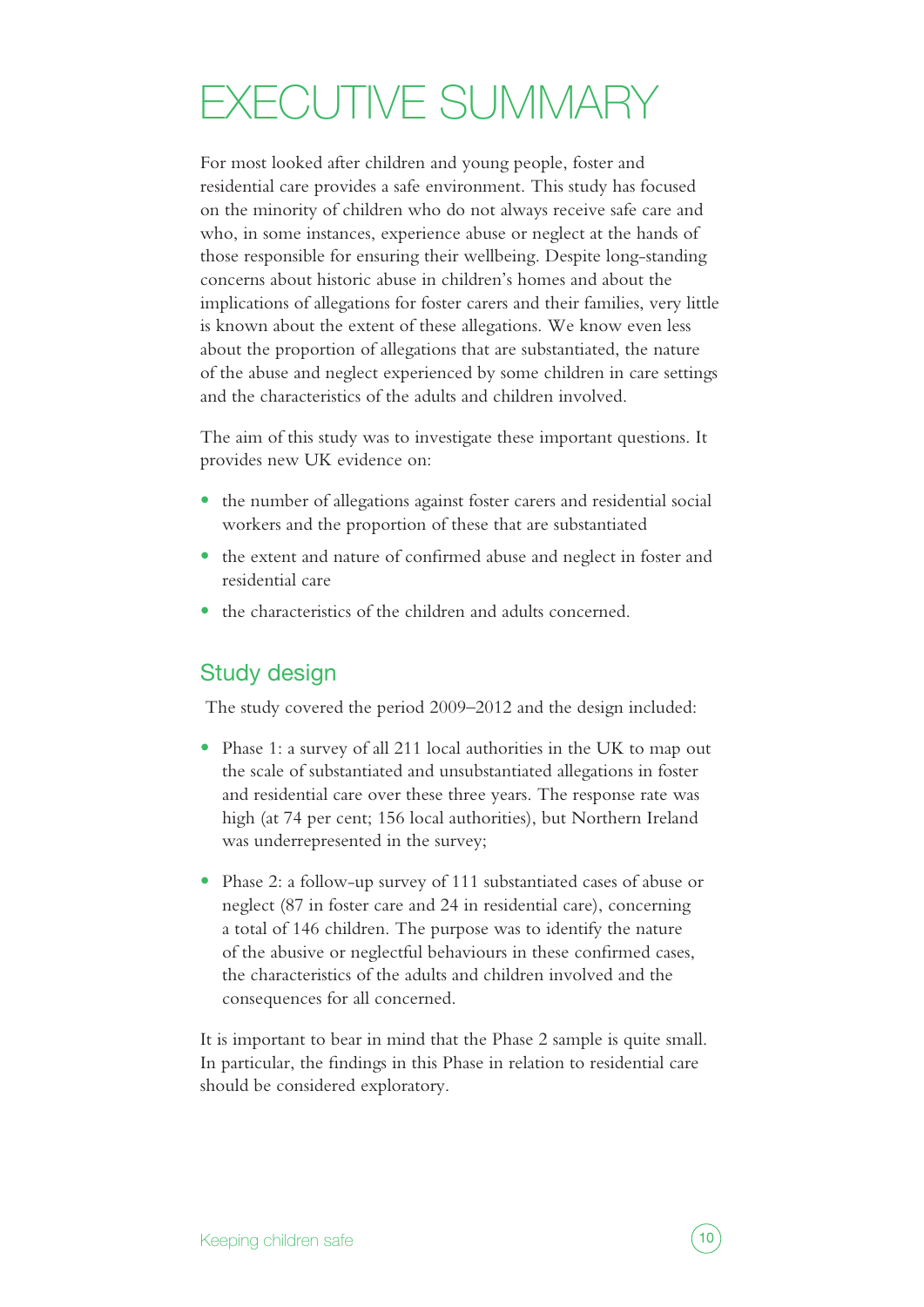# EXECUTIVE SUMMARY

For most looked after children and young people, foster and residential care provides a safe environment. This study has focused on the minority of children who do not always receive safe care and who, in some instances, experience abuse or neglect at the hands of those responsible for ensuring their wellbeing. Despite long-standing concerns about historic abuse in children's homes and about the implications of allegations for foster carers and their families, very little is known about the extent of these allegations. We know even less about the proportion of allegations that are substantiated, the nature of the abuse and neglect experienced by some children in care settings and the characteristics of the adults and children involved.

The aim of this study was to investigate these important questions. It provides new UK evidence on:

- the number of allegations against foster carers and residential social workers and the proportion of these that are substantiated
- the extent and nature of confirmed abuse and neglect in foster and residential care
- the characteristics of the children and adults concerned.

## Study design

The study covered the period 2009–2012 and the design included:

- Phase 1: a survey of all 211 local authorities in the UK to map out the scale of substantiated and unsubstantiated allegations in foster and residential care over these three years. The response rate was high (at 74 per cent; 156 local authorities), but Northern Ireland was underrepresented in the survey;
- Phase 2: a follow-up survey of 111 substantiated cases of abuse or neglect (87 in foster care and 24 in residential care), concerning a total of 146 children. The purpose was to identify the nature of the abusive or neglectful behaviours in these confirmed cases, the characteristics of the adults and children involved and the consequences for all concerned.

It is important to bear in mind that the Phase 2 sample is quite small. In particular, the findings in this Phase in relation to residential care should be considered exploratory.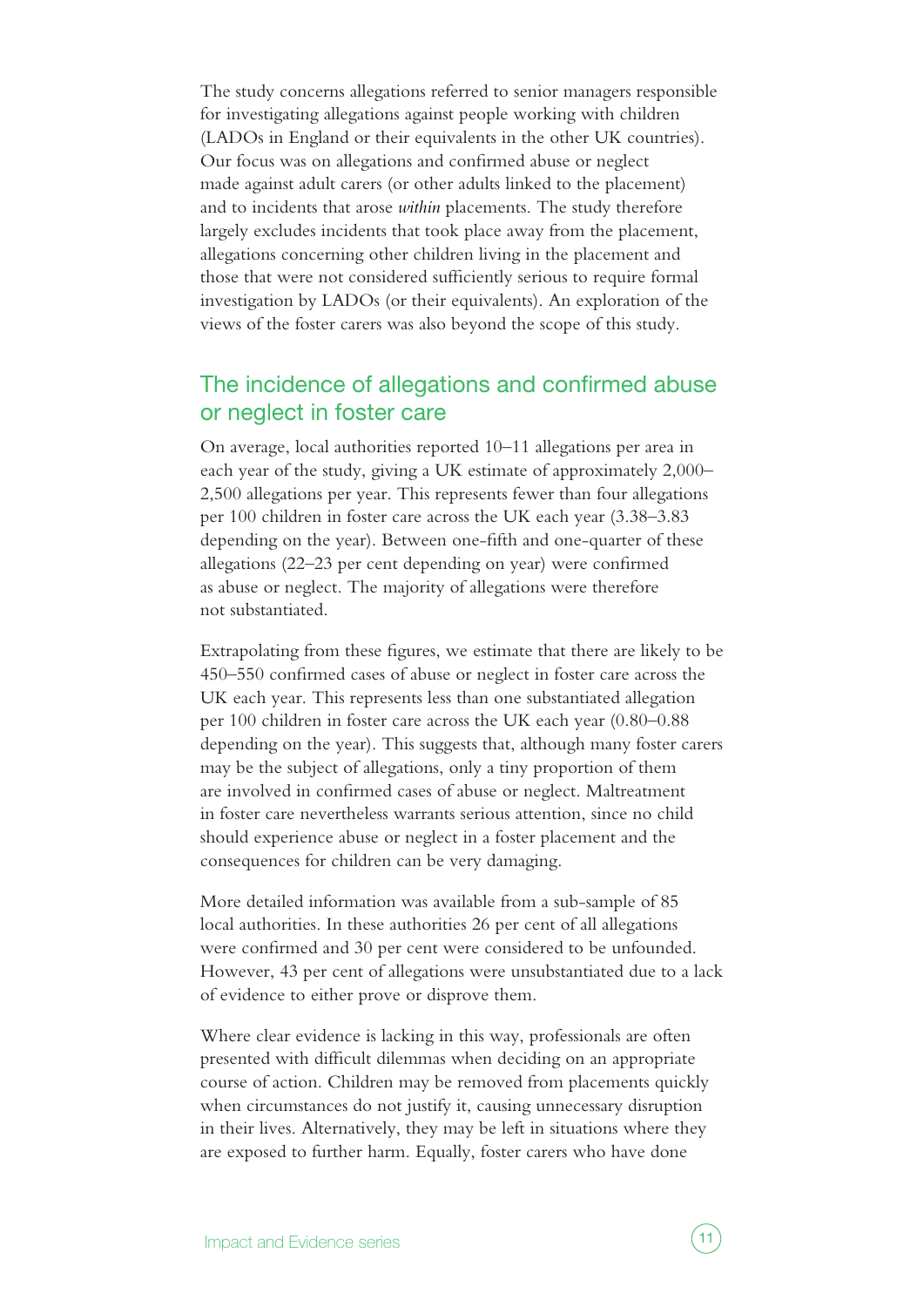The study concerns allegations referred to senior managers responsible for investigating allegations against people working with children (LADOs in England or their equivalents in the other UK countries). Our focus was on allegations and confirmed abuse or neglect made against adult carers (or other adults linked to the placement) and to incidents that arose *within* placements. The study therefore largely excludes incidents that took place away from the placement, allegations concerning other children living in the placement and those that were not considered sufficiently serious to require formal investigation by LADOs (or their equivalents). An exploration of the views of the foster carers was also beyond the scope of this study.

## The incidence of allegations and confirmed abuse or neglect in foster care

On average, local authorities reported 10–11 allegations per area in each year of the study, giving a UK estimate of approximately 2,000–2,500 allegations per year. This represents fewer than four allegations per 100 children in foster care across the UK each year (3.38–3.83 depending on the year). Between one-fifth and one-quarter of these allegations (22–23 per cent depending on year) were confirmed as abuse or neglect. The majority of allegations were therefore not substantiated.

Extrapolating from these figures, we estimate that there are likely to be 450–550 confirmed cases of abuse or neglect in foster care across the UK each year. This represents less than one substantiated allegation per 100 children in foster care across the UK each year (0.80–0.88 depending on the year). This suggests that, although many foster carers may be the subject of allegations, only a tiny proportion of them are involved in confirmed cases of abuse or neglect. Maltreatment in foster care nevertheless warrants serious attention, since no child should experience abuse or neglect in a foster placement and the consequences for children can be very damaging.

More detailed information was available from a sub-sample of 85 local authorities. In these authorities 26 per cent of all allegations were confirmed and 30 per cent were considered to be unfounded. However, 43 per cent of allegations were unsubstantiated due to a lack of evidence to either prove or disprove them.

Where clear evidence is lacking in this way, professionals are often presented with difficult dilemmas when deciding on an appropriate course of action. Children may be removed from placements quickly when circumstances do not justify it, causing unnecessary disruption in their lives. Alternatively, they may be left in situations where they are exposed to further harm. Equally, foster carers who have done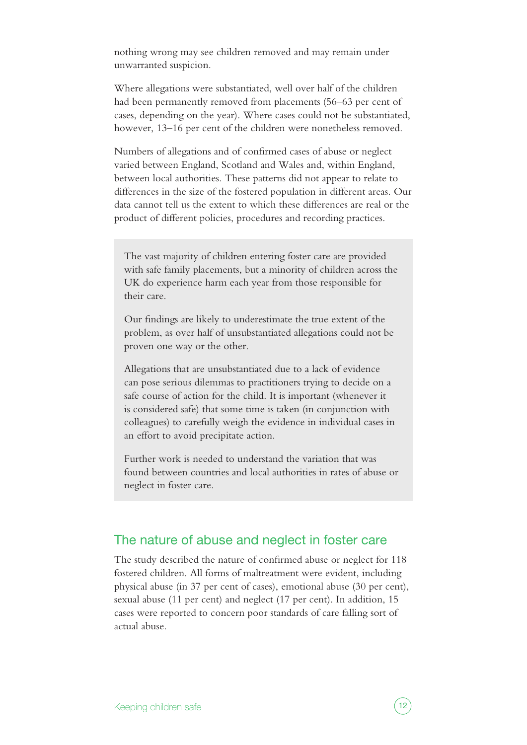nothing wrong may see children removed and may remain under unwarranted suspicion.

Where allegations were substantiated, well over half of the children had been permanently removed from placements (56–63 per cent of cases, depending on the year). Where cases could not be substantiated, however, 13–16 per cent of the children were nonetheless removed.

Numbers of allegations and of confirmed cases of abuse or neglect varied between England, Scotland and Wales and, within England, between local authorities. These patterns did not appear to relate to differences in the size of the fostered population in different areas. Our data cannot tell us the extent to which these differences are real or the product of different policies, procedures and recording practices.

> The vast majority of children entering foster care are provided with safe family placements, but a minority of children across the UK do experience harm each year from those responsible for their care.
>
> Our findings are likely to underestimate the true extent of the problem, as over half of unsubstantiated allegations could not be proven one way or the other.
>
> Allegations that are unsubstantiated due to a lack of evidence can pose serious dilemmas to practitioners trying to decide on a safe course of action for the child. It is important (whenever it is considered safe) that some time is taken (in conjunction with colleagues) to carefully weigh the evidence in individual cases in an effort to avoid precipitate action.
>
> Further work is needed to understand the variation that was found between countries and local authorities in rates of abuse or neglect in foster care.

## The nature of abuse and neglect in foster care

The study described the nature of confirmed abuse or neglect for 118 fostered children. All forms of maltreatment were evident, including physical abuse (in 37 per cent of cases), emotional abuse (30 per cent), sexual abuse (11 per cent) and neglect (17 per cent). In addition, 15 cases were reported to concern poor standards of care falling sort of actual abuse.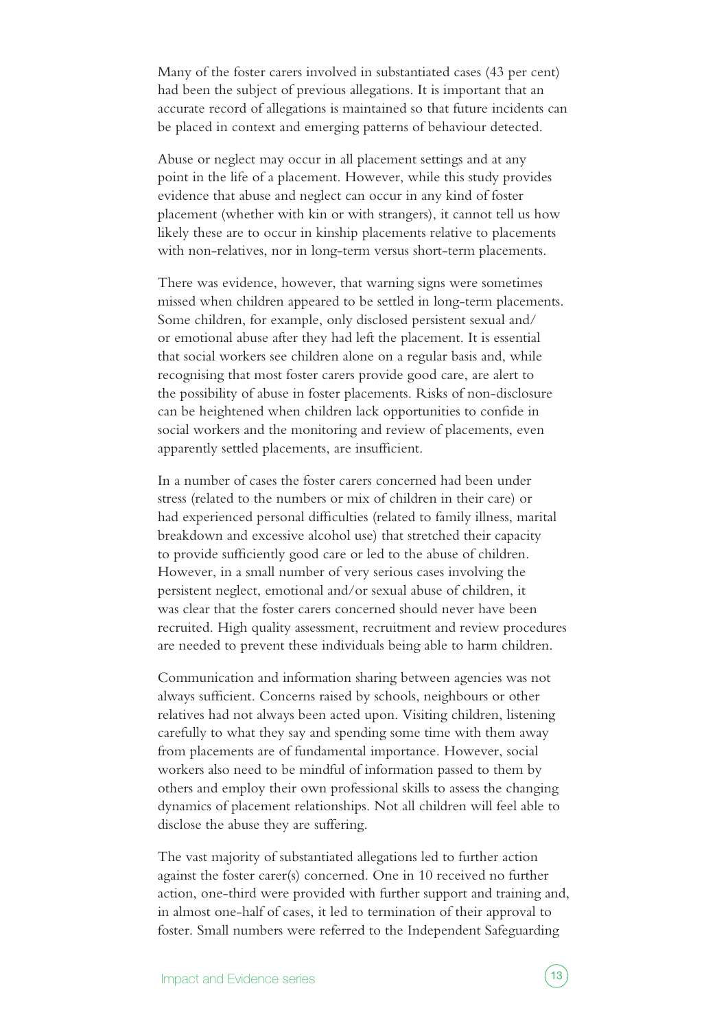Many of the foster carers involved in substantiated cases (43 per cent) had been the subject of previous allegations. It is important that an accurate record of allegations is maintained so that future incidents can be placed in context and emerging patterns of behaviour detected.

Abuse or neglect may occur in all placement settings and at any point in the life of a placement. However, while this study provides evidence that abuse and neglect can occur in any kind of foster placement (whether with kin or with strangers), it cannot tell us how likely these are to occur in kinship placements relative to placements with non-relatives, nor in long-term versus short-term placements.

There was evidence, however, that warning signs were sometimes missed when children appeared to be settled in long-term placements. Some children, for example, only disclosed persistent sexual and/or emotional abuse after they had left the placement. It is essential that social workers see children alone on a regular basis and, while recognising that most foster carers provide good care, are alert to the possibility of abuse in foster placements. Risks of non-disclosure can be heightened when children lack opportunities to confide in social workers and the monitoring and review of placements, even apparently settled placements, are insufficient.

In a number of cases the foster carers concerned had been under stress (related to the numbers or mix of children in their care) or had experienced personal difficulties (related to family illness, marital breakdown and excessive alcohol use) that stretched their capacity to provide sufficiently good care or led to the abuse of children. However, in a small number of very serious cases involving the persistent neglect, emotional and/or sexual abuse of children, it was clear that the foster carers concerned should never have been recruited. High quality assessment, recruitment and review procedures are needed to prevent these individuals being able to harm children.

Communication and information sharing between agencies was not always sufficient. Concerns raised by schools, neighbours or other relatives had not always been acted upon. Visiting children, listening carefully to what they say and spending some time with them away from placements are of fundamental importance. However, social workers also need to be mindful of information passed to them by others and employ their own professional skills to assess the changing dynamics of placement relationships. Not all children will feel able to disclose the abuse they are suffering.

The vast majority of substantiated allegations led to further action against the foster carer(s) concerned. One in 10 received no further action, one-third were provided with further support and training and, in almost one-half of cases, it led to termination of their approval to foster. Small numbers were referred to the Independent Safeguarding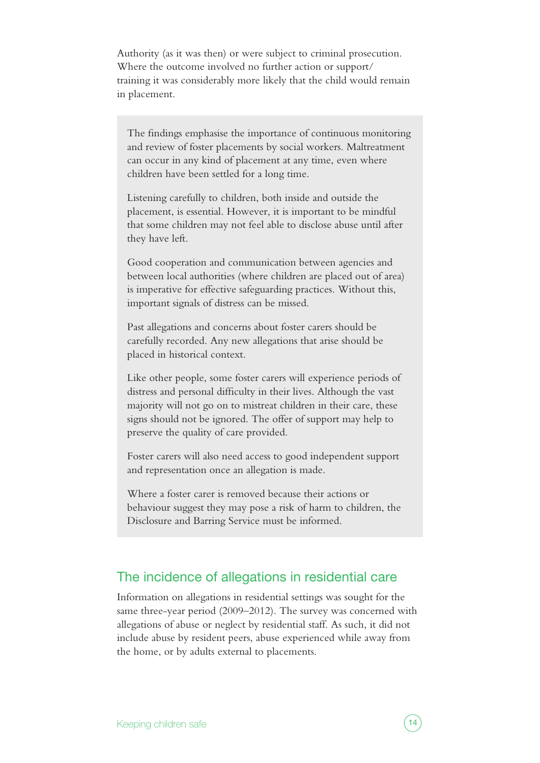Authority (as it was then) or were subject to criminal prosecution. Where the outcome involved no further action or support/training it was considerably more likely that the child would remain in placement.

> The findings emphasise the importance of continuous monitoring and review of foster placements by social workers. Maltreatment can occur in any kind of placement at any time, even where children have been settled for a long time.
>
> Listening carefully to children, both inside and outside the placement, is essential. However, it is important to be mindful that some children may not feel able to disclose abuse until after they have left.
>
> Good cooperation and communication between agencies and between local authorities (where children are placed out of area) is imperative for effective safeguarding practices. Without this, important signals of distress can be missed.
>
> Past allegations and concerns about foster carers should be carefully recorded. Any new allegations that arise should be placed in historical context.
>
> Like other people, some foster carers will experience periods of distress and personal difficulty in their lives. Although the vast majority will not go on to mistreat children in their care, these signs should not be ignored. The offer of support may help to preserve the quality of care provided.
>
> Foster carers will also need access to good independent support and representation once an allegation is made.
>
> Where a foster carer is removed because their actions or behaviour suggest they may pose a risk of harm to children, the Disclosure and Barring Service must be informed.

## The incidence of allegations in residential care

Information on allegations in residential settings was sought for the same three-year period (2009–2012). The survey was concerned with allegations of abuse or neglect by residential staff. As such, it did not include abuse by resident peers, abuse experienced while away from the home, or by adults external to placements.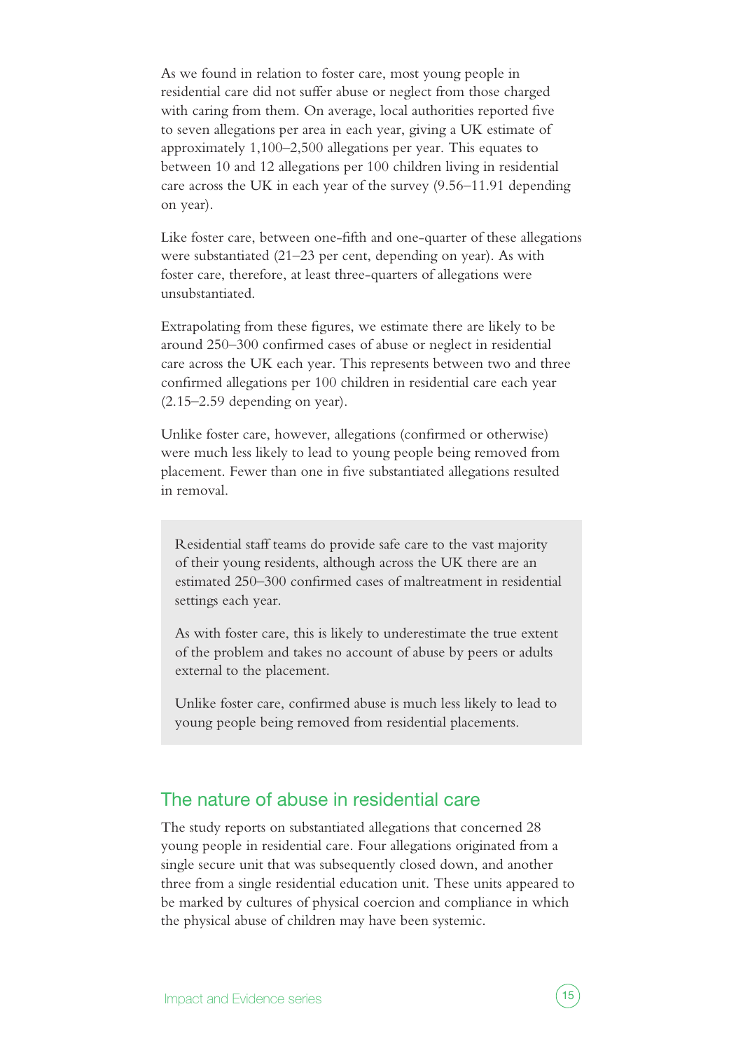As we found in relation to foster care, most young people in residential care did not suffer abuse or neglect from those charged with caring from them. On average, local authorities reported five to seven allegations per area in each year, giving a UK estimate of approximately 1,100–2,500 allegations per year. This equates to between 10 and 12 allegations per 100 children living in residential care across the UK in each year of the survey (9.56–11.91 depending on year).

Like foster care, between one-fifth and one-quarter of these allegations were substantiated (21–23 per cent, depending on year). As with foster care, therefore, at least three-quarters of allegations were unsubstantiated.

Extrapolating from these figures, we estimate there are likely to be around 250–300 confirmed cases of abuse or neglect in residential care across the UK each year. This represents between two and three confirmed allegations per 100 children in residential care each year (2.15–2.59 depending on year).

Unlike foster care, however, allegations (confirmed or otherwise) were much less likely to lead to young people being removed from placement. Fewer than one in five substantiated allegations resulted in removal.

> Residential staff teams do provide safe care to the vast majority of their young residents, although across the UK there are an estimated 250–300 confirmed cases of maltreatment in residential settings each year.
>
> As with foster care, this is likely to underestimate the true extent of the problem and takes no account of abuse by peers or adults external to the placement.
>
> Unlike foster care, confirmed abuse is much less likely to lead to young people being removed from residential placements.

## The nature of abuse in residential care

The study reports on substantiated allegations that concerned 28 young people in residential care. Four allegations originated from a single secure unit that was subsequently closed down, and another three from a single residential education unit. These units appeared to be marked by cultures of physical coercion and compliance in which the physical abuse of children may have been systemic.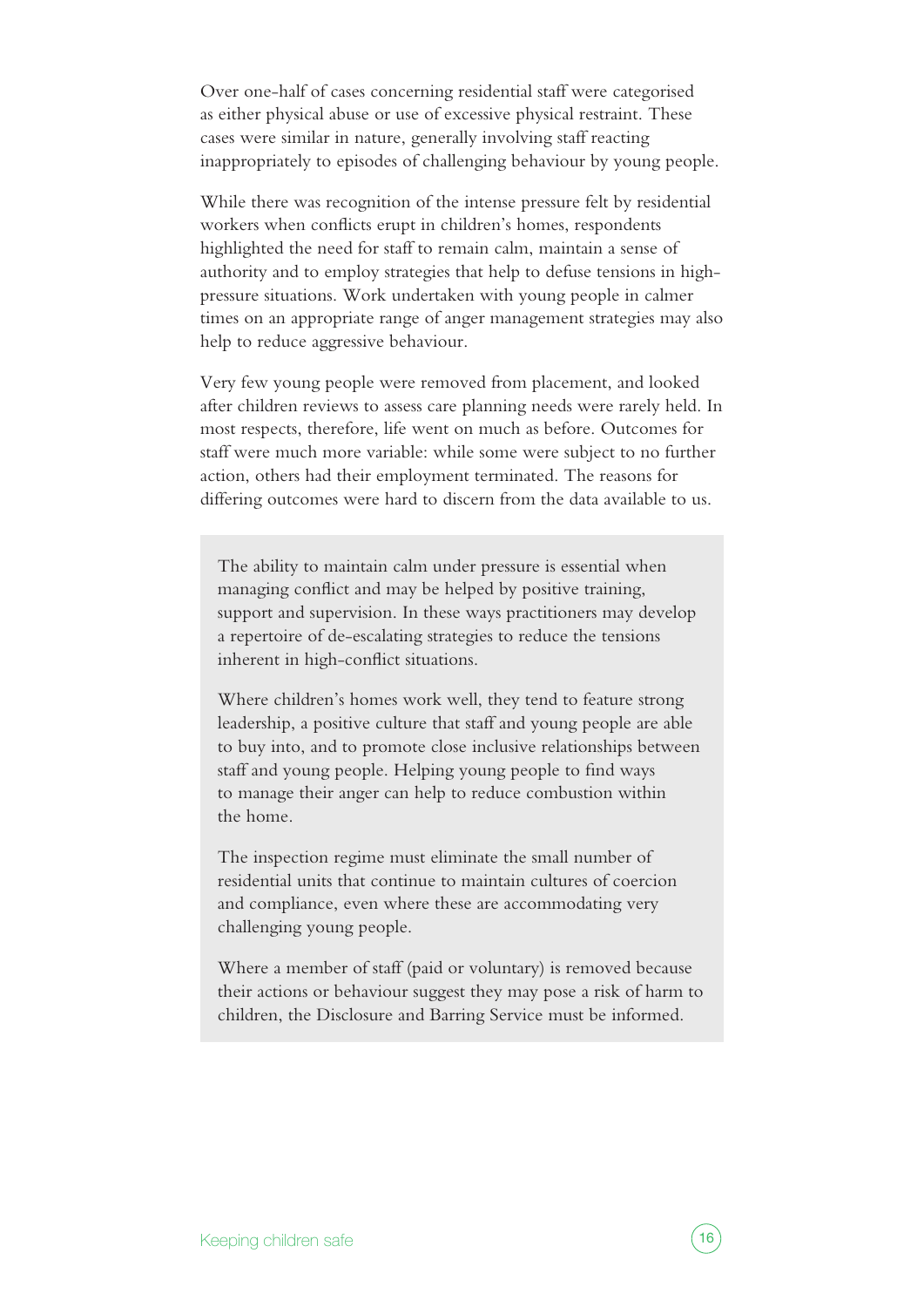Over one-half of cases concerning residential staff were categorised as either physical abuse or use of excessive physical restraint. These cases were similar in nature, generally involving staff reacting inappropriately to episodes of challenging behaviour by young people.

While there was recognition of the intense pressure felt by residential workers when conflicts erupt in children's homes, respondents highlighted the need for staff to remain calm, maintain a sense of authority and to employ strategies that help to defuse tensions in high-pressure situations. Work undertaken with young people in calmer times on an appropriate range of anger management strategies may also help to reduce aggressive behaviour.

Very few young people were removed from placement, and looked after children reviews to assess care planning needs were rarely held. In most respects, therefore, life went on much as before. Outcomes for staff were much more variable: while some were subject to no further action, others had their employment terminated. The reasons for differing outcomes were hard to discern from the data available to us.

> The ability to maintain calm under pressure is essential when managing conflict and may be helped by positive training, support and supervision. In these ways practitioners may develop a repertoire of de-escalating strategies to reduce the tensions inherent in high-conflict situations.
>
> Where children's homes work well, they tend to feature strong leadership, a positive culture that staff and young people are able to buy into, and to promote close inclusive relationships between staff and young people. Helping young people to find ways to manage their anger can help to reduce combustion within the home.
>
> The inspection regime must eliminate the small number of residential units that continue to maintain cultures of coercion and compliance, even where these are accommodating very challenging young people.
>
> Where a member of staff (paid or voluntary) is removed because their actions or behaviour suggest they may pose a risk of harm to children, the Disclosure and Barring Service must be informed.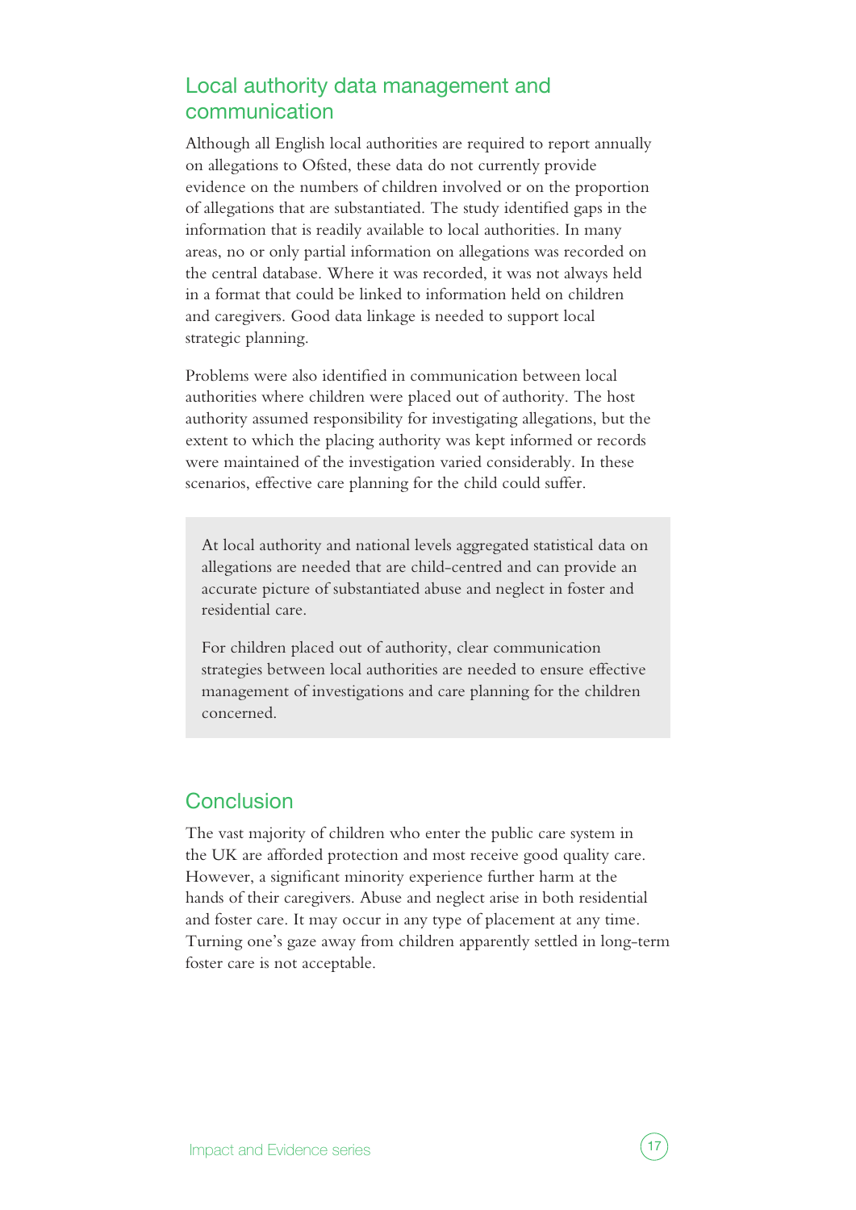## Local authority data management and communication

Although all English local authorities are required to report annually on allegations to Ofsted, these data do not currently provide evidence on the numbers of children involved or on the proportion of allegations that are substantiated. The study identified gaps in the information that is readily available to local authorities. In many areas, no or only partial information on allegations was recorded on the central database. Where it was recorded, it was not always held in a format that could be linked to information held on children and caregivers. Good data linkage is needed to support local strategic planning.

Problems were also identified in communication between local authorities where children were placed out of authority. The host authority assumed responsibility for investigating allegations, but the extent to which the placing authority was kept informed or records were maintained of the investigation varied considerably. In these scenarios, effective care planning for the child could suffer.

> At local authority and national levels aggregated statistical data on allegations are needed that are child-centred and can provide an accurate picture of substantiated abuse and neglect in foster and residential care.
>
> For children placed out of authority, clear communication strategies between local authorities are needed to ensure effective management of investigations and care planning for the children concerned.

## Conclusion

The vast majority of children who enter the public care system in the UK are afforded protection and most receive good quality care. However, a significant minority experience further harm at the hands of their caregivers. Abuse and neglect arise in both residential and foster care. It may occur in any type of placement at any time. Turning one's gaze away from children apparently settled in long-term foster care is not acceptable.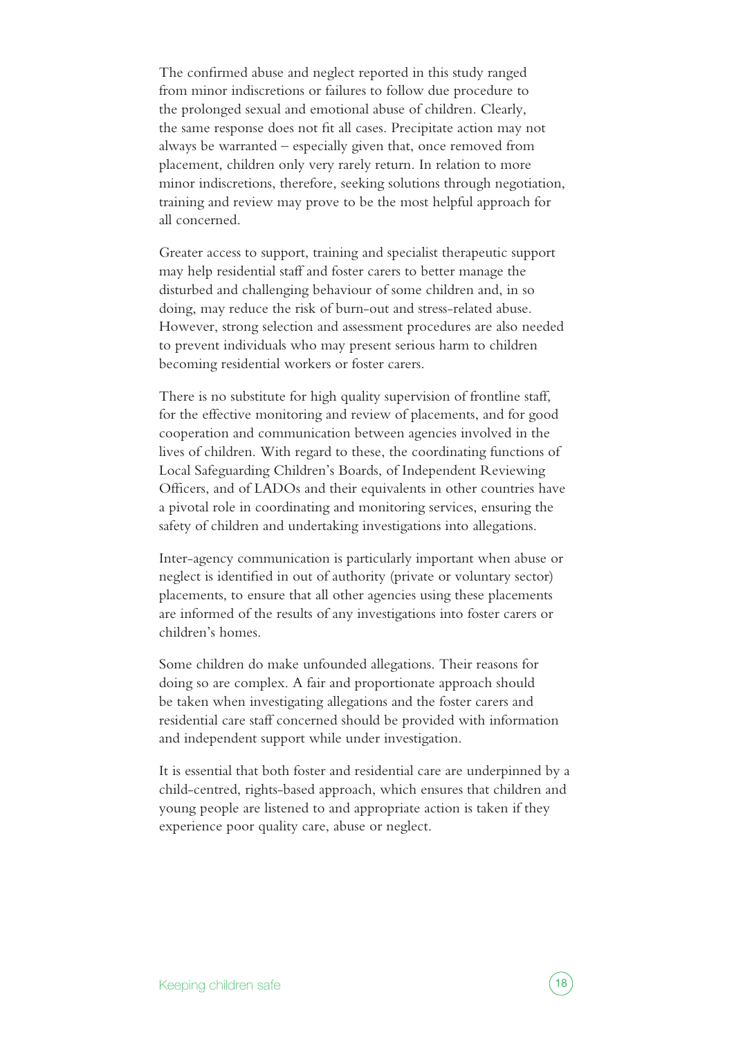The confirmed abuse and neglect reported in this study ranged from minor indiscretions or failures to follow due procedure to the prolonged sexual and emotional abuse of children. Clearly, the same response does not fit all cases. Precipitate action may not always be warranted – especially given that, once removed from placement, children only very rarely return. In relation to more minor indiscretions, therefore, seeking solutions through negotiation, training and review may prove to be the most helpful approach for all concerned.

Greater access to support, training and specialist therapeutic support may help residential staff and foster carers to better manage the disturbed and challenging behaviour of some children and, in so doing, may reduce the risk of burn-out and stress-related abuse. However, strong selection and assessment procedures are also needed to prevent individuals who may present serious harm to children becoming residential workers or foster carers.

There is no substitute for high quality supervision of frontline staff, for the effective monitoring and review of placements, and for good cooperation and communication between agencies involved in the lives of children. With regard to these, the coordinating functions of Local Safeguarding Children's Boards, of Independent Reviewing Officers, and of LADOs and their equivalents in other countries have a pivotal role in coordinating and monitoring services, ensuring the safety of children and undertaking investigations into allegations.

Inter-agency communication is particularly important when abuse or neglect is identified in out of authority (private or voluntary sector) placements, to ensure that all other agencies using these placements are informed of the results of any investigations into foster carers or children's homes.

Some children do make unfounded allegations. Their reasons for doing so are complex. A fair and proportionate approach should be taken when investigating allegations and the foster carers and residential care staff concerned should be provided with information and independent support while under investigation.

It is essential that both foster and residential care are underpinned by a child-centred, rights-based approach, which ensures that children and young people are listened to and appropriate action is taken if they experience poor quality care, abuse or neglect.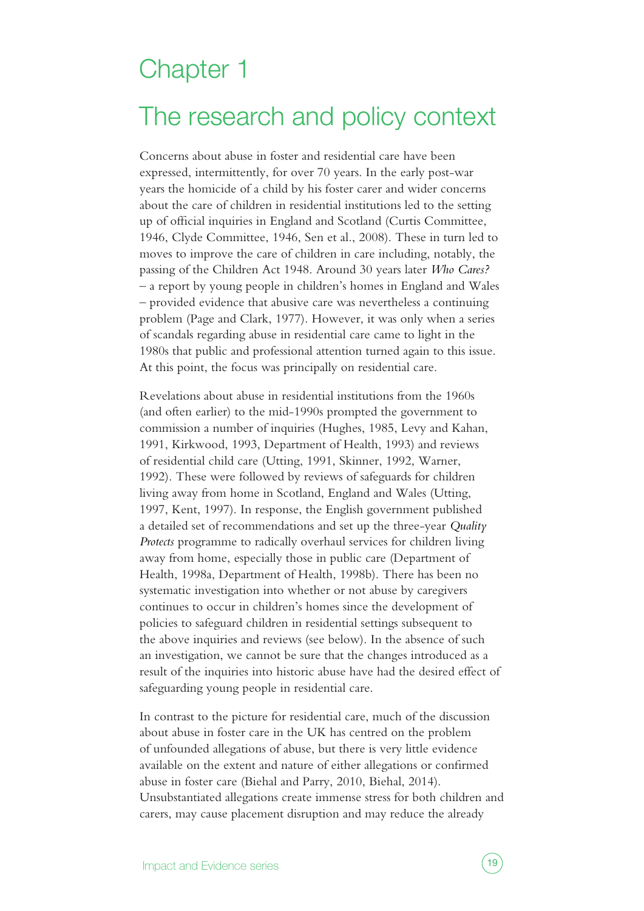# Chapter 1

# The research and policy context

Concerns about abuse in foster and residential care have been expressed, intermittently, for over 70 years. In the early post-war years the homicide of a child by his foster carer and wider concerns about the care of children in residential institutions led to the setting up of official inquiries in England and Scotland (Curtis Committee, 1946, Clyde Committee, 1946, Sen et al., 2008). These in turn led to moves to improve the care of children in care including, notably, the passing of the Children Act 1948. Around 30 years later *Who Cares?* – a report by young people in children's homes in England and Wales – provided evidence that abusive care was nevertheless a continuing problem (Page and Clark, 1977). However, it was only when a series of scandals regarding abuse in residential care came to light in the 1980s that public and professional attention turned again to this issue. At this point, the focus was principally on residential care.

Revelations about abuse in residential institutions from the 1960s (and often earlier) to the mid-1990s prompted the government to commission a number of inquiries (Hughes, 1985, Levy and Kahan, 1991, Kirkwood, 1993, Department of Health, 1993) and reviews of residential child care (Utting, 1991, Skinner, 1992, Warner, 1992). These were followed by reviews of safeguards for children living away from home in Scotland, England and Wales (Utting, 1997, Kent, 1997). In response, the English government published a detailed set of recommendations and set up the three-year *Quality Protects* programme to radically overhaul services for children living away from home, especially those in public care (Department of Health, 1998a, Department of Health, 1998b). There has been no systematic investigation into whether or not abuse by caregivers continues to occur in children's homes since the development of policies to safeguard children in residential settings subsequent to the above inquiries and reviews (see below). In the absence of such an investigation, we cannot be sure that the changes introduced as a result of the inquiries into historic abuse have had the desired effect of safeguarding young people in residential care.

In contrast to the picture for residential care, much of the discussion about abuse in foster care in the UK has centred on the problem of unfounded allegations of abuse, but there is very little evidence available on the extent and nature of either allegations or confirmed abuse in foster care (Biehal and Parry, 2010, Biehal, 2014). Unsubstantiated allegations create immense stress for both children and carers, may cause placement disruption and may reduce the already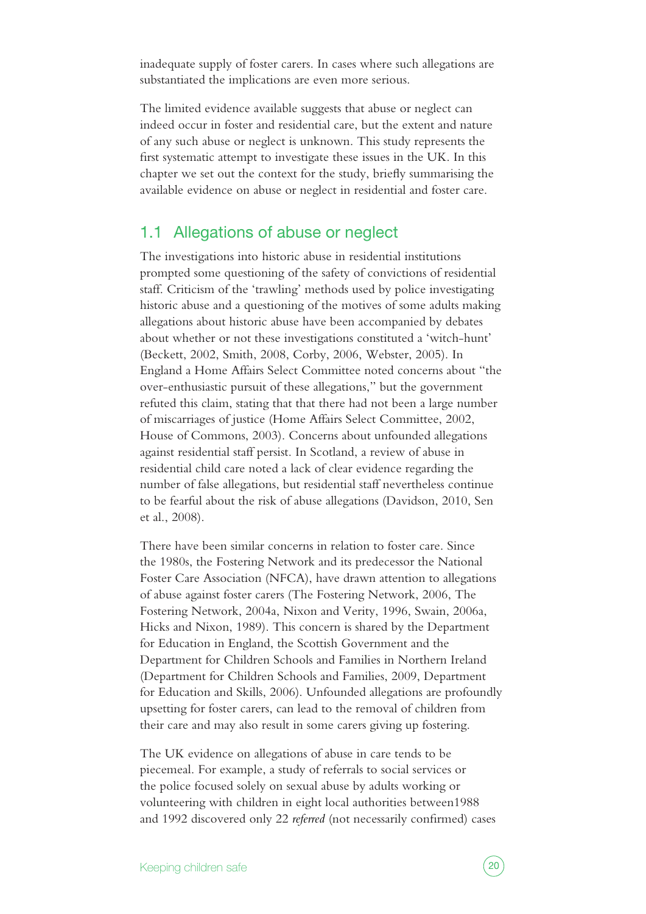inadequate supply of foster carers. In cases where such allegations are substantiated the implications are even more serious.

The limited evidence available suggests that abuse or neglect can indeed occur in foster and residential care, but the extent and nature of any such abuse or neglect is unknown. This study represents the first systematic attempt to investigate these issues in the UK. In this chapter we set out the context for the study, briefly summarising the available evidence on abuse or neglect in residential and foster care.

## 1.1 Allegations of abuse or neglect

The investigations into historic abuse in residential institutions prompted some questioning of the safety of convictions of residential staff. Criticism of the 'trawling' methods used by police investigating historic abuse and a questioning of the motives of some adults making allegations about historic abuse have been accompanied by debates about whether or not these investigations constituted a 'witch-hunt' (Beckett, 2002, Smith, 2008, Corby, 2006, Webster, 2005). In England a Home Affairs Select Committee noted concerns about "the over-enthusiastic pursuit of these allegations," but the government refuted this claim, stating that that there had not been a large number of miscarriages of justice (Home Affairs Select Committee, 2002, House of Commons, 2003). Concerns about unfounded allegations against residential staff persist. In Scotland, a review of abuse in residential child care noted a lack of clear evidence regarding the number of false allegations, but residential staff nevertheless continue to be fearful about the risk of abuse allegations (Davidson, 2010, Sen et al., 2008).

There have been similar concerns in relation to foster care. Since the 1980s, the Fostering Network and its predecessor the National Foster Care Association (NFCA), have drawn attention to allegations of abuse against foster carers (The Fostering Network, 2006, The Fostering Network, 2004a, Nixon and Verity, 1996, Swain, 2006a, Hicks and Nixon, 1989). This concern is shared by the Department for Education in England, the Scottish Government and the Department for Children Schools and Families in Northern Ireland (Department for Children Schools and Families, 2009, Department for Education and Skills, 2006). Unfounded allegations are profoundly upsetting for foster carers, can lead to the removal of children from their care and may also result in some carers giving up fostering.

The UK evidence on allegations of abuse in care tends to be piecemeal. For example, a study of referrals to social services or the police focused solely on sexual abuse by adults working or volunteering with children in eight local authorities between1988 and 1992 discovered only 22 *referred* (not necessarily confirmed) cases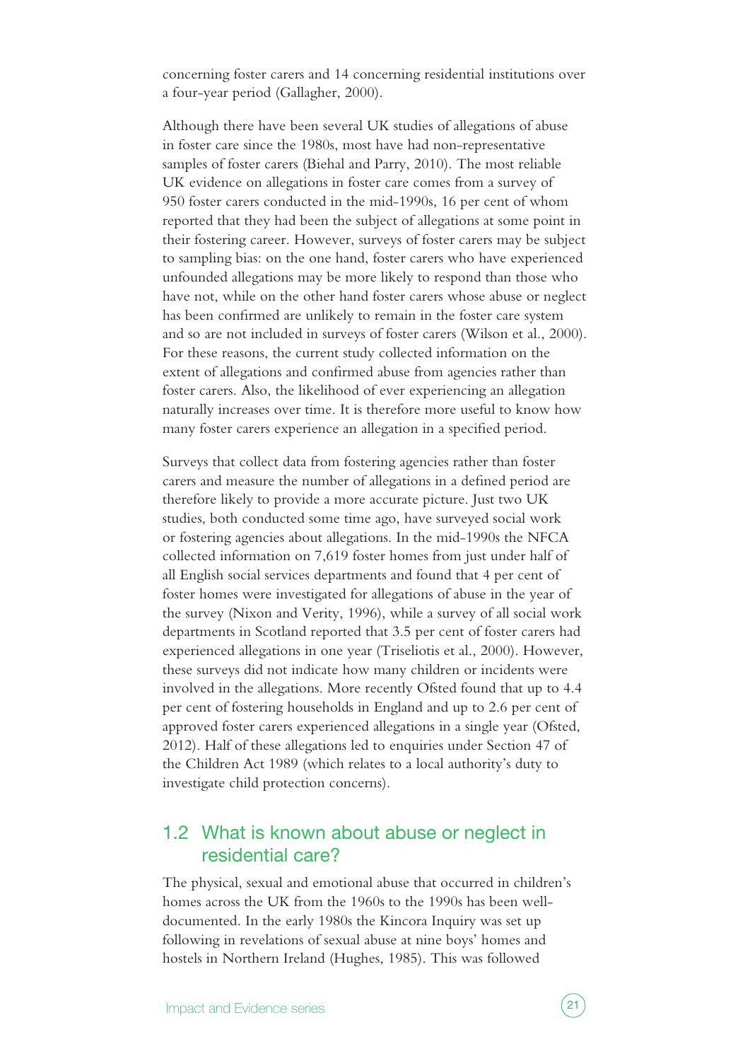concerning foster carers and 14 concerning residential institutions over a four-year period (Gallagher, 2000).

Although there have been several UK studies of allegations of abuse in foster care since the 1980s, most have had non-representative samples of foster carers (Biehal and Parry, 2010). The most reliable UK evidence on allegations in foster care comes from a survey of 950 foster carers conducted in the mid-1990s, 16 per cent of whom reported that they had been the subject of allegations at some point in their fostering career. However, surveys of foster carers may be subject to sampling bias: on the one hand, foster carers who have experienced unfounded allegations may be more likely to respond than those who have not, while on the other hand foster carers whose abuse or neglect has been confirmed are unlikely to remain in the foster care system and so are not included in surveys of foster carers (Wilson et al., 2000). For these reasons, the current study collected information on the extent of allegations and confirmed abuse from agencies rather than foster carers. Also, the likelihood of ever experiencing an allegation naturally increases over time. It is therefore more useful to know how many foster carers experience an allegation in a specified period.

Surveys that collect data from fostering agencies rather than foster carers and measure the number of allegations in a defined period are therefore likely to provide a more accurate picture. Just two UK studies, both conducted some time ago, have surveyed social work or fostering agencies about allegations. In the mid-1990s the NFCA collected information on 7,619 foster homes from just under half of all English social services departments and found that 4 per cent of foster homes were investigated for allegations of abuse in the year of the survey (Nixon and Verity, 1996), while a survey of all social work departments in Scotland reported that 3.5 per cent of foster carers had experienced allegations in one year (Triseliotis et al., 2000). However, these surveys did not indicate how many children or incidents were involved in the allegations. More recently Ofsted found that up to 4.4 per cent of fostering households in England and up to 2.6 per cent of approved foster carers experienced allegations in a single year (Ofsted, 2012). Half of these allegations led to enquiries under Section 47 of the Children Act 1989 (which relates to a local authority's duty to investigate child protection concerns).

## 1.2 What is known about abuse or neglect in residential care?

The physical, sexual and emotional abuse that occurred in children's homes across the UK from the 1960s to the 1990s has been well-documented. In the early 1980s the Kincora Inquiry was set up following in revelations of sexual abuse at nine boys' homes and hostels in Northern Ireland (Hughes, 1985). This was followed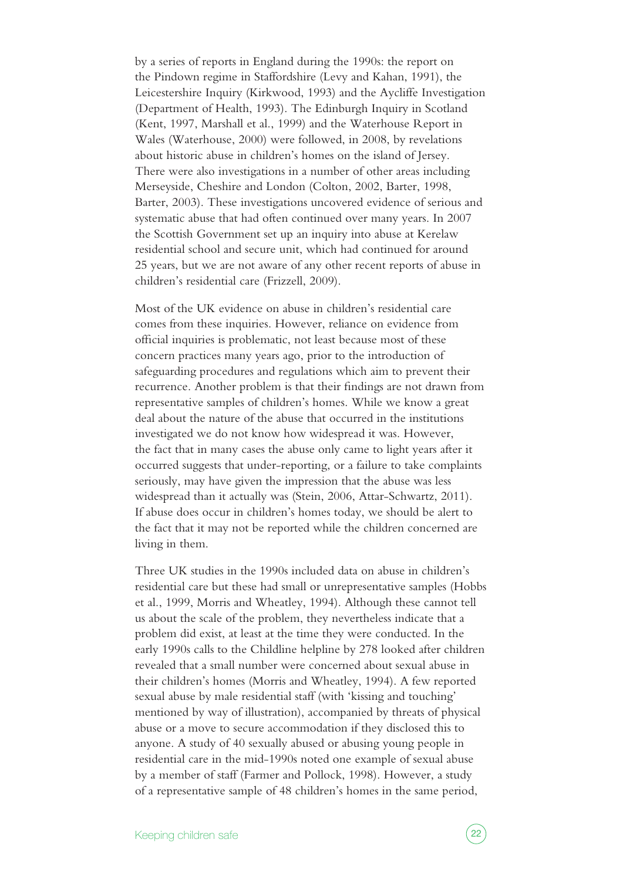by a series of reports in England during the 1990s: the report on the Pindown regime in Staffordshire (Levy and Kahan, 1991), the Leicestershire Inquiry (Kirkwood, 1993) and the Aycliffe Investigation (Department of Health, 1993). The Edinburgh Inquiry in Scotland (Kent, 1997, Marshall et al., 1999) and the Waterhouse Report in Wales (Waterhouse, 2000) were followed, in 2008, by revelations about historic abuse in children's homes on the island of Jersey. There were also investigations in a number of other areas including Merseyside, Cheshire and London (Colton, 2002, Barter, 1998, Barter, 2003). These investigations uncovered evidence of serious and systematic abuse that had often continued over many years. In 2007 the Scottish Government set up an inquiry into abuse at Kerelaw residential school and secure unit, which had continued for around 25 years, but we are not aware of any other recent reports of abuse in children's residential care (Frizzell, 2009).

Most of the UK evidence on abuse in children's residential care comes from these inquiries. However, reliance on evidence from official inquiries is problematic, not least because most of these concern practices many years ago, prior to the introduction of safeguarding procedures and regulations which aim to prevent their recurrence. Another problem is that their findings are not drawn from representative samples of children's homes. While we know a great deal about the nature of the abuse that occurred in the institutions investigated we do not know how widespread it was. However, the fact that in many cases the abuse only came to light years after it occurred suggests that under-reporting, or a failure to take complaints seriously, may have given the impression that the abuse was less widespread than it actually was (Stein, 2006, Attar-Schwartz, 2011). If abuse does occur in children's homes today, we should be alert to the fact that it may not be reported while the children concerned are living in them.

Three UK studies in the 1990s included data on abuse in children's residential care but these had small or unrepresentative samples (Hobbs et al., 1999, Morris and Wheatley, 1994). Although these cannot tell us about the scale of the problem, they nevertheless indicate that a problem did exist, at least at the time they were conducted. In the early 1990s calls to the Childline helpline by 278 looked after children revealed that a small number were concerned about sexual abuse in their children's homes (Morris and Wheatley, 1994). A few reported sexual abuse by male residential staff (with 'kissing and touching' mentioned by way of illustration), accompanied by threats of physical abuse or a move to secure accommodation if they disclosed this to anyone. A study of 40 sexually abused or abusing young people in residential care in the mid-1990s noted one example of sexual abuse by a member of staff (Farmer and Pollock, 1998). However, a study of a representative sample of 48 children's homes in the same period,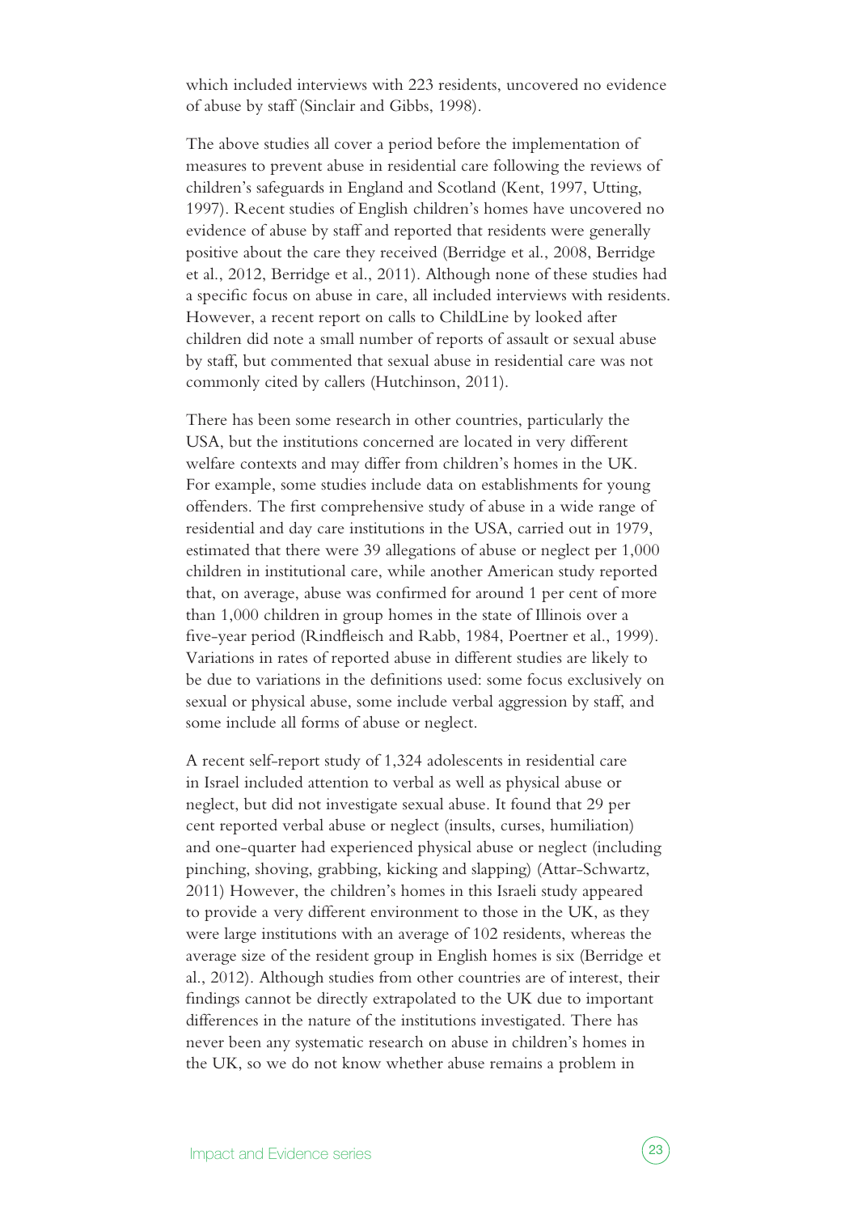which included interviews with 223 residents, uncovered no evidence of abuse by staff (Sinclair and Gibbs, 1998).

The above studies all cover a period before the implementation of measures to prevent abuse in residential care following the reviews of children's safeguards in England and Scotland (Kent, 1997, Utting, 1997). Recent studies of English children's homes have uncovered no evidence of abuse by staff and reported that residents were generally positive about the care they received (Berridge et al., 2008, Berridge et al., 2012, Berridge et al., 2011). Although none of these studies had a specific focus on abuse in care, all included interviews with residents. However, a recent report on calls to ChildLine by looked after children did note a small number of reports of assault or sexual abuse by staff, but commented that sexual abuse in residential care was not commonly cited by callers (Hutchinson, 2011).

There has been some research in other countries, particularly the USA, but the institutions concerned are located in very different welfare contexts and may differ from children's homes in the UK. For example, some studies include data on establishments for young offenders. The first comprehensive study of abuse in a wide range of residential and day care institutions in the USA, carried out in 1979, estimated that there were 39 allegations of abuse or neglect per 1,000 children in institutional care, while another American study reported that, on average, abuse was confirmed for around 1 per cent of more than 1,000 children in group homes in the state of Illinois over a five-year period (Rindfleisch and Rabb, 1984, Poertner et al., 1999). Variations in rates of reported abuse in different studies are likely to be due to variations in the definitions used: some focus exclusively on sexual or physical abuse, some include verbal aggression by staff, and some include all forms of abuse or neglect.

A recent self-report study of 1,324 adolescents in residential care in Israel included attention to verbal as well as physical abuse or neglect, but did not investigate sexual abuse. It found that 29 per cent reported verbal abuse or neglect (insults, curses, humiliation) and one-quarter had experienced physical abuse or neglect (including pinching, shoving, grabbing, kicking and slapping) (Attar-Schwartz, 2011) However, the children's homes in this Israeli study appeared to provide a very different environment to those in the UK, as they were large institutions with an average of 102 residents, whereas the average size of the resident group in English homes is six (Berridge et al., 2012). Although studies from other countries are of interest, their findings cannot be directly extrapolated to the UK due to important differences in the nature of the institutions investigated. There has never been any systematic research on abuse in children's homes in the UK, so we do not know whether abuse remains a problem in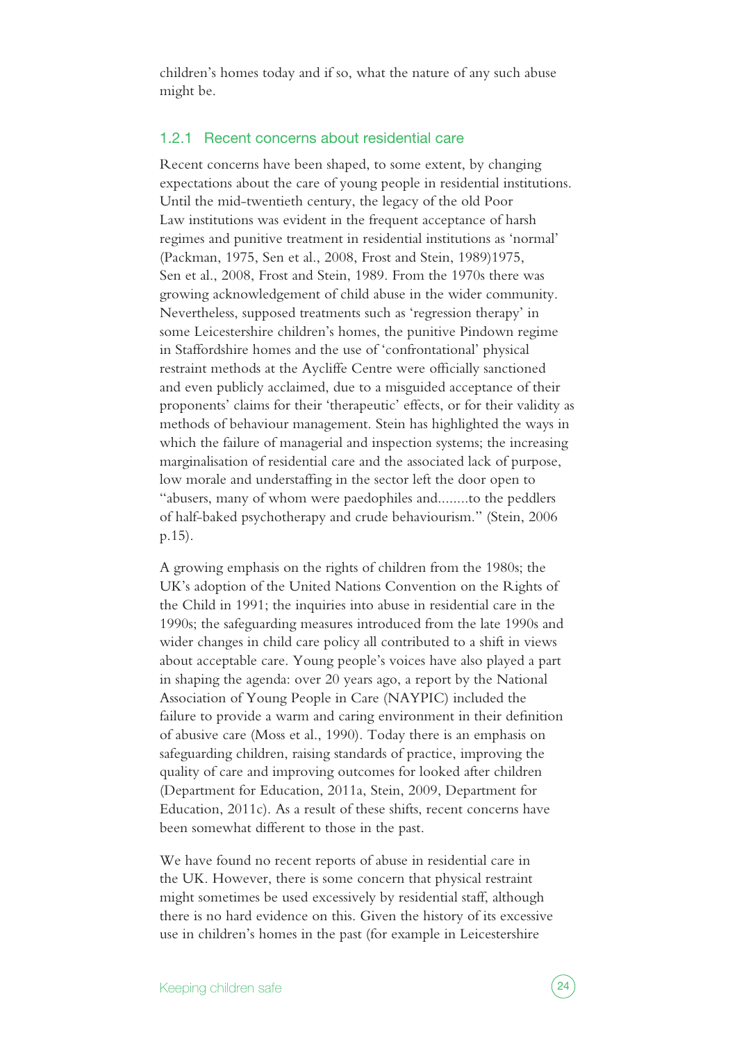children's homes today and if so, what the nature of any such abuse might be.

### 1.2.1 Recent concerns about residential care

Recent concerns have been shaped, to some extent, by changing expectations about the care of young people in residential institutions. Until the mid-twentieth century, the legacy of the old Poor Law institutions was evident in the frequent acceptance of harsh regimes and punitive treatment in residential institutions as 'normal' (Packman, 1975, Sen et al., 2008, Frost and Stein, 1989)1975, Sen et al., 2008, Frost and Stein, 1989. From the 1970s there was growing acknowledgement of child abuse in the wider community. Nevertheless, supposed treatments such as 'regression therapy' in some Leicestershire children's homes, the punitive Pindown regime in Staffordshire homes and the use of 'confrontational' physical restraint methods at the Aycliffe Centre were officially sanctioned and even publicly acclaimed, due to a misguided acceptance of their proponents' claims for their 'therapeutic' effects, or for their validity as methods of behaviour management. Stein has highlighted the ways in which the failure of managerial and inspection systems; the increasing marginalisation of residential care and the associated lack of purpose, low morale and understaffing in the sector left the door open to "abusers, many of whom were paedophiles and........to the peddlers of half-baked psychotherapy and crude behaviourism." (Stein, 2006 p.15).

A growing emphasis on the rights of children from the 1980s; the UK's adoption of the United Nations Convention on the Rights of the Child in 1991; the inquiries into abuse in residential care in the 1990s; the safeguarding measures introduced from the late 1990s and wider changes in child care policy all contributed to a shift in views about acceptable care. Young people's voices have also played a part in shaping the agenda: over 20 years ago, a report by the National Association of Young People in Care (NAYPIC) included the failure to provide a warm and caring environment in their definition of abusive care (Moss et al., 1990). Today there is an emphasis on safeguarding children, raising standards of practice, improving the quality of care and improving outcomes for looked after children (Department for Education, 2011a, Stein, 2009, Department for Education, 2011c). As a result of these shifts, recent concerns have been somewhat different to those in the past.

We have found no recent reports of abuse in residential care in the UK. However, there is some concern that physical restraint might sometimes be used excessively by residential staff, although there is no hard evidence on this. Given the history of its excessive use in children's homes in the past (for example in Leicestershire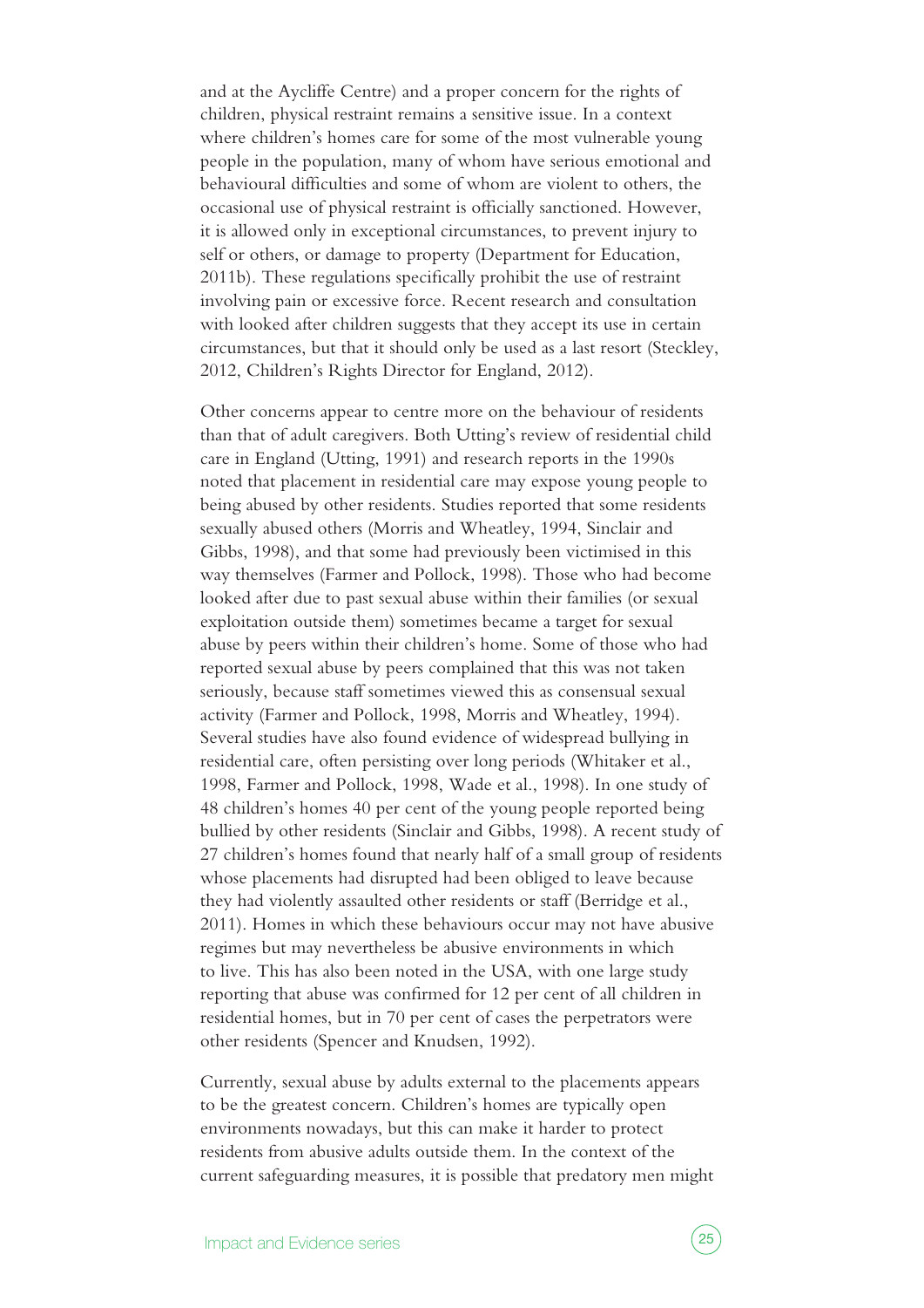and at the Aycliffe Centre) and a proper concern for the rights of children, physical restraint remains a sensitive issue. In a context where children's homes care for some of the most vulnerable young people in the population, many of whom have serious emotional and behavioural difficulties and some of whom are violent to others, the occasional use of physical restraint is officially sanctioned. However, it is allowed only in exceptional circumstances, to prevent injury to self or others, or damage to property (Department for Education, 2011b). These regulations specifically prohibit the use of restraint involving pain or excessive force. Recent research and consultation with looked after children suggests that they accept its use in certain circumstances, but that it should only be used as a last resort (Steckley, 2012, Children's Rights Director for England, 2012).

Other concerns appear to centre more on the behaviour of residents than that of adult caregivers. Both Utting's review of residential child care in England (Utting, 1991) and research reports in the 1990s noted that placement in residential care may expose young people to being abused by other residents. Studies reported that some residents sexually abused others (Morris and Wheatley, 1994, Sinclair and Gibbs, 1998), and that some had previously been victimised in this way themselves (Farmer and Pollock, 1998). Those who had become looked after due to past sexual abuse within their families (or sexual exploitation outside them) sometimes became a target for sexual abuse by peers within their children's home. Some of those who had reported sexual abuse by peers complained that this was not taken seriously, because staff sometimes viewed this as consensual sexual activity (Farmer and Pollock, 1998, Morris and Wheatley, 1994). Several studies have also found evidence of widespread bullying in residential care, often persisting over long periods (Whitaker et al., 1998, Farmer and Pollock, 1998, Wade et al., 1998). In one study of 48 children's homes 40 per cent of the young people reported being bullied by other residents (Sinclair and Gibbs, 1998). A recent study of 27 children's homes found that nearly half of a small group of residents whose placements had disrupted had been obliged to leave because they had violently assaulted other residents or staff (Berridge et al., 2011). Homes in which these behaviours occur may not have abusive regimes but may nevertheless be abusive environments in which to live. This has also been noted in the USA, with one large study reporting that abuse was confirmed for 12 per cent of all children in residential homes, but in 70 per cent of cases the perpetrators were other residents (Spencer and Knudsen, 1992).

Currently, sexual abuse by adults external to the placements appears to be the greatest concern. Children's homes are typically open environments nowadays, but this can make it harder to protect residents from abusive adults outside them. In the context of the current safeguarding measures, it is possible that predatory men might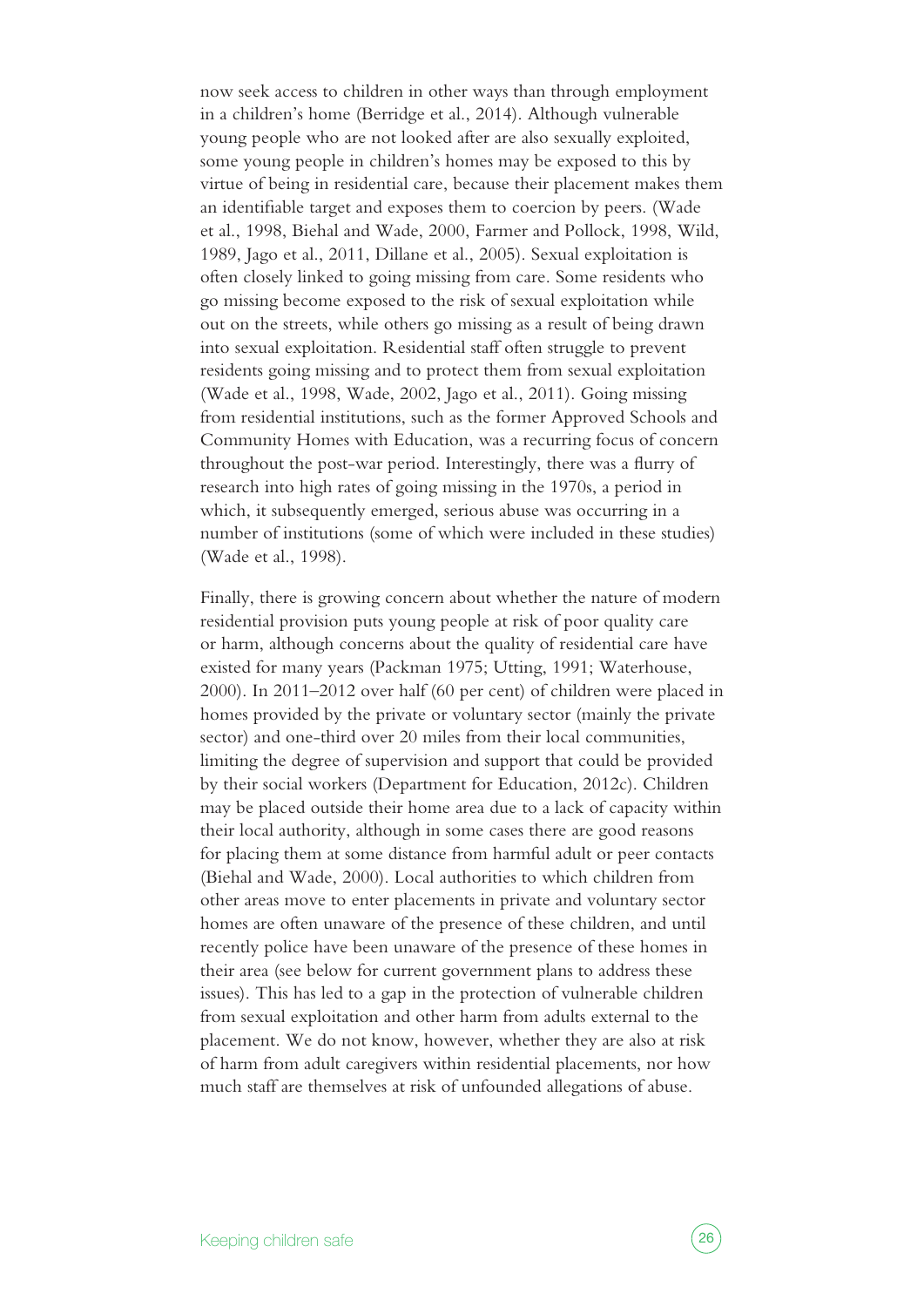now seek access to children in other ways than through employment in a children's home (Berridge et al., 2014). Although vulnerable young people who are not looked after are also sexually exploited, some young people in children's homes may be exposed to this by virtue of being in residential care, because their placement makes them an identifiable target and exposes them to coercion by peers. (Wade et al., 1998, Biehal and Wade, 2000, Farmer and Pollock, 1998, Wild, 1989, Jago et al., 2011, Dillane et al., 2005). Sexual exploitation is often closely linked to going missing from care. Some residents who go missing become exposed to the risk of sexual exploitation while out on the streets, while others go missing as a result of being drawn into sexual exploitation. Residential staff often struggle to prevent residents going missing and to protect them from sexual exploitation (Wade et al., 1998, Wade, 2002, Jago et al., 2011). Going missing from residential institutions, such as the former Approved Schools and Community Homes with Education, was a recurring focus of concern throughout the post-war period. Interestingly, there was a flurry of research into high rates of going missing in the 1970s, a period in which, it subsequently emerged, serious abuse was occurring in a number of institutions (some of which were included in these studies) (Wade et al., 1998).

Finally, there is growing concern about whether the nature of modern residential provision puts young people at risk of poor quality care or harm, although concerns about the quality of residential care have existed for many years (Packman 1975; Utting, 1991; Waterhouse, 2000). In 2011–2012 over half (60 per cent) of children were placed in homes provided by the private or voluntary sector (mainly the private sector) and one-third over 20 miles from their local communities, limiting the degree of supervision and support that could be provided by their social workers (Department for Education, 2012c). Children may be placed outside their home area due to a lack of capacity within their local authority, although in some cases there are good reasons for placing them at some distance from harmful adult or peer contacts (Biehal and Wade, 2000). Local authorities to which children from other areas move to enter placements in private and voluntary sector homes are often unaware of the presence of these children, and until recently police have been unaware of the presence of these homes in their area (see below for current government plans to address these issues). This has led to a gap in the protection of vulnerable children from sexual exploitation and other harm from adults external to the placement. We do not know, however, whether they are also at risk of harm from adult caregivers within residential placements, nor how much staff are themselves at risk of unfounded allegations of abuse.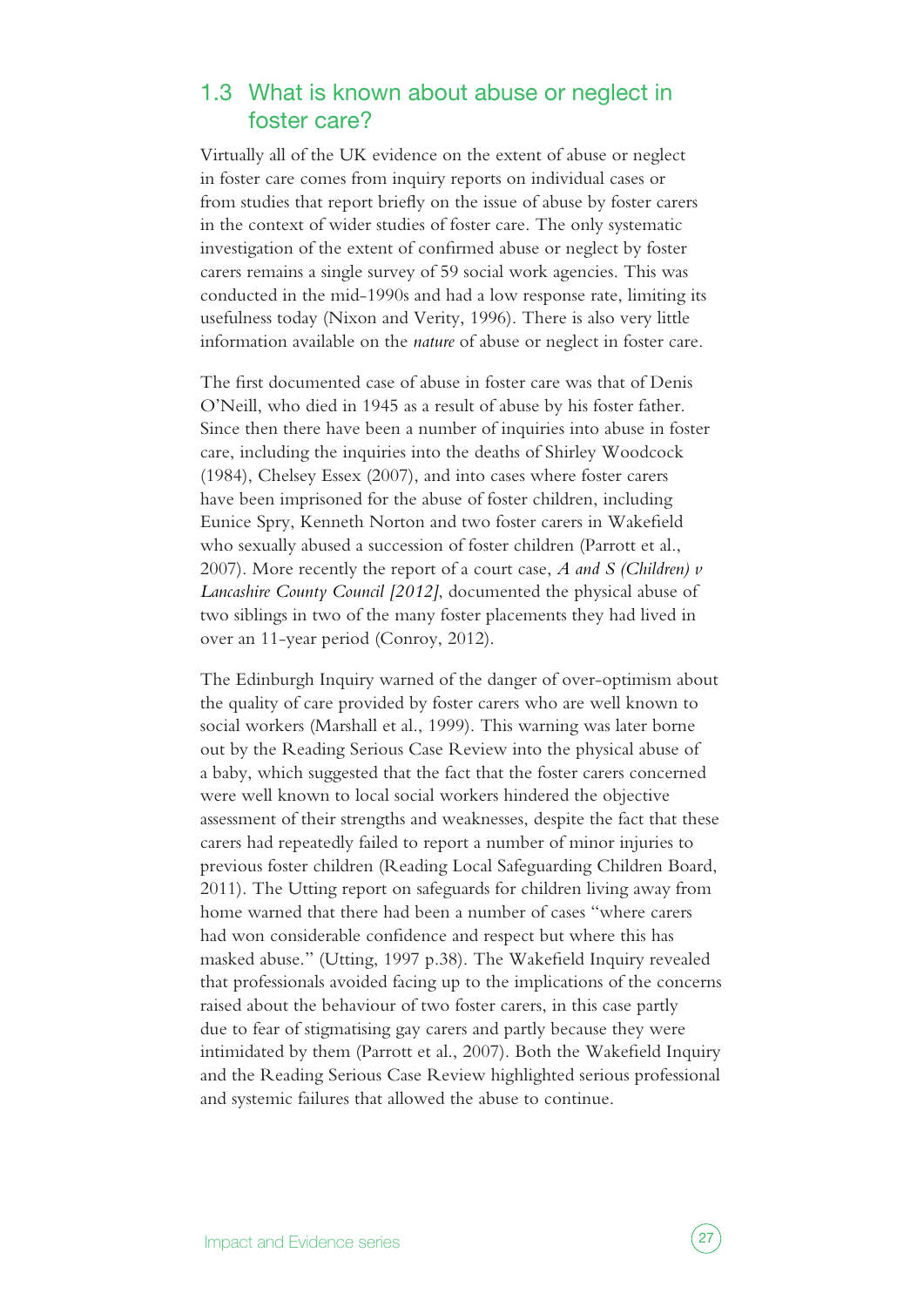## 1.3 What is known about abuse or neglect in foster care?

Virtually all of the UK evidence on the extent of abuse or neglect in foster care comes from inquiry reports on individual cases or from studies that report briefly on the issue of abuse by foster carers in the context of wider studies of foster care. The only systematic investigation of the extent of confirmed abuse or neglect by foster carers remains a single survey of 59 social work agencies. This was conducted in the mid-1990s and had a low response rate, limiting its usefulness today (Nixon and Verity, 1996). There is also very little information available on the *nature* of abuse or neglect in foster care.

The first documented case of abuse in foster care was that of Denis O'Neill, who died in 1945 as a result of abuse by his foster father. Since then there have been a number of inquiries into abuse in foster care, including the inquiries into the deaths of Shirley Woodcock (1984), Chelsey Essex (2007), and into cases where foster carers have been imprisoned for the abuse of foster children, including Eunice Spry, Kenneth Norton and two foster carers in Wakefield who sexually abused a succession of foster children (Parrott et al., 2007). More recently the report of a court case, *A and S (Children) v Lancashire County Council [2012]*, documented the physical abuse of two siblings in two of the many foster placements they had lived in over an 11-year period (Conroy, 2012).

The Edinburgh Inquiry warned of the danger of over-optimism about the quality of care provided by foster carers who are well known to social workers (Marshall et al., 1999). This warning was later borne out by the Reading Serious Case Review into the physical abuse of a baby, which suggested that the fact that the foster carers concerned were well known to local social workers hindered the objective assessment of their strengths and weaknesses, despite the fact that these carers had repeatedly failed to report a number of minor injuries to previous foster children (Reading Local Safeguarding Children Board, 2011). The Utting report on safeguards for children living away from home warned that there had been a number of cases "where carers had won considerable confidence and respect but where this has masked abuse." (Utting, 1997 p.38). The Wakefield Inquiry revealed that professionals avoided facing up to the implications of the concerns raised about the behaviour of two foster carers, in this case partly due to fear of stigmatising gay carers and partly because they were intimidated by them (Parrott et al., 2007). Both the Wakefield Inquiry and the Reading Serious Case Review highlighted serious professional and systemic failures that allowed the abuse to continue.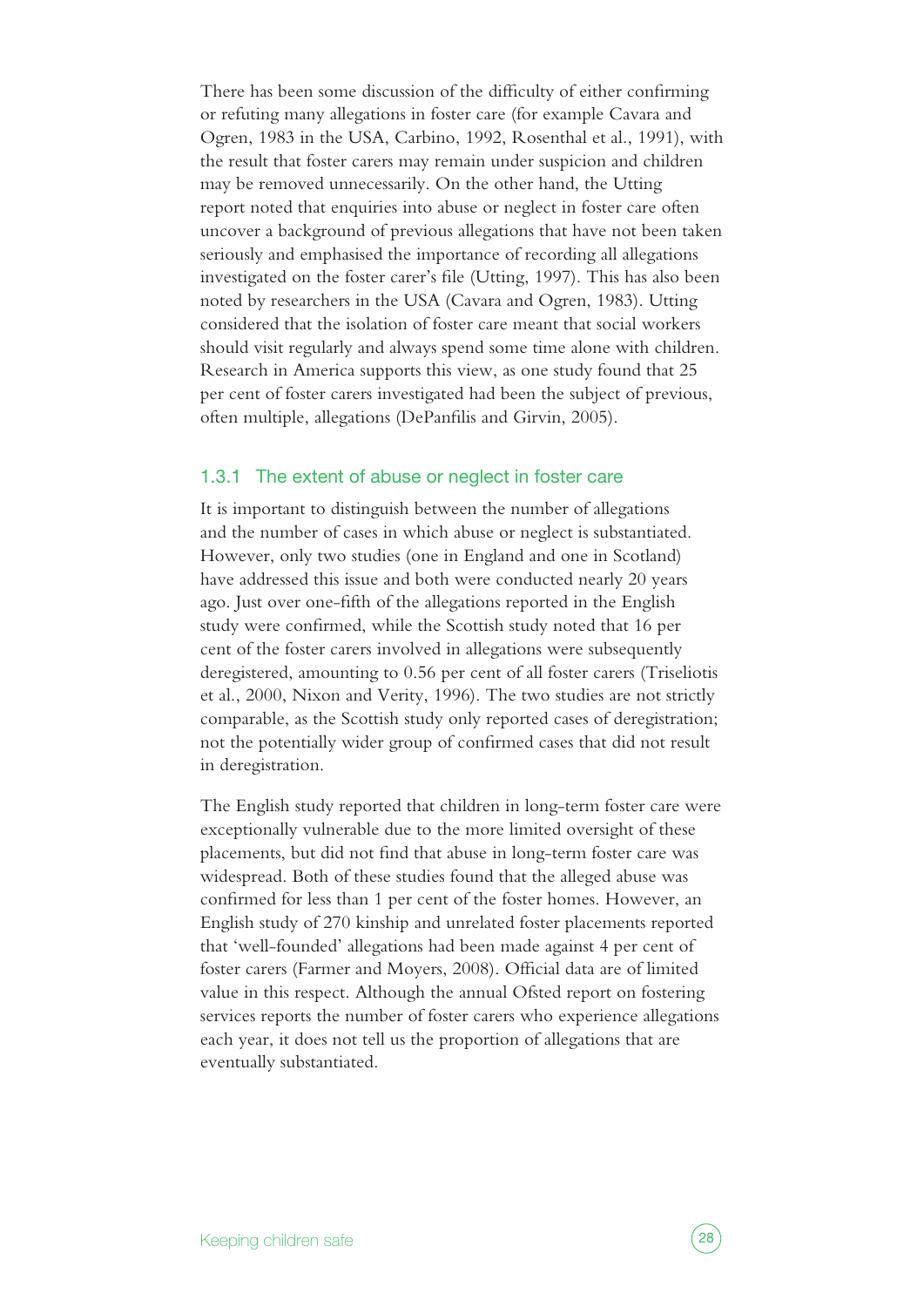There has been some discussion of the difficulty of either confirming or refuting many allegations in foster care (for example Cavara and Ogren, 1983 in the USA, Carbino, 1992, Rosenthal et al., 1991), with the result that foster carers may remain under suspicion and children may be removed unnecessarily. On the other hand, the Utting report noted that enquiries into abuse or neglect in foster care often uncover a background of previous allegations that have not been taken seriously and emphasised the importance of recording all allegations investigated on the foster carer's file (Utting, 1997). This has also been noted by researchers in the USA (Cavara and Ogren, 1983). Utting considered that the isolation of foster care meant that social workers should visit regularly and always spend some time alone with children. Research in America supports this view, as one study found that 25 per cent of foster carers investigated had been the subject of previous, often multiple, allegations (DePanfilis and Girvin, 2005).

### 1.3.1 The extent of abuse or neglect in foster care

It is important to distinguish between the number of allegations and the number of cases in which abuse or neglect is substantiated. However, only two studies (one in England and one in Scotland) have addressed this issue and both were conducted nearly 20 years ago. Just over one-fifth of the allegations reported in the English study were confirmed, while the Scottish study noted that 16 per cent of the foster carers involved in allegations were subsequently deregistered, amounting to 0.56 per cent of all foster carers (Triseliotis et al., 2000, Nixon and Verity, 1996). The two studies are not strictly comparable, as the Scottish study only reported cases of deregistration; not the potentially wider group of confirmed cases that did not result in deregistration.

The English study reported that children in long-term foster care were exceptionally vulnerable due to the more limited oversight of these placements, but did not find that abuse in long-term foster care was widespread. Both of these studies found that the alleged abuse was confirmed for less than 1 per cent of the foster homes. However, an English study of 270 kinship and unrelated foster placements reported that 'well-founded' allegations had been made against 4 per cent of foster carers (Farmer and Moyers, 2008). Official data are of limited value in this respect. Although the annual Ofsted report on fostering services reports the number of foster carers who experience allegations each year, it does not tell us the proportion of allegations that are eventually substantiated.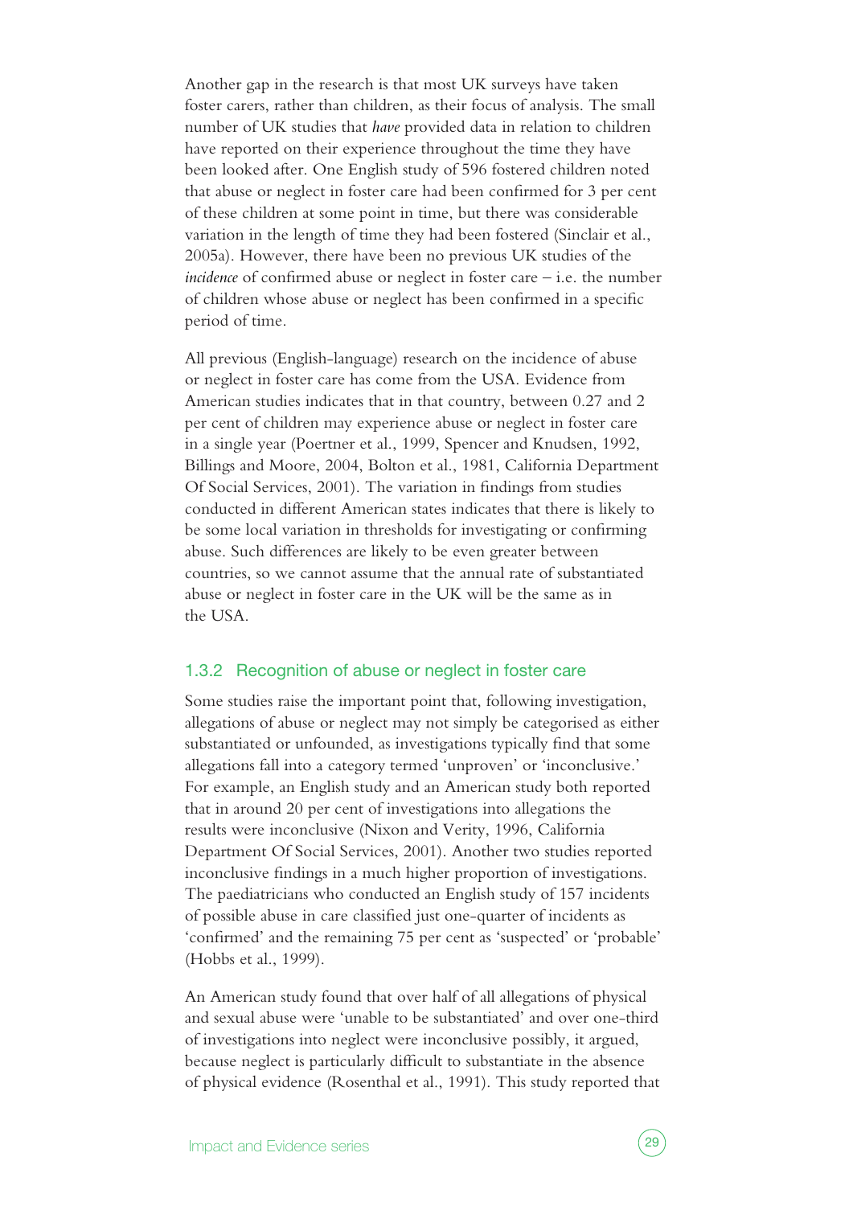Another gap in the research is that most UK surveys have taken foster carers, rather than children, as their focus of analysis. The small number of UK studies that *have* provided data in relation to children have reported on their experience throughout the time they have been looked after. One English study of 596 fostered children noted that abuse or neglect in foster care had been confirmed for 3 per cent of these children at some point in time, but there was considerable variation in the length of time they had been fostered (Sinclair et al., 2005a). However, there have been no previous UK studies of the *incidence* of confirmed abuse or neglect in foster care – i.e. the number of children whose abuse or neglect has been confirmed in a specific period of time.

All previous (English-language) research on the incidence of abuse or neglect in foster care has come from the USA. Evidence from American studies indicates that in that country, between 0.27 and 2 per cent of children may experience abuse or neglect in foster care in a single year (Poertner et al., 1999, Spencer and Knudsen, 1992, Billings and Moore, 2004, Bolton et al., 1981, California Department Of Social Services, 2001). The variation in findings from studies conducted in different American states indicates that there is likely to be some local variation in thresholds for investigating or confirming abuse. Such differences are likely to be even greater between countries, so we cannot assume that the annual rate of substantiated abuse or neglect in foster care in the UK will be the same as in the USA.

### 1.3.2 Recognition of abuse or neglect in foster care

Some studies raise the important point that, following investigation, allegations of abuse or neglect may not simply be categorised as either substantiated or unfounded, as investigations typically find that some allegations fall into a category termed 'unproven' or 'inconclusive.' For example, an English study and an American study both reported that in around 20 per cent of investigations into allegations the results were inconclusive (Nixon and Verity, 1996, California Department Of Social Services, 2001). Another two studies reported inconclusive findings in a much higher proportion of investigations. The paediatricians who conducted an English study of 157 incidents of possible abuse in care classified just one-quarter of incidents as 'confirmed' and the remaining 75 per cent as 'suspected' or 'probable' (Hobbs et al., 1999).

An American study found that over half of all allegations of physical and sexual abuse were 'unable to be substantiated' and over one-third of investigations into neglect were inconclusive possibly, it argued, because neglect is particularly difficult to substantiate in the absence of physical evidence (Rosenthal et al., 1991). This study reported that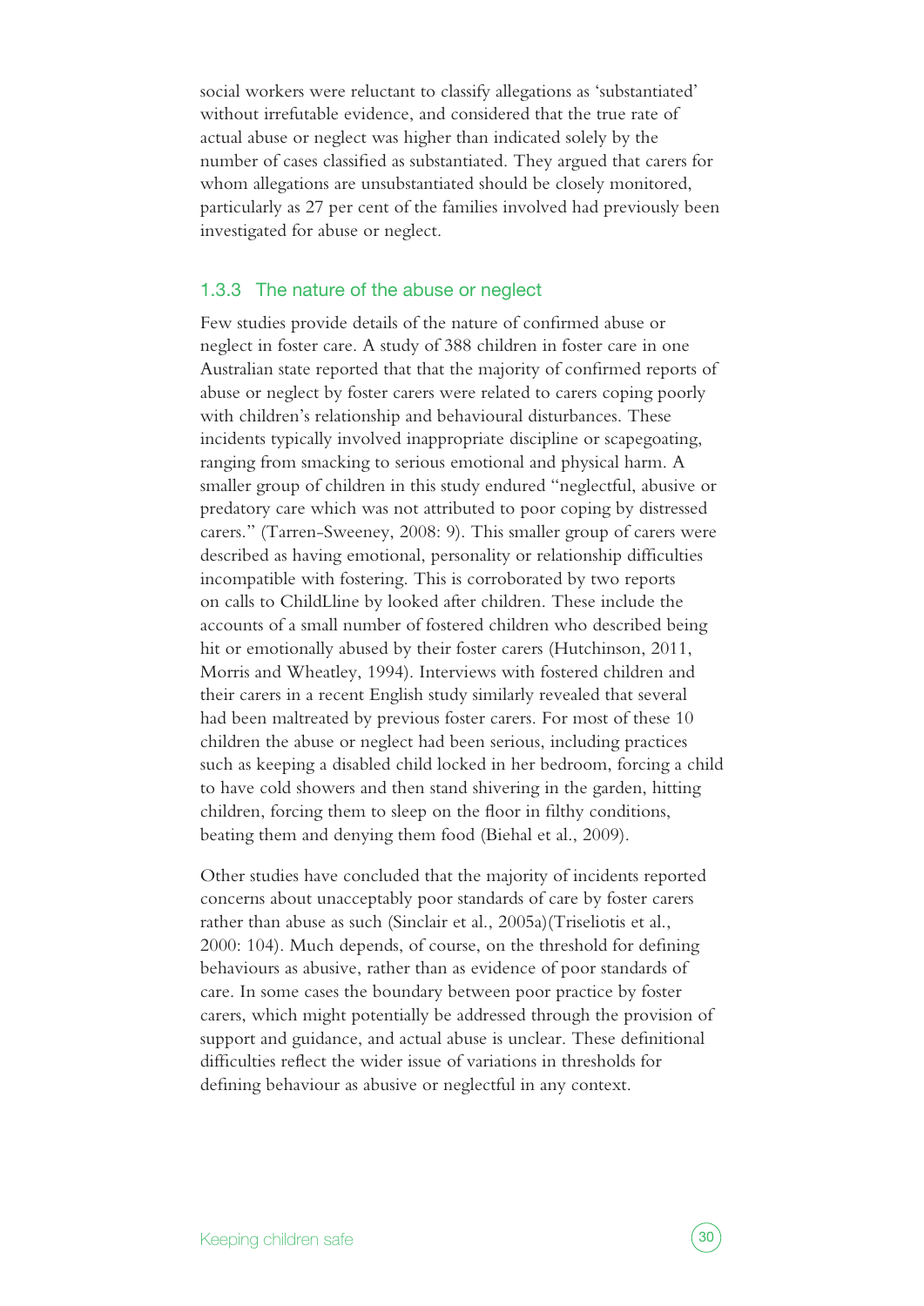social workers were reluctant to classify allegations as 'substantiated' without irrefutable evidence, and considered that the true rate of actual abuse or neglect was higher than indicated solely by the number of cases classified as substantiated. They argued that carers for whom allegations are unsubstantiated should be closely monitored, particularly as 27 per cent of the families involved had previously been investigated for abuse or neglect.

### 1.3.3 The nature of the abuse or neglect

Few studies provide details of the nature of confirmed abuse or neglect in foster care. A study of 388 children in foster care in one Australian state reported that that the majority of confirmed reports of abuse or neglect by foster carers were related to carers coping poorly with children's relationship and behavioural disturbances. These incidents typically involved inappropriate discipline or scapegoating, ranging from smacking to serious emotional and physical harm. A smaller group of children in this study endured "neglectful, abusive or predatory care which was not attributed to poor coping by distressed carers." (Tarren-Sweeney, 2008: 9). This smaller group of carers were described as having emotional, personality or relationship difficulties incompatible with fostering. This is corroborated by two reports on calls to ChildLline by looked after children. These include the accounts of a small number of fostered children who described being hit or emotionally abused by their foster carers (Hutchinson, 2011, Morris and Wheatley, 1994). Interviews with fostered children and their carers in a recent English study similarly revealed that several had been maltreated by previous foster carers. For most of these 10 children the abuse or neglect had been serious, including practices such as keeping a disabled child locked in her bedroom, forcing a child to have cold showers and then stand shivering in the garden, hitting children, forcing them to sleep on the floor in filthy conditions, beating them and denying them food (Biehal et al., 2009).

Other studies have concluded that the majority of incidents reported concerns about unacceptably poor standards of care by foster carers rather than abuse as such (Sinclair et al., 2005a)(Triseliotis et al., 2000: 104). Much depends, of course, on the threshold for defining behaviours as abusive, rather than as evidence of poor standards of care. In some cases the boundary between poor practice by foster carers, which might potentially be addressed through the provision of support and guidance, and actual abuse is unclear. These definitional difficulties reflect the wider issue of variations in thresholds for defining behaviour as abusive or neglectful in any context.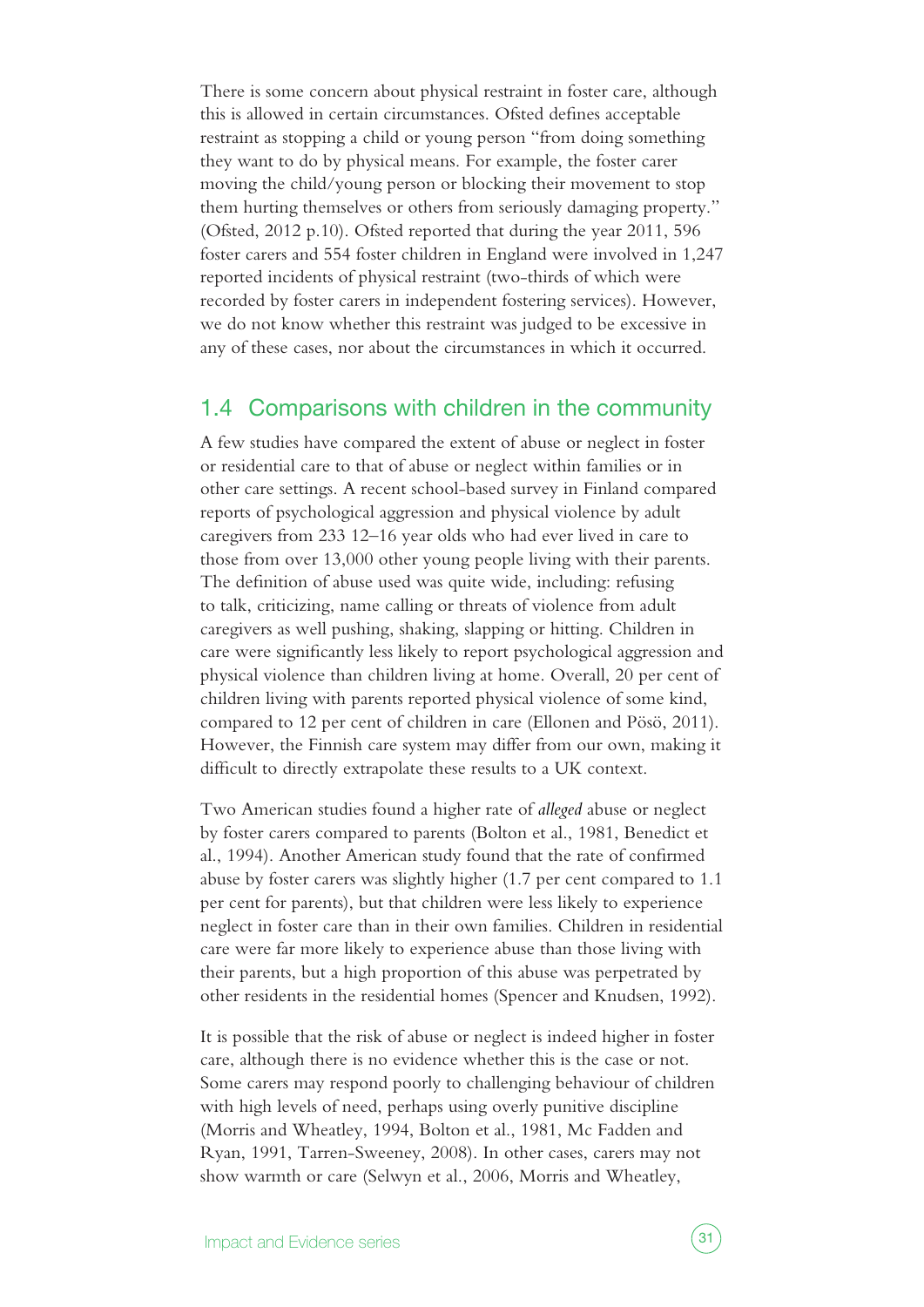There is some concern about physical restraint in foster care, although this is allowed in certain circumstances. Ofsted defines acceptable restraint as stopping a child or young person "from doing something they want to do by physical means. For example, the foster carer moving the child/young person or blocking their movement to stop them hurting themselves or others from seriously damaging property." (Ofsted, 2012 p.10). Ofsted reported that during the year 2011, 596 foster carers and 554 foster children in England were involved in 1,247 reported incidents of physical restraint (two-thirds of which were recorded by foster carers in independent fostering services). However, we do not know whether this restraint was judged to be excessive in any of these cases, nor about the circumstances in which it occurred.

## 1.4 Comparisons with children in the community

A few studies have compared the extent of abuse or neglect in foster or residential care to that of abuse or neglect within families or in other care settings. A recent school-based survey in Finland compared reports of psychological aggression and physical violence by adult caregivers from 233 12–16 year olds who had ever lived in care to those from over 13,000 other young people living with their parents. The definition of abuse used was quite wide, including: refusing to talk, criticizing, name calling or threats of violence from adult caregivers as well pushing, shaking, slapping or hitting. Children in care were significantly less likely to report psychological aggression and physical violence than children living at home. Overall, 20 per cent of children living with parents reported physical violence of some kind, compared to 12 per cent of children in care (Ellonen and Pösö, 2011). However, the Finnish care system may differ from our own, making it difficult to directly extrapolate these results to a UK context.

Two American studies found a higher rate of *alleged* abuse or neglect by foster carers compared to parents (Bolton et al., 1981, Benedict et al., 1994). Another American study found that the rate of confirmed abuse by foster carers was slightly higher (1.7 per cent compared to 1.1 per cent for parents), but that children were less likely to experience neglect in foster care than in their own families. Children in residential care were far more likely to experience abuse than those living with their parents, but a high proportion of this abuse was perpetrated by other residents in the residential homes (Spencer and Knudsen, 1992).

It is possible that the risk of abuse or neglect is indeed higher in foster care, although there is no evidence whether this is the case or not. Some carers may respond poorly to challenging behaviour of children with high levels of need, perhaps using overly punitive discipline (Morris and Wheatley, 1994, Bolton et al., 1981, Mc Fadden and Ryan, 1991, Tarren-Sweeney, 2008). In other cases, carers may not show warmth or care (Selwyn et al., 2006, Morris and Wheatley,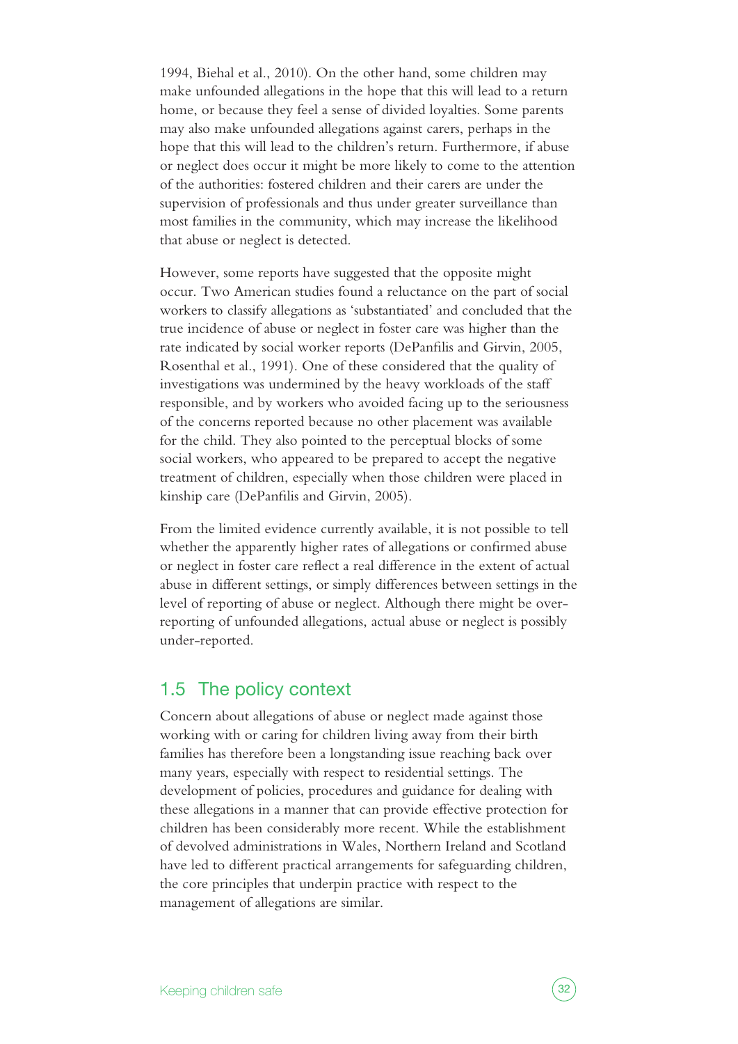1994, Biehal et al., 2010). On the other hand, some children may make unfounded allegations in the hope that this will lead to a return home, or because they feel a sense of divided loyalties. Some parents may also make unfounded allegations against carers, perhaps in the hope that this will lead to the children's return. Furthermore, if abuse or neglect does occur it might be more likely to come to the attention of the authorities: fostered children and their carers are under the supervision of professionals and thus under greater surveillance than most families in the community, which may increase the likelihood that abuse or neglect is detected.

However, some reports have suggested that the opposite might occur. Two American studies found a reluctance on the part of social workers to classify allegations as 'substantiated' and concluded that the true incidence of abuse or neglect in foster care was higher than the rate indicated by social worker reports (DePanfilis and Girvin, 2005, Rosenthal et al., 1991). One of these considered that the quality of investigations was undermined by the heavy workloads of the staff responsible, and by workers who avoided facing up to the seriousness of the concerns reported because no other placement was available for the child. They also pointed to the perceptual blocks of some social workers, who appeared to be prepared to accept the negative treatment of children, especially when those children were placed in kinship care (DePanfilis and Girvin, 2005).

From the limited evidence currently available, it is not possible to tell whether the apparently higher rates of allegations or confirmed abuse or neglect in foster care reflect a real difference in the extent of actual abuse in different settings, or simply differences between settings in the level of reporting of abuse or neglect. Although there might be over-reporting of unfounded allegations, actual abuse or neglect is possibly under-reported.

## 1.5 The policy context

Concern about allegations of abuse or neglect made against those working with or caring for children living away from their birth families has therefore been a longstanding issue reaching back over many years, especially with respect to residential settings. The development of policies, procedures and guidance for dealing with these allegations in a manner that can provide effective protection for children has been considerably more recent. While the establishment of devolved administrations in Wales, Northern Ireland and Scotland have led to different practical arrangements for safeguarding children, the core principles that underpin practice with respect to the management of allegations are similar.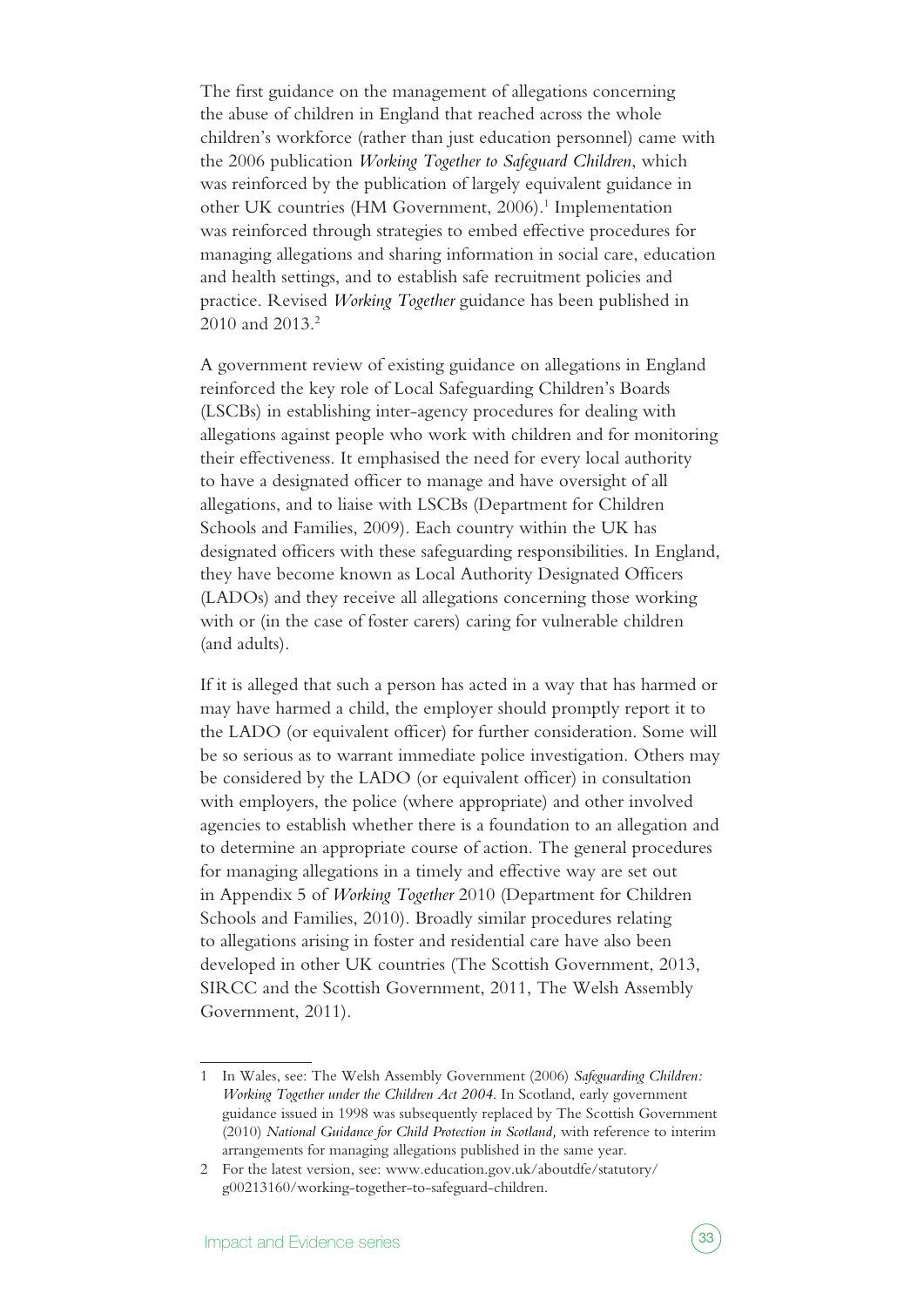The first guidance on the management of allegations concerning the abuse of children in England that reached across the whole children's workforce (rather than just education personnel) came with the 2006 publication *Working Together to Safeguard Children*, which was reinforced by the publication of largely equivalent guidance in other UK countries (HM Government, 2006).[1] Implementation was reinforced through strategies to embed effective procedures for managing allegations and sharing information in social care, education and health settings, and to establish safe recruitment policies and practice. Revised *Working Together* guidance has been published in 2010 and 2013.[2]

A government review of existing guidance on allegations in England reinforced the key role of Local Safeguarding Children's Boards (LSCBs) in establishing inter-agency procedures for dealing with allegations against people who work with children and for monitoring their effectiveness. It emphasised the need for every local authority to have a designated officer to manage and have oversight of all allegations, and to liaise with LSCBs (Department for Children Schools and Families, 2009). Each country within the UK has designated officers with these safeguarding responsibilities. In England, they have become known as Local Authority Designated Officers (LADOs) and they receive all allegations concerning those working with or (in the case of foster carers) caring for vulnerable children (and adults).

If it is alleged that such a person has acted in a way that has harmed or may have harmed a child, the employer should promptly report it to the LADO (or equivalent officer) for further consideration. Some will be so serious as to warrant immediate police investigation. Others may be considered by the LADO (or equivalent officer) in consultation with employers, the police (where appropriate) and other involved agencies to establish whether there is a foundation to an allegation and to determine an appropriate course of action. The general procedures for managing allegations in a timely and effective way are set out in Appendix 5 of *Working Together* 2010 (Department for Children Schools and Families, 2010). Broadly similar procedures relating to allegations arising in foster and residential care have also been developed in other UK countries (The Scottish Government, 2013, SIRCC and the Scottish Government, 2011, The Welsh Assembly Government, 2011).

---

1 In Wales, see: The Welsh Assembly Government (2006) *Safeguarding Children: Working Together under the Children Act 2004*. In Scotland, early government guidance issued in 1998 was subsequently replaced by The Scottish Government (2010) *National Guidance for Child Protection in Scotland,* with reference to interim arrangements for managing allegations published in the same year.

2 For the latest version, see: www.education.gov.uk/aboutdfe/statutory/g00213160/working-together-to-safeguard-children.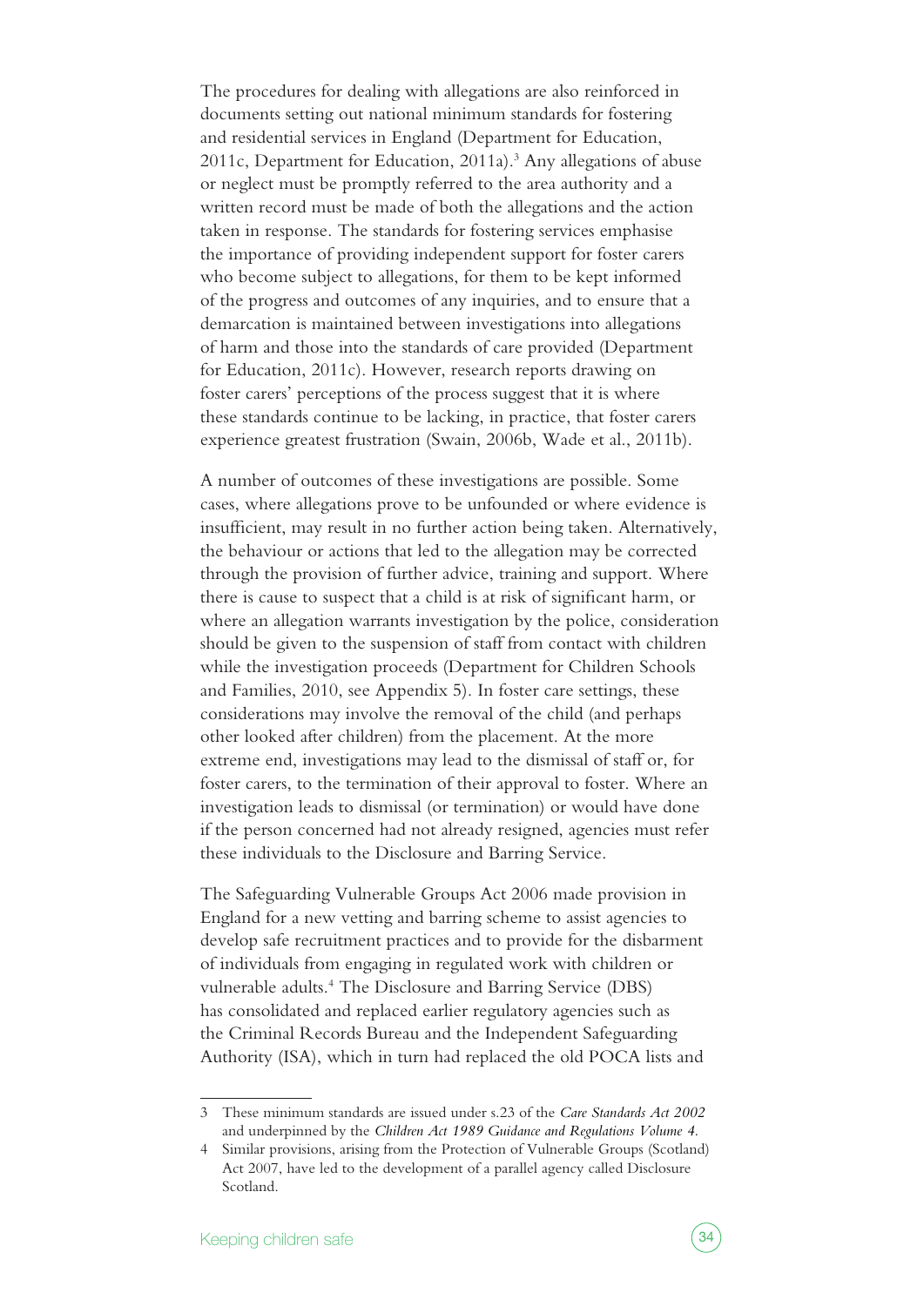The procedures for dealing with allegations are also reinforced in documents setting out national minimum standards for fostering and residential services in England (Department for Education, 2011c, Department for Education, 2011a).[3] Any allegations of abuse or neglect must be promptly referred to the area authority and a written record must be made of both the allegations and the action taken in response. The standards for fostering services emphasise the importance of providing independent support for foster carers who become subject to allegations, for them to be kept informed of the progress and outcomes of any inquiries, and to ensure that a demarcation is maintained between investigations into allegations of harm and those into the standards of care provided (Department for Education, 2011c). However, research reports drawing on foster carers' perceptions of the process suggest that it is where these standards continue to be lacking, in practice, that foster carers experience greatest frustration (Swain, 2006b, Wade et al., 2011b).

A number of outcomes of these investigations are possible. Some cases, where allegations prove to be unfounded or where evidence is insufficient, may result in no further action being taken. Alternatively, the behaviour or actions that led to the allegation may be corrected through the provision of further advice, training and support. Where there is cause to suspect that a child is at risk of significant harm, or where an allegation warrants investigation by the police, consideration should be given to the suspension of staff from contact with children while the investigation proceeds (Department for Children Schools and Families, 2010, see Appendix 5). In foster care settings, these considerations may involve the removal of the child (and perhaps other looked after children) from the placement. At the more extreme end, investigations may lead to the dismissal of staff or, for foster carers, to the termination of their approval to foster. Where an investigation leads to dismissal (or termination) or would have done if the person concerned had not already resigned, agencies must refer these individuals to the Disclosure and Barring Service.

The Safeguarding Vulnerable Groups Act 2006 made provision in England for a new vetting and barring scheme to assist agencies to develop safe recruitment practices and to provide for the disbarment of individuals from engaging in regulated work with children or vulnerable adults.[4] The Disclosure and Barring Service (DBS) has consolidated and replaced earlier regulatory agencies such as the Criminal Records Bureau and the Independent Safeguarding Authority (ISA), which in turn had replaced the old POCA lists and

---

3 These minimum standards are issued under s.23 of the *Care Standards Act 2002* and underpinned by the *Children Act 1989 Guidance and Regulations Volume 4*.

4 Similar provisions, arising from the Protection of Vulnerable Groups (Scotland) Act 2007, have led to the development of a parallel agency called Disclosure Scotland.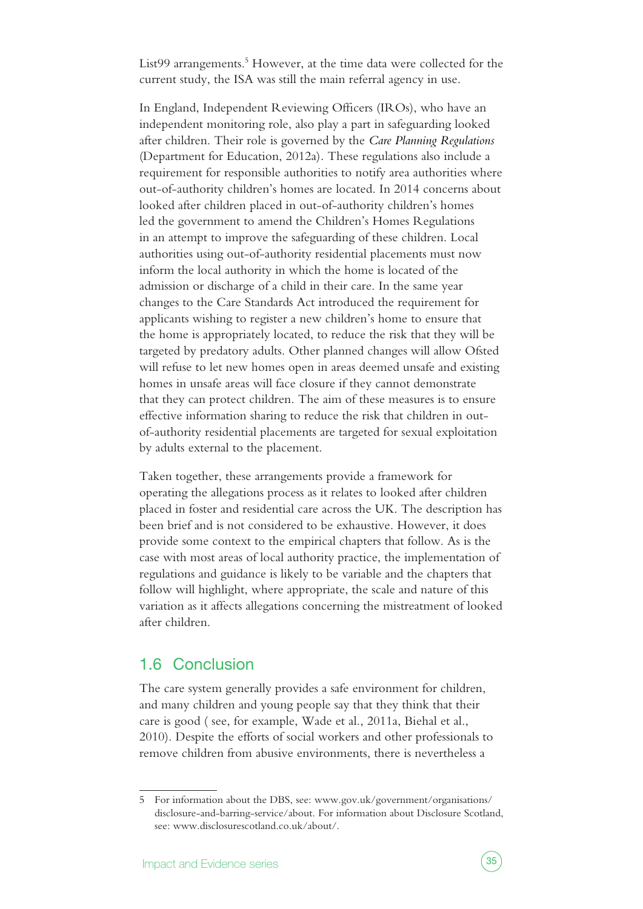List99 arrangements.[5] However, at the time data were collected for the current study, the ISA was still the main referral agency in use.

In England, Independent Reviewing Officers (IROs), who have an independent monitoring role, also play a part in safeguarding looked after children. Their role is governed by the *Care Planning Regulations* (Department for Education, 2012a). These regulations also include a requirement for responsible authorities to notify area authorities where out-of-authority children's homes are located. In 2014 concerns about looked after children placed in out-of-authority children's homes led the government to amend the Children's Homes Regulations in an attempt to improve the safeguarding of these children. Local authorities using out-of-authority residential placements must now inform the local authority in which the home is located of the admission or discharge of a child in their care. In the same year changes to the Care Standards Act introduced the requirement for applicants wishing to register a new children's home to ensure that the home is appropriately located, to reduce the risk that they will be targeted by predatory adults. Other planned changes will allow Ofsted will refuse to let new homes open in areas deemed unsafe and existing homes in unsafe areas will face closure if they cannot demonstrate that they can protect children. The aim of these measures is to ensure effective information sharing to reduce the risk that children in out-of-authority residential placements are targeted for sexual exploitation by adults external to the placement.

Taken together, these arrangements provide a framework for operating the allegations process as it relates to looked after children placed in foster and residential care across the UK. The description has been brief and is not considered to be exhaustive. However, it does provide some context to the empirical chapters that follow. As is the case with most areas of local authority practice, the implementation of regulations and guidance is likely to be variable and the chapters that follow will highlight, where appropriate, the scale and nature of this variation as it affects allegations concerning the mistreatment of looked after children.

## 1.6 Conclusion

The care system generally provides a safe environment for children, and many children and young people say that they think that their care is good ( see, for example, Wade et al., 2011a, Biehal et al., 2010). Despite the efforts of social workers and other professionals to remove children from abusive environments, there is nevertheless a

---

5 For information about the DBS, see: www.gov.uk/government/organisations/disclosure-and-barring-service/about. For information about Disclosure Scotland, see: www.disclosurescotland.co.uk/about/.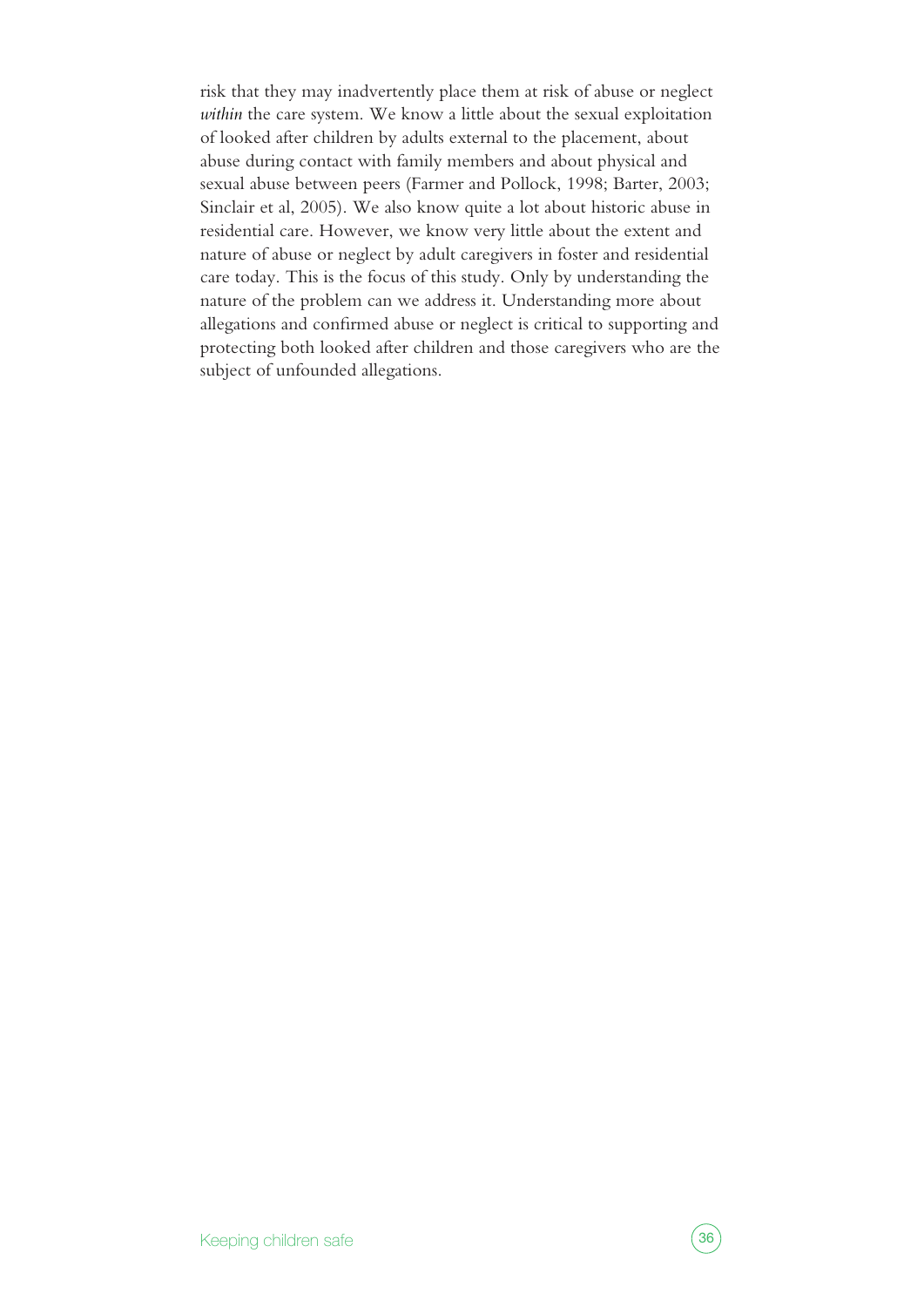risk that they may inadvertently place them at risk of abuse or neglect *within* the care system. We know a little about the sexual exploitation of looked after children by adults external to the placement, about abuse during contact with family members and about physical and sexual abuse between peers (Farmer and Pollock, 1998; Barter, 2003; Sinclair et al, 2005). We also know quite a lot about historic abuse in residential care. However, we know very little about the extent and nature of abuse or neglect by adult caregivers in foster and residential care today. This is the focus of this study. Only by understanding the nature of the problem can we address it. Understanding more about allegations and confirmed abuse or neglect is critical to supporting and protecting both looked after children and those caregivers who are the subject of unfounded allegations.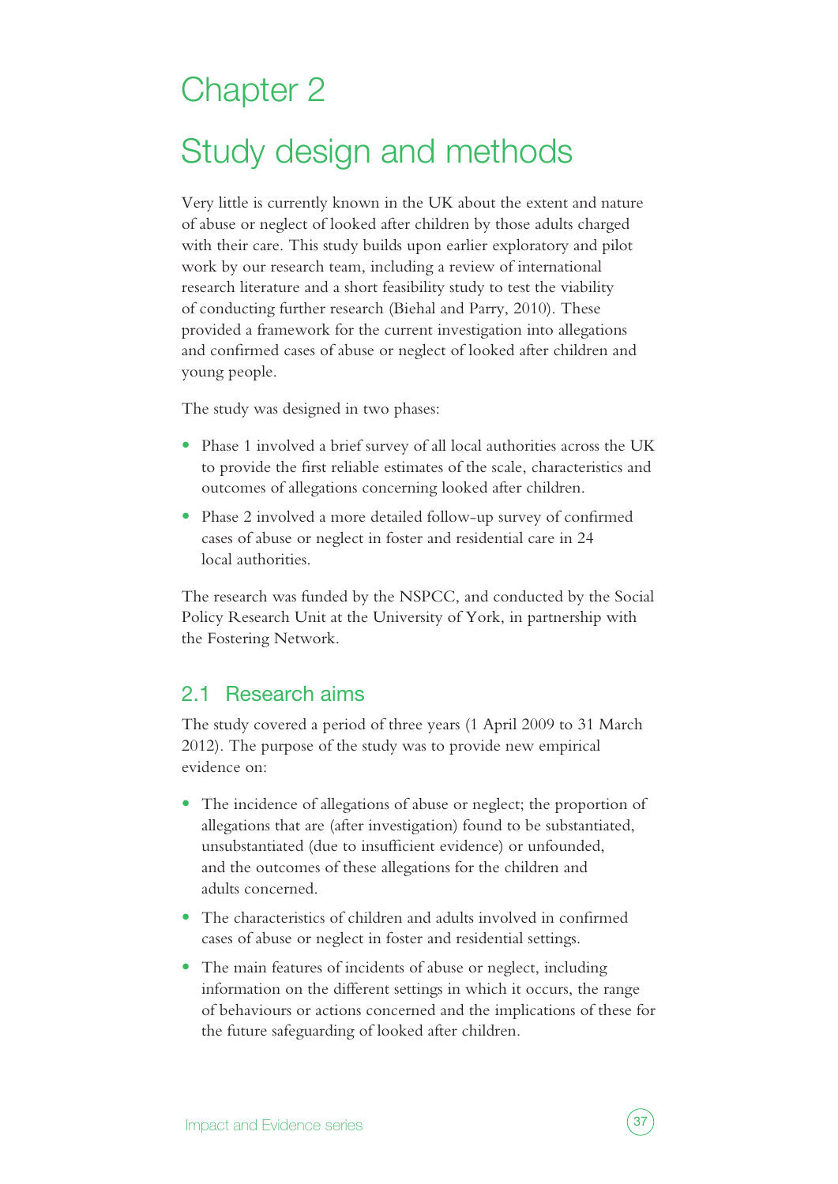# Chapter 2

# Study design and methods

Very little is currently known in the UK about the extent and nature of abuse or neglect of looked after children by those adults charged with their care. This study builds upon earlier exploratory and pilot work by our research team, including a review of international research literature and a short feasibility study to test the viability of conducting further research (Biehal and Parry, 2010). These provided a framework for the current investigation into allegations and confirmed cases of abuse or neglect of looked after children and young people.

The study was designed in two phases:

- Phase 1 involved a brief survey of all local authorities across the UK to provide the first reliable estimates of the scale, characteristics and outcomes of allegations concerning looked after children.
- Phase 2 involved a more detailed follow-up survey of confirmed cases of abuse or neglect in foster and residential care in 24 local authorities.

The research was funded by the NSPCC, and conducted by the Social Policy Research Unit at the University of York, in partnership with the Fostering Network.

## 2.1 Research aims

The study covered a period of three years (1 April 2009 to 31 March 2012). The purpose of the study was to provide new empirical evidence on:

- The incidence of allegations of abuse or neglect; the proportion of allegations that are (after investigation) found to be substantiated, unsubstantiated (due to insufficient evidence) or unfounded, and the outcomes of these allegations for the children and adults concerned.
- The characteristics of children and adults involved in confirmed cases of abuse or neglect in foster and residential settings.
- The main features of incidents of abuse or neglect, including information on the different settings in which it occurs, the range of behaviours or actions concerned and the implications of these for the future safeguarding of looked after children.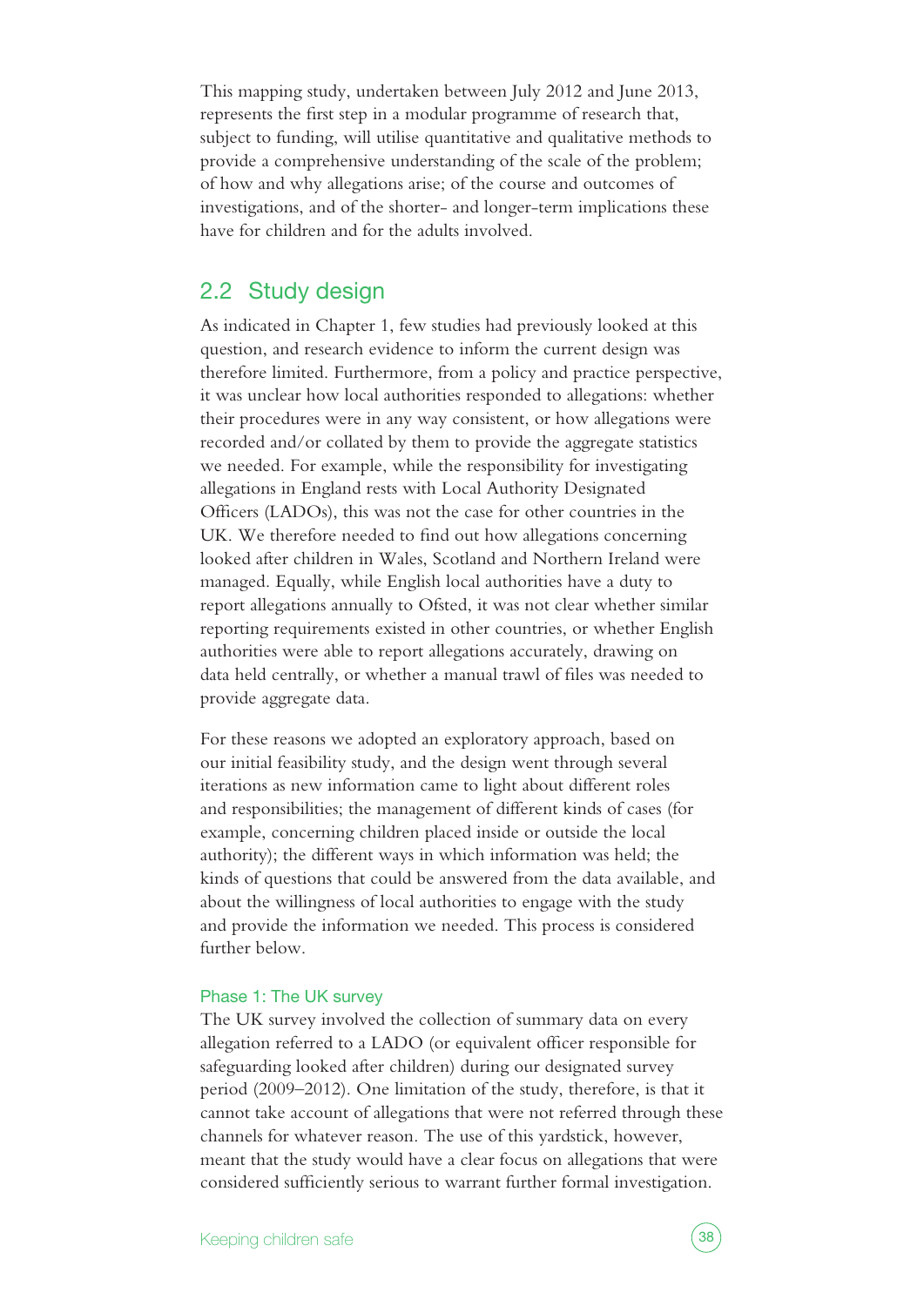This mapping study, undertaken between July 2012 and June 2013, represents the first step in a modular programme of research that, subject to funding, will utilise quantitative and qualitative methods to provide a comprehensive understanding of the scale of the problem; of how and why allegations arise; of the course and outcomes of investigations, and of the shorter- and longer-term implications these have for children and for the adults involved.

## 2.2 Study design

As indicated in Chapter 1, few studies had previously looked at this question, and research evidence to inform the current design was therefore limited. Furthermore, from a policy and practice perspective, it was unclear how local authorities responded to allegations: whether their procedures were in any way consistent, or how allegations were recorded and/or collated by them to provide the aggregate statistics we needed. For example, while the responsibility for investigating allegations in England rests with Local Authority Designated Officers (LADOs), this was not the case for other countries in the UK. We therefore needed to find out how allegations concerning looked after children in Wales, Scotland and Northern Ireland were managed. Equally, while English local authorities have a duty to report allegations annually to Ofsted, it was not clear whether similar reporting requirements existed in other countries, or whether English authorities were able to report allegations accurately, drawing on data held centrally, or whether a manual trawl of files was needed to provide aggregate data.

For these reasons we adopted an exploratory approach, based on our initial feasibility study, and the design went through several iterations as new information came to light about different roles and responsibilities; the management of different kinds of cases (for example, concerning children placed inside or outside the local authority); the different ways in which information was held; the kinds of questions that could be answered from the data available, and about the willingness of local authorities to engage with the study and provide the information we needed. This process is considered further below.

### Phase 1: The UK survey

The UK survey involved the collection of summary data on every allegation referred to a LADO (or equivalent officer responsible for safeguarding looked after children) during our designated survey period (2009–2012). One limitation of the study, therefore, is that it cannot take account of allegations that were not referred through these channels for whatever reason. The use of this yardstick, however, meant that the study would have a clear focus on allegations that were considered sufficiently serious to warrant further formal investigation.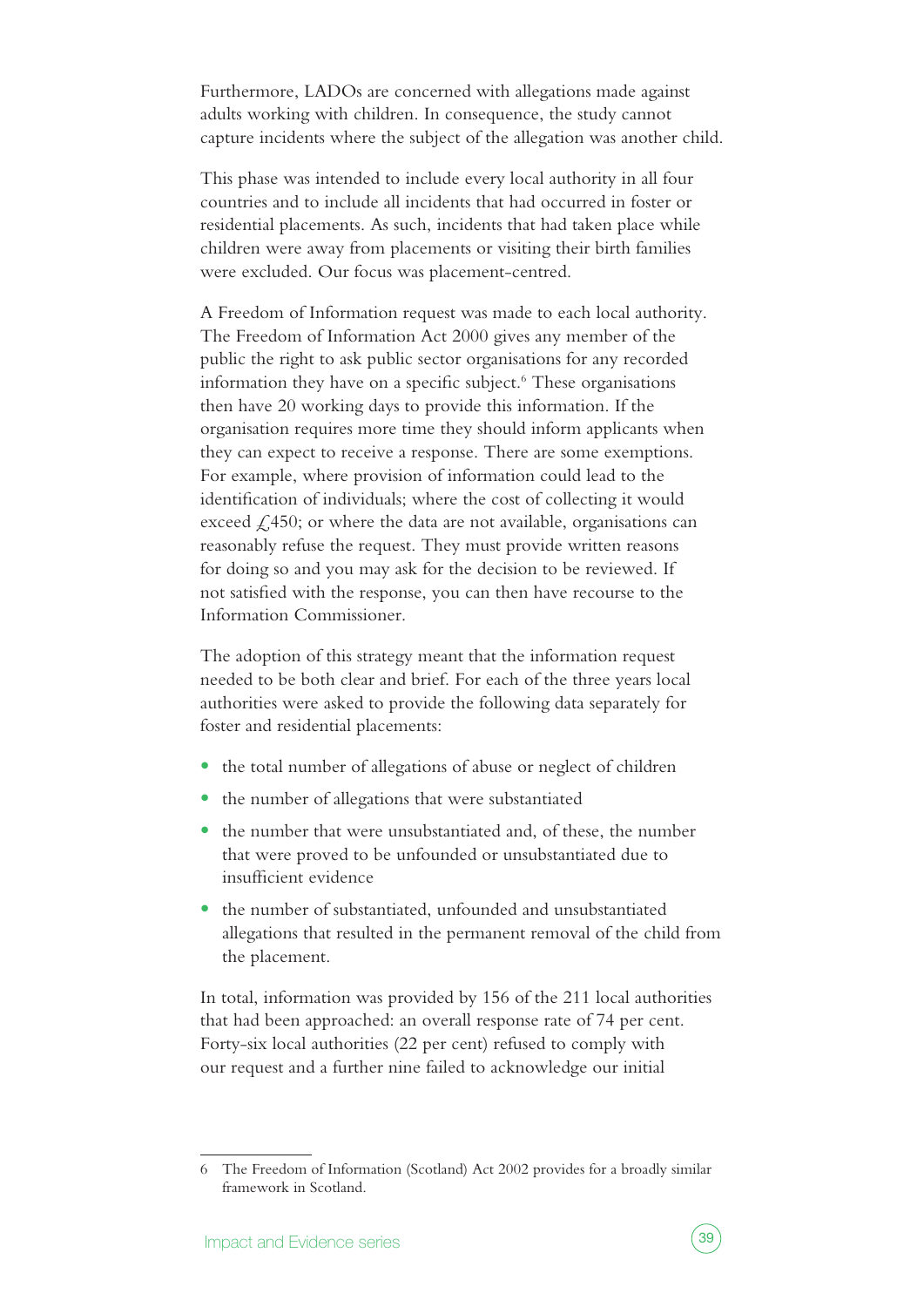Furthermore, LADOs are concerned with allegations made against adults working with children. In consequence, the study cannot capture incidents where the subject of the allegation was another child.

This phase was intended to include every local authority in all four countries and to include all incidents that had occurred in foster or residential placements. As such, incidents that had taken place while children were away from placements or visiting their birth families were excluded. Our focus was placement-centred.

A Freedom of Information request was made to each local authority. The Freedom of Information Act 2000 gives any member of the public the right to ask public sector organisations for any recorded information they have on a specific subject.[6] These organisations then have 20 working days to provide this information. If the organisation requires more time they should inform applicants when they can expect to receive a response. There are some exemptions. For example, where provision of information could lead to the identification of individuals; where the cost of collecting it would exceed £450; or where the data are not available, organisations can reasonably refuse the request. They must provide written reasons for doing so and you may ask for the decision to be reviewed. If not satisfied with the response, you can then have recourse to the Information Commissioner.

The adoption of this strategy meant that the information request needed to be both clear and brief. For each of the three years local authorities were asked to provide the following data separately for foster and residential placements:

- the total number of allegations of abuse or neglect of children
- the number of allegations that were substantiated
- the number that were unsubstantiated and, of these, the number that were proved to be unfounded or unsubstantiated due to insufficient evidence
- the number of substantiated, unfounded and unsubstantiated allegations that resulted in the permanent removal of the child from the placement.

In total, information was provided by 156 of the 211 local authorities that had been approached: an overall response rate of 74 per cent. Forty-six local authorities (22 per cent) refused to comply with our request and a further nine failed to acknowledge our initial

6 The Freedom of Information (Scotland) Act 2002 provides for a broadly similar framework in Scotland.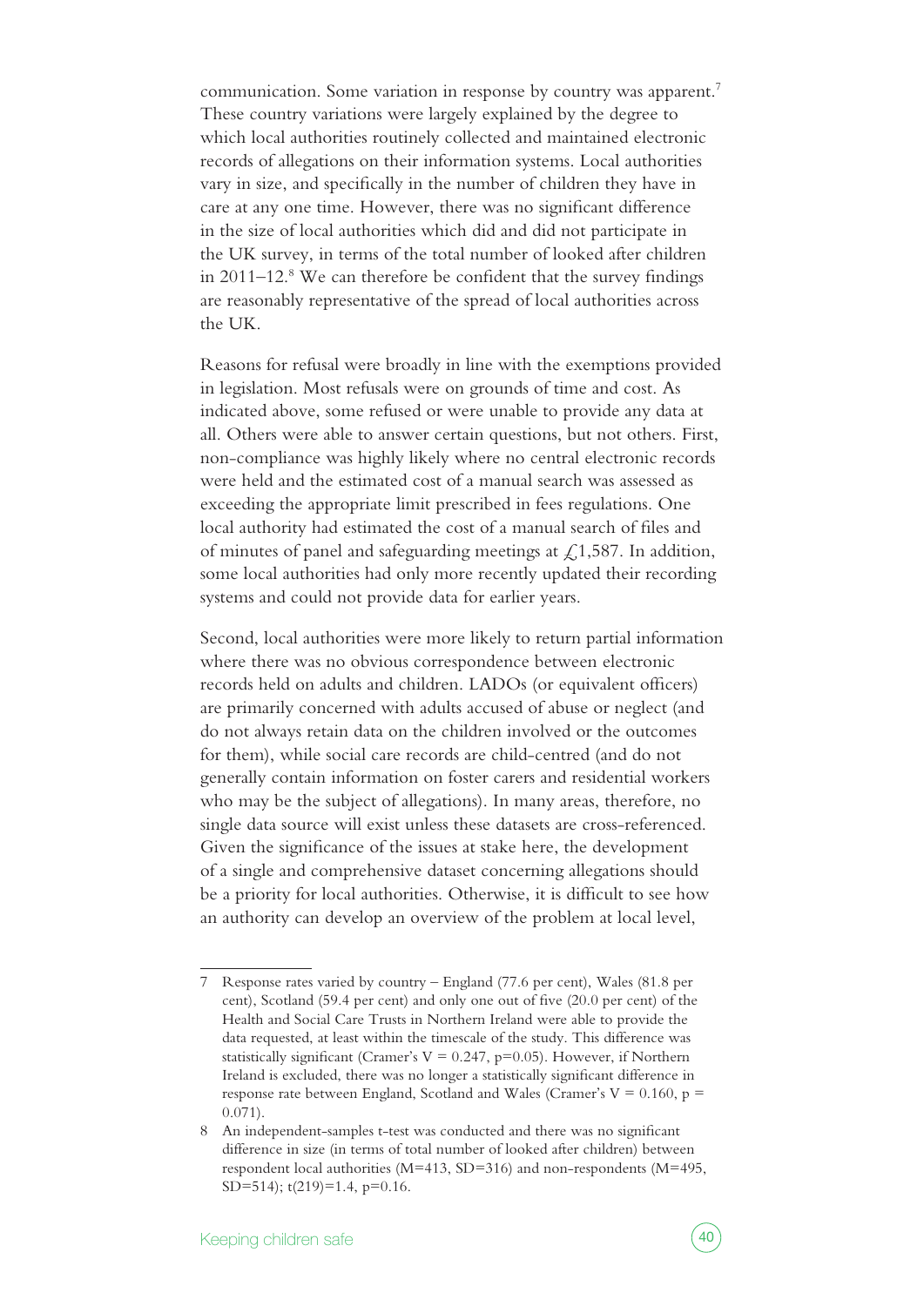communication. Some variation in response by country was apparent.[7] These country variations were largely explained by the degree to which local authorities routinely collected and maintained electronic records of allegations on their information systems. Local authorities vary in size, and specifically in the number of children they have in care at any one time. However, there was no significant difference in the size of local authorities which did and did not participate in the UK survey, in terms of the total number of looked after children in 2011–12.[8] We can therefore be confident that the survey findings are reasonably representative of the spread of local authorities across the UK.

Reasons for refusal were broadly in line with the exemptions provided in legislation. Most refusals were on grounds of time and cost. As indicated above, some refused or were unable to provide any data at all. Others were able to answer certain questions, but not others. First, non-compliance was highly likely where no central electronic records were held and the estimated cost of a manual search was assessed as exceeding the appropriate limit prescribed in fees regulations. One local authority had estimated the cost of a manual search of files and of minutes of panel and safeguarding meetings at £1,587. In addition, some local authorities had only more recently updated their recording systems and could not provide data for earlier years.

Second, local authorities were more likely to return partial information where there was no obvious correspondence between electronic records held on adults and children. LADOs (or equivalent officers) are primarily concerned with adults accused of abuse or neglect (and do not always retain data on the children involved or the outcomes for them), while social care records are child-centred (and do not generally contain information on foster carers and residential workers who may be the subject of allegations). In many areas, therefore, no single data source will exist unless these datasets are cross-referenced. Given the significance of the issues at stake here, the development of a single and comprehensive dataset concerning allegations should be a priority for local authorities. Otherwise, it is difficult to see how an authority can develop an overview of the problem at local level,

---

7 Response rates varied by country – England (77.6 per cent), Wales (81.8 per cent), Scotland (59.4 per cent) and only one out of five (20.0 per cent) of the Health and Social Care Trusts in Northern Ireland were able to provide the data requested, at least within the timescale of the study. This difference was statistically significant (Cramer's $V = 0.247$, $p=0.05$). However, if Northern Ireland is excluded, there was no longer a statistically significant difference in response rate between England, Scotland and Wales (Cramer's $V = 0.160$, $p = 0.071$).

8 An independent-samples t-test was conducted and there was no significant difference in size (in terms of total number of looked after children) between respondent local authorities ($M=413$, $SD=316$) and non-respondents ($M=495$, $SD=514$); $t(219)=1.4$, $p=0.16$.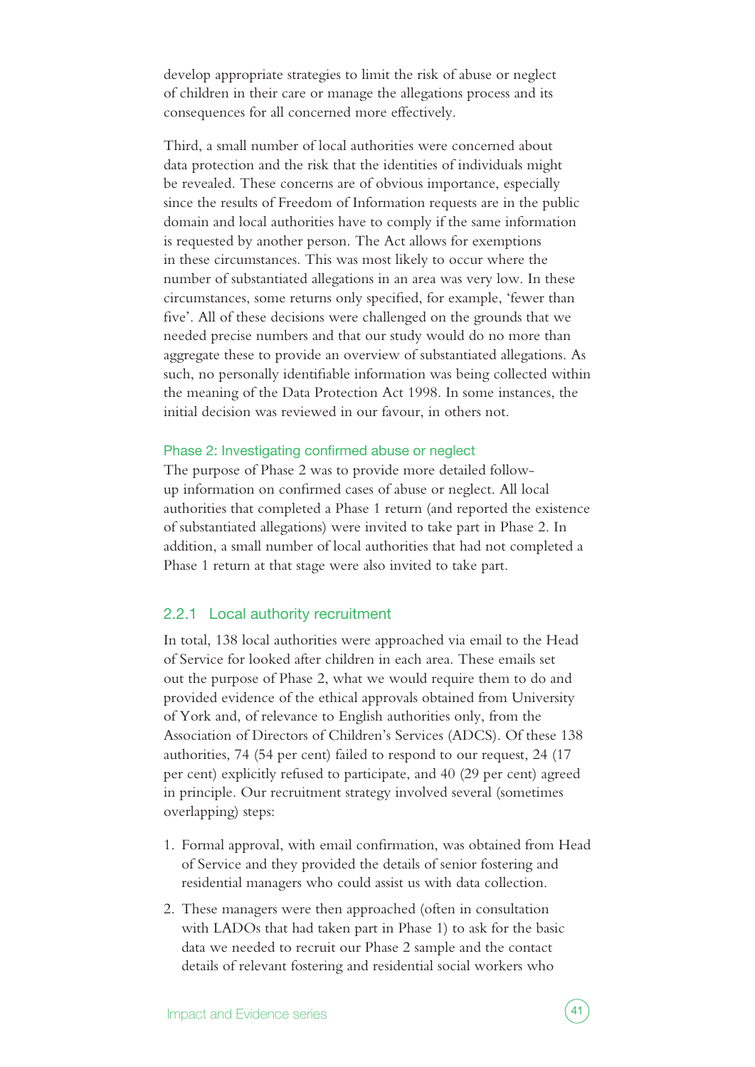develop appropriate strategies to limit the risk of abuse or neglect of children in their care or manage the allegations process and its consequences for all concerned more effectively.

Third, a small number of local authorities were concerned about data protection and the risk that the identities of individuals might be revealed. These concerns are of obvious importance, especially since the results of Freedom of Information requests are in the public domain and local authorities have to comply if the same information is requested by another person. The Act allows for exemptions in these circumstances. This was most likely to occur where the number of substantiated allegations in an area was very low. In these circumstances, some returns only specified, for example, 'fewer than five'. All of these decisions were challenged on the grounds that we needed precise numbers and that our study would do no more than aggregate these to provide an overview of substantiated allegations. As such, no personally identifiable information was being collected within the meaning of the Data Protection Act 1998. In some instances, the initial decision was reviewed in our favour, in others not.

#### Phase 2: Investigating confirmed abuse or neglect

The purpose of Phase 2 was to provide more detailed follow-up information on confirmed cases of abuse or neglect. All local authorities that completed a Phase 1 return (and reported the existence of substantiated allegations) were invited to take part in Phase 2. In addition, a small number of local authorities that had not completed a Phase 1 return at that stage were also invited to take part.

### 2.2.1 Local authority recruitment

In total, 138 local authorities were approached via email to the Head of Service for looked after children in each area. These emails set out the purpose of Phase 2, what we would require them to do and provided evidence of the ethical approvals obtained from University of York and, of relevance to English authorities only, from the Association of Directors of Children's Services (ADCS). Of these 138 authorities, 74 (54 per cent) failed to respond to our request, 24 (17 per cent) explicitly refused to participate, and 40 (29 per cent) agreed in principle. Our recruitment strategy involved several (sometimes overlapping) steps:

1. Formal approval, with email confirmation, was obtained from Head of Service and they provided the details of senior fostering and residential managers who could assist us with data collection.
2. These managers were then approached (often in consultation with LADOs that had taken part in Phase 1) to ask for the basic data we needed to recruit our Phase 2 sample and the contact details of relevant fostering and residential social workers who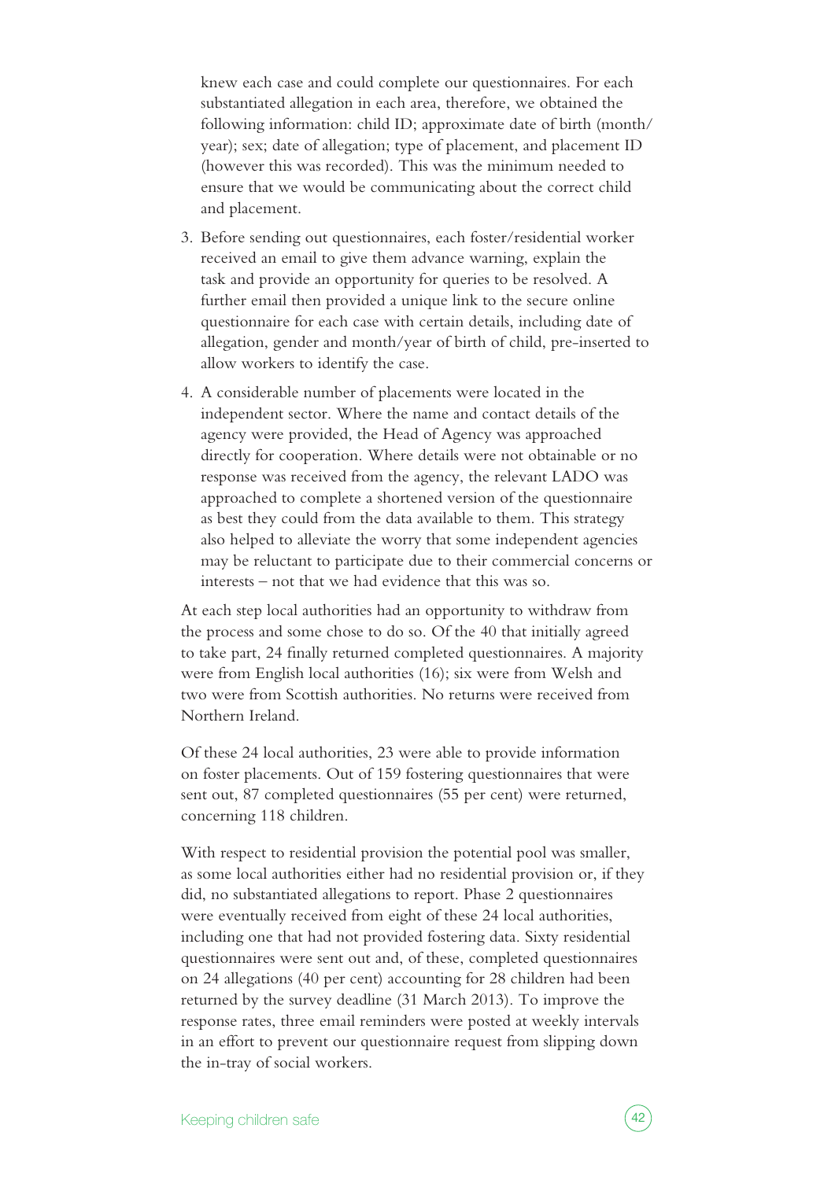knew each case and could complete our questionnaires. For each substantiated allegation in each area, therefore, we obtained the following information: child ID; approximate date of birth (month/year); sex; date of allegation; type of placement, and placement ID (however this was recorded). This was the minimum needed to ensure that we would be communicating about the correct child and placement.

3. Before sending out questionnaires, each foster/residential worker received an email to give them advance warning, explain the task and provide an opportunity for queries to be resolved. A further email then provided a unique link to the secure online questionnaire for each case with certain details, including date of allegation, gender and month/year of birth of child, pre-inserted to allow workers to identify the case.
4. A considerable number of placements were located in the independent sector. Where the name and contact details of the agency were provided, the Head of Agency was approached directly for cooperation. Where details were not obtainable or no response was received from the agency, the relevant LADO was approached to complete a shortened version of the questionnaire as best they could from the data available to them. This strategy also helped to alleviate the worry that some independent agencies may be reluctant to participate due to their commercial concerns or interests – not that we had evidence that this was so.

At each step local authorities had an opportunity to withdraw from the process and some chose to do so. Of the 40 that initially agreed to take part, 24 finally returned completed questionnaires. A majority were from English local authorities (16); six were from Welsh and two were from Scottish authorities. No returns were received from Northern Ireland.

Of these 24 local authorities, 23 were able to provide information on foster placements. Out of 159 fostering questionnaires that were sent out, 87 completed questionnaires (55 per cent) were returned, concerning 118 children.

With respect to residential provision the potential pool was smaller, as some local authorities either had no residential provision or, if they did, no substantiated allegations to report. Phase 2 questionnaires were eventually received from eight of these 24 local authorities, including one that had not provided fostering data. Sixty residential questionnaires were sent out and, of these, completed questionnaires on 24 allegations (40 per cent) accounting for 28 children had been returned by the survey deadline (31 March 2013). To improve the response rates, three email reminders were posted at weekly intervals in an effort to prevent our questionnaire request from slipping down the in-tray of social workers.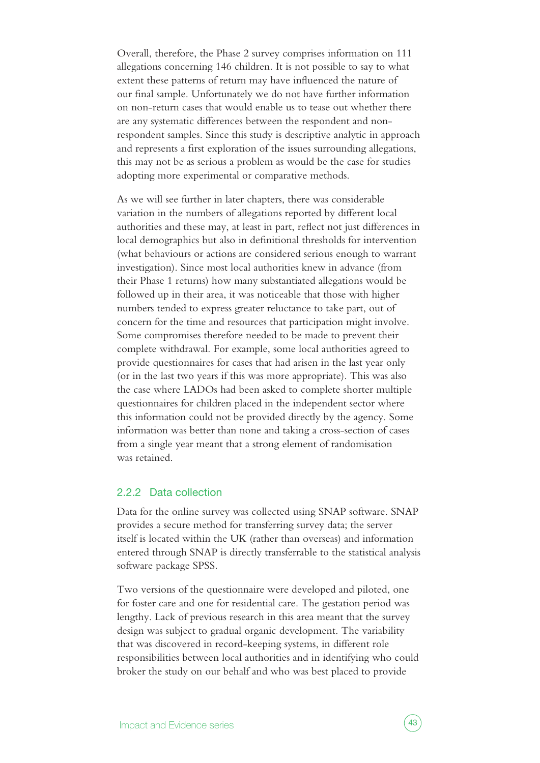Overall, therefore, the Phase 2 survey comprises information on 111 allegations concerning 146 children. It is not possible to say to what extent these patterns of return may have influenced the nature of our final sample. Unfortunately we do not have further information on non-return cases that would enable us to tease out whether there are any systematic differences between the respondent and non-respondent samples. Since this study is descriptive analytic in approach and represents a first exploration of the issues surrounding allegations, this may not be as serious a problem as would be the case for studies adopting more experimental or comparative methods.

As we will see further in later chapters, there was considerable variation in the numbers of allegations reported by different local authorities and these may, at least in part, reflect not just differences in local demographics but also in definitional thresholds for intervention (what behaviours or actions are considered serious enough to warrant investigation). Since most local authorities knew in advance (from their Phase 1 returns) how many substantiated allegations would be followed up in their area, it was noticeable that those with higher numbers tended to express greater reluctance to take part, out of concern for the time and resources that participation might involve. Some compromises therefore needed to be made to prevent their complete withdrawal. For example, some local authorities agreed to provide questionnaires for cases that had arisen in the last year only (or in the last two years if this was more appropriate). This was also the case where LADOs had been asked to complete shorter multiple questionnaires for children placed in the independent sector where this information could not be provided directly by the agency. Some information was better than none and taking a cross-section of cases from a single year meant that a strong element of randomisation was retained.

### 2.2.2 Data collection

Data for the online survey was collected using SNAP software. SNAP provides a secure method for transferring survey data; the server itself is located within the UK (rather than overseas) and information entered through SNAP is directly transferrable to the statistical analysis software package SPSS.

Two versions of the questionnaire were developed and piloted, one for foster care and one for residential care. The gestation period was lengthy. Lack of previous research in this area meant that the survey design was subject to gradual organic development. The variability that was discovered in record-keeping systems, in different role responsibilities between local authorities and in identifying who could broker the study on our behalf and who was best placed to provide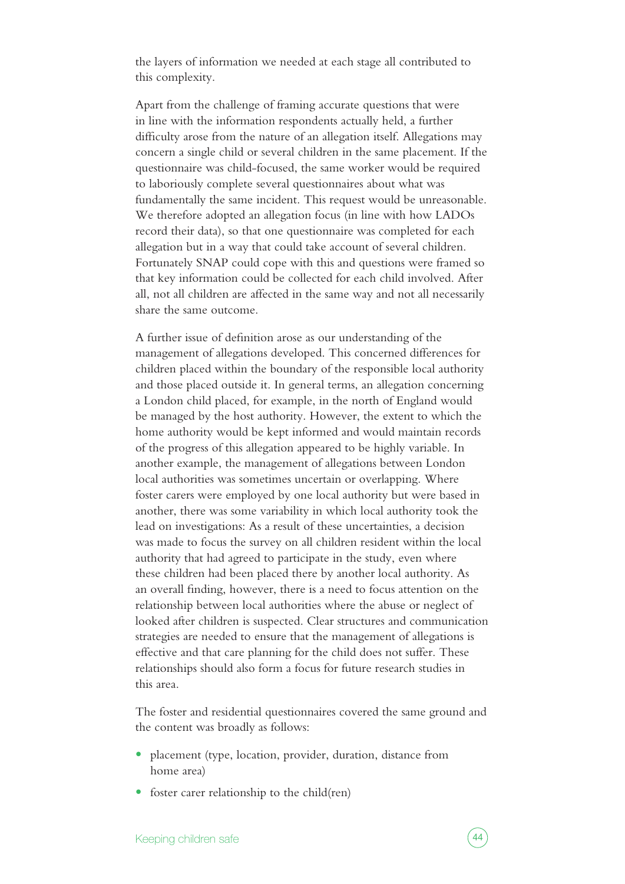the layers of information we needed at each stage all contributed to this complexity.

Apart from the challenge of framing accurate questions that were in line with the information respondents actually held, a further difficulty arose from the nature of an allegation itself. Allegations may concern a single child or several children in the same placement. If the questionnaire was child-focused, the same worker would be required to laboriously complete several questionnaires about what was fundamentally the same incident. This request would be unreasonable. We therefore adopted an allegation focus (in line with how LADOs record their data), so that one questionnaire was completed for each allegation but in a way that could take account of several children. Fortunately SNAP could cope with this and questions were framed so that key information could be collected for each child involved. After all, not all children are affected in the same way and not all necessarily share the same outcome.

A further issue of definition arose as our understanding of the management of allegations developed. This concerned differences for children placed within the boundary of the responsible local authority and those placed outside it. In general terms, an allegation concerning a London child placed, for example, in the north of England would be managed by the host authority. However, the extent to which the home authority would be kept informed and would maintain records of the progress of this allegation appeared to be highly variable. In another example, the management of allegations between London local authorities was sometimes uncertain or overlapping. Where foster carers were employed by one local authority but were based in another, there was some variability in which local authority took the lead on investigations: As a result of these uncertainties, a decision was made to focus the survey on all children resident within the local authority that had agreed to participate in the study, even where these children had been placed there by another local authority. As an overall finding, however, there is a need to focus attention on the relationship between local authorities where the abuse or neglect of looked after children is suspected. Clear structures and communication strategies are needed to ensure that the management of allegations is effective and that care planning for the child does not suffer. These relationships should also form a focus for future research studies in this area.

The foster and residential questionnaires covered the same ground and the content was broadly as follows:

- placement (type, location, provider, duration, distance from home area)
- foster carer relationship to the child(ren)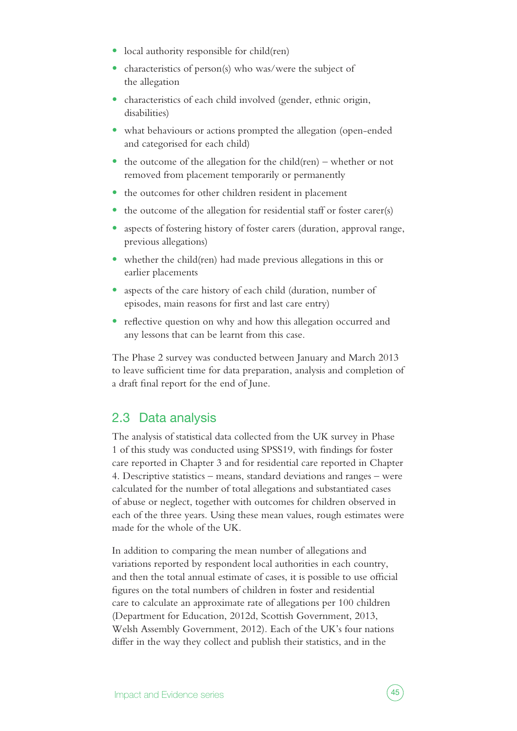- local authority responsible for child(ren)
- characteristics of person(s) who was/were the subject of the allegation
- characteristics of each child involved (gender, ethnic origin, disabilities)
- what behaviours or actions prompted the allegation (open-ended and categorised for each child)
- the outcome of the allegation for the child(ren) – whether or not removed from placement temporarily or permanently
- the outcomes for other children resident in placement
- the outcome of the allegation for residential staff or foster carer(s)
- aspects of fostering history of foster carers (duration, approval range, previous allegations)
- whether the child(ren) had made previous allegations in this or earlier placements
- aspects of the care history of each child (duration, number of episodes, main reasons for first and last care entry)
- reflective question on why and how this allegation occurred and any lessons that can be learnt from this case.

The Phase 2 survey was conducted between January and March 2013 to leave sufficient time for data preparation, analysis and completion of a draft final report for the end of June.

## 2.3 Data analysis

The analysis of statistical data collected from the UK survey in Phase 1 of this study was conducted using SPSS19, with findings for foster care reported in Chapter 3 and for residential care reported in Chapter 4. Descriptive statistics – means, standard deviations and ranges – were calculated for the number of total allegations and substantiated cases of abuse or neglect, together with outcomes for children observed in each of the three years. Using these mean values, rough estimates were made for the whole of the UK.

In addition to comparing the mean number of allegations and variations reported by respondent local authorities in each country, and then the total annual estimate of cases, it is possible to use official figures on the total numbers of children in foster and residential care to calculate an approximate rate of allegations per 100 children (Department for Education, 2012d, Scottish Government, 2013, Welsh Assembly Government, 2012). Each of the UK's four nations differ in the way they collect and publish their statistics, and in the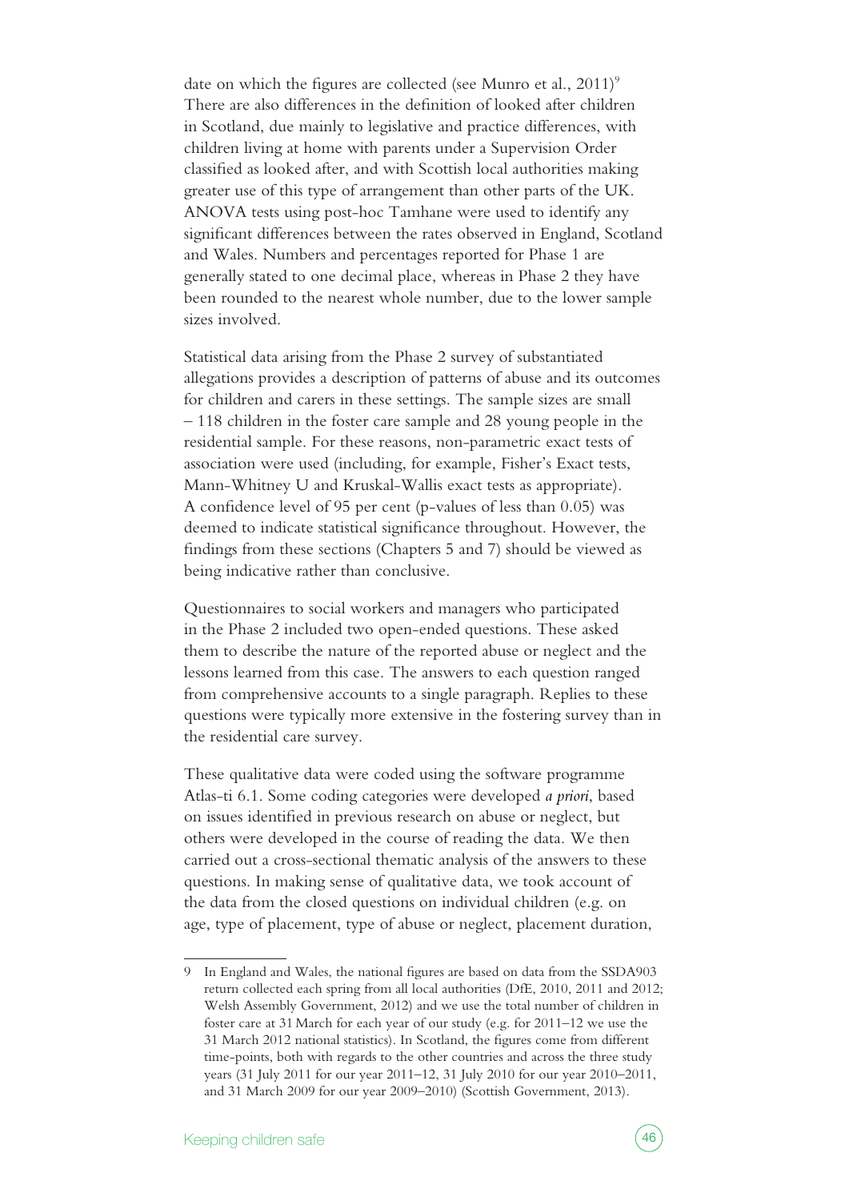date on which the figures are collected (see Munro et al., 2011)[9] There are also differences in the definition of looked after children in Scotland, due mainly to legislative and practice differences, with children living at home with parents under a Supervision Order classified as looked after, and with Scottish local authorities making greater use of this type of arrangement than other parts of the UK. ANOVA tests using post-hoc Tamhane were used to identify any significant differences between the rates observed in England, Scotland and Wales. Numbers and percentages reported for Phase 1 are generally stated to one decimal place, whereas in Phase 2 they have been rounded to the nearest whole number, due to the lower sample sizes involved.

Statistical data arising from the Phase 2 survey of substantiated allegations provides a description of patterns of abuse and its outcomes for children and carers in these settings. The sample sizes are small – 118 children in the foster care sample and 28 young people in the residential sample. For these reasons, non-parametric exact tests of association were used (including, for example, Fisher's Exact tests, Mann-Whitney U and Kruskal-Wallis exact tests as appropriate). A confidence level of 95 per cent (p-values of less than 0.05) was deemed to indicate statistical significance throughout. However, the findings from these sections (Chapters 5 and 7) should be viewed as being indicative rather than conclusive.

Questionnaires to social workers and managers who participated in the Phase 2 included two open-ended questions. These asked them to describe the nature of the reported abuse or neglect and the lessons learned from this case. The answers to each question ranged from comprehensive accounts to a single paragraph. Replies to these questions were typically more extensive in the fostering survey than in the residential care survey.

These qualitative data were coded using the software programme Atlas-ti 6.1. Some coding categories were developed *a priori*, based on issues identified in previous research on abuse or neglect, but others were developed in the course of reading the data. We then carried out a cross-sectional thematic analysis of the answers to these questions. In making sense of qualitative data, we took account of the data from the closed questions on individual children (e.g. on age, type of placement, type of abuse or neglect, placement duration,

---

9 In England and Wales, the national figures are based on data from the SSDA903 return collected each spring from all local authorities (DfE, 2010, 2011 and 2012; Welsh Assembly Government, 2012) and we use the total number of children in foster care at 31 March for each year of our study (e.g. for 2011–12 we use the 31 March 2012 national statistics). In Scotland, the figures come from different time-points, both with regards to the other countries and across the three study years (31 July 2011 for our year 2011–12, 31 July 2010 for our year 2010–2011, and 31 March 2009 for our year 2009–2010) (Scottish Government, 2013).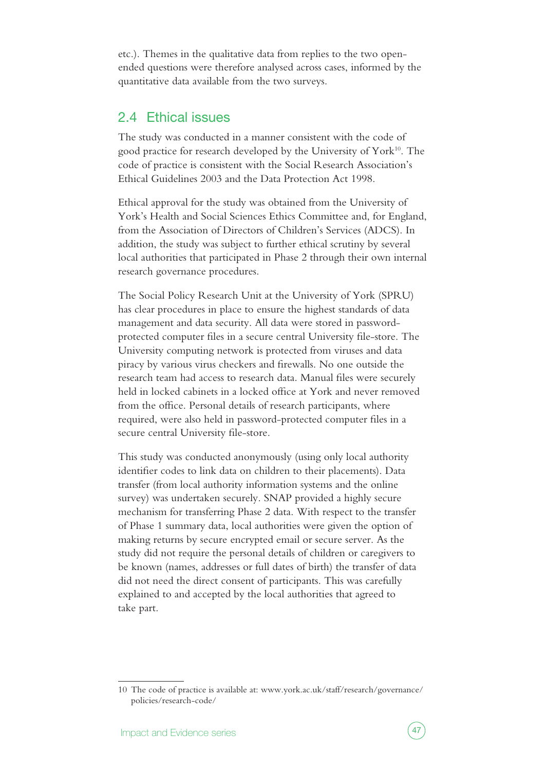etc.). Themes in the qualitative data from replies to the two open-ended questions were therefore analysed across cases, informed by the quantitative data available from the two surveys.

## 2.4 Ethical issues

The study was conducted in a manner consistent with the code of good practice for research developed by the University of York[10]. The code of practice is consistent with the Social Research Association's Ethical Guidelines 2003 and the Data Protection Act 1998.

Ethical approval for the study was obtained from the University of York's Health and Social Sciences Ethics Committee and, for England, from the Association of Directors of Children's Services (ADCS). In addition, the study was subject to further ethical scrutiny by several local authorities that participated in Phase 2 through their own internal research governance procedures.

The Social Policy Research Unit at the University of York (SPRU) has clear procedures in place to ensure the highest standards of data management and data security. All data were stored in password-protected computer files in a secure central University file-store. The University computing network is protected from viruses and data piracy by various virus checkers and firewalls. No one outside the research team had access to research data. Manual files were securely held in locked cabinets in a locked office at York and never removed from the office. Personal details of research participants, where required, were also held in password-protected computer files in a secure central University file-store.

This study was conducted anonymously (using only local authority identifier codes to link data on children to their placements). Data transfer (from local authority information systems and the online survey) was undertaken securely. SNAP provided a highly secure mechanism for transferring Phase 2 data. With respect to the transfer of Phase 1 summary data, local authorities were given the option of making returns by secure encrypted email or secure server. As the study did not require the personal details of children or caregivers to be known (names, addresses or full dates of birth) the transfer of data did not need the direct consent of participants. This was carefully explained to and accepted by the local authorities that agreed to take part.

---

10 The code of practice is available at: www.york.ac.uk/staff/research/governance/policies/research-code/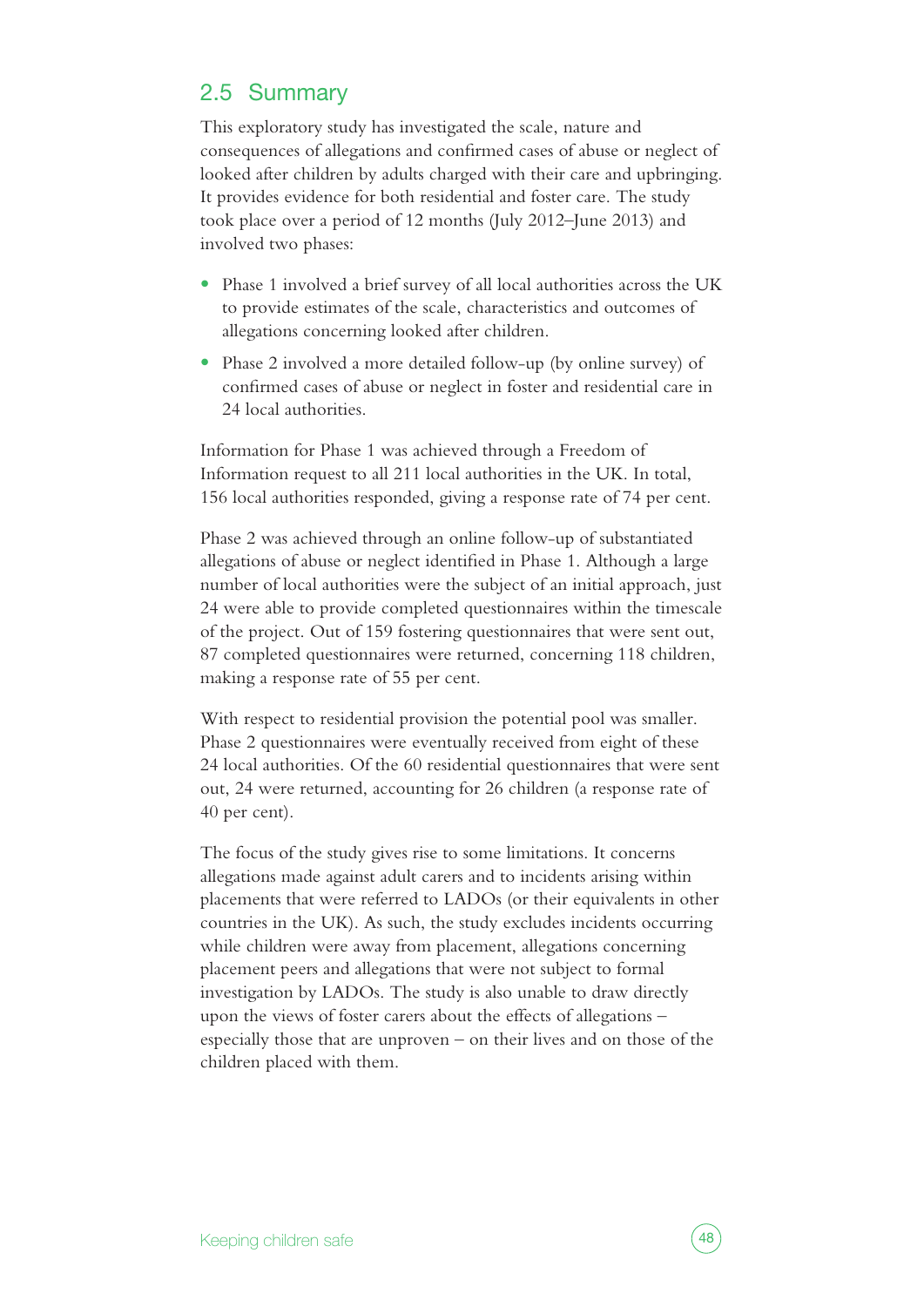## 2.5 Summary

This exploratory study has investigated the scale, nature and consequences of allegations and confirmed cases of abuse or neglect of looked after children by adults charged with their care and upbringing. It provides evidence for both residential and foster care. The study took place over a period of 12 months (July 2012–June 2013) and involved two phases:

- Phase 1 involved a brief survey of all local authorities across the UK to provide estimates of the scale, characteristics and outcomes of allegations concerning looked after children.
- Phase 2 involved a more detailed follow-up (by online survey) of confirmed cases of abuse or neglect in foster and residential care in 24 local authorities.

Information for Phase 1 was achieved through a Freedom of Information request to all 211 local authorities in the UK. In total, 156 local authorities responded, giving a response rate of 74 per cent.

Phase 2 was achieved through an online follow-up of substantiated allegations of abuse or neglect identified in Phase 1. Although a large number of local authorities were the subject of an initial approach, just 24 were able to provide completed questionnaires within the timescale of the project. Out of 159 fostering questionnaires that were sent out, 87 completed questionnaires were returned, concerning 118 children, making a response rate of 55 per cent.

With respect to residential provision the potential pool was smaller. Phase 2 questionnaires were eventually received from eight of these 24 local authorities. Of the 60 residential questionnaires that were sent out, 24 were returned, accounting for 26 children (a response rate of 40 per cent).

The focus of the study gives rise to some limitations. It concerns allegations made against adult carers and to incidents arising within placements that were referred to LADOs (or their equivalents in other countries in the UK). As such, the study excludes incidents occurring while children were away from placement, allegations concerning placement peers and allegations that were not subject to formal investigation by LADOs. The study is also unable to draw directly upon the views of foster carers about the effects of allegations – especially those that are unproven – on their lives and on those of the children placed with them.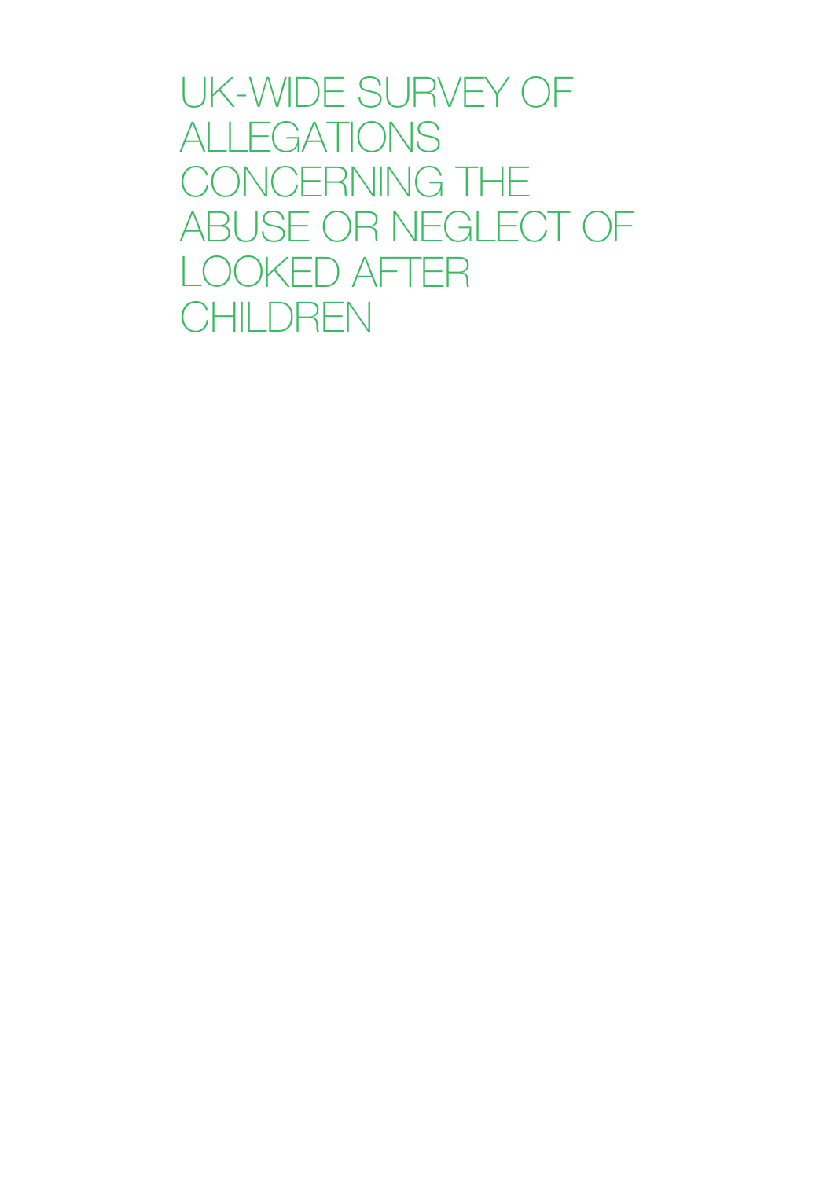# UK-WIDE SURVEY OF ALLEGATIONS CONCERNING THE ABUSE OR NEGLECT OF LOOKED AFTER CHILDREN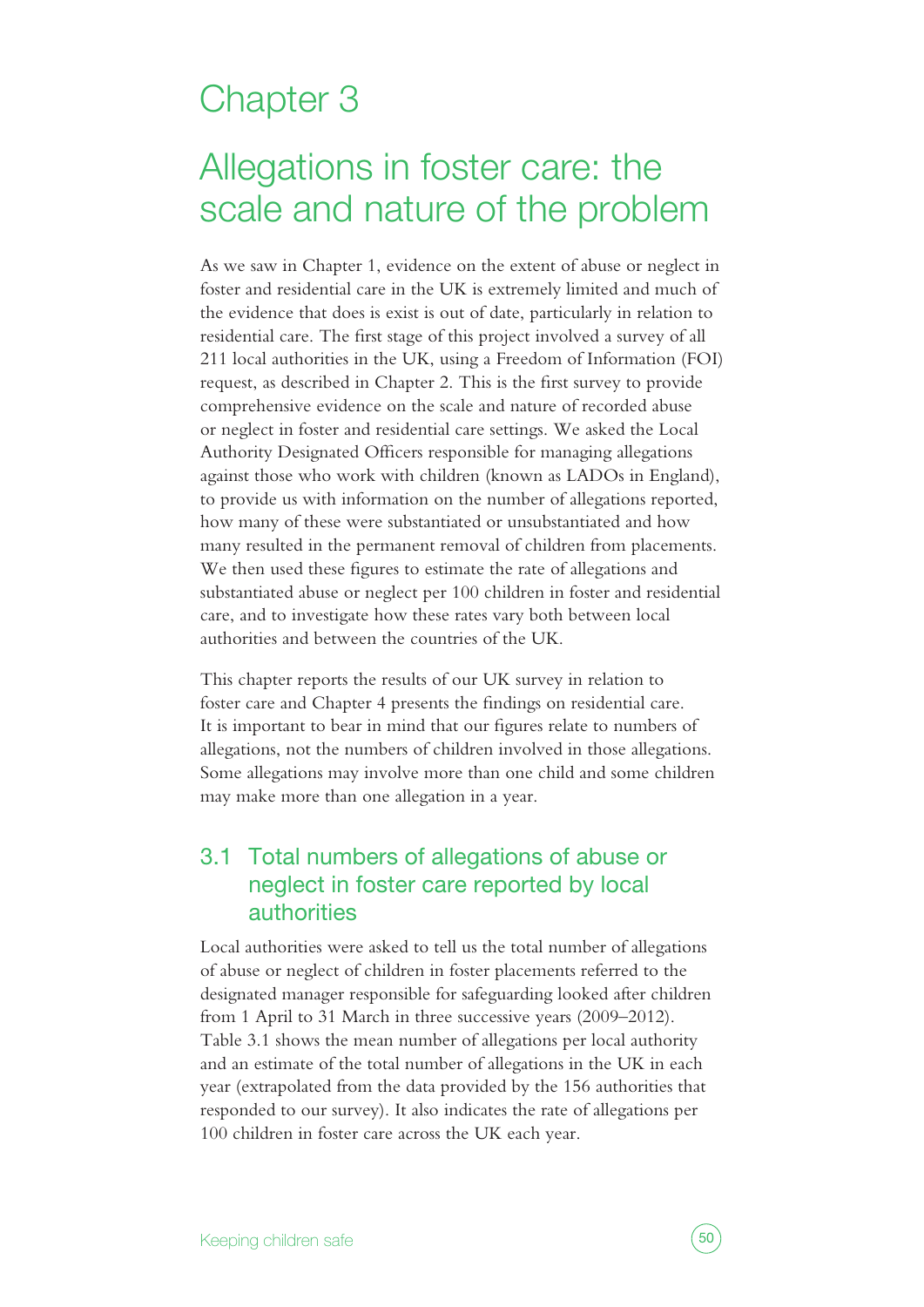# Chapter 3

# Allegations in foster care: the scale and nature of the problem

As we saw in Chapter 1, evidence on the extent of abuse or neglect in foster and residential care in the UK is extremely limited and much of the evidence that does is exist is out of date, particularly in relation to residential care. The first stage of this project involved a survey of all 211 local authorities in the UK, using a Freedom of Information (FOI) request, as described in Chapter 2. This is the first survey to provide comprehensive evidence on the scale and nature of recorded abuse or neglect in foster and residential care settings. We asked the Local Authority Designated Officers responsible for managing allegations against those who work with children (known as LADOs in England), to provide us with information on the number of allegations reported, how many of these were substantiated or unsubstantiated and how many resulted in the permanent removal of children from placements. We then used these figures to estimate the rate of allegations and substantiated abuse or neglect per 100 children in foster and residential care, and to investigate how these rates vary both between local authorities and between the countries of the UK.

This chapter reports the results of our UK survey in relation to foster care and Chapter 4 presents the findings on residential care. It is important to bear in mind that our figures relate to numbers of allegations, not the numbers of children involved in those allegations. Some allegations may involve more than one child and some children may make more than one allegation in a year.

## 3.1 Total numbers of allegations of abuse or neglect in foster care reported by local authorities

Local authorities were asked to tell us the total number of allegations of abuse or neglect of children in foster placements referred to the designated manager responsible for safeguarding looked after children from 1 April to 31 March in three successive years (2009–2012). Table 3.1 shows the mean number of allegations per local authority and an estimate of the total number of allegations in the UK in each year (extrapolated from the data provided by the 156 authorities that responded to our survey). It also indicates the rate of allegations per 100 children in foster care across the UK each year.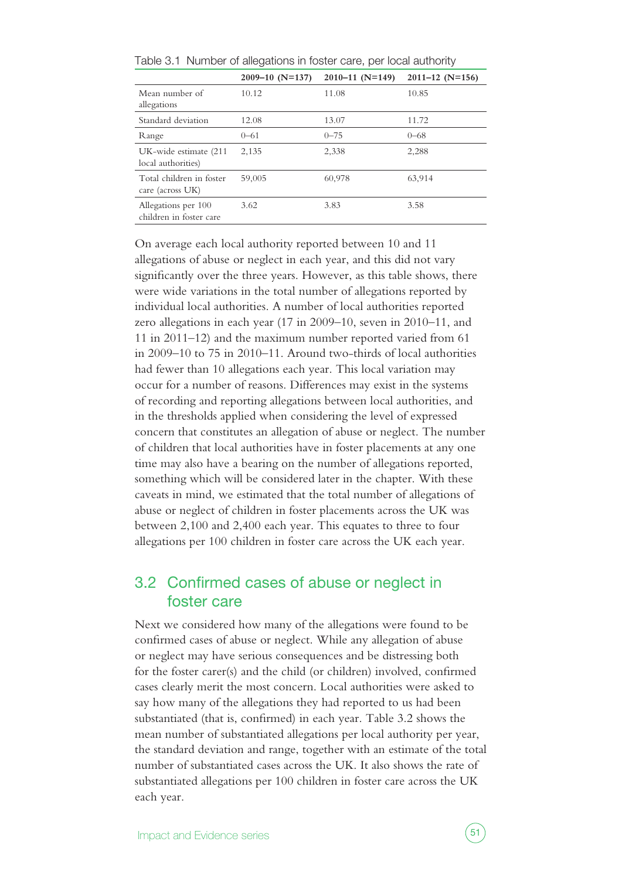Table 3.1 Number of allegations in foster care, per local authority

| | 2009–10 (N=137) | 2010–11 (N=149) | 2011–12 (N=156) |
|---|---|---|---|
| Mean number of allegations | 10.12 | 11.08 | 10.85 |
| Standard deviation | 12.08 | 13.07 | 11.72 |
| Range | 0–61 | 0–75 | 0–68 |
| UK-wide estimate (211 local authorities) | 2,135 | 2,338 | 2,288 |
| Total children in foster care (across UK) | 59,005 | 60,978 | 63,914 |
| Allegations per 100 children in foster care | 3.62 | 3.83 | 3.58 |

On average each local authority reported between 10 and 11 allegations of abuse or neglect in each year, and this did not vary significantly over the three years. However, as this table shows, there were wide variations in the total number of allegations reported by individual local authorities. A number of local authorities reported zero allegations in each year (17 in 2009–10, seven in 2010–11, and 11 in 2011–12) and the maximum number reported varied from 61 in 2009–10 to 75 in 2010–11. Around two-thirds of local authorities had fewer than 10 allegations each year. This local variation may occur for a number of reasons. Differences may exist in the systems of recording and reporting allegations between local authorities, and in the thresholds applied when considering the level of expressed concern that constitutes an allegation of abuse or neglect. The number of children that local authorities have in foster placements at any one time may also have a bearing on the number of allegations reported, something which will be considered later in the chapter. With these caveats in mind, we estimated that the total number of allegations of abuse or neglect of children in foster placements across the UK was between 2,100 and 2,400 each year. This equates to three to four allegations per 100 children in foster care across the UK each year.

## 3.2 Confirmed cases of abuse or neglect in foster care

Next we considered how many of the allegations were found to be confirmed cases of abuse or neglect. While any allegation of abuse or neglect may have serious consequences and be distressing both for the foster carer(s) and the child (or children) involved, confirmed cases clearly merit the most concern. Local authorities were asked to say how many of the allegations they had reported to us had been substantiated (that is, confirmed) in each year. Table 3.2 shows the mean number of substantiated allegations per local authority per year, the standard deviation and range, together with an estimate of the total number of substantiated cases across the UK. It also shows the rate of substantiated allegations per 100 children in foster care across the UK each year.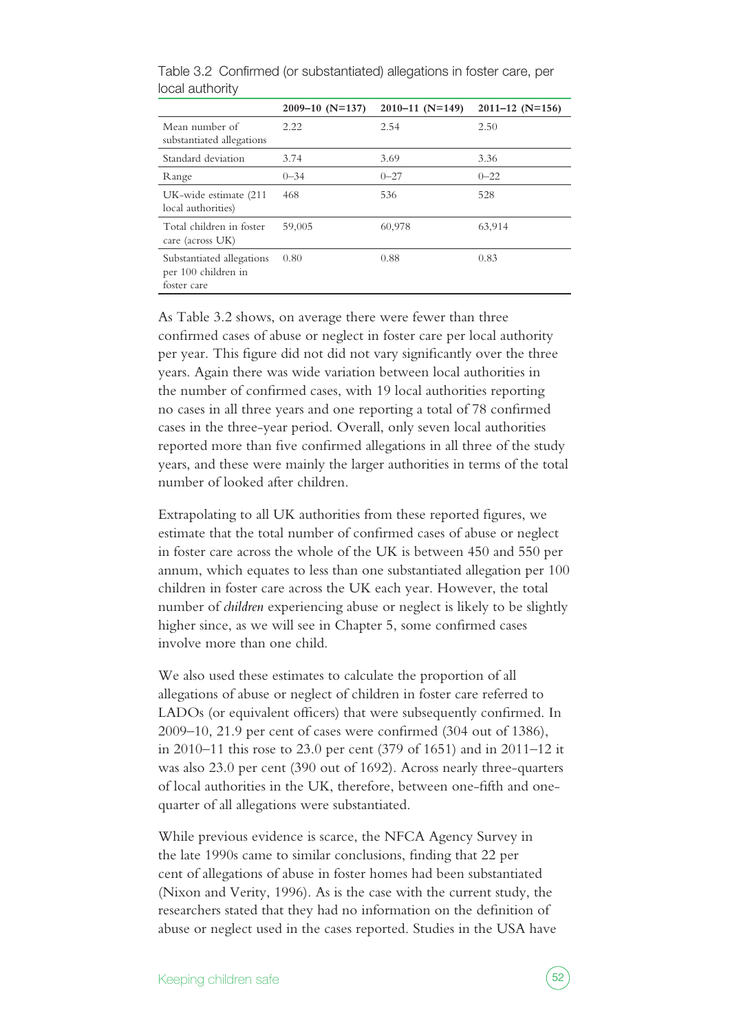Table 3.2 Confirmed (or substantiated) allegations in foster care, per local authority

| | 2009–10 (N=137) | 2010–11 (N=149) | 2011–12 (N=156) |
|---|---|---|---|
| Mean number of substantiated allegations | 2.22 | 2.54 | 2.50 |
| Standard deviation | 3.74 | 3.69 | 3.36 |
| Range | 0–34 | 0–27 | 0–22 |
| UK-wide estimate (211 local authorities) | 468 | 536 | 528 |
| Total children in foster care (across UK) | 59,005 | 60,978 | 63,914 |
| Substantiated allegations per 100 children in foster care | 0.80 | 0.88 | 0.83 |

As Table 3.2 shows, on average there were fewer than three confirmed cases of abuse or neglect in foster care per local authority per year. This figure did not did not vary significantly over the three years. Again there was wide variation between local authorities in the number of confirmed cases, with 19 local authorities reporting no cases in all three years and one reporting a total of 78 confirmed cases in the three-year period. Overall, only seven local authorities reported more than five confirmed allegations in all three of the study years, and these were mainly the larger authorities in terms of the total number of looked after children.

Extrapolating to all UK authorities from these reported figures, we estimate that the total number of confirmed cases of abuse or neglect in foster care across the whole of the UK is between 450 and 550 per annum, which equates to less than one substantiated allegation per 100 children in foster care across the UK each year. However, the total number of *children* experiencing abuse or neglect is likely to be slightly higher since, as we will see in Chapter 5, some confirmed cases involve more than one child.

We also used these estimates to calculate the proportion of all allegations of abuse or neglect of children in foster care referred to LADOs (or equivalent officers) that were subsequently confirmed. In 2009–10, 21.9 per cent of cases were confirmed (304 out of 1386), in 2010–11 this rose to 23.0 per cent (379 of 1651) and in 2011–12 it was also 23.0 per cent (390 out of 1692). Across nearly three-quarters of local authorities in the UK, therefore, between one-fifth and one-quarter of all allegations were substantiated.

While previous evidence is scarce, the NFCA Agency Survey in the late 1990s came to similar conclusions, finding that 22 per cent of allegations of abuse in foster homes had been substantiated (Nixon and Verity, 1996). As is the case with the current study, the researchers stated that they had no information on the definition of abuse or neglect used in the cases reported. Studies in the USA have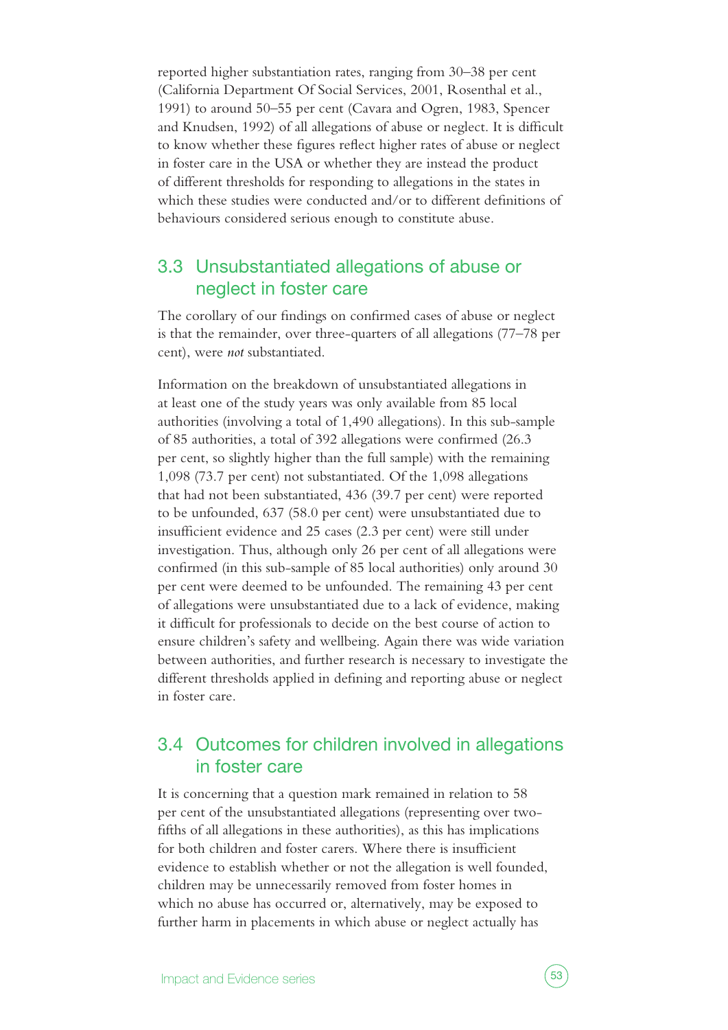reported higher substantiation rates, ranging from 30–38 per cent (California Department Of Social Services, 2001, Rosenthal et al., 1991) to around 50–55 per cent (Cavara and Ogren, 1983, Spencer and Knudsen, 1992) of all allegations of abuse or neglect. It is difficult to know whether these figures reflect higher rates of abuse or neglect in foster care in the USA or whether they are instead the product of different thresholds for responding to allegations in the states in which these studies were conducted and/or to different definitions of behaviours considered serious enough to constitute abuse.

## 3.3 Unsubstantiated allegations of abuse or neglect in foster care

The corollary of our findings on confirmed cases of abuse or neglect is that the remainder, over three-quarters of all allegations (77–78 per cent), were *not* substantiated.

Information on the breakdown of unsubstantiated allegations in at least one of the study years was only available from 85 local authorities (involving a total of 1,490 allegations). In this sub-sample of 85 authorities, a total of 392 allegations were confirmed (26.3 per cent, so slightly higher than the full sample) with the remaining 1,098 (73.7 per cent) not substantiated. Of the 1,098 allegations that had not been substantiated, 436 (39.7 per cent) were reported to be unfounded, 637 (58.0 per cent) were unsubstantiated due to insufficient evidence and 25 cases (2.3 per cent) were still under investigation. Thus, although only 26 per cent of all allegations were confirmed (in this sub-sample of 85 local authorities) only around 30 per cent were deemed to be unfounded. The remaining 43 per cent of allegations were unsubstantiated due to a lack of evidence, making it difficult for professionals to decide on the best course of action to ensure children's safety and wellbeing. Again there was wide variation between authorities, and further research is necessary to investigate the different thresholds applied in defining and reporting abuse or neglect in foster care.

## 3.4 Outcomes for children involved in allegations in foster care

It is concerning that a question mark remained in relation to 58 per cent of the unsubstantiated allegations (representing over two-fifths of all allegations in these authorities), as this has implications for both children and foster carers. Where there is insufficient evidence to establish whether or not the allegation is well founded, children may be unnecessarily removed from foster homes in which no abuse has occurred or, alternatively, may be exposed to further harm in placements in which abuse or neglect actually has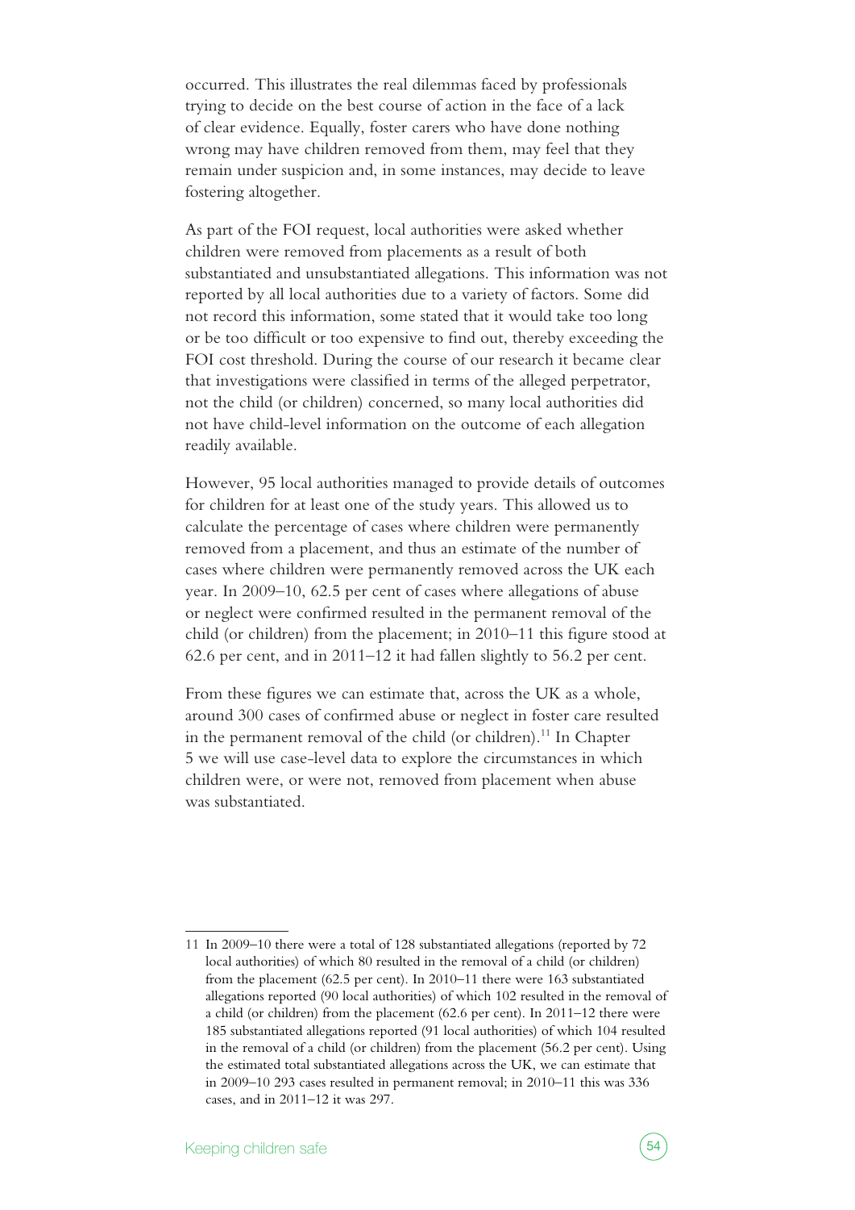occurred. This illustrates the real dilemmas faced by professionals trying to decide on the best course of action in the face of a lack of clear evidence. Equally, foster carers who have done nothing wrong may have children removed from them, may feel that they remain under suspicion and, in some instances, may decide to leave fostering altogether.

As part of the FOI request, local authorities were asked whether children were removed from placements as a result of both substantiated and unsubstantiated allegations. This information was not reported by all local authorities due to a variety of factors. Some did not record this information, some stated that it would take too long or be too difficult or too expensive to find out, thereby exceeding the FOI cost threshold. During the course of our research it became clear that investigations were classified in terms of the alleged perpetrator, not the child (or children) concerned, so many local authorities did not have child-level information on the outcome of each allegation readily available.

However, 95 local authorities managed to provide details of outcomes for children for at least one of the study years. This allowed us to calculate the percentage of cases where children were permanently removed from a placement, and thus an estimate of the number of cases where children were permanently removed across the UK each year. In 2009–10, 62.5 per cent of cases where allegations of abuse or neglect were confirmed resulted in the permanent removal of the child (or children) from the placement; in 2010–11 this figure stood at 62.6 per cent, and in 2011–12 it had fallen slightly to 56.2 per cent.

From these figures we can estimate that, across the UK as a whole, around 300 cases of confirmed abuse or neglect in foster care resulted in the permanent removal of the child (or children).[11] In Chapter 5 we will use case-level data to explore the circumstances in which children were, or were not, removed from placement when abuse was substantiated.

---

11 In 2009–10 there were a total of 128 substantiated allegations (reported by 72 local authorities) of which 80 resulted in the removal of a child (or children) from the placement (62.5 per cent). In 2010–11 there were 163 substantiated allegations reported (90 local authorities) of which 102 resulted in the removal of a child (or children) from the placement (62.6 per cent). In 2011–12 there were 185 substantiated allegations reported (91 local authorities) of which 104 resulted in the removal of a child (or children) from the placement (56.2 per cent). Using the estimated total substantiated allegations across the UK, we can estimate that in 2009–10 293 cases resulted in permanent removal; in 2010–11 this was 336 cases, and in 2011–12 it was 297.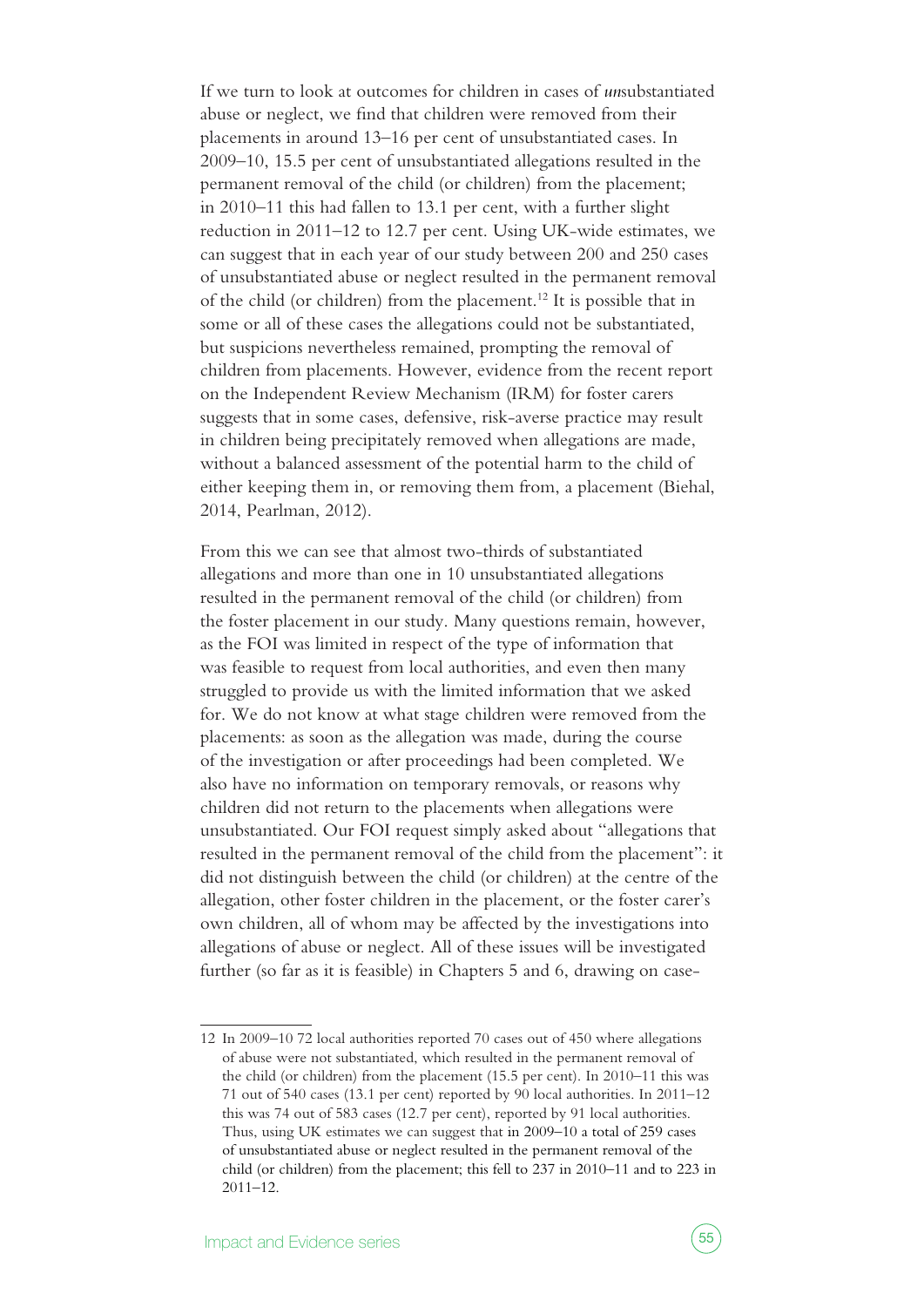If we turn to look at outcomes for children in cases of *un*substantiated abuse or neglect, we find that children were removed from their placements in around 13–16 per cent of unsubstantiated cases. In 2009–10, 15.5 per cent of unsubstantiated allegations resulted in the permanent removal of the child (or children) from the placement; in 2010–11 this had fallen to 13.1 per cent, with a further slight reduction in 2011–12 to 12.7 per cent. Using UK-wide estimates, we can suggest that in each year of our study between 200 and 250 cases of unsubstantiated abuse or neglect resulted in the permanent removal of the child (or children) from the placement.[12] It is possible that in some or all of these cases the allegations could not be substantiated, but suspicions nevertheless remained, prompting the removal of children from placements. However, evidence from the recent report on the Independent Review Mechanism (IRM) for foster carers suggests that in some cases, defensive, risk-averse practice may result in children being precipitately removed when allegations are made, without a balanced assessment of the potential harm to the child of either keeping them in, or removing them from, a placement (Biehal, 2014, Pearlman, 2012).

From this we can see that almost two-thirds of substantiated allegations and more than one in 10 unsubstantiated allegations resulted in the permanent removal of the child (or children) from the foster placement in our study. Many questions remain, however, as the FOI was limited in respect of the type of information that was feasible to request from local authorities, and even then many struggled to provide us with the limited information that we asked for. We do not know at what stage children were removed from the placements: as soon as the allegation was made, during the course of the investigation or after proceedings had been completed. We also have no information on temporary removals, or reasons why children did not return to the placements when allegations were unsubstantiated. Our FOI request simply asked about "allegations that resulted in the permanent removal of the child from the placement": it did not distinguish between the child (or children) at the centre of the allegation, other foster children in the placement, or the foster carer's own children, all of whom may be affected by the investigations into allegations of abuse or neglect. All of these issues will be investigated further (so far as it is feasible) in Chapters 5 and 6, drawing on case-

12 In 2009–10 72 local authorities reported 70 cases out of 450 where allegations of abuse were not substantiated, which resulted in the permanent removal of the child (or children) from the placement (15.5 per cent). In 2010–11 this was 71 out of 540 cases (13.1 per cent) reported by 90 local authorities. In 2011–12 this was 74 out of 583 cases (12.7 per cent), reported by 91 local authorities. Thus, using UK estimates we can suggest that in 2009–10 a total of 259 cases of unsubstantiated abuse or neglect resulted in the permanent removal of the child (or children) from the placement; this fell to 237 in 2010–11 and to 223 in 2011–12.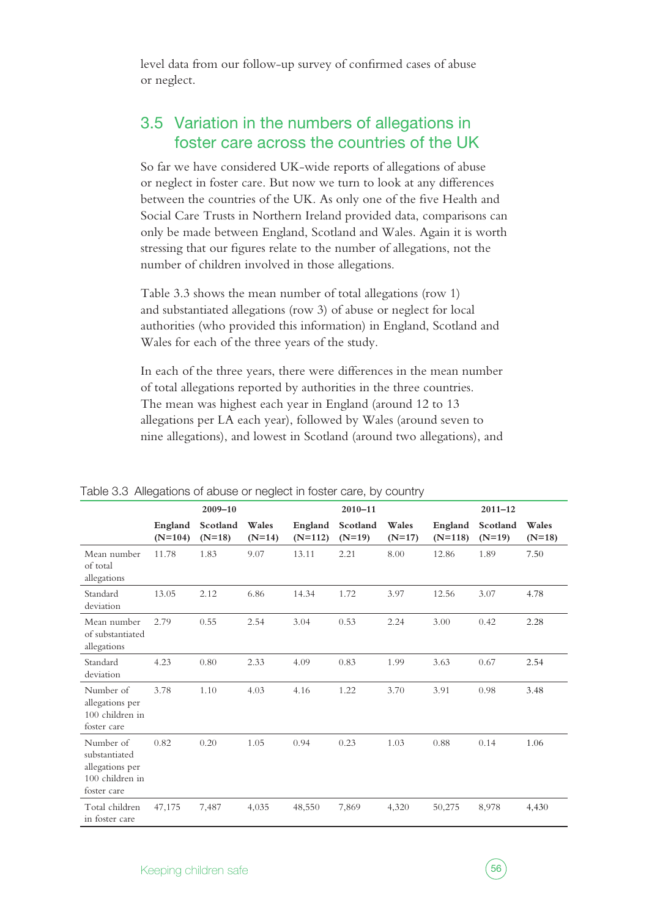level data from our follow-up survey of confirmed cases of abuse or neglect.

## 3.5 Variation in the numbers of allegations in foster care across the countries of the UK

So far we have considered UK-wide reports of allegations of abuse or neglect in foster care. But now we turn to look at any differences between the countries of the UK. As only one of the five Health and Social Care Trusts in Northern Ireland provided data, comparisons can only be made between England, Scotland and Wales. Again it is worth stressing that our figures relate to the number of allegations, not the number of children involved in those allegations.

Table 3.3 shows the mean number of total allegations (row 1) and substantiated allegations (row 3) of abuse or neglect for local authorities (who provided this information) in England, Scotland and Wales for each of the three years of the study.

In each of the three years, there were differences in the mean number of total allegations reported by authorities in the three countries. The mean was highest each year in England (around 12 to 13 allegations per LA each year), followed by Wales (around seven to nine allegations), and lowest in Scotland (around two allegations), and

Table 3.3 Allegations of abuse or neglect in foster care, by country

| | 2009–10 | | | 2010–11 | | | 2011–12 | | |
|---|---|---|---|---|---|---|---|---|---|
| | England (N=104) | Scotland (N=18) | Wales (N=14) | England (N=112) | Scotland (N=19) | Wales (N=17) | England (N=118) | Scotland (N=19) | Wales (N=18) |
| Mean number of total allegations | 11.78 | 1.83 | 9.07 | 13.11 | 2.21 | 8.00 | 12.86 | 1.89 | 7.50 |
| Standard deviation | 13.05 | 2.12 | 6.86 | 14.34 | 1.72 | 3.97 | 12.56 | 3.07 | 4.78 |
| Mean number of substantiated allegations | 2.79 | 0.55 | 2.54 | 3.04 | 0.53 | 2.24 | 3.00 | 0.42 | 2.28 |
| Standard deviation | 4.23 | 0.80 | 2.33 | 4.09 | 0.83 | 1.99 | 3.63 | 0.67 | 2.54 |
| Number of allegations per 100 children in foster care | 3.78 | 1.10 | 4.03 | 4.16 | 1.22 | 3.70 | 3.91 | 0.98 | 3.48 |
| Number of substantiated allegations per 100 children in foster care | 0.82 | 0.20 | 1.05 | 0.94 | 0.23 | 1.03 | 0.88 | 0.14 | 1.06 |
| Total children in foster care | 47,175 | 7,487 | 4,035 | 48,550 | 7,869 | 4,320 | 50,275 | 8,978 | 4,430 |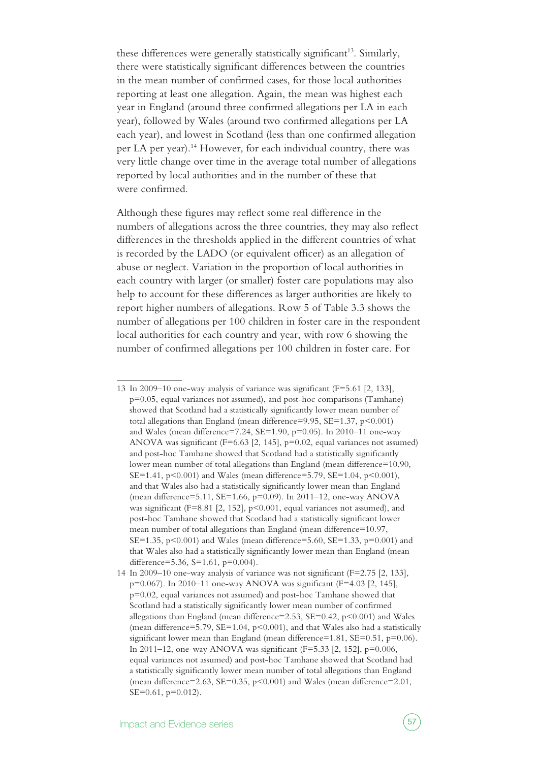these differences were generally statistically significant[13]. Similarly, there were statistically significant differences between the countries in the mean number of confirmed cases, for those local authorities reporting at least one allegation. Again, the mean was highest each year in England (around three confirmed allegations per LA in each year), followed by Wales (around two confirmed allegations per LA each year), and lowest in Scotland (less than one confirmed allegation per LA per year).[14] However, for each individual country, there was very little change over time in the average total number of allegations reported by local authorities and in the number of these that were confirmed.

Although these figures may reflect some real difference in the numbers of allegations across the three countries, they may also reflect differences in the thresholds applied in the different countries of what is recorded by the LADO (or equivalent officer) as an allegation of abuse or neglect. Variation in the proportion of local authorities in each country with larger (or smaller) foster care populations may also help to account for these differences as larger authorities are likely to report higher numbers of allegations. Row 5 of Table 3.3 shows the number of allegations per 100 children in foster care in the respondent local authorities for each country and year, with row 6 showing the number of confirmed allegations per 100 children in foster care. For

---

13 In 2009–10 one-way analysis of variance was significant ($F=5.61$ [2, 133], $p=0.05$, equal variances not assumed), and post-hoc comparisons (Tamhane) showed that Scotland had a statistically significantly lower mean number of total allegations than England (mean difference=9.95, SE=1.37, $p<0.001$) and Wales (mean difference=7.24, SE=1.90, $p=0.05$). In 2010–11 one-way ANOVA was significant ($F=6.63$ [2, 145], $p=0.02$, equal variances not assumed) and post-hoc Tamhane showed that Scotland had a statistically significantly lower mean number of total allegations than England (mean difference=10.90, SE=1.41, $p<0.001$) and Wales (mean difference=5.79, SE=1.04, $p<0.001$), and that Wales also had a statistically significantly lower mean than England (mean difference=5.11, SE=1.66, $p=0.09$). In 2011–12, one-way ANOVA was significant ($F=8.81$ [2, 152], $p<0.001$, equal variances not assumed), and post-hoc Tamhane showed that Scotland had a statistically significant lower mean number of total allegations than England (mean difference=10.97, SE=1.35, $p<0.001$) and Wales (mean difference=5.60, SE=1.33, $p=0.001$) and that Wales also had a statistically significantly lower mean than England (mean difference=5.36, S=1.61, $p=0.004$).

14 In 2009–10 one-way analysis of variance was not significant ($F=2.75$ [2, 133], $p=0.067$). In 2010–11 one-way ANOVA was significant ($F=4.03$ [2, 145], $p=0.02$, equal variances not assumed) and post-hoc Tamhane showed that Scotland had a statistically significantly lower mean number of confirmed allegations than England (mean difference=2.53, SE=0.42, $p<0.001$) and Wales (mean difference=5.79, SE=1.04, $p<0.001$), and that Wales also had a statistically significant lower mean than England (mean difference=1.81, SE=0.51, $p=0.06$). In 2011–12, one-way ANOVA was significant ($F=5.33$ [2, 152], $p=0.006$, equal variances not assumed) and post-hoc Tamhane showed that Scotland had a statistically significantly lower mean number of total allegations than England (mean difference=2.63, SE=0.35, $p<0.001$) and Wales (mean difference=2.01, SE=0.61, $p=0.012$).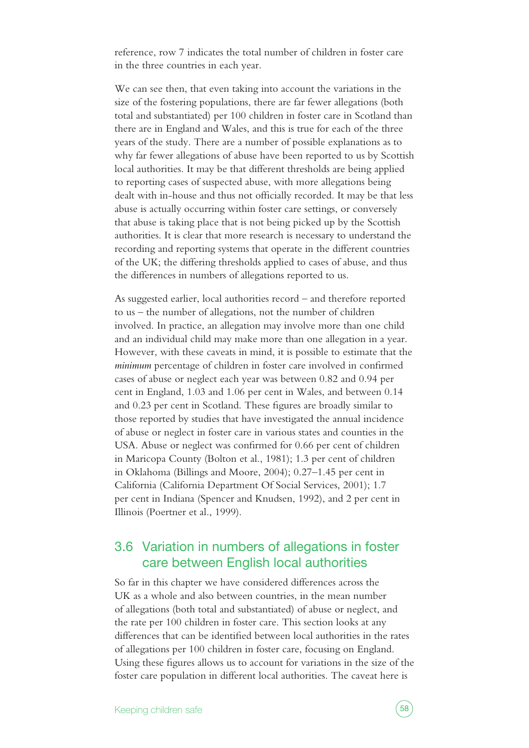reference, row 7 indicates the total number of children in foster care in the three countries in each year.

We can see then, that even taking into account the variations in the size of the fostering populations, there are far fewer allegations (both total and substantiated) per 100 children in foster care in Scotland than there are in England and Wales, and this is true for each of the three years of the study. There are a number of possible explanations as to why far fewer allegations of abuse have been reported to us by Scottish local authorities. It may be that different thresholds are being applied to reporting cases of suspected abuse, with more allegations being dealt with in-house and thus not officially recorded. It may be that less abuse is actually occurring within foster care settings, or conversely that abuse is taking place that is not being picked up by the Scottish authorities. It is clear that more research is necessary to understand the recording and reporting systems that operate in the different countries of the UK; the differing thresholds applied to cases of abuse, and thus the differences in numbers of allegations reported to us.

As suggested earlier, local authorities record – and therefore reported to us – the number of allegations, not the number of children involved. In practice, an allegation may involve more than one child and an individual child may make more than one allegation in a year. However, with these caveats in mind, it is possible to estimate that the *minimum* percentage of children in foster care involved in confirmed cases of abuse or neglect each year was between 0.82 and 0.94 per cent in England, 1.03 and 1.06 per cent in Wales, and between 0.14 and 0.23 per cent in Scotland. These figures are broadly similar to those reported by studies that have investigated the annual incidence of abuse or neglect in foster care in various states and counties in the USA. Abuse or neglect was confirmed for 0.66 per cent of children in Maricopa County (Bolton et al., 1981); 1.3 per cent of children in Oklahoma (Billings and Moore, 2004); 0.27–1.45 per cent in California (California Department Of Social Services, 2001); 1.7 per cent in Indiana (Spencer and Knudsen, 1992), and 2 per cent in Illinois (Poertner et al., 1999).

## 3.6 Variation in numbers of allegations in foster care between English local authorities

So far in this chapter we have considered differences across the UK as a whole and also between countries, in the mean number of allegations (both total and substantiated) of abuse or neglect, and the rate per 100 children in foster care. This section looks at any differences that can be identified between local authorities in the rates of allegations per 100 children in foster care, focusing on England. Using these figures allows us to account for variations in the size of the foster care population in different local authorities. The caveat here is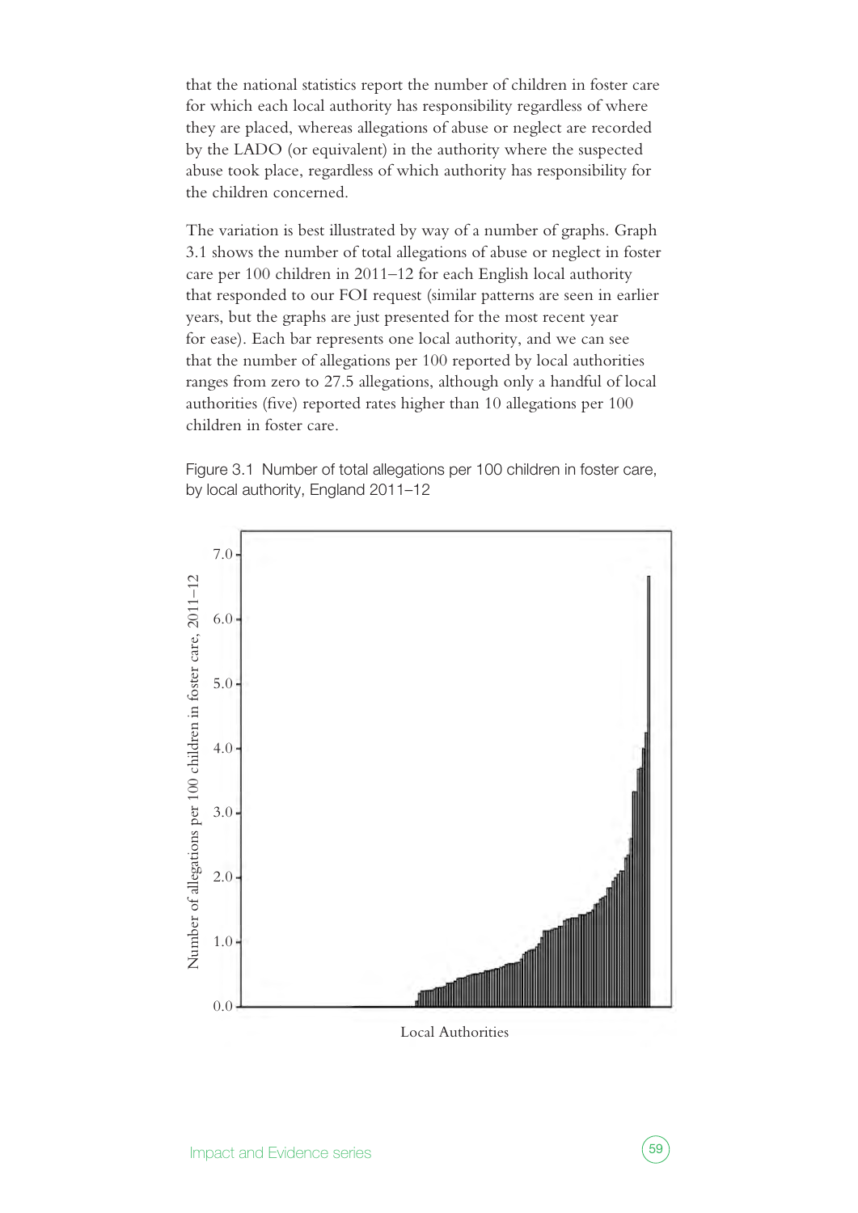that the national statistics report the number of children in foster care for which each local authority has responsibility regardless of where they are placed, whereas allegations of abuse or neglect are recorded by the LADO (or equivalent) in the authority where the suspected abuse took place, regardless of which authority has responsibility for the children concerned.

The variation is best illustrated by way of a number of graphs. Graph 3.1 shows the number of total allegations of abuse or neglect in foster care per 100 children in 2011–12 for each English local authority that responded to our FOI request (similar patterns are seen in earlier years, but the graphs are just presented for the most recent year for ease). Each bar represents one local authority, and we can see that the number of allegations per 100 reported by local authorities ranges from zero to 27.5 allegations, although only a handful of local authorities (five) reported rates higher than 10 allegations per 100 children in foster care.

Figure 3.1 Number of total allegations per 100 children in foster care, by local authority, England 2011–12

Number of allegations per 100 children in foster care, 2011–12

7.0
6.0
5.0
4.0
3.0
2.0
1.0
0.0

Local Authorities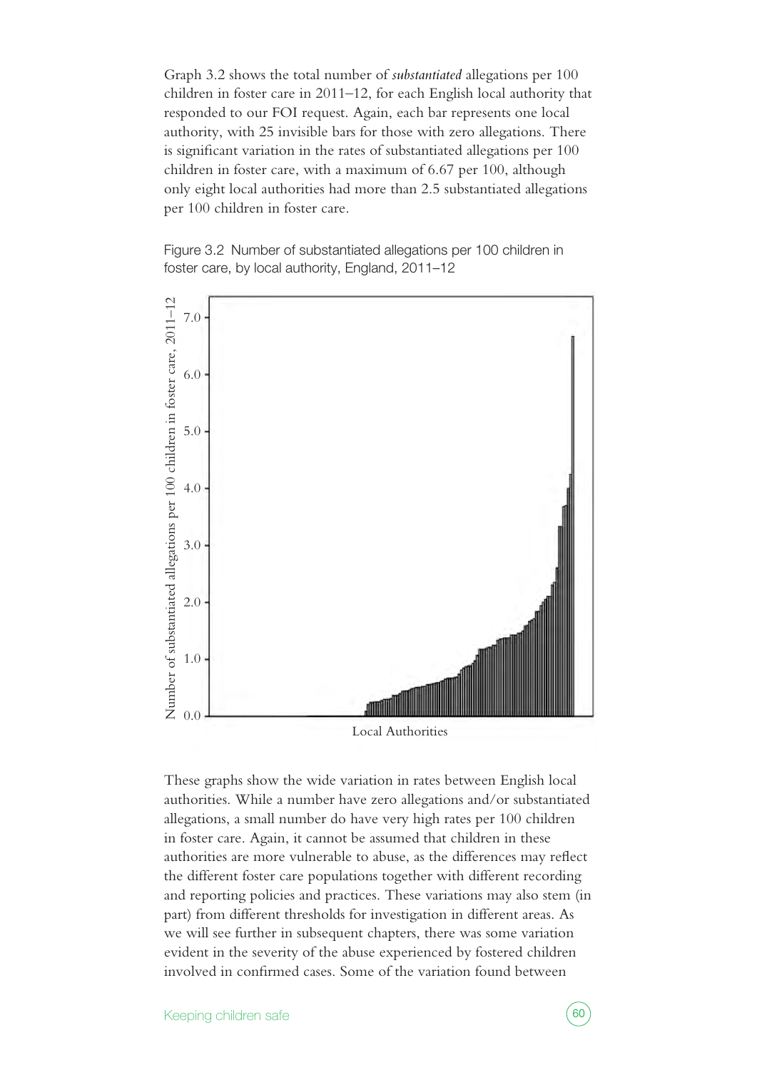Graph 3.2 shows the total number of *substantiated* allegations per 100 children in foster care in 2011–12, for each English local authority that responded to our FOI request. Again, each bar represents one local authority, with 25 invisible bars for those with zero allegations. There is significant variation in the rates of substantiated allegations per 100 children in foster care, with a maximum of 6.67 per 100, although only eight local authorities had more than 2.5 substantiated allegations per 100 children in foster care.

Figure 3.2 Number of substantiated allegations per 100 children in foster care, by local authority, England, 2011–12

Number of substantiated allegations per 100 children in foster care, 2011–12

7.0
6.0
5.0
4.0
3.0
2.0
1.0
0.0

Local Authorities

These graphs show the wide variation in rates between English local authorities. While a number have zero allegations and/or substantiated allegations, a small number do have very high rates per 100 children in foster care. Again, it cannot be assumed that children in these authorities are more vulnerable to abuse, as the differences may reflect the different foster care populations together with different recording and reporting policies and practices. These variations may also stem (in part) from different thresholds for investigation in different areas. As we will see further in subsequent chapters, there was some variation evident in the severity of the abuse experienced by fostered children involved in confirmed cases. Some of the variation found between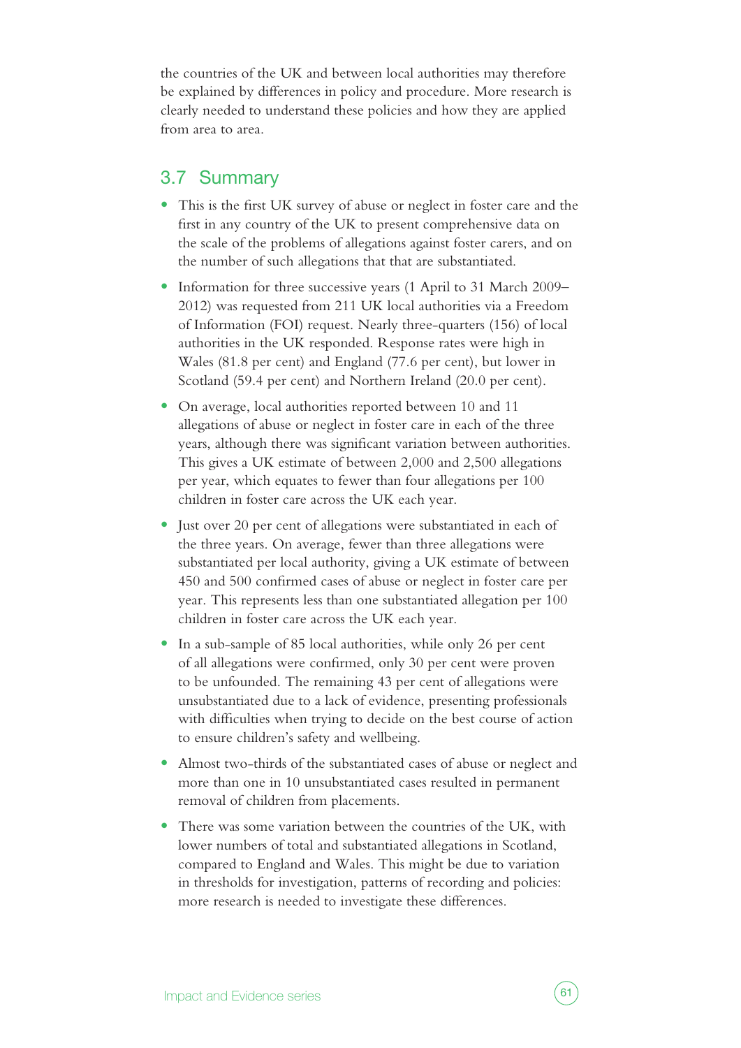the countries of the UK and between local authorities may therefore be explained by differences in policy and procedure. More research is clearly needed to understand these policies and how they are applied from area to area.

## 3.7 Summary

- This is the first UK survey of abuse or neglect in foster care and the first in any country of the UK to present comprehensive data on the scale of the problems of allegations against foster carers, and on the number of such allegations that that are substantiated.
- Information for three successive years (1 April to 31 March 2009–2012) was requested from 211 UK local authorities via a Freedom of Information (FOI) request. Nearly three-quarters (156) of local authorities in the UK responded. Response rates were high in Wales (81.8 per cent) and England (77.6 per cent), but lower in Scotland (59.4 per cent) and Northern Ireland (20.0 per cent).
- On average, local authorities reported between 10 and 11 allegations of abuse or neglect in foster care in each of the three years, although there was significant variation between authorities. This gives a UK estimate of between 2,000 and 2,500 allegations per year, which equates to fewer than four allegations per 100 children in foster care across the UK each year.
- Just over 20 per cent of allegations were substantiated in each of the three years. On average, fewer than three allegations were substantiated per local authority, giving a UK estimate of between 450 and 500 confirmed cases of abuse or neglect in foster care per year. This represents less than one substantiated allegation per 100 children in foster care across the UK each year.
- In a sub-sample of 85 local authorities, while only 26 per cent of all allegations were confirmed, only 30 per cent were proven to be unfounded. The remaining 43 per cent of allegations were unsubstantiated due to a lack of evidence, presenting professionals with difficulties when trying to decide on the best course of action to ensure children's safety and wellbeing.
- Almost two-thirds of the substantiated cases of abuse or neglect and more than one in 10 unsubstantiated cases resulted in permanent removal of children from placements.
- There was some variation between the countries of the UK, with lower numbers of total and substantiated allegations in Scotland, compared to England and Wales. This might be due to variation in thresholds for investigation, patterns of recording and policies: more research is needed to investigate these differences.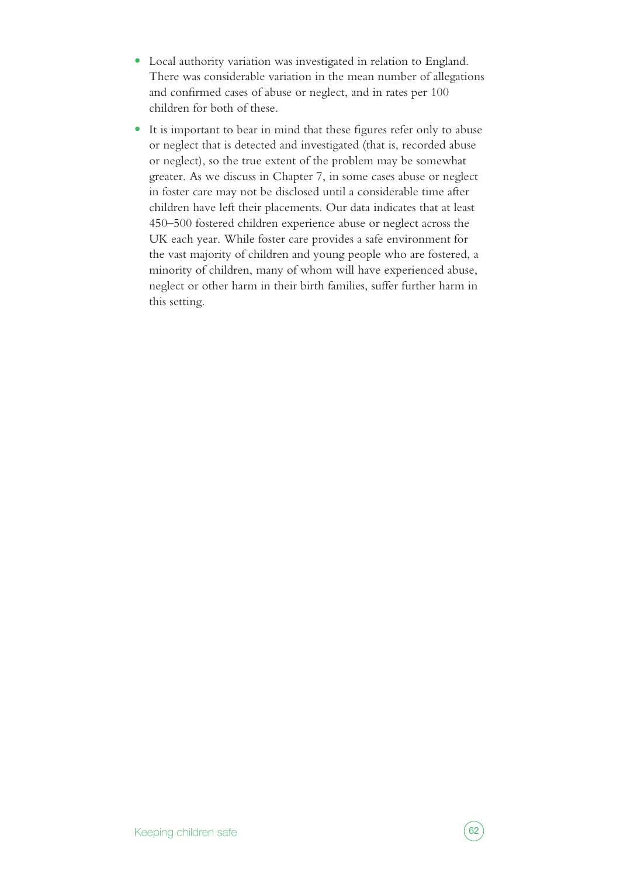- Local authority variation was investigated in relation to England. There was considerable variation in the mean number of allegations and confirmed cases of abuse or neglect, and in rates per 100 children for both of these.
- It is important to bear in mind that these figures refer only to abuse or neglect that is detected and investigated (that is, recorded abuse or neglect), so the true extent of the problem may be somewhat greater. As we discuss in Chapter 7, in some cases abuse or neglect in foster care may not be disclosed until a considerable time after children have left their placements. Our data indicates that at least 450–500 fostered children experience abuse or neglect across the UK each year. While foster care provides a safe environment for the vast majority of children and young people who are fostered, a minority of children, many of whom will have experienced abuse, neglect or other harm in their birth families, suffer further harm in this setting.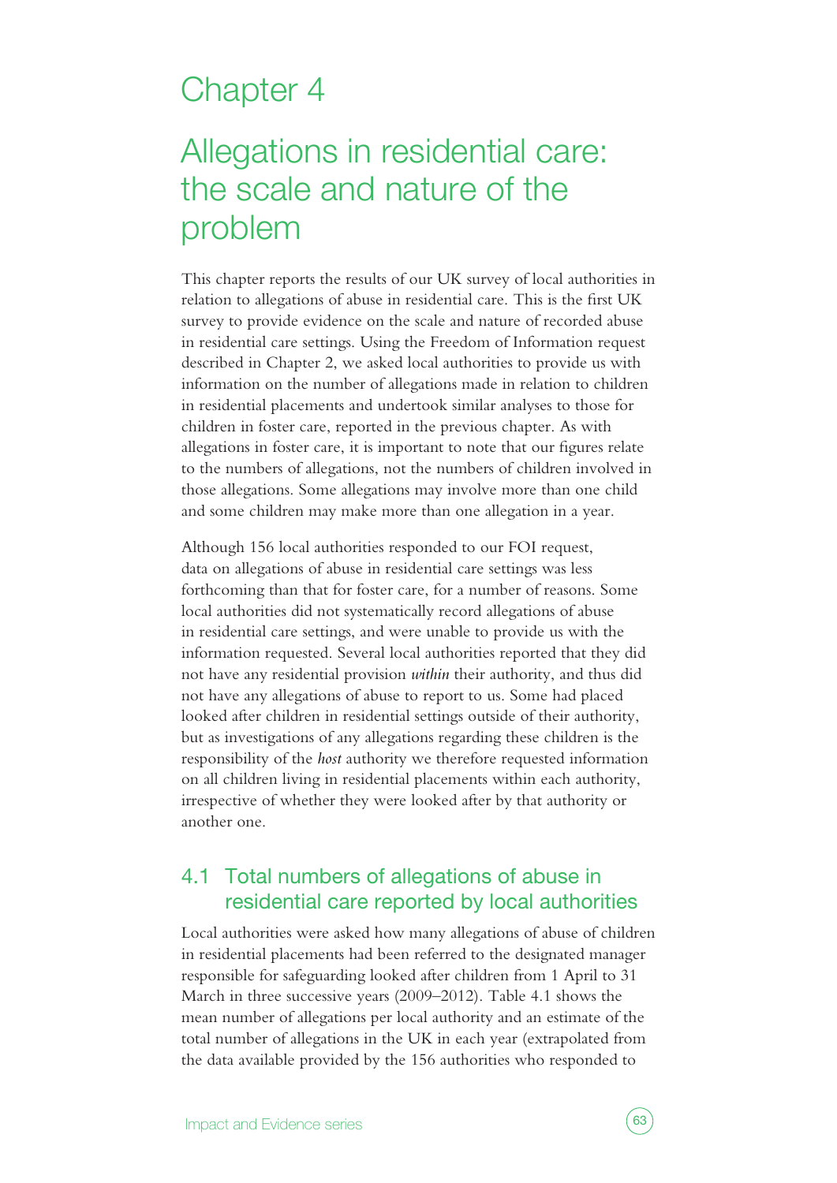# Chapter 4

# Allegations in residential care: the scale and nature of the problem

This chapter reports the results of our UK survey of local authorities in relation to allegations of abuse in residential care. This is the first UK survey to provide evidence on the scale and nature of recorded abuse in residential care settings. Using the Freedom of Information request described in Chapter 2, we asked local authorities to provide us with information on the number of allegations made in relation to children in residential placements and undertook similar analyses to those for children in foster care, reported in the previous chapter. As with allegations in foster care, it is important to note that our figures relate to the numbers of allegations, not the numbers of children involved in those allegations. Some allegations may involve more than one child and some children may make more than one allegation in a year.

Although 156 local authorities responded to our FOI request, data on allegations of abuse in residential care settings was less forthcoming than that for foster care, for a number of reasons. Some local authorities did not systematically record allegations of abuse in residential care settings, and were unable to provide us with the information requested. Several local authorities reported that they did not have any residential provision *within* their authority, and thus did not have any allegations of abuse to report to us. Some had placed looked after children in residential settings outside of their authority, but as investigations of any allegations regarding these children is the responsibility of the *host* authority we therefore requested information on all children living in residential placements within each authority, irrespective of whether they were looked after by that authority or another one.

## 4.1 Total numbers of allegations of abuse in residential care reported by local authorities

Local authorities were asked how many allegations of abuse of children in residential placements had been referred to the designated manager responsible for safeguarding looked after children from 1 April to 31 March in three successive years (2009–2012). Table 4.1 shows the mean number of allegations per local authority and an estimate of the total number of allegations in the UK in each year (extrapolated from the data available provided by the 156 authorities who responded to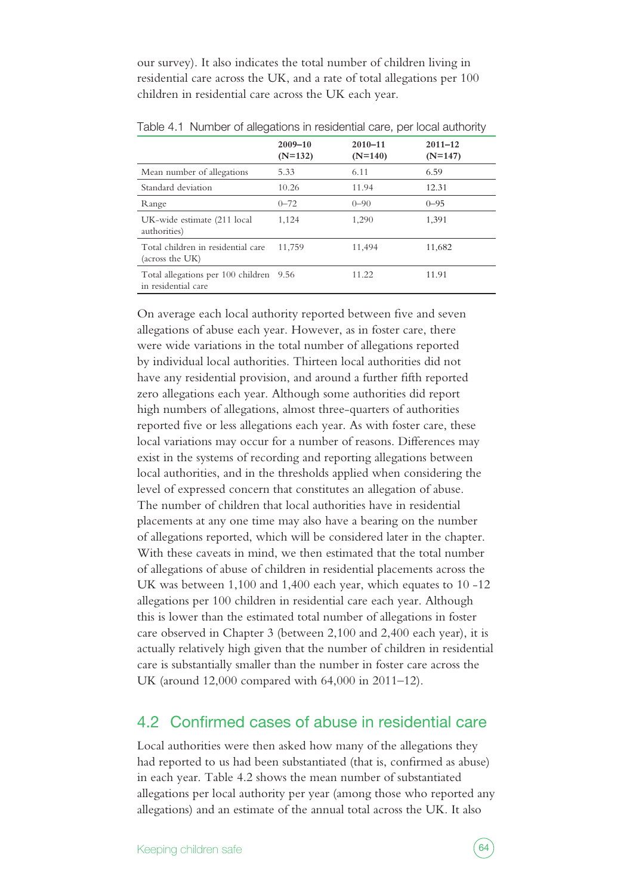our survey). It also indicates the total number of children living in residential care across the UK, and a rate of total allegations per 100 children in residential care across the UK each year.

Table 4.1 Number of allegations in residential care, per local authority

| | 2009–10 (N=132) | 2010–11 (N=140) | 2011–12 (N=147) |
|---|---|---|---|
| Mean number of allegations | 5.33 | 6.11 | 6.59 |
| Standard deviation | 10.26 | 11.94 | 12.31 |
| Range | 0–72 | 0–90 | 0–95 |
| UK-wide estimate (211 local authorities) | 1,124 | 1,290 | 1,391 |
| Total children in residential care (across the UK) | 11,759 | 11,494 | 11,682 |
| Total allegations per 100 children in residential care | 9.56 | 11.22 | 11.91 |

On average each local authority reported between five and seven allegations of abuse each year. However, as in foster care, there were wide variations in the total number of allegations reported by individual local authorities. Thirteen local authorities did not have any residential provision, and around a further fifth reported zero allegations each year. Although some authorities did report high numbers of allegations, almost three-quarters of authorities reported five or less allegations each year. As with foster care, these local variations may occur for a number of reasons. Differences may exist in the systems of recording and reporting allegations between local authorities, and in the thresholds applied when considering the level of expressed concern that constitutes an allegation of abuse. The number of children that local authorities have in residential placements at any one time may also have a bearing on the number of allegations reported, which will be considered later in the chapter. With these caveats in mind, we then estimated that the total number of allegations of abuse of children in residential placements across the UK was between 1,100 and 1,400 each year, which equates to 10 -12 allegations per 100 children in residential care each year. Although this is lower than the estimated total number of allegations in foster care observed in Chapter 3 (between 2,100 and 2,400 each year), it is actually relatively high given that the number of children in residential care is substantially smaller than the number in foster care across the UK (around 12,000 compared with 64,000 in 2011–12).

## 4.2 Confirmed cases of abuse in residential care

Local authorities were then asked how many of the allegations they had reported to us had been substantiated (that is, confirmed as abuse) in each year. Table 4.2 shows the mean number of substantiated allegations per local authority per year (among those who reported any allegations) and an estimate of the annual total across the UK. It also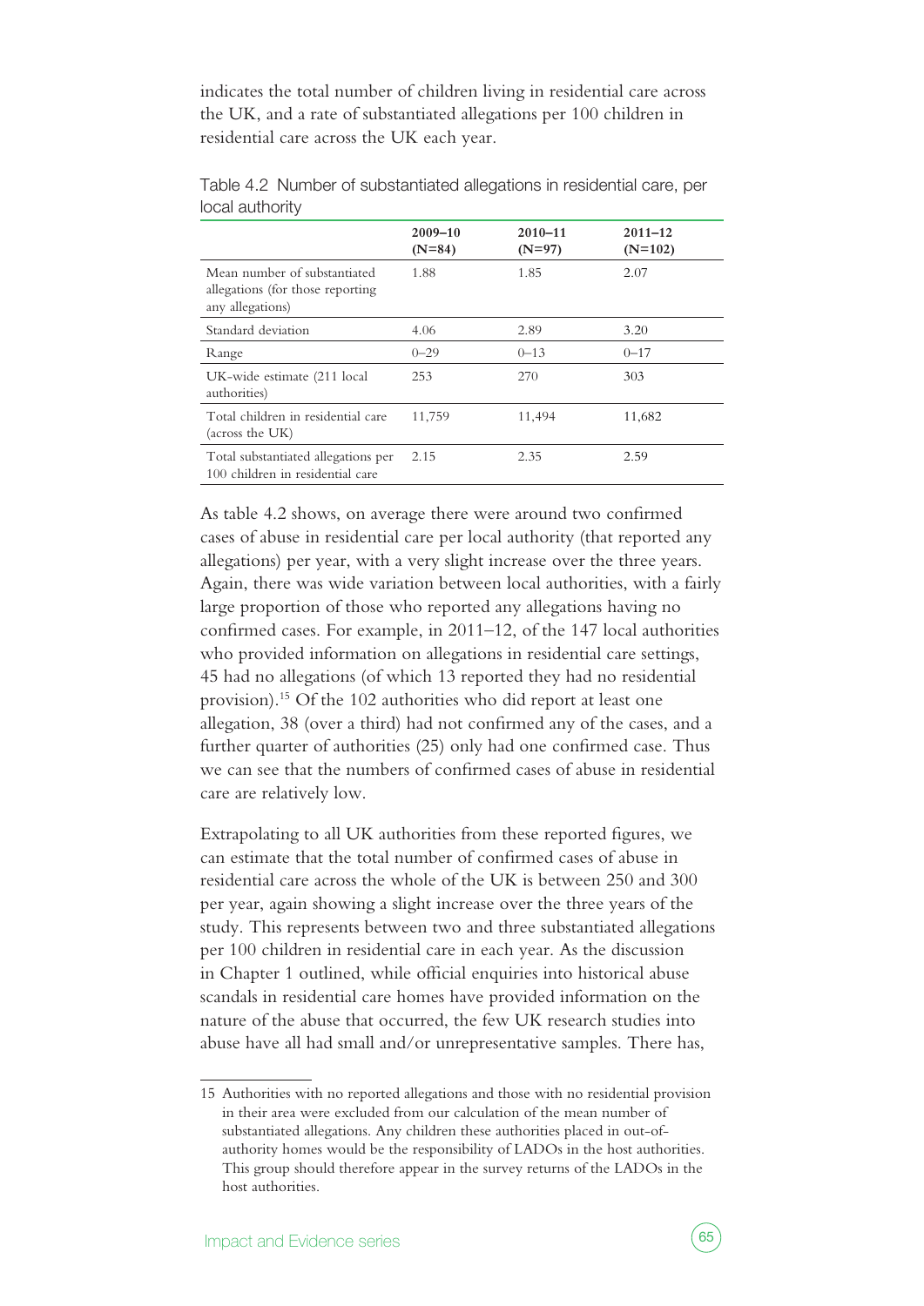indicates the total number of children living in residential care across the UK, and a rate of substantiated allegations per 100 children in residential care across the UK each year.

Table 4.2 Number of substantiated allegations in residential care, per local authority

| | 2009–10 (N=84) | 2010–11 (N=97) | 2011–12 (N=102) |
|---|---|---|---|
| Mean number of substantiated allegations (for those reporting any allegations) | 1.88 | 1.85 | 2.07 |
| Standard deviation | 4.06 | 2.89 | 3.20 |
| Range | 0–29 | 0–13 | 0–17 |
| UK-wide estimate (211 local authorities) | 253 | 270 | 303 |
| Total children in residential care (across the UK) | 11,759 | 11,494 | 11,682 |
| Total substantiated allegations per 100 children in residential care | 2.15 | 2.35 | 2.59 |

As table 4.2 shows, on average there were around two confirmed cases of abuse in residential care per local authority (that reported any allegations) per year, with a very slight increase over the three years. Again, there was wide variation between local authorities, with a fairly large proportion of those who reported any allegations having no confirmed cases. For example, in 2011–12, of the 147 local authorities who provided information on allegations in residential care settings, 45 had no allegations (of which 13 reported they had no residential provision).[15] Of the 102 authorities who did report at least one allegation, 38 (over a third) had not confirmed any of the cases, and a further quarter of authorities (25) only had one confirmed case. Thus we can see that the numbers of confirmed cases of abuse in residential care are relatively low.

Extrapolating to all UK authorities from these reported figures, we can estimate that the total number of confirmed cases of abuse in residential care across the whole of the UK is between 250 and 300 per year, again showing a slight increase over the three years of the study. This represents between two and three substantiated allegations per 100 children in residential care in each year. As the discussion in Chapter 1 outlined, while official enquiries into historical abuse scandals in residential care homes have provided information on the nature of the abuse that occurred, the few UK research studies into abuse have all had small and/or unrepresentative samples. There has,

15 Authorities with no reported allegations and those with no residential provision in their area were excluded from our calculation of the mean number of substantiated allegations. Any children these authorities placed in out-of-authority homes would be the responsibility of LADOs in the host authorities. This group should therefore appear in the survey returns of the LADOs in the host authorities.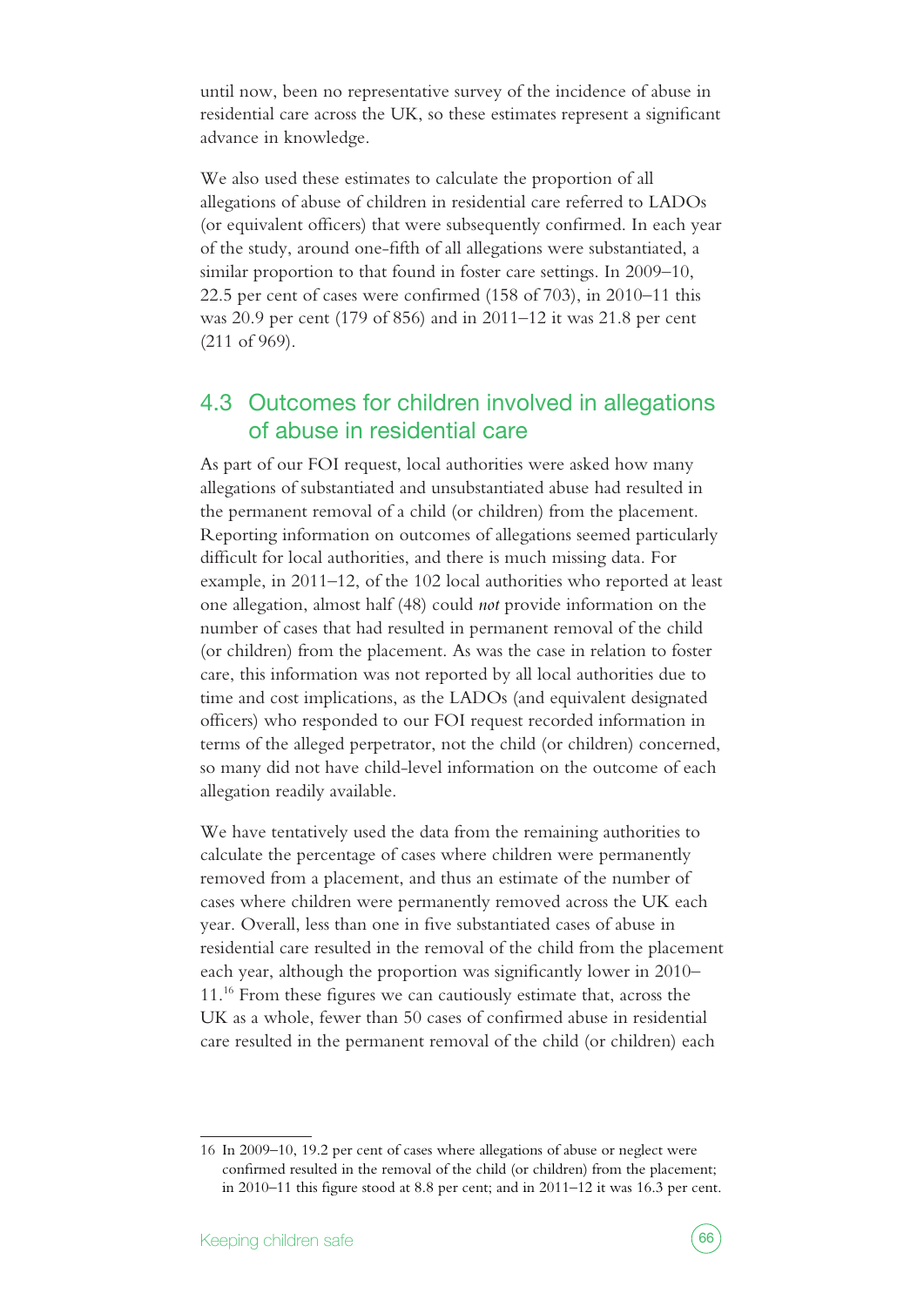until now, been no representative survey of the incidence of abuse in residential care across the UK, so these estimates represent a significant advance in knowledge.

We also used these estimates to calculate the proportion of all allegations of abuse of children in residential care referred to LADOs (or equivalent officers) that were subsequently confirmed. In each year of the study, around one-fifth of all allegations were substantiated, a similar proportion to that found in foster care settings. In 2009–10, 22.5 per cent of cases were confirmed (158 of 703), in 2010–11 this was 20.9 per cent (179 of 856) and in 2011–12 it was 21.8 per cent (211 of 969).

## 4.3 Outcomes for children involved in allegations of abuse in residential care

As part of our FOI request, local authorities were asked how many allegations of substantiated and unsubstantiated abuse had resulted in the permanent removal of a child (or children) from the placement. Reporting information on outcomes of allegations seemed particularly difficult for local authorities, and there is much missing data. For example, in 2011–12, of the 102 local authorities who reported at least one allegation, almost half (48) could *not* provide information on the number of cases that had resulted in permanent removal of the child (or children) from the placement. As was the case in relation to foster care, this information was not reported by all local authorities due to time and cost implications, as the LADOs (and equivalent designated officers) who responded to our FOI request recorded information in terms of the alleged perpetrator, not the child (or children) concerned, so many did not have child-level information on the outcome of each allegation readily available.

We have tentatively used the data from the remaining authorities to calculate the percentage of cases where children were permanently removed from a placement, and thus an estimate of the number of cases where children were permanently removed across the UK each year. Overall, less than one in five substantiated cases of abuse in residential care resulted in the removal of the child from the placement each year, although the proportion was significantly lower in 2010–11.[16] From these figures we can cautiously estimate that, across the UK as a whole, fewer than 50 cases of confirmed abuse in residential care resulted in the permanent removal of the child (or children) each

16 In 2009–10, 19.2 per cent of cases where allegations of abuse or neglect were confirmed resulted in the removal of the child (or children) from the placement; in 2010–11 this figure stood at 8.8 per cent; and in 2011–12 it was 16.3 per cent.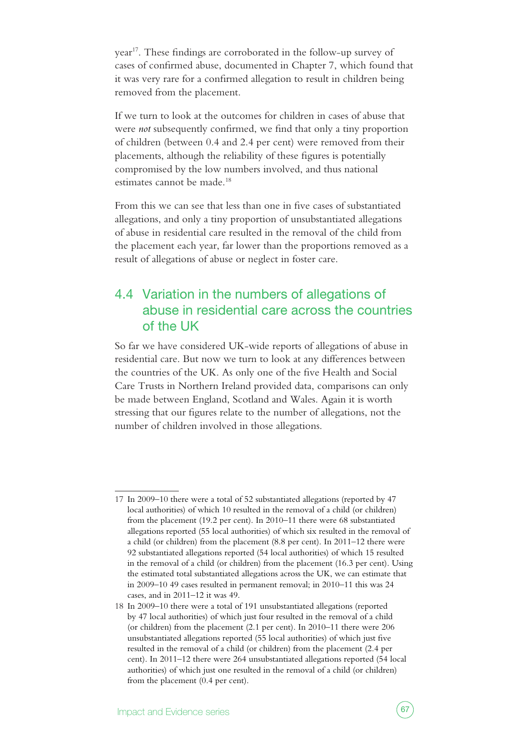year[17]. These findings are corroborated in the follow-up survey of cases of confirmed abuse, documented in Chapter 7, which found that it was very rare for a confirmed allegation to result in children being removed from the placement.

If we turn to look at the outcomes for children in cases of abuse that were *not* subsequently confirmed, we find that only a tiny proportion of children (between 0.4 and 2.4 per cent) were removed from their placements, although the reliability of these figures is potentially compromised by the low numbers involved, and thus national estimates cannot be made.[18]

From this we can see that less than one in five cases of substantiated allegations, and only a tiny proportion of unsubstantiated allegations of abuse in residential care resulted in the removal of the child from the placement each year, far lower than the proportions removed as a result of allegations of abuse or neglect in foster care.

## 4.4 Variation in the numbers of allegations of abuse in residential care across the countries of the UK

So far we have considered UK-wide reports of allegations of abuse in residential care. But now we turn to look at any differences between the countries of the UK. As only one of the five Health and Social Care Trusts in Northern Ireland provided data, comparisons can only be made between England, Scotland and Wales. Again it is worth stressing that our figures relate to the number of allegations, not the number of children involved in those allegations.

---

17 In 2009–10 there were a total of 52 substantiated allegations (reported by 47 local authorities) of which 10 resulted in the removal of a child (or children) from the placement (19.2 per cent). In 2010–11 there were 68 substantiated allegations reported (55 local authorities) of which six resulted in the removal of a child (or children) from the placement (8.8 per cent). In 2011–12 there were 92 substantiated allegations reported (54 local authorities) of which 15 resulted in the removal of a child (or children) from the placement (16.3 per cent). Using the estimated total substantiated allegations across the UK, we can estimate that in 2009–10 49 cases resulted in permanent removal; in 2010–11 this was 24 cases, and in 2011–12 it was 49.

18 In 2009–10 there were a total of 191 unsubstantiated allegations (reported by 47 local authorities) of which just four resulted in the removal of a child (or children) from the placement (2.1 per cent). In 2010–11 there were 206 unsubstantiated allegations reported (55 local authorities) of which just five resulted in the removal of a child (or children) from the placement (2.4 per cent). In 2011–12 there were 264 unsubstantiated allegations reported (54 local authorities) of which just one resulted in the removal of a child (or children) from the placement (0.4 per cent).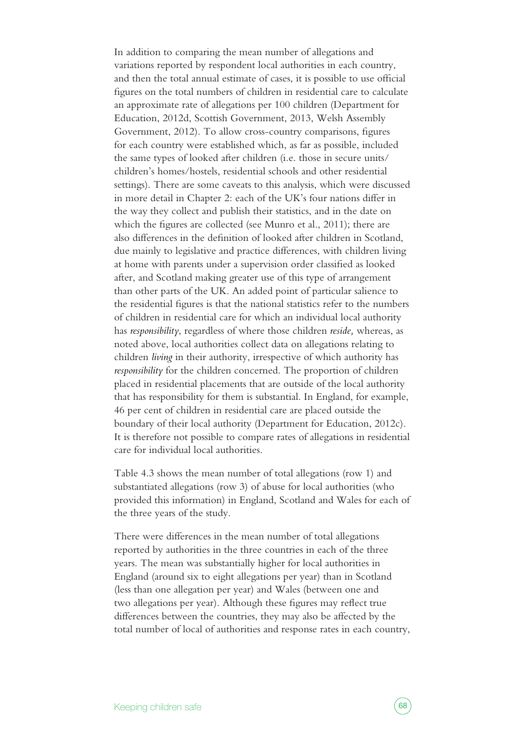In addition to comparing the mean number of allegations and variations reported by respondent local authorities in each country, and then the total annual estimate of cases, it is possible to use official figures on the total numbers of children in residential care to calculate an approximate rate of allegations per 100 children (Department for Education, 2012d, Scottish Government, 2013, Welsh Assembly Government, 2012). To allow cross-country comparisons, figures for each country were established which, as far as possible, included the same types of looked after children (i.e. those in secure units/children's homes/hostels, residential schools and other residential settings). There are some caveats to this analysis, which were discussed in more detail in Chapter 2: each of the UK's four nations differ in the way they collect and publish their statistics, and in the date on which the figures are collected (see Munro et al., 2011); there are also differences in the definition of looked after children in Scotland, due mainly to legislative and practice differences, with children living at home with parents under a supervision order classified as looked after, and Scotland making greater use of this type of arrangement than other parts of the UK. An added point of particular salience to the residential figures is that the national statistics refer to the numbers of children in residential care for which an individual local authority has *responsibility*, regardless of where those children *reside,* whereas, as noted above, local authorities collect data on allegations relating to children *living* in their authority, irrespective of which authority has *responsibility* for the children concerned. The proportion of children placed in residential placements that are outside of the local authority that has responsibility for them is substantial. In England, for example, 46 per cent of children in residential care are placed outside the boundary of their local authority (Department for Education, 2012c). It is therefore not possible to compare rates of allegations in residential care for individual local authorities.

Table 4.3 shows the mean number of total allegations (row 1) and substantiated allegations (row 3) of abuse for local authorities (who provided this information) in England, Scotland and Wales for each of the three years of the study.

There were differences in the mean number of total allegations reported by authorities in the three countries in each of the three years. The mean was substantially higher for local authorities in England (around six to eight allegations per year) than in Scotland (less than one allegation per year) and Wales (between one and two allegations per year). Although these figures may reflect true differences between the countries, they may also be affected by the total number of local of authorities and response rates in each country,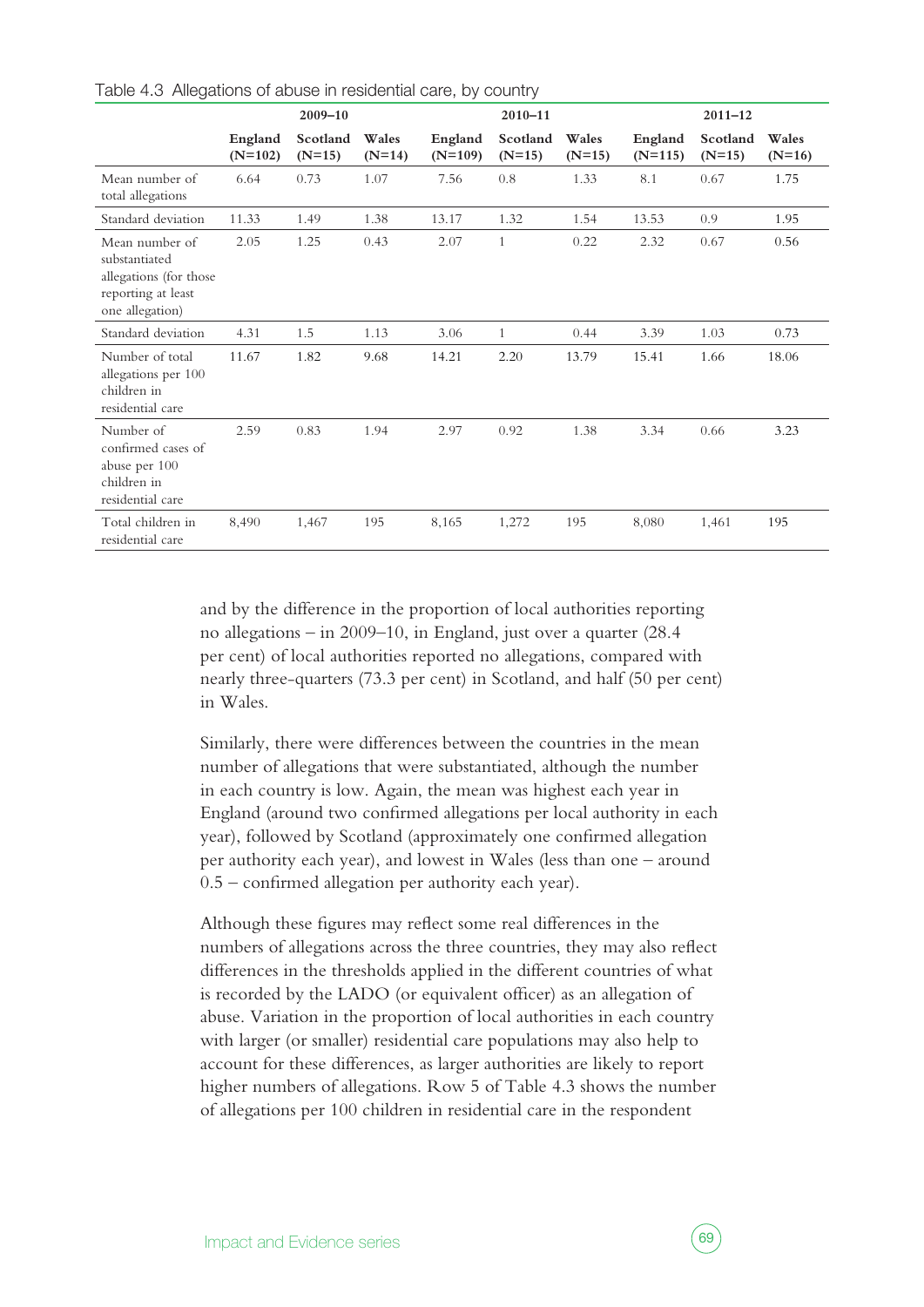Table 4.3 Allegations of abuse in residential care, by country

| | 2009–10 | | | 2010–11 | | | 2011–12 | | |
|---|---|---|---|---|---|---|---|---|---|
| | England (N=102) | Scotland (N=15) | Wales (N=14) | England (N=109) | Scotland (N=15) | Wales (N=15) | England (N=115) | Scotland (N=15) | Wales (N=16) |
| Mean number of total allegations | 6.64 | 0.73 | 1.07 | 7.56 | 0.8 | 1.33 | 8.1 | 0.67 | 1.75 |
| Standard deviation | 11.33 | 1.49 | 1.38 | 13.17 | 1.32 | 1.54 | 13.53 | 0.9 | 1.95 |
| Mean number of substantiated allegations (for those reporting at least one allegation) | 2.05 | 1.25 | 0.43 | 2.07 | 1 | 0.22 | 2.32 | 0.67 | 0.56 |
| Standard deviation | 4.31 | 1.5 | 1.13 | 3.06 | 1 | 0.44 | 3.39 | 1.03 | 0.73 |
| Number of total allegations per 100 children in residential care | 11.67 | 1.82 | 9.68 | 14.21 | 2.20 | 13.79 | 15.41 | 1.66 | 18.06 |
| Number of confirmed cases of abuse per 100 children in residential care | 2.59 | 0.83 | 1.94 | 2.97 | 0.92 | 1.38 | 3.34 | 0.66 | 3.23 |
| Total children in residential care | 8,490 | 1,467 | 195 | 8,165 | 1,272 | 195 | 8,080 | 1,461 | 195 |

and by the difference in the proportion of local authorities reporting no allegations – in 2009–10, in England, just over a quarter (28.4 per cent) of local authorities reported no allegations, compared with nearly three-quarters (73.3 per cent) in Scotland, and half (50 per cent) in Wales.

Similarly, there were differences between the countries in the mean number of allegations that were substantiated, although the number in each country is low. Again, the mean was highest each year in England (around two confirmed allegations per local authority in each year), followed by Scotland (approximately one confirmed allegation per authority each year), and lowest in Wales (less than one – around 0.5 – confirmed allegation per authority each year).

Although these figures may reflect some real differences in the numbers of allegations across the three countries, they may also reflect differences in the thresholds applied in the different countries of what is recorded by the LADO (or equivalent officer) as an allegation of abuse. Variation in the proportion of local authorities in each country with larger (or smaller) residential care populations may also help to account for these differences, as larger authorities are likely to report higher numbers of allegations. Row 5 of Table 4.3 shows the number of allegations per 100 children in residential care in the respondent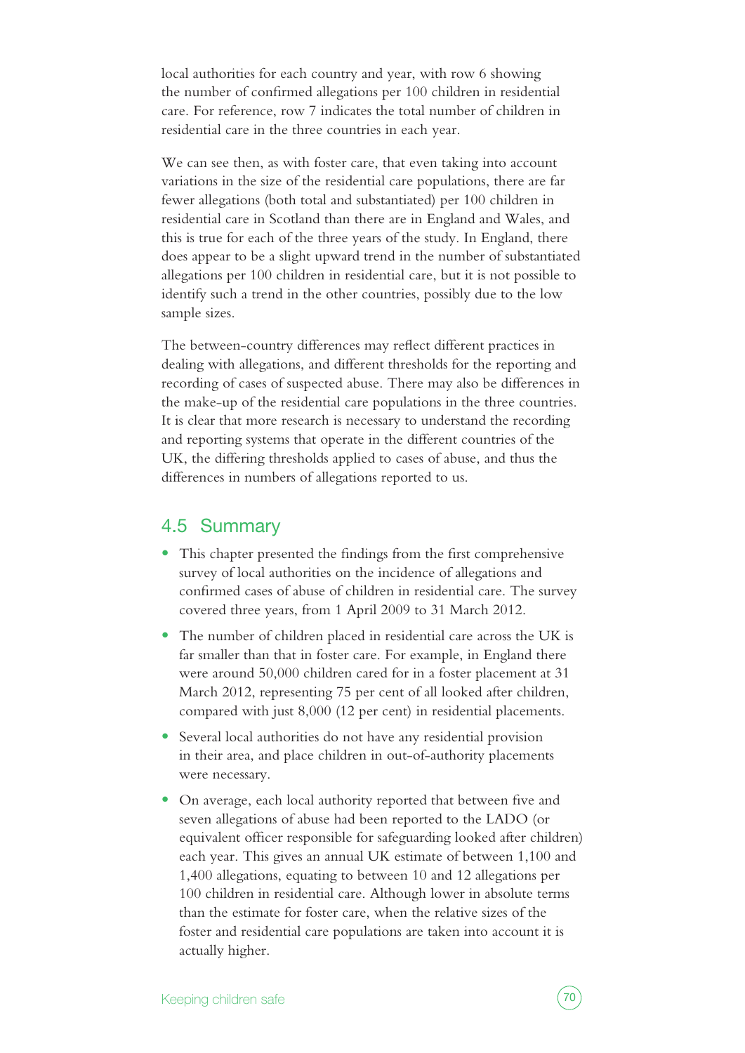local authorities for each country and year, with row 6 showing the number of confirmed allegations per 100 children in residential care. For reference, row 7 indicates the total number of children in residential care in the three countries in each year.

We can see then, as with foster care, that even taking into account variations in the size of the residential care populations, there are far fewer allegations (both total and substantiated) per 100 children in residential care in Scotland than there are in England and Wales, and this is true for each of the three years of the study. In England, there does appear to be a slight upward trend in the number of substantiated allegations per 100 children in residential care, but it is not possible to identify such a trend in the other countries, possibly due to the low sample sizes.

The between-country differences may reflect different practices in dealing with allegations, and different thresholds for the reporting and recording of cases of suspected abuse. There may also be differences in the make-up of the residential care populations in the three countries. It is clear that more research is necessary to understand the recording and reporting systems that operate in the different countries of the UK, the differing thresholds applied to cases of abuse, and thus the differences in numbers of allegations reported to us.

## 4.5 Summary

- This chapter presented the findings from the first comprehensive survey of local authorities on the incidence of allegations and confirmed cases of abuse of children in residential care. The survey covered three years, from 1 April 2009 to 31 March 2012.
- The number of children placed in residential care across the UK is far smaller than that in foster care. For example, in England there were around 50,000 children cared for in a foster placement at 31 March 2012, representing 75 per cent of all looked after children, compared with just 8,000 (12 per cent) in residential placements.
- Several local authorities do not have any residential provision in their area, and place children in out-of-authority placements were necessary.
- On average, each local authority reported that between five and seven allegations of abuse had been reported to the LADO (or equivalent officer responsible for safeguarding looked after children) each year. This gives an annual UK estimate of between 1,100 and 1,400 allegations, equating to between 10 and 12 allegations per 100 children in residential care. Although lower in absolute terms than the estimate for foster care, when the relative sizes of the foster and residential care populations are taken into account it is actually higher.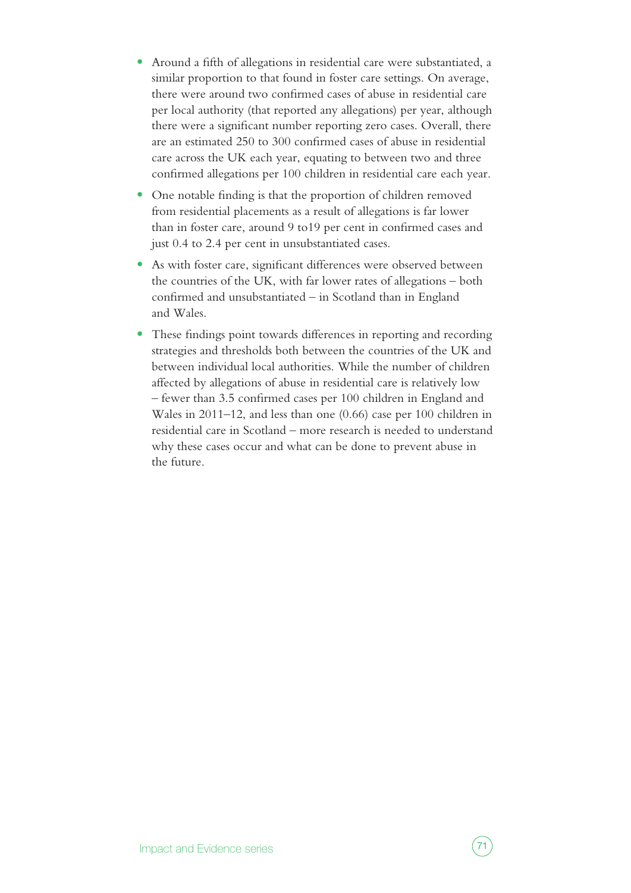- Around a fifth of allegations in residential care were substantiated, a similar proportion to that found in foster care settings. On average, there were around two confirmed cases of abuse in residential care per local authority (that reported any allegations) per year, although there were a significant number reporting zero cases. Overall, there are an estimated 250 to 300 confirmed cases of abuse in residential care across the UK each year, equating to between two and three confirmed allegations per 100 children in residential care each year.
- One notable finding is that the proportion of children removed from residential placements as a result of allegations is far lower than in foster care, around 9 to19 per cent in confirmed cases and just 0.4 to 2.4 per cent in unsubstantiated cases.
- As with foster care, significant differences were observed between the countries of the UK, with far lower rates of allegations – both confirmed and unsubstantiated – in Scotland than in England and Wales.
- These findings point towards differences in reporting and recording strategies and thresholds both between the countries of the UK and between individual local authorities. While the number of children affected by allegations of abuse in residential care is relatively low – fewer than 3.5 confirmed cases per 100 children in England and Wales in 2011–12, and less than one (0.66) case per 100 children in residential care in Scotland – more research is needed to understand why these cases occur and what can be done to prevent abuse in the future.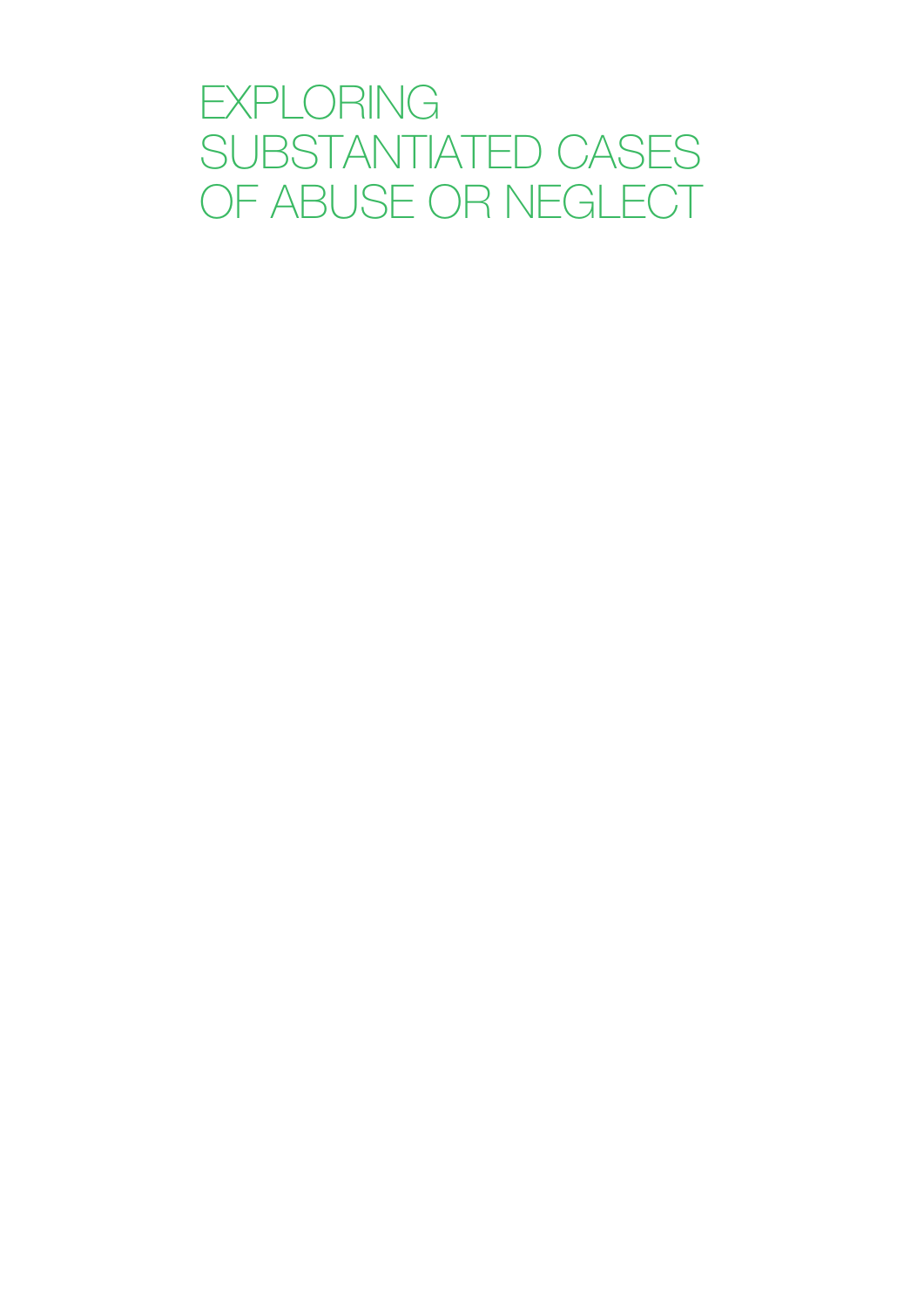# EXPLORING SUBSTANTIATED CASES OF ABUSE OR NEGLECT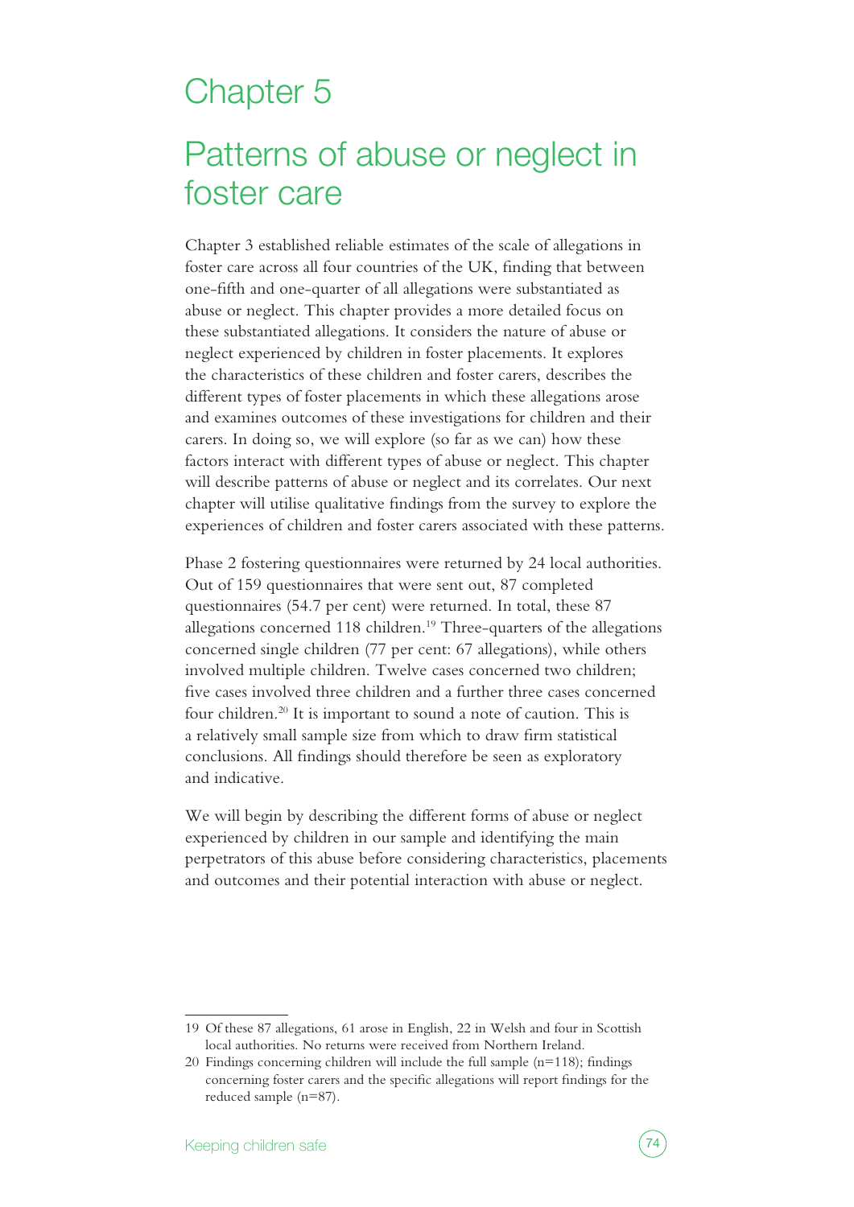# Chapter 5

## Patterns of abuse or neglect in foster care

Chapter 3 established reliable estimates of the scale of allegations in foster care across all four countries of the UK, finding that between one-fifth and one-quarter of all allegations were substantiated as abuse or neglect. This chapter provides a more detailed focus on these substantiated allegations. It considers the nature of abuse or neglect experienced by children in foster placements. It explores the characteristics of these children and foster carers, describes the different types of foster placements in which these allegations arose and examines outcomes of these investigations for children and their carers. In doing so, we will explore (so far as we can) how these factors interact with different types of abuse or neglect. This chapter will describe patterns of abuse or neglect and its correlates. Our next chapter will utilise qualitative findings from the survey to explore the experiences of children and foster carers associated with these patterns.

Phase 2 fostering questionnaires were returned by 24 local authorities. Out of 159 questionnaires that were sent out, 87 completed questionnaires (54.7 per cent) were returned. In total, these 87 allegations concerned 118 children.[19] Three-quarters of the allegations concerned single children (77 per cent: 67 allegations), while others involved multiple children. Twelve cases concerned two children; five cases involved three children and a further three cases concerned four children.[20] It is important to sound a note of caution. This is a relatively small sample size from which to draw firm statistical conclusions. All findings should therefore be seen as exploratory and indicative.

We will begin by describing the different forms of abuse or neglect experienced by children in our sample and identifying the main perpetrators of this abuse before considering characteristics, placements and outcomes and their potential interaction with abuse or neglect.

---

19 Of these 87 allegations, 61 arose in English, 22 in Welsh and four in Scottish local authorities. No returns were received from Northern Ireland.

20 Findings concerning children will include the full sample (n=118); findings concerning foster carers and the specific allegations will report findings for the reduced sample (n=87).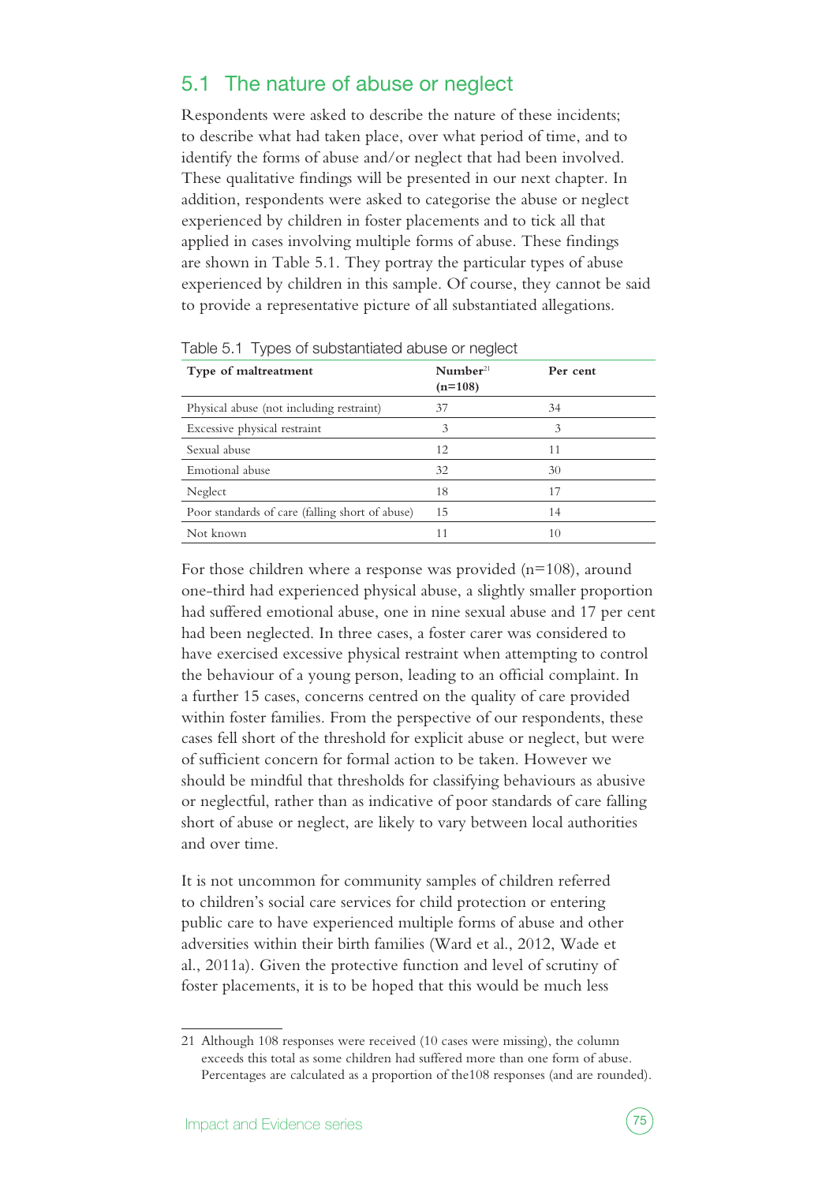## 5.1 The nature of abuse or neglect

Respondents were asked to describe the nature of these incidents; to describe what had taken place, over what period of time, and to identify the forms of abuse and/or neglect that had been involved. These qualitative findings will be presented in our next chapter. In addition, respondents were asked to categorise the abuse or neglect experienced by children in foster placements and to tick all that applied in cases involving multiple forms of abuse. These findings are shown in Table 5.1. They portray the particular types of abuse experienced by children in this sample. Of course, they cannot be said to provide a representative picture of all substantiated allegations.

Table 5.1 Types of substantiated abuse or neglect

| Type of maltreatment | Number[21] (n=108) | Per cent |
|---|---|---|
| Physical abuse (not including restraint) | 37 | 34 |
| Excessive physical restraint | 3 | 3 |
| Sexual abuse | 12 | 11 |
| Emotional abuse | 32 | 30 |
| Neglect | 18 | 17 |
| Poor standards of care (falling short of abuse) | 15 | 14 |
| Not known | 11 | 10 |

For those children where a response was provided (n=108), around one-third had experienced physical abuse, a slightly smaller proportion had suffered emotional abuse, one in nine sexual abuse and 17 per cent had been neglected. In three cases, a foster carer was considered to have exercised excessive physical restraint when attempting to control the behaviour of a young person, leading to an official complaint. In a further 15 cases, concerns centred on the quality of care provided within foster families. From the perspective of our respondents, these cases fell short of the threshold for explicit abuse or neglect, but were of sufficient concern for formal action to be taken. However we should be mindful that thresholds for classifying behaviours as abusive or neglectful, rather than as indicative of poor standards of care falling short of abuse or neglect, are likely to vary between local authorities and over time.

It is not uncommon for community samples of children referred to children's social care services for child protection or entering public care to have experienced multiple forms of abuse and other adversities within their birth families (Ward et al., 2012, Wade et al., 2011a). Given the protective function and level of scrutiny of foster placements, it is to be hoped that this would be much less

21 Although 108 responses were received (10 cases were missing), the column exceeds this total as some children had suffered more than one form of abuse. Percentages are calculated as a proportion of the108 responses (and are rounded).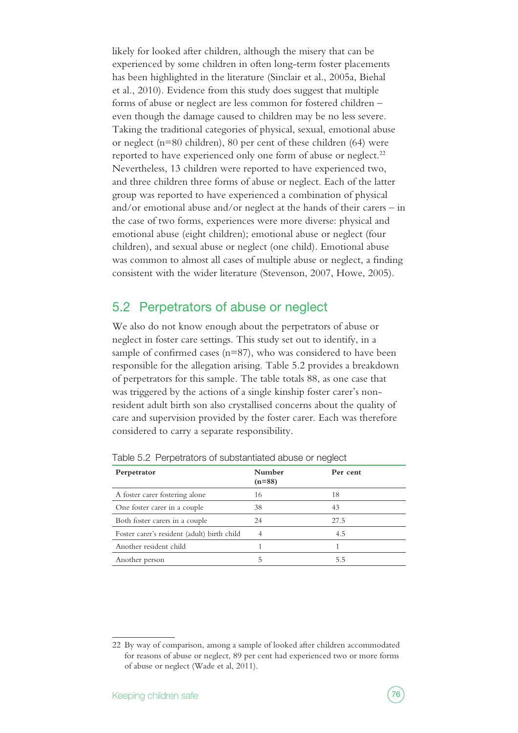likely for looked after children, although the misery that can be experienced by some children in often long-term foster placements has been highlighted in the literature (Sinclair et al., 2005a, Biehal et al., 2010). Evidence from this study does suggest that multiple forms of abuse or neglect are less common for fostered children – even though the damage caused to children may be no less severe. Taking the traditional categories of physical, sexual, emotional abuse or neglect (n=80 children), 80 per cent of these children (64) were reported to have experienced only one form of abuse or neglect.[22] Nevertheless, 13 children were reported to have experienced two, and three children three forms of abuse or neglect. Each of the latter group was reported to have experienced a combination of physical and/or emotional abuse and/or neglect at the hands of their carers – in the case of two forms, experiences were more diverse: physical and emotional abuse (eight children); emotional abuse or neglect (four children), and sexual abuse or neglect (one child). Emotional abuse was common to almost all cases of multiple abuse or neglect, a finding consistent with the wider literature (Stevenson, 2007, Howe, 2005).

## 5.2 Perpetrators of abuse or neglect

We also do not know enough about the perpetrators of abuse or neglect in foster care settings. This study set out to identify, in a sample of confirmed cases (n=87), who was considered to have been responsible for the allegation arising. Table 5.2 provides a breakdown of perpetrators for this sample. The table totals 88, as one case that was triggered by the actions of a single kinship foster carer's non-resident adult birth son also crystallised concerns about the quality of care and supervision provided by the foster carer. Each was therefore considered to carry a separate responsibility.

Table 5.2 Perpetrators of substantiated abuse or neglect

| Perpetrator | Number (n=88) | Per cent |
|---|---|---|
| A foster carer fostering alone | 16 | 18 |
| One foster carer in a couple | 38 | 43 |
| Both foster carers in a couple | 24 | 27.5 |
| Foster carer's resident (adult) birth child | 4 | 4.5 |
| Another resident child | 1 | 1 |
| Another person | 5 | 5.5 |

22 By way of comparison, among a sample of looked after children accommodated for reasons of abuse or neglect, 89 per cent had experienced two or more forms of abuse or neglect (Wade et al, 2011).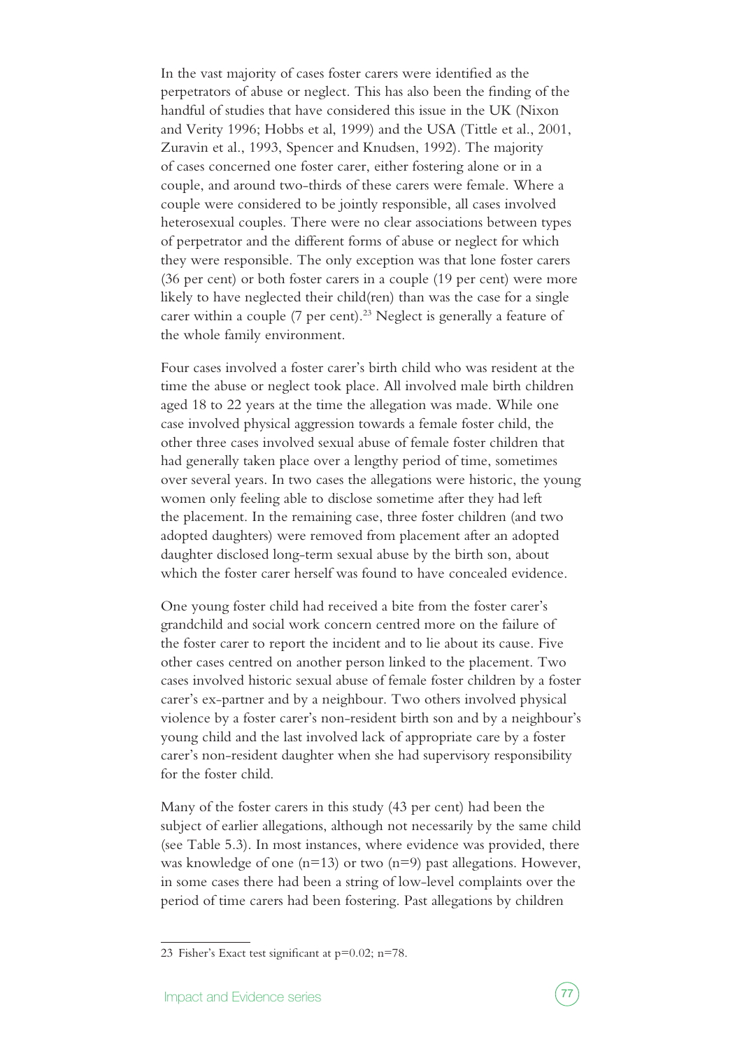In the vast majority of cases foster carers were identified as the perpetrators of abuse or neglect. This has also been the finding of the handful of studies that have considered this issue in the UK (Nixon and Verity 1996; Hobbs et al, 1999) and the USA (Tittle et al., 2001, Zuravin et al., 1993, Spencer and Knudsen, 1992). The majority of cases concerned one foster carer, either fostering alone or in a couple, and around two-thirds of these carers were female. Where a couple were considered to be jointly responsible, all cases involved heterosexual couples. There were no clear associations between types of perpetrator and the different forms of abuse or neglect for which they were responsible. The only exception was that lone foster carers (36 per cent) or both foster carers in a couple (19 per cent) were more likely to have neglected their child(ren) than was the case for a single carer within a couple (7 per cent).[23] Neglect is generally a feature of the whole family environment.

Four cases involved a foster carer's birth child who was resident at the time the abuse or neglect took place. All involved male birth children aged 18 to 22 years at the time the allegation was made. While one case involved physical aggression towards a female foster child, the other three cases involved sexual abuse of female foster children that had generally taken place over a lengthy period of time, sometimes over several years. In two cases the allegations were historic, the young women only feeling able to disclose sometime after they had left the placement. In the remaining case, three foster children (and two adopted daughters) were removed from placement after an adopted daughter disclosed long-term sexual abuse by the birth son, about which the foster carer herself was found to have concealed evidence.

One young foster child had received a bite from the foster carer's grandchild and social work concern centred more on the failure of the foster carer to report the incident and to lie about its cause. Five other cases centred on another person linked to the placement. Two cases involved historic sexual abuse of female foster children by a foster carer's ex-partner and by a neighbour. Two others involved physical violence by a foster carer's non-resident birth son and by a neighbour's young child and the last involved lack of appropriate care by a foster carer's non-resident daughter when she had supervisory responsibility for the foster child.

Many of the foster carers in this study (43 per cent) had been the subject of earlier allegations, although not necessarily by the same child (see Table 5.3). In most instances, where evidence was provided, there was knowledge of one (n=13) or two (n=9) past allegations. However, in some cases there had been a string of low-level complaints over the period of time carers had been fostering. Past allegations by children

23 Fisher's Exact test significant at $p=0.02$; $n=78$.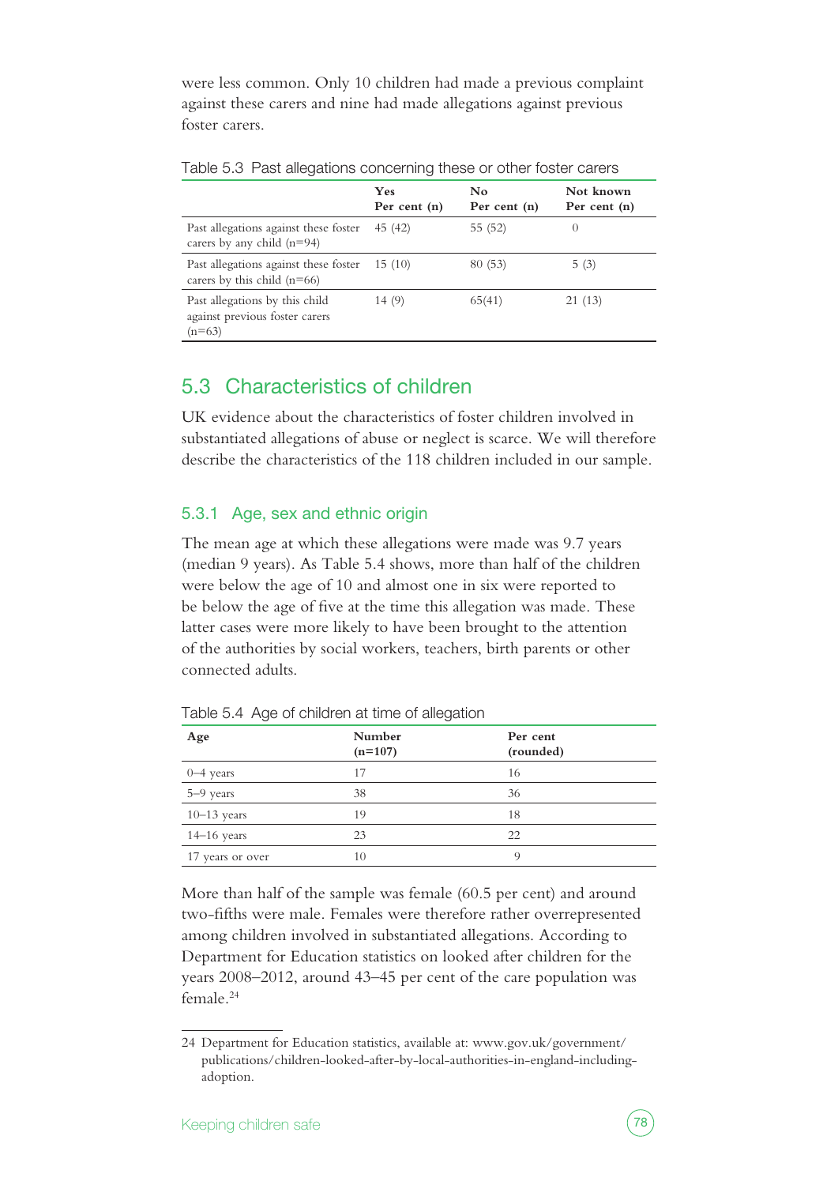were less common. Only 10 children had made a previous complaint against these carers and nine had made allegations against previous foster carers.

Table 5.3 Past allegations concerning these or other foster carers

| | Yes Per cent (n) | No Per cent (n) | Not known Per cent (n) |
|---|---|---|---|
| Past allegations against these foster carers by any child (n=94) | 45 (42) | 55 (52) | 0 |
| Past allegations against these foster carers by this child (n=66) | 15 (10) | 80 (53) | 5 (3) |
| Past allegations by this child against previous foster carers (n=63) | 14 (9) | 65(41) | 21 (13) |

## 5.3 Characteristics of children

UK evidence about the characteristics of foster children involved in substantiated allegations of abuse or neglect is scarce. We will therefore describe the characteristics of the 118 children included in our sample.

### 5.3.1 Age, sex and ethnic origin

The mean age at which these allegations were made was 9.7 years (median 9 years). As Table 5.4 shows, more than half of the children were below the age of 10 and almost one in six were reported to be below the age of five at the time this allegation was made. These latter cases were more likely to have been brought to the attention of the authorities by social workers, teachers, birth parents or other connected adults.

Table 5.4 Age of children at time of allegation

| Age | Number (n=107) | Per cent (rounded) |
|---|---|---|
| 0–4 years | 17 | 16 |
| 5–9 years | 38 | 36 |
| 10–13 years | 19 | 18 |
| 14–16 years | 23 | 22 |
| 17 years or over | 10 | 9 |

More than half of the sample was female (60.5 per cent) and around two-fifths were male. Females were therefore rather overrepresented among children involved in substantiated allegations. According to Department for Education statistics on looked after children for the years 2008–2012, around 43–45 per cent of the care population was female.[24]

24 Department for Education statistics, available at: www.gov.uk/government/publications/children-looked-after-by-local-authorities-in-england-including-adoption.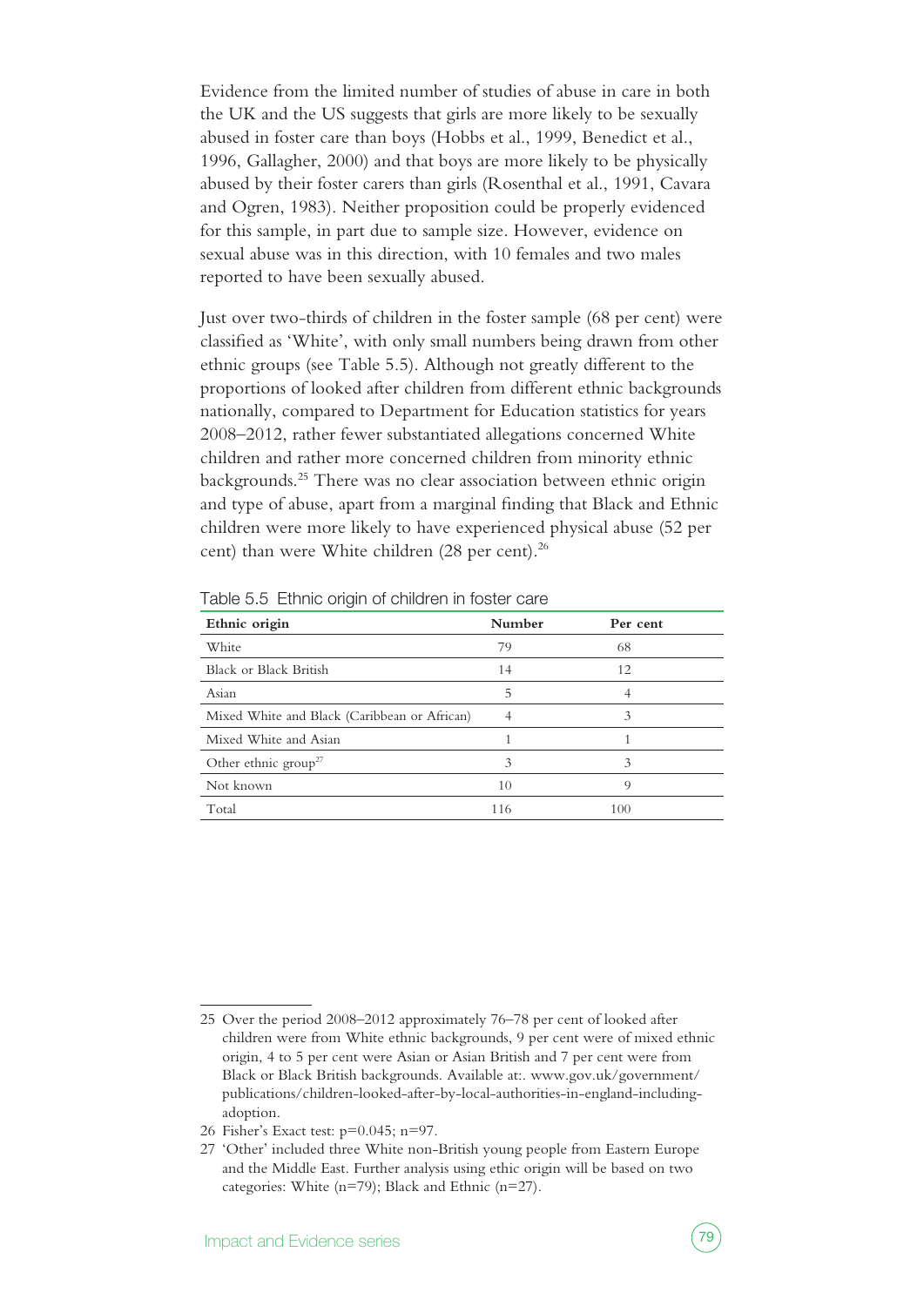Evidence from the limited number of studies of abuse in care in both the UK and the US suggests that girls are more likely to be sexually abused in foster care than boys (Hobbs et al., 1999, Benedict et al., 1996, Gallagher, 2000) and that boys are more likely to be physically abused by their foster carers than girls (Rosenthal et al., 1991, Cavara and Ogren, 1983). Neither proposition could be properly evidenced for this sample, in part due to sample size. However, evidence on sexual abuse was in this direction, with 10 females and two males reported to have been sexually abused.

Just over two-thirds of children in the foster sample (68 per cent) were classified as 'White', with only small numbers being drawn from other ethnic groups (see Table 5.5). Although not greatly different to the proportions of looked after children from different ethnic backgrounds nationally, compared to Department for Education statistics for years 2008–2012, rather fewer substantiated allegations concerned White children and rather more concerned children from minority ethnic backgrounds.[25] There was no clear association between ethnic origin and type of abuse, apart from a marginal finding that Black and Ethnic children were more likely to have experienced physical abuse (52 per cent) than were White children (28 per cent).[26]

Table 5.5 Ethnic origin of children in foster care

| Ethnic origin | Number | Per cent |
|---|---|---|
| White | 79 | 68 |
| Black or Black British | 14 | 12 |
| Asian | 5 | 4 |
| Mixed White and Black (Caribbean or African) | 4 | 3 |
| Mixed White and Asian | 1 | 1 |
| Other ethnic group[27] | 3 | 3 |
| Not known | 10 | 9 |
| Total | 116 | 100 |

25 Over the period 2008–2012 approximately 76–78 per cent of looked after children were from White ethnic backgrounds, 9 per cent were of mixed ethnic origin, 4 to 5 per cent were Asian or Asian British and 7 per cent were from Black or Black British backgrounds. Available at:. www.gov.uk/government/publications/children-looked-after-by-local-authorities-in-england-including-adoption.

26 Fisher's Exact test: $p=0.045$; $n=97$.

27 'Other' included three White non-British young people from Eastern Europe and the Middle East. Further analysis using ethic origin will be based on two categories: White (n=79); Black and Ethnic (n=27).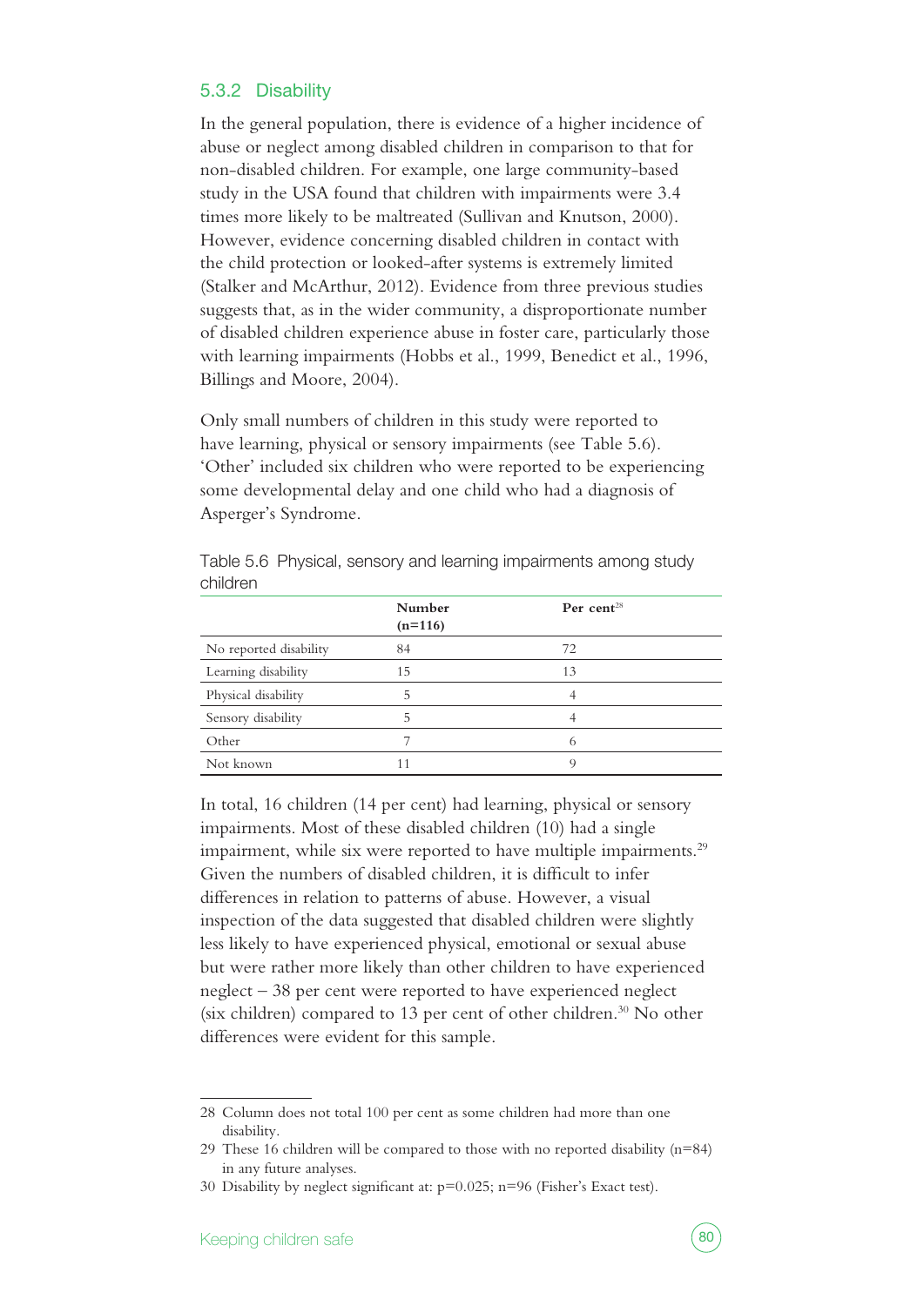### 5.3.2 Disability

In the general population, there is evidence of a higher incidence of abuse or neglect among disabled children in comparison to that for non-disabled children. For example, one large community-based study in the USA found that children with impairments were 3.4 times more likely to be maltreated (Sullivan and Knutson, 2000). However, evidence concerning disabled children in contact with the child protection or looked-after systems is extremely limited (Stalker and McArthur, 2012). Evidence from three previous studies suggests that, as in the wider community, a disproportionate number of disabled children experience abuse in foster care, particularly those with learning impairments (Hobbs et al., 1999, Benedict et al., 1996, Billings and Moore, 2004).

Only small numbers of children in this study were reported to have learning, physical or sensory impairments (see Table 5.6). 'Other' included six children who were reported to be experiencing some developmental delay and one child who had a diagnosis of Asperger's Syndrome.

Table 5.6 Physical, sensory and learning impairments among study children

| | Number (n=116) | Per cent[28] |
|---|---|---|
| No reported disability | 84 | 72 |
| Learning disability | 15 | 13 |
| Physical disability | 5 | 4 |
| Sensory disability | 5 | 4 |
| Other | 7 | 6 |
| Not known | 11 | 9 |

In total, 16 children (14 per cent) had learning, physical or sensory impairments. Most of these disabled children (10) had a single impairment, while six were reported to have multiple impairments.[29] Given the numbers of disabled children, it is difficult to infer differences in relation to patterns of abuse. However, a visual inspection of the data suggested that disabled children were slightly less likely to have experienced physical, emotional or sexual abuse but were rather more likely than other children to have experienced neglect – 38 per cent were reported to have experienced neglect (six children) compared to 13 per cent of other children.[30] No other differences were evident for this sample.

28 Column does not total 100 per cent as some children had more than one disability.

29 These 16 children will be compared to those with no reported disability (n=84) in any future analyses.

30 Disability by neglect significant at: $p=0.025$; $n=96$ (Fisher's Exact test).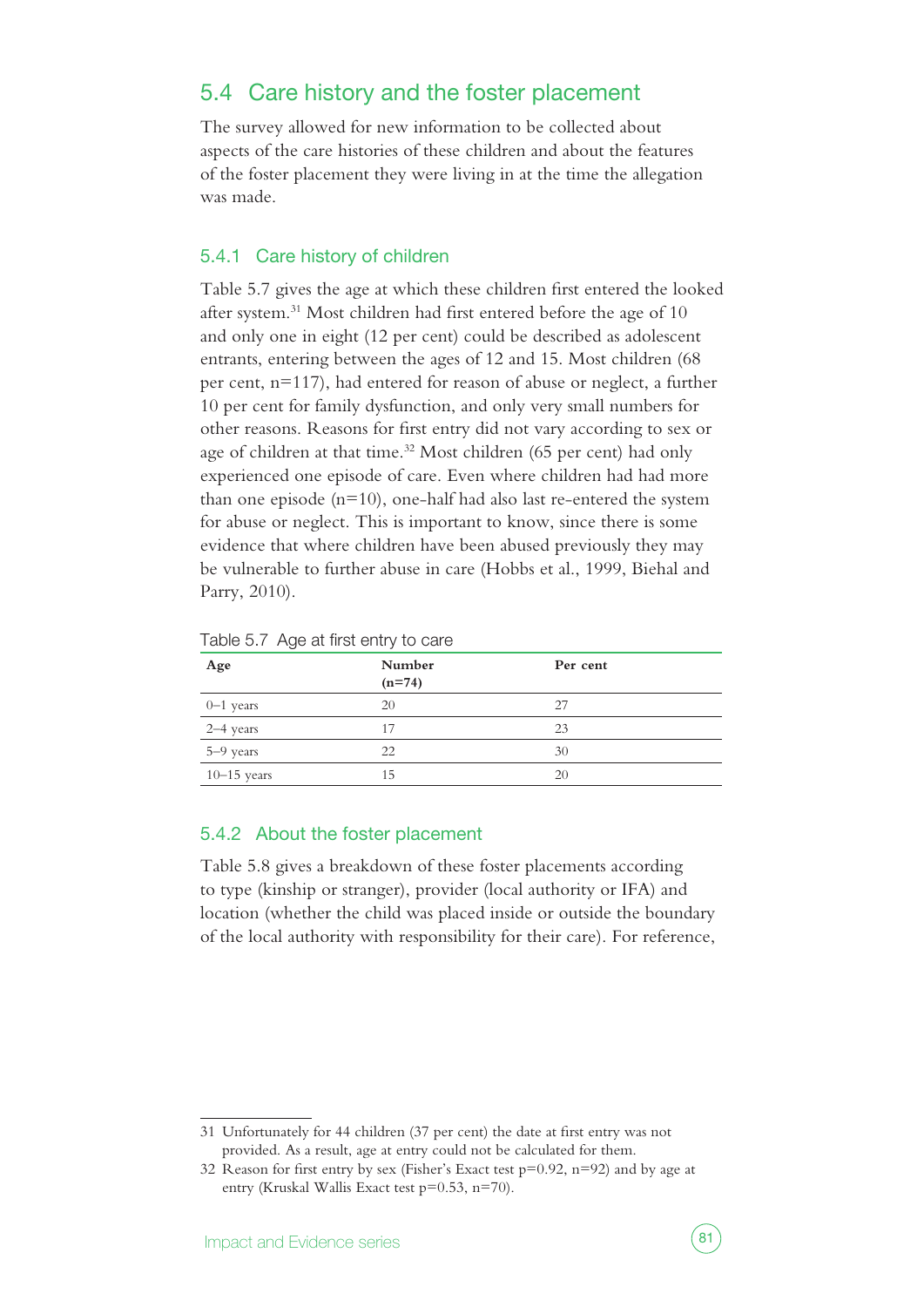## 5.4 Care history and the foster placement

The survey allowed for new information to be collected about aspects of the care histories of these children and about the features of the foster placement they were living in at the time the allegation was made.

### 5.4.1 Care history of children

Table 5.7 gives the age at which these children first entered the looked after system.[31] Most children had first entered before the age of 10 and only one in eight (12 per cent) could be described as adolescent entrants, entering between the ages of 12 and 15. Most children (68 per cent, n=117), had entered for reason of abuse or neglect, a further 10 per cent for family dysfunction, and only very small numbers for other reasons. Reasons for first entry did not vary according to sex or age of children at that time.[32] Most children (65 per cent) had only experienced one episode of care. Even where children had had more than one episode (n=10), one-half had also last re-entered the system for abuse or neglect. This is important to know, since there is some evidence that where children have been abused previously they may be vulnerable to further abuse in care (Hobbs et al., 1999, Biehal and Parry, 2010).

Table 5.7 Age at first entry to care

| Age | Number (n=74) | Per cent |
|---|---|---|
| 0–1 years | 20 | 27 |
| 2–4 years | 17 | 23 |
| 5–9 years | 22 | 30 |
| 10–15 years | 15 | 20 |

### 5.4.2 About the foster placement

Table 5.8 gives a breakdown of these foster placements according to type (kinship or stranger), provider (local authority or IFA) and location (whether the child was placed inside or outside the boundary of the local authority with responsibility for their care). For reference,

---

31 Unfortunately for 44 children (37 per cent) the date at first entry was not provided. As a result, age at entry could not be calculated for them.

32 Reason for first entry by sex (Fisher's Exact test $p=0.92$, $n=92$) and by age at entry (Kruskal Wallis Exact test $p=0.53$, $n=70$).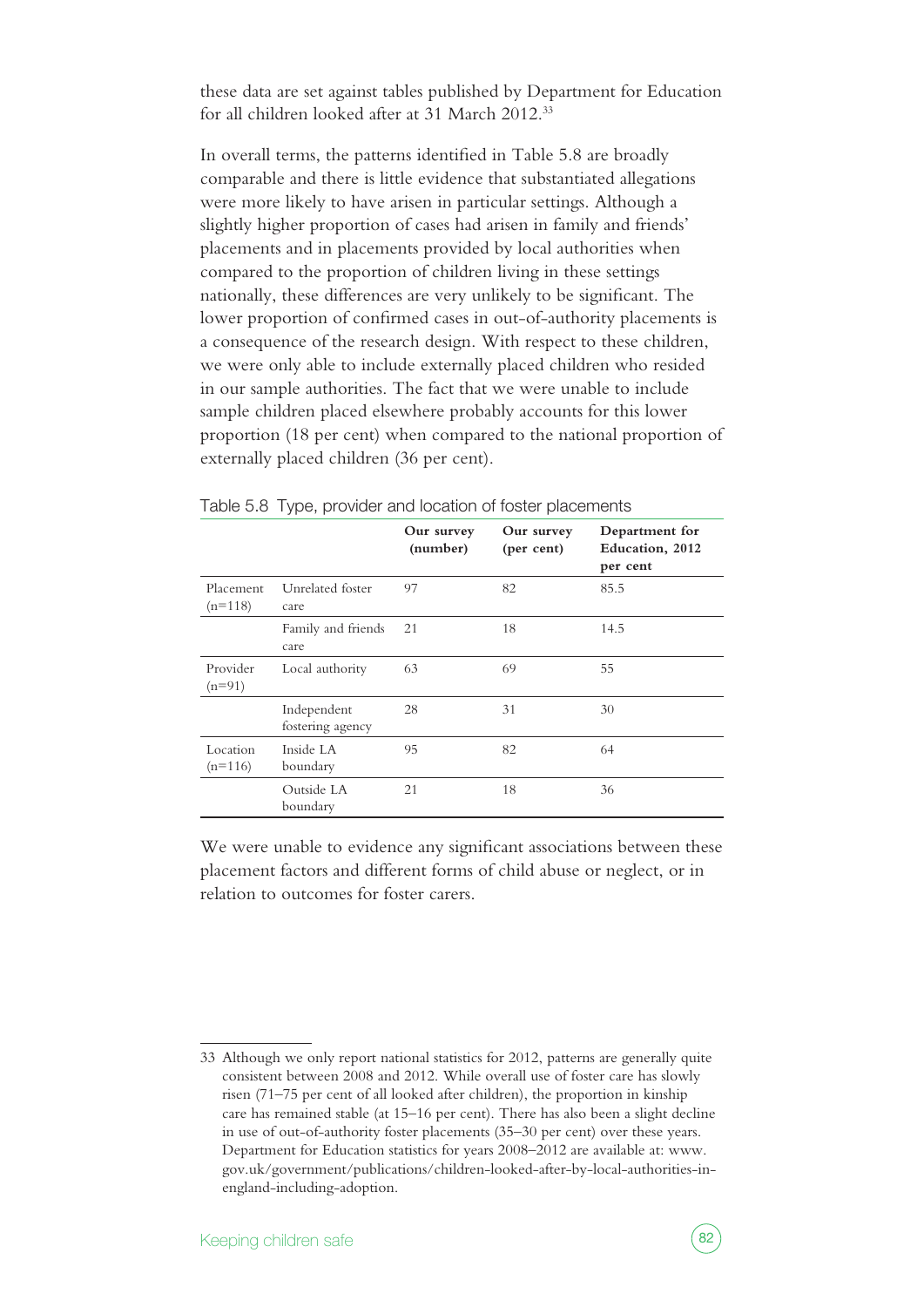these data are set against tables published by Department for Education for all children looked after at 31 March 2012.[33]

In overall terms, the patterns identified in Table 5.8 are broadly comparable and there is little evidence that substantiated allegations were more likely to have arisen in particular settings. Although a slightly higher proportion of cases had arisen in family and friends' placements and in placements provided by local authorities when compared to the proportion of children living in these settings nationally, these differences are very unlikely to be significant. The lower proportion of confirmed cases in out-of-authority placements is a consequence of the research design. With respect to these children, we were only able to include externally placed children who resided in our sample authorities. The fact that we were unable to include sample children placed elsewhere probably accounts for this lower proportion (18 per cent) when compared to the national proportion of externally placed children (36 per cent).

Table 5.8 Type, provider and location of foster placements

| | | Our survey (number) | Our survey (per cent) | Department for Education, 2012 per cent |
|---|---|---|---|---|
| Placement (n=118) | Unrelated foster care | 97 | 82 | 85.5 |
| | Family and friends care | 21 | 18 | 14.5 |
| Provider (n=91) | Local authority | 63 | 69 | 55 |
| | Independent fostering agency | 28 | 31 | 30 |
| Location (n=116) | Inside LA boundary | 95 | 82 | 64 |
| | Outside LA boundary | 21 | 18 | 36 |

We were unable to evidence any significant associations between these placement factors and different forms of child abuse or neglect, or in relation to outcomes for foster carers.

33 Although we only report national statistics for 2012, patterns are generally quite consistent between 2008 and 2012. While overall use of foster care has slowly risen (71–75 per cent of all looked after children), the proportion in kinship care has remained stable (at 15–16 per cent). There has also been a slight decline in use of out-of-authority foster placements (35–30 per cent) over these years. Department for Education statistics for years 2008–2012 are available at: www.gov.uk/government/publications/children-looked-after-by-local-authorities-in-england-including-adoption.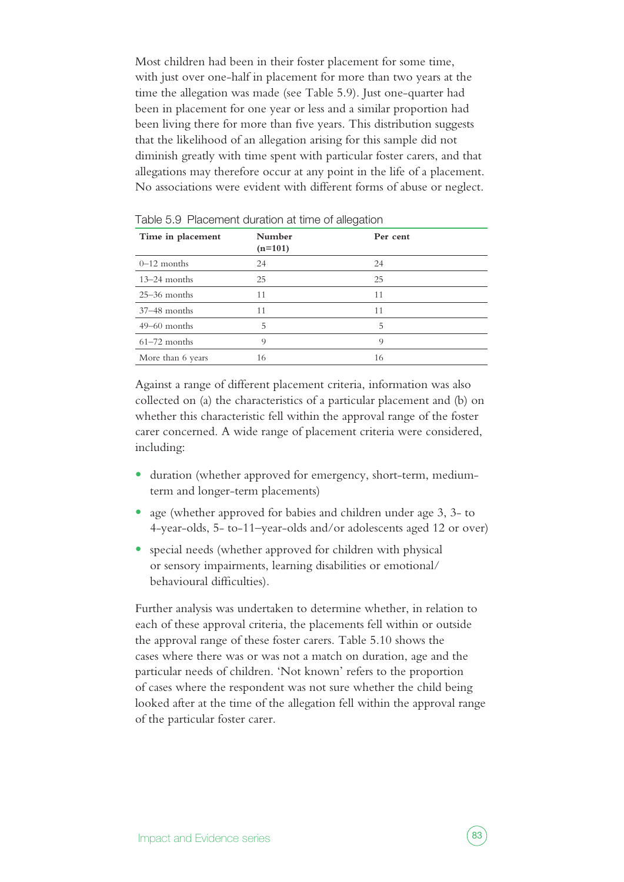Most children had been in their foster placement for some time, with just over one-half in placement for more than two years at the time the allegation was made (see Table 5.9). Just one-quarter had been in placement for one year or less and a similar proportion had been living there for more than five years. This distribution suggests that the likelihood of an allegation arising for this sample did not diminish greatly with time spent with particular foster carers, and that allegations may therefore occur at any point in the life of a placement. No associations were evident with different forms of abuse or neglect.

Table 5.9 Placement duration at time of allegation

| Time in placement | Number (n=101) | Per cent |
|---|---|---|
| 0–12 months | 24 | 24 |
| 13–24 months | 25 | 25 |
| 25–36 months | 11 | 11 |
| 37–48 months | 11 | 11 |
| 49–60 months | 5 | 5 |
| 61–72 months | 9 | 9 |
| More than 6 years | 16 | 16 |

Against a range of different placement criteria, information was also collected on (a) the characteristics of a particular placement and (b) on whether this characteristic fell within the approval range of the foster carer concerned. A wide range of placement criteria were considered, including:

- duration (whether approved for emergency, short-term, medium-term and longer-term placements)
- age (whether approved for babies and children under age 3, 3- to 4-year-olds, 5- to-11–year-olds and/or adolescents aged 12 or over)
- special needs (whether approved for children with physical or sensory impairments, learning disabilities or emotional/behavioural difficulties).

Further analysis was undertaken to determine whether, in relation to each of these approval criteria, the placements fell within or outside the approval range of these foster carers. Table 5.10 shows the cases where there was or was not a match on duration, age and the particular needs of children. 'Not known' refers to the proportion of cases where the respondent was not sure whether the child being looked after at the time of the allegation fell within the approval range of the particular foster carer.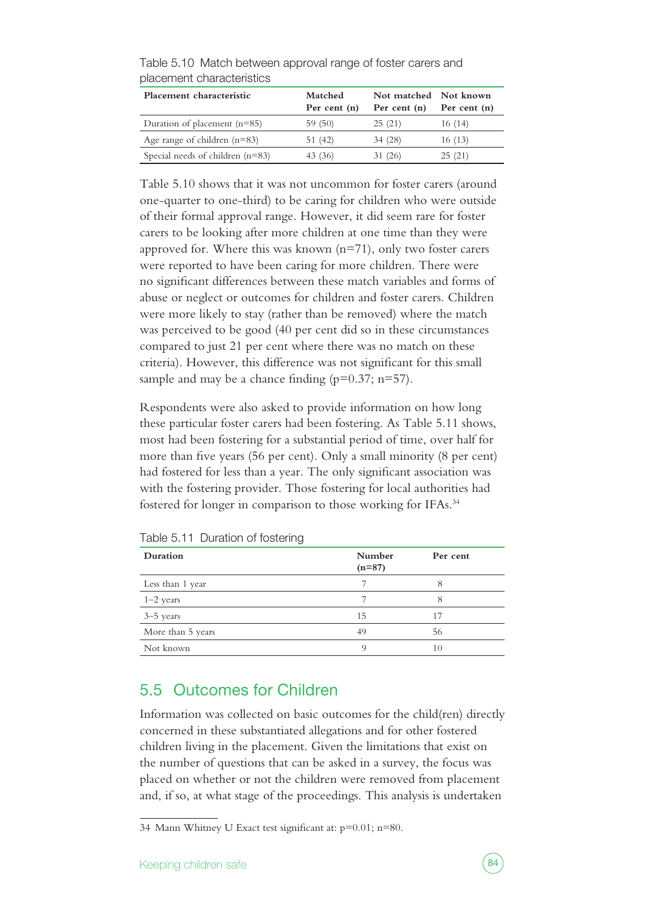Table 5.10 Match between approval range of foster carers and placement characteristics

| Placement characteristic | Matched Per cent (n) | Not matched Per cent (n) | Not known Per cent (n) |
|---|---|---|---|
| Duration of placement (n=85) | 59 (50) | 25 (21) | 16 (14) |
| Age range of children (n=83) | 51 (42) | 34 (28) | 16 (13) |
| Special needs of children (n=83) | 43 (36) | 31 (26) | 25 (21) |

Table 5.10 shows that it was not uncommon for foster carers (around one-quarter to one-third) to be caring for children who were outside of their formal approval range. However, it did seem rare for foster carers to be looking after more children at one time than they were approved for. Where this was known (n=71), only two foster carers were reported to have been caring for more children. There were no significant differences between these match variables and forms of abuse or neglect or outcomes for children and foster carers. Children were more likely to stay (rather than be removed) where the match was perceived to be good (40 per cent did so in these circumstances compared to just 21 per cent where there was no match on these criteria). However, this difference was not significant for this small sample and may be a chance finding ($p=0.37$; $n=57$).

Respondents were also asked to provide information on how long these particular foster carers had been fostering. As Table 5.11 shows, most had been fostering for a substantial period of time, over half for more than five years (56 per cent). Only a small minority (8 per cent) had fostered for less than a year. The only significant association was with the fostering provider. Those fostering for local authorities had fostered for longer in comparison to those working for IFAs.[34]

Table 5.11 Duration of fostering

| Duration | Number (n=87) | Per cent |
|---|---|---|
| Less than 1 year | 7 | 8 |
| 1–2 years | 7 | 8 |
| 3–5 years | 15 | 17 |
| More than 5 years | 49 | 56 |
| Not known | 9 | 10 |

## 5.5 Outcomes for Children

Information was collected on basic outcomes for the child(ren) directly concerned in these substantiated allegations and for other fostered children living in the placement. Given the limitations that exist on the number of questions that can be asked in a survey, the focus was placed on whether or not the children were removed from placement and, if so, at what stage of the proceedings. This analysis is undertaken

34 Mann Whitney U Exact test significant at: $p=0.01$; $n=80$.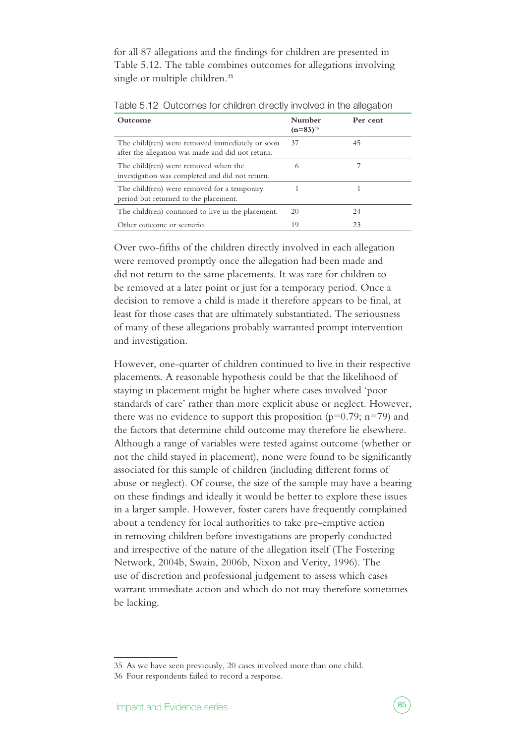for all 87 allegations and the findings for children are presented in Table 5.12. The table combines outcomes for allegations involving single or multiple children.[35]

Table 5.12 Outcomes for children directly involved in the allegation

| Outcome | Number (n=83)[36] | Per cent |
|---|---|---|
| The child(ren) were removed immediately or soon after the allegation was made and did not return. | 37 | 45 |
| The child(ren) were removed when the investigation was completed and did not return. | 6 | 7 |
| The child(ren) were removed for a temporary period but returned to the placement. | 1 | 1 |
| The child(ren) continued to live in the placement. | 20 | 24 |
| Other outcome or scenario. | 19 | 23 |

Over two-fifths of the children directly involved in each allegation were removed promptly once the allegation had been made and did not return to the same placements. It was rare for children to be removed at a later point or just for a temporary period. Once a decision to remove a child is made it therefore appears to be final, at least for those cases that are ultimately substantiated. The seriousness of many of these allegations probably warranted prompt intervention and investigation.

However, one-quarter of children continued to live in their respective placements. A reasonable hypothesis could be that the likelihood of staying in placement might be higher where cases involved 'poor standards of care' rather than more explicit abuse or neglect. However, there was no evidence to support this proposition ($p=0.79$; $n=79$) and the factors that determine child outcome may therefore lie elsewhere. Although a range of variables were tested against outcome (whether or not the child stayed in placement), none were found to be significantly associated for this sample of children (including different forms of abuse or neglect). Of course, the size of the sample may have a bearing on these findings and ideally it would be better to explore these issues in a larger sample. However, foster carers have frequently complained about a tendency for local authorities to take pre-emptive action in removing children before investigations are properly conducted and irrespective of the nature of the allegation itself (The Fostering Network, 2004b, Swain, 2006b, Nixon and Verity, 1996). The use of discretion and professional judgement to assess which cases warrant immediate action and which do not may therefore sometimes be lacking.

---

35 As we have seen previously, 20 cases involved more than one child.

36 Four respondents failed to record a response.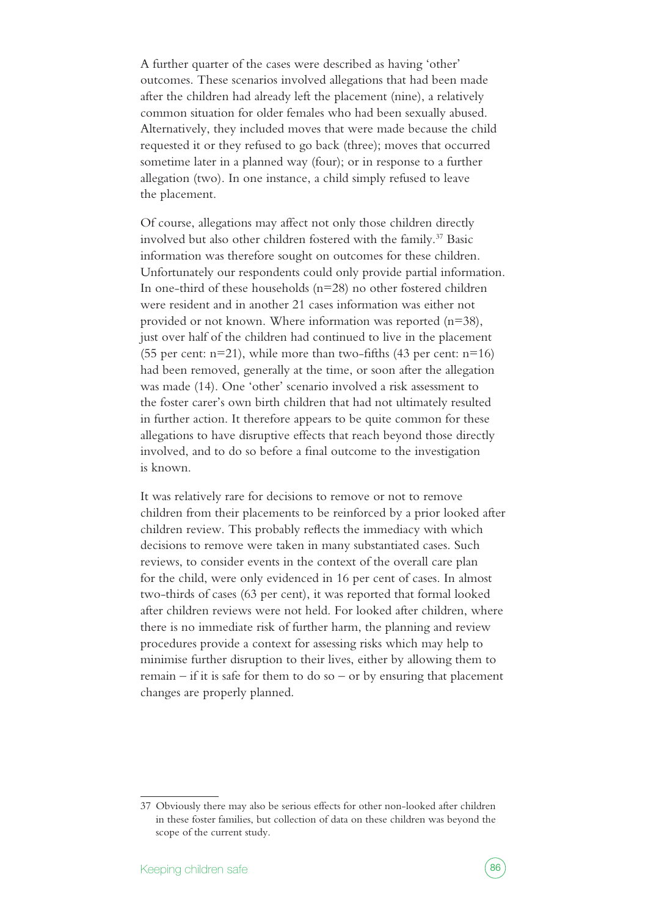A further quarter of the cases were described as having 'other' outcomes. These scenarios involved allegations that had been made after the children had already left the placement (nine), a relatively common situation for older females who had been sexually abused. Alternatively, they included moves that were made because the child requested it or they refused to go back (three); moves that occurred sometime later in a planned way (four); or in response to a further allegation (two). In one instance, a child simply refused to leave the placement.

Of course, allegations may affect not only those children directly involved but also other children fostered with the family.[37] Basic information was therefore sought on outcomes for these children. Unfortunately our respondents could only provide partial information. In one-third of these households (n=28) no other fostered children were resident and in another 21 cases information was either not provided or not known. Where information was reported (n=38), just over half of the children had continued to live in the placement (55 per cent: n=21), while more than two-fifths (43 per cent: n=16) had been removed, generally at the time, or soon after the allegation was made (14). One 'other' scenario involved a risk assessment to the foster carer's own birth children that had not ultimately resulted in further action. It therefore appears to be quite common for these allegations to have disruptive effects that reach beyond those directly involved, and to do so before a final outcome to the investigation is known.

It was relatively rare for decisions to remove or not to remove children from their placements to be reinforced by a prior looked after children review. This probably reflects the immediacy with which decisions to remove were taken in many substantiated cases. Such reviews, to consider events in the context of the overall care plan for the child, were only evidenced in 16 per cent of cases. In almost two-thirds of cases (63 per cent), it was reported that formal looked after children reviews were not held. For looked after children, where there is no immediate risk of further harm, the planning and review procedures provide a context for assessing risks which may help to minimise further disruption to their lives, either by allowing them to remain – if it is safe for them to do so – or by ensuring that placement changes are properly planned.

---

37 Obviously there may also be serious effects for other non-looked after children in these foster families, but collection of data on these children was beyond the scope of the current study.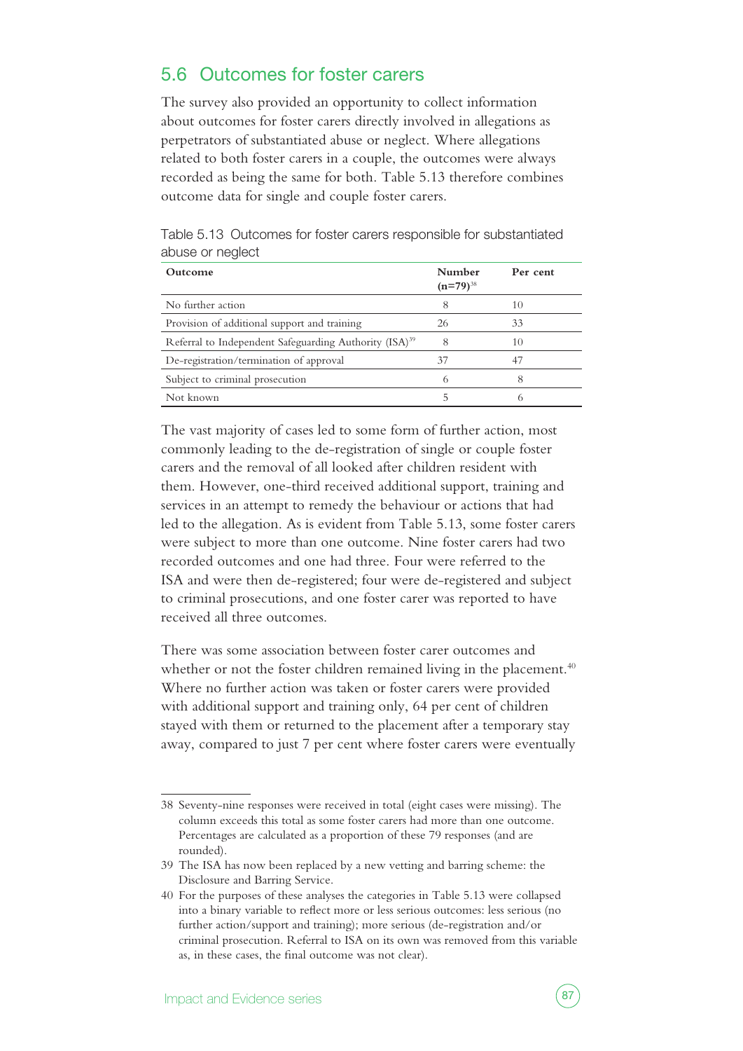## 5.6 Outcomes for foster carers

The survey also provided an opportunity to collect information about outcomes for foster carers directly involved in allegations as perpetrators of substantiated abuse or neglect. Where allegations related to both foster carers in a couple, the outcomes were always recorded as being the same for both. Table 5.13 therefore combines outcome data for single and couple foster carers.

Table 5.13 Outcomes for foster carers responsible for substantiated abuse or neglect

| Outcome | Number (n=79)[38] | Per cent |
|---|---|---|
| No further action | 8 | 10 |
| Provision of additional support and training | 26 | 33 |
| Referral to Independent Safeguarding Authority (ISA)[39] | 8 | 10 |
| De-registration/termination of approval | 37 | 47 |
| Subject to criminal prosecution | 6 | 8 |
| Not known | 5 | 6 |

The vast majority of cases led to some form of further action, most commonly leading to the de-registration of single or couple foster carers and the removal of all looked after children resident with them. However, one-third received additional support, training and services in an attempt to remedy the behaviour or actions that had led to the allegation. As is evident from Table 5.13, some foster carers were subject to more than one outcome. Nine foster carers had two recorded outcomes and one had three. Four were referred to the ISA and were then de-registered; four were de-registered and subject to criminal prosecutions, and one foster carer was reported to have received all three outcomes.

There was some association between foster carer outcomes and whether or not the foster children remained living in the placement.[40] Where no further action was taken or foster carers were provided with additional support and training only, 64 per cent of children stayed with them or returned to the placement after a temporary stay away, compared to just 7 per cent where foster carers were eventually

---

38 Seventy-nine responses were received in total (eight cases were missing). The column exceeds this total as some foster carers had more than one outcome. Percentages are calculated as a proportion of these 79 responses (and are rounded).

39 The ISA has now been replaced by a new vetting and barring scheme: the Disclosure and Barring Service.

40 For the purposes of these analyses the categories in Table 5.13 were collapsed into a binary variable to reflect more or less serious outcomes: less serious (no further action/support and training); more serious (de-registration and/or criminal prosecution. Referral to ISA on its own was removed from this variable as, in these cases, the final outcome was not clear).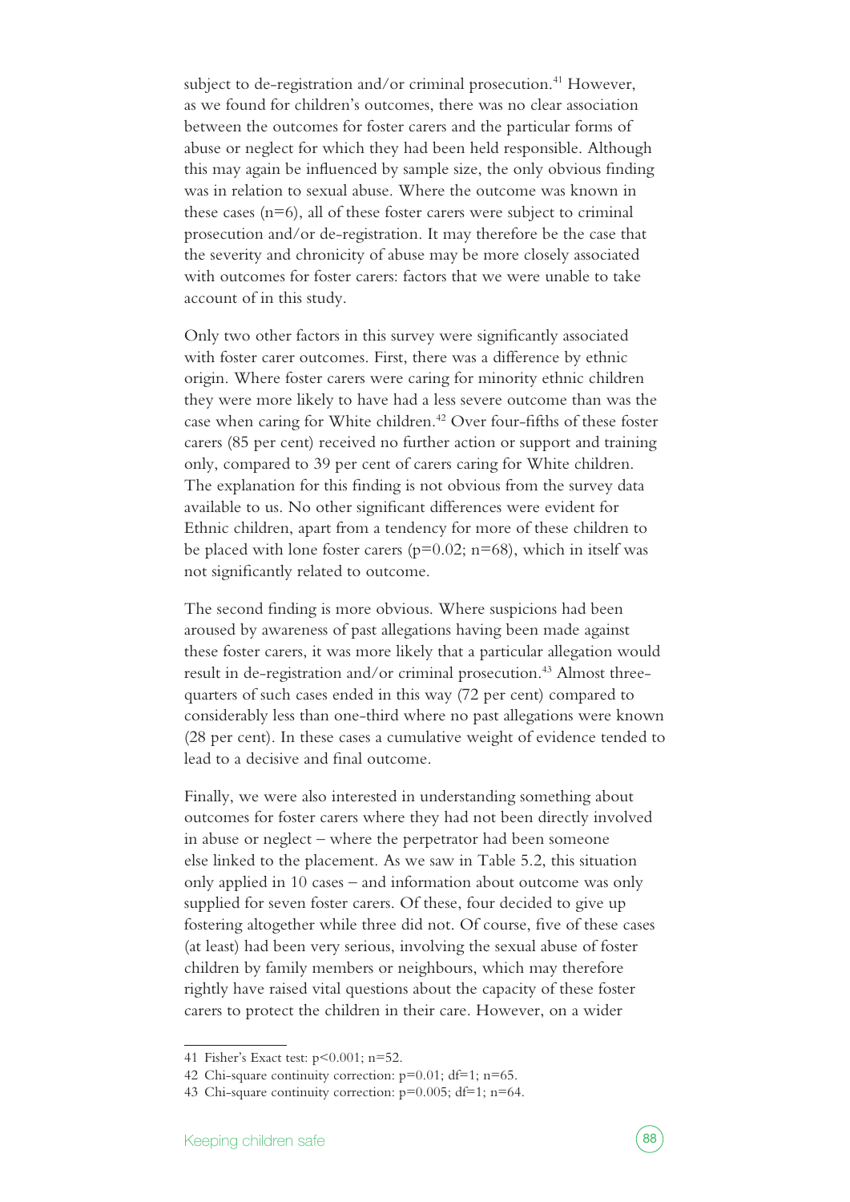subject to de-registration and/or criminal prosecution.[41] However, as we found for children's outcomes, there was no clear association between the outcomes for foster carers and the particular forms of abuse or neglect for which they had been held responsible. Although this may again be influenced by sample size, the only obvious finding was in relation to sexual abuse. Where the outcome was known in these cases ($n=6$), all of these foster carers were subject to criminal prosecution and/or de-registration. It may therefore be the case that the severity and chronicity of abuse may be more closely associated with outcomes for foster carers: factors that we were unable to take account of in this study.

Only two other factors in this survey were significantly associated with foster carer outcomes. First, there was a difference by ethnic origin. Where foster carers were caring for minority ethnic children they were more likely to have had a less severe outcome than was the case when caring for White children.[42] Over four-fifths of these foster carers (85 per cent) received no further action or support and training only, compared to 39 per cent of carers caring for White children. The explanation for this finding is not obvious from the survey data available to us. No other significant differences were evident for Ethnic children, apart from a tendency for more of these children to be placed with lone foster carers ($p=0.02$; $n=68$), which in itself was not significantly related to outcome.

The second finding is more obvious. Where suspicions had been aroused by awareness of past allegations having been made against these foster carers, it was more likely that a particular allegation would result in de-registration and/or criminal prosecution.[43] Almost three-quarters of such cases ended in this way (72 per cent) compared to considerably less than one-third where no past allegations were known (28 per cent). In these cases a cumulative weight of evidence tended to lead to a decisive and final outcome.

Finally, we were also interested in understanding something about outcomes for foster carers where they had not been directly involved in abuse or neglect – where the perpetrator had been someone else linked to the placement. As we saw in Table 5.2, this situation only applied in 10 cases – and information about outcome was only supplied for seven foster carers. Of these, four decided to give up fostering altogether while three did not. Of course, five of these cases (at least) had been very serious, involving the sexual abuse of foster children by family members or neighbours, which may therefore rightly have raised vital questions about the capacity of these foster carers to protect the children in their care. However, on a wider

---

41 Fisher's Exact test: $p<0.001$; $n=52$.

42 Chi-square continuity correction: $p=0.01$; $df=1$; $n=65$.

43 Chi-square continuity correction: $p=0.005$; $df=1$; $n=64$.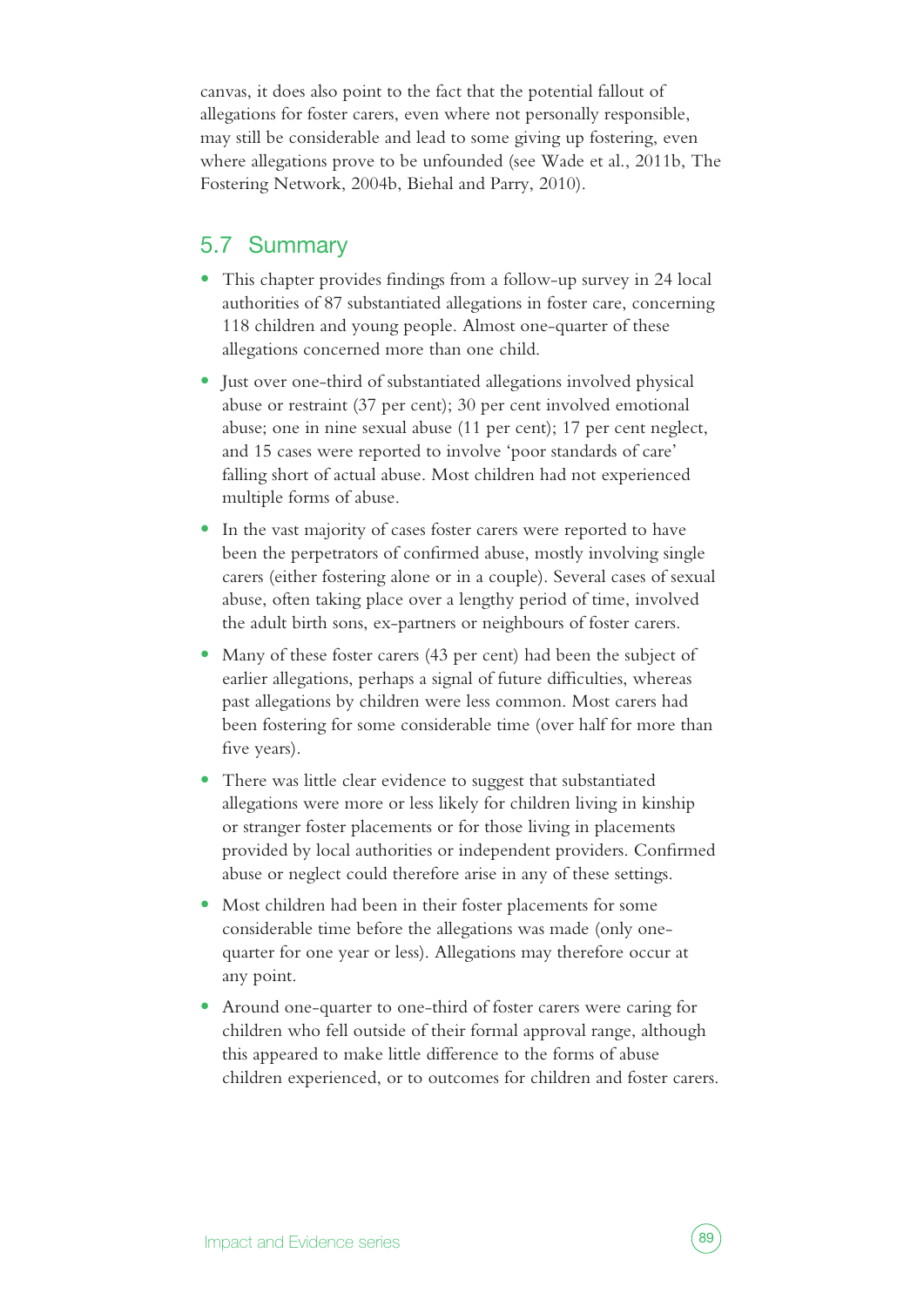canvas, it does also point to the fact that the potential fallout of allegations for foster carers, even where not personally responsible, may still be considerable and lead to some giving up fostering, even where allegations prove to be unfounded (see Wade et al., 2011b, The Fostering Network, 2004b, Biehal and Parry, 2010).

## 5.7 Summary

- This chapter provides findings from a follow-up survey in 24 local authorities of 87 substantiated allegations in foster care, concerning 118 children and young people. Almost one-quarter of these allegations concerned more than one child.
- Just over one-third of substantiated allegations involved physical abuse or restraint (37 per cent); 30 per cent involved emotional abuse; one in nine sexual abuse (11 per cent); 17 per cent neglect, and 15 cases were reported to involve 'poor standards of care' falling short of actual abuse. Most children had not experienced multiple forms of abuse.
- In the vast majority of cases foster carers were reported to have been the perpetrators of confirmed abuse, mostly involving single carers (either fostering alone or in a couple). Several cases of sexual abuse, often taking place over a lengthy period of time, involved the adult birth sons, ex-partners or neighbours of foster carers.
- Many of these foster carers (43 per cent) had been the subject of earlier allegations, perhaps a signal of future difficulties, whereas past allegations by children were less common. Most carers had been fostering for some considerable time (over half for more than five years).
- There was little clear evidence to suggest that substantiated allegations were more or less likely for children living in kinship or stranger foster placements or for those living in placements provided by local authorities or independent providers. Confirmed abuse or neglect could therefore arise in any of these settings.
- Most children had been in their foster placements for some considerable time before the allegations was made (only one-quarter for one year or less). Allegations may therefore occur at any point.
- Around one-quarter to one-third of foster carers were caring for children who fell outside of their formal approval range, although this appeared to make little difference to the forms of abuse children experienced, or to outcomes for children and foster carers.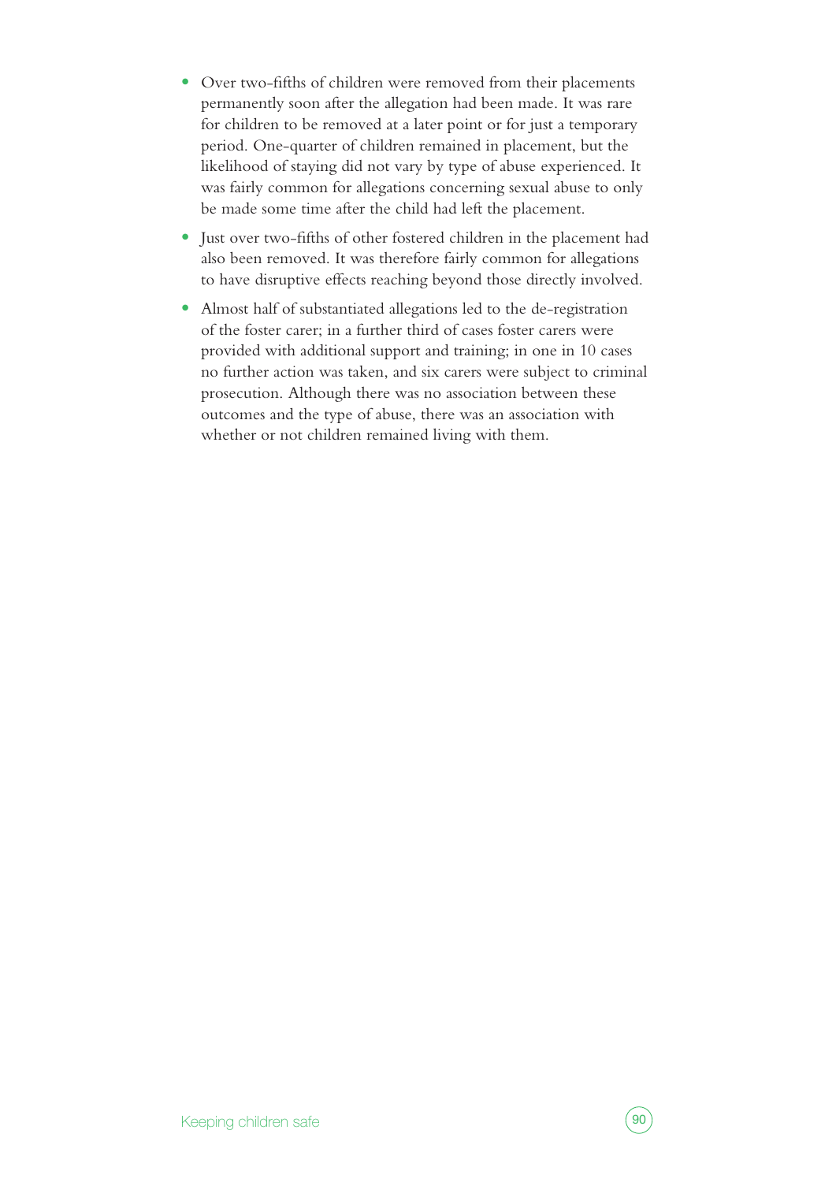- Over two-fifths of children were removed from their placements permanently soon after the allegation had been made. It was rare for children to be removed at a later point or for just a temporary period. One-quarter of children remained in placement, but the likelihood of staying did not vary by type of abuse experienced. It was fairly common for allegations concerning sexual abuse to only be made some time after the child had left the placement.
- Just over two-fifths of other fostered children in the placement had also been removed. It was therefore fairly common for allegations to have disruptive effects reaching beyond those directly involved.
- Almost half of substantiated allegations led to the de-registration of the foster carer; in a further third of cases foster carers were provided with additional support and training; in one in 10 cases no further action was taken, and six carers were subject to criminal prosecution. Although there was no association between these outcomes and the type of abuse, there was an association with whether or not children remained living with them.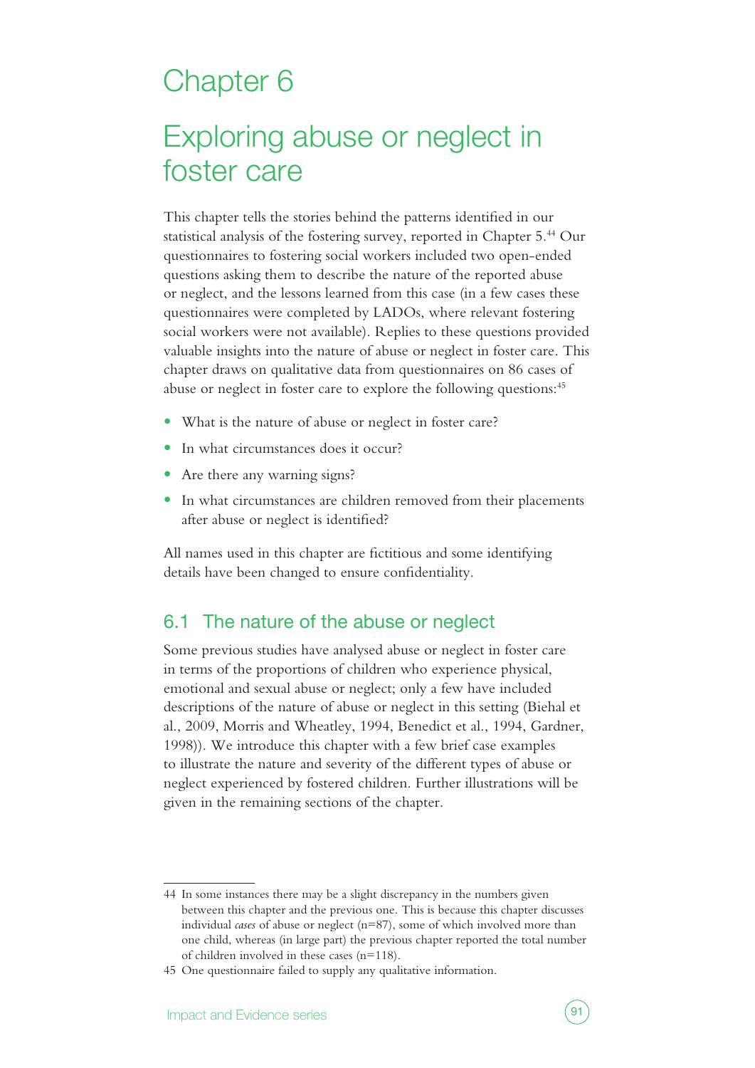# Chapter 6

# Exploring abuse or neglect in foster care

This chapter tells the stories behind the patterns identified in our statistical analysis of the fostering survey, reported in Chapter 5.[44] Our questionnaires to fostering social workers included two open-ended questions asking them to describe the nature of the reported abuse or neglect, and the lessons learned from this case (in a few cases these questionnaires were completed by LADOs, where relevant fostering social workers were not available). Replies to these questions provided valuable insights into the nature of abuse or neglect in foster care. This chapter draws on qualitative data from questionnaires on 86 cases of abuse or neglect in foster care to explore the following questions:[45]

- What is the nature of abuse or neglect in foster care?
- In what circumstances does it occur?
- Are there any warning signs?
- In what circumstances are children removed from their placements after abuse or neglect is identified?

All names used in this chapter are fictitious and some identifying details have been changed to ensure confidentiality.

## 6.1 The nature of the abuse or neglect

Some previous studies have analysed abuse or neglect in foster care in terms of the proportions of children who experience physical, emotional and sexual abuse or neglect; only a few have included descriptions of the nature of abuse or neglect in this setting (Biehal et al., 2009, Morris and Wheatley, 1994, Benedict et al., 1994, Gardner, 1998)). We introduce this chapter with a few brief case examples to illustrate the nature and severity of the different types of abuse or neglect experienced by fostered children. Further illustrations will be given in the remaining sections of the chapter.

---

44 In some instances there may be a slight discrepancy in the numbers given between this chapter and the previous one. This is because this chapter discusses individual *cases* of abuse or neglect (n=87), some of which involved more than one child, whereas (in large part) the previous chapter reported the total number of children involved in these cases (n=118).

45 One questionnaire failed to supply any qualitative information.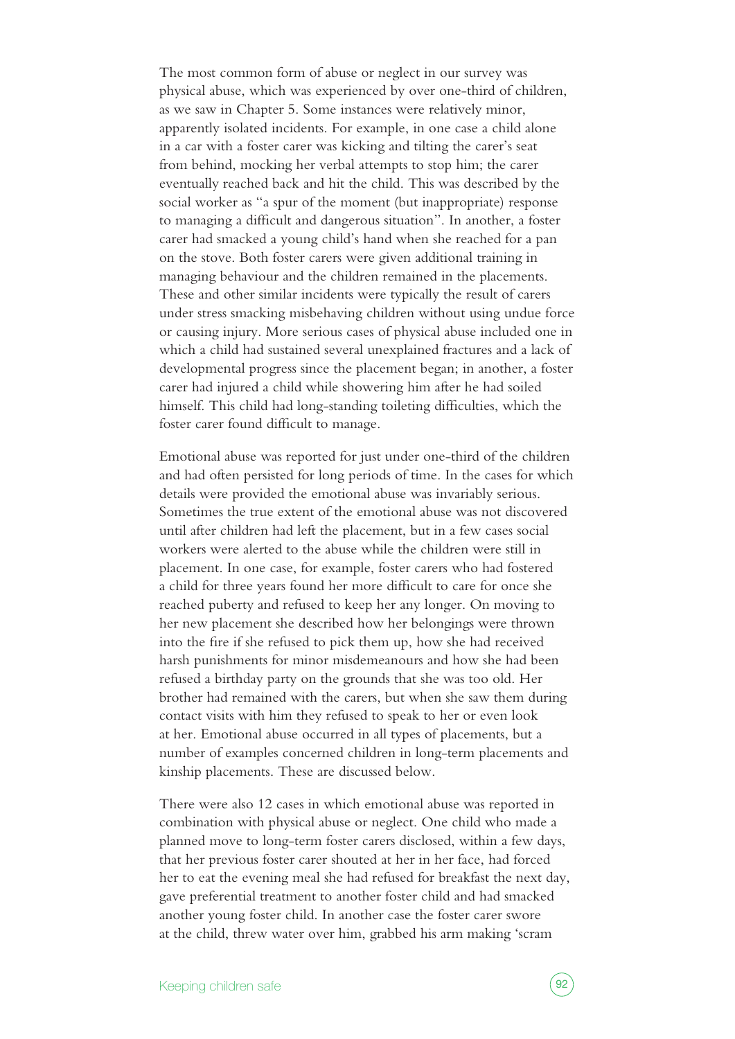The most common form of abuse or neglect in our survey was physical abuse, which was experienced by over one-third of children, as we saw in Chapter 5. Some instances were relatively minor, apparently isolated incidents. For example, in one case a child alone in a car with a foster carer was kicking and tilting the carer's seat from behind, mocking her verbal attempts to stop him; the carer eventually reached back and hit the child. This was described by the social worker as "a spur of the moment (but inappropriate) response to managing a difficult and dangerous situation". In another, a foster carer had smacked a young child's hand when she reached for a pan on the stove. Both foster carers were given additional training in managing behaviour and the children remained in the placements. These and other similar incidents were typically the result of carers under stress smacking misbehaving children without using undue force or causing injury. More serious cases of physical abuse included one in which a child had sustained several unexplained fractures and a lack of developmental progress since the placement began; in another, a foster carer had injured a child while showering him after he had soiled himself. This child had long-standing toileting difficulties, which the foster carer found difficult to manage.

Emotional abuse was reported for just under one-third of the children and had often persisted for long periods of time. In the cases for which details were provided the emotional abuse was invariably serious. Sometimes the true extent of the emotional abuse was not discovered until after children had left the placement, but in a few cases social workers were alerted to the abuse while the children were still in placement. In one case, for example, foster carers who had fostered a child for three years found her more difficult to care for once she reached puberty and refused to keep her any longer. On moving to her new placement she described how her belongings were thrown into the fire if she refused to pick them up, how she had received harsh punishments for minor misdemeanours and how she had been refused a birthday party on the grounds that she was too old. Her brother had remained with the carers, but when she saw them during contact visits with him they refused to speak to her or even look at her. Emotional abuse occurred in all types of placements, but a number of examples concerned children in long-term placements and kinship placements. These are discussed below.

There were also 12 cases in which emotional abuse was reported in combination with physical abuse or neglect. One child who made a planned move to long-term foster carers disclosed, within a few days, that her previous foster carer shouted at her in her face, had forced her to eat the evening meal she had refused for breakfast the next day, gave preferential treatment to another foster child and had smacked another young foster child. In another case the foster carer swore at the child, threw water over him, grabbed his arm making 'scram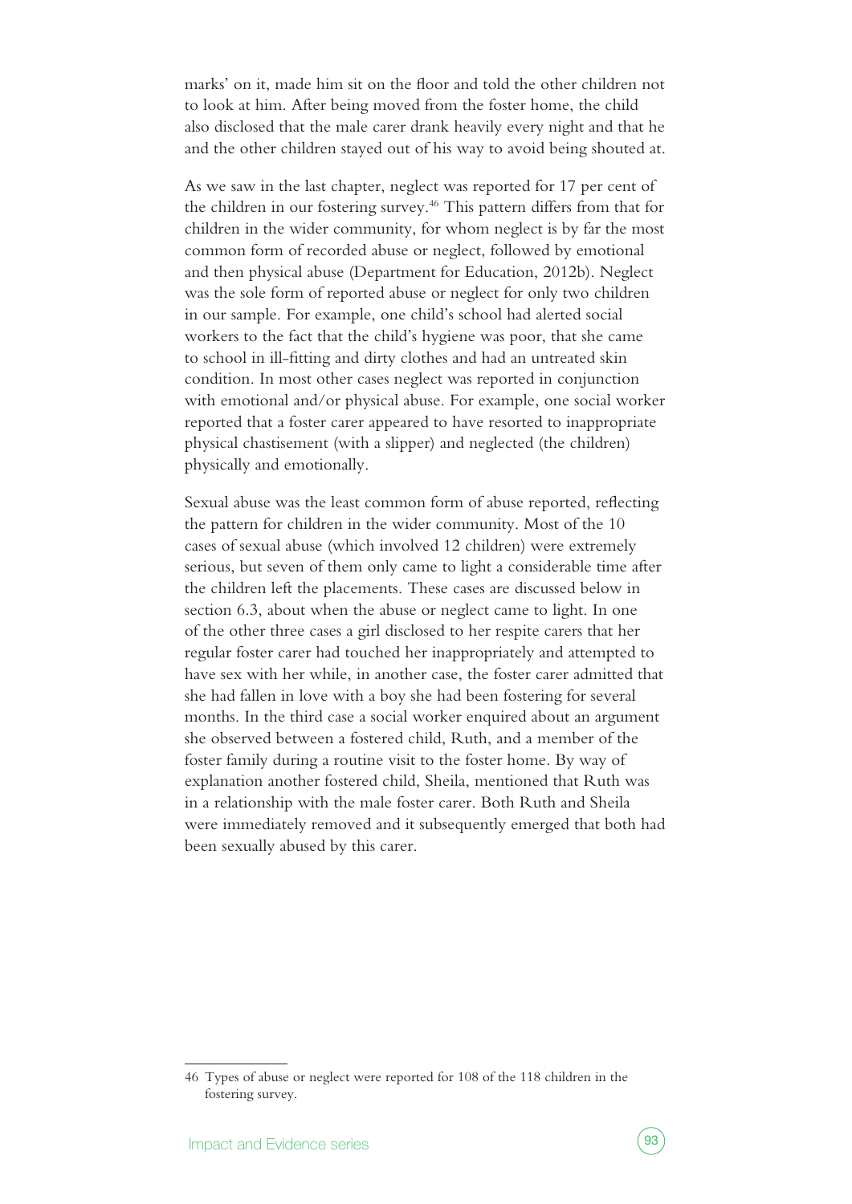marks' on it, made him sit on the floor and told the other children not to look at him. After being moved from the foster home, the child also disclosed that the male carer drank heavily every night and that he and the other children stayed out of his way to avoid being shouted at.

As we saw in the last chapter, neglect was reported for 17 per cent of the children in our fostering survey.[46] This pattern differs from that for children in the wider community, for whom neglect is by far the most common form of recorded abuse or neglect, followed by emotional and then physical abuse (Department for Education, 2012b). Neglect was the sole form of reported abuse or neglect for only two children in our sample. For example, one child's school had alerted social workers to the fact that the child's hygiene was poor, that she came to school in ill-fitting and dirty clothes and had an untreated skin condition. In most other cases neglect was reported in conjunction with emotional and/or physical abuse. For example, one social worker reported that a foster carer appeared to have resorted to inappropriate physical chastisement (with a slipper) and neglected (the children) physically and emotionally.

Sexual abuse was the least common form of abuse reported, reflecting the pattern for children in the wider community. Most of the 10 cases of sexual abuse (which involved 12 children) were extremely serious, but seven of them only came to light a considerable time after the children left the placements. These cases are discussed below in section 6.3, about when the abuse or neglect came to light. In one of the other three cases a girl disclosed to her respite carers that her regular foster carer had touched her inappropriately and attempted to have sex with her while, in another case, the foster carer admitted that she had fallen in love with a boy she had been fostering for several months. In the third case a social worker enquired about an argument she observed between a fostered child, Ruth, and a member of the foster family during a routine visit to the foster home. By way of explanation another fostered child, Sheila, mentioned that Ruth was in a relationship with the male foster carer. Both Ruth and Sheila were immediately removed and it subsequently emerged that both had been sexually abused by this carer.

---

46 Types of abuse or neglect were reported for 108 of the 118 children in the fostering survey.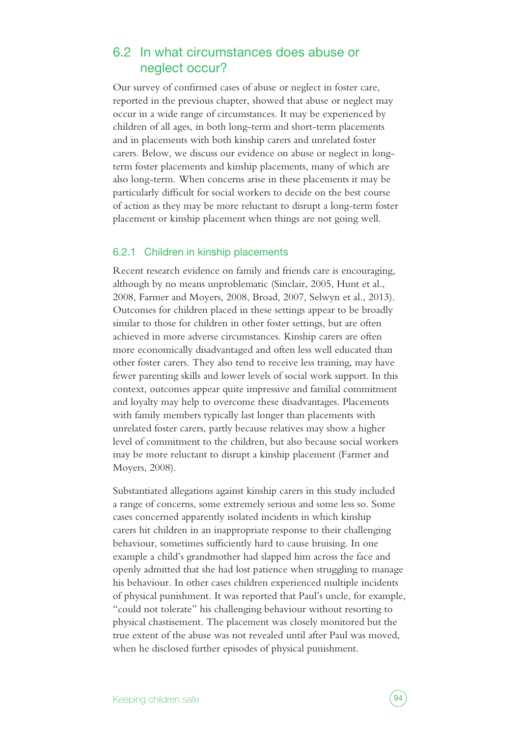## 6.2 In what circumstances does abuse or neglect occur?

Our survey of confirmed cases of abuse or neglect in foster care, reported in the previous chapter, showed that abuse or neglect may occur in a wide range of circumstances. It may be experienced by children of all ages, in both long-term and short-term placements and in placements with both kinship carers and unrelated foster carers. Below, we discuss our evidence on abuse or neglect in long-term foster placements and kinship placements, many of which are also long-term. When concerns arise in these placements it may be particularly difficult for social workers to decide on the best course of action as they may be more reluctant to disrupt a long-term foster placement or kinship placement when things are not going well.

### 6.2.1 Children in kinship placements

Recent research evidence on family and friends care is encouraging, although by no means unproblematic (Sinclair, 2005, Hunt et al., 2008, Farmer and Moyers, 2008, Broad, 2007, Selwyn et al., 2013). Outcomes for children placed in these settings appear to be broadly similar to those for children in other foster settings, but are often achieved in more adverse circumstances. Kinship carers are often more economically disadvantaged and often less well educated than other foster carers. They also tend to receive less training, may have fewer parenting skills and lower levels of social work support. In this context, outcomes appear quite impressive and familial commitment and loyalty may help to overcome these disadvantages. Placements with family members typically last longer than placements with unrelated foster carers, partly because relatives may show a higher level of commitment to the children, but also because social workers may be more reluctant to disrupt a kinship placement (Farmer and Moyers, 2008).

Substantiated allegations against kinship carers in this study included a range of concerns, some extremely serious and some less so. Some cases concerned apparently isolated incidents in which kinship carers hit children in an inappropriate response to their challenging behaviour, sometimes sufficiently hard to cause bruising. In one example a child's grandmother had slapped him across the face and openly admitted that she had lost patience when struggling to manage his behaviour. In other cases children experienced multiple incidents of physical punishment. It was reported that Paul's uncle, for example, "could not tolerate" his challenging behaviour without resorting to physical chastisement. The placement was closely monitored but the true extent of the abuse was not revealed until after Paul was moved, when he disclosed further episodes of physical punishment.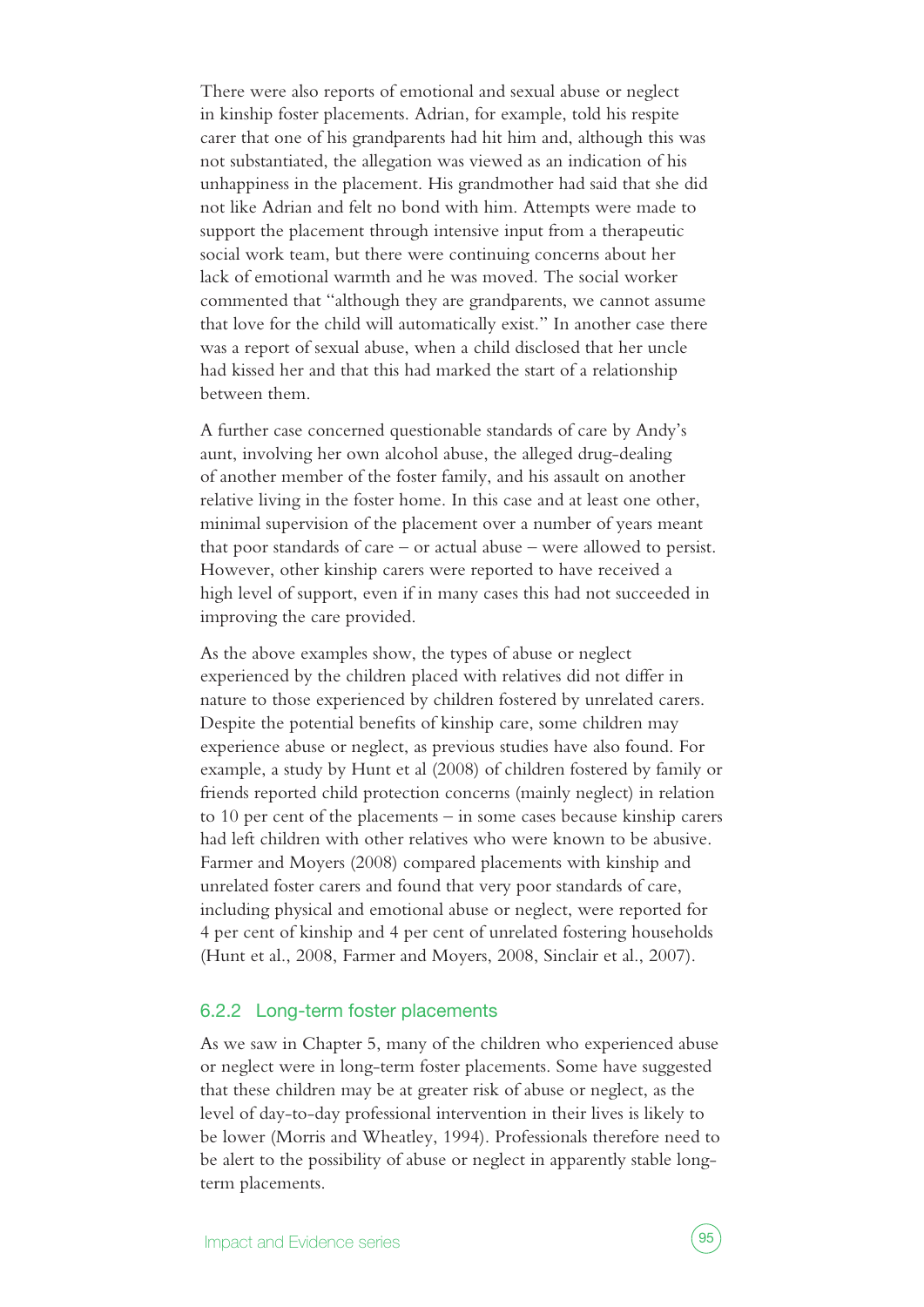There were also reports of emotional and sexual abuse or neglect in kinship foster placements. Adrian, for example, told his respite carer that one of his grandparents had hit him and, although this was not substantiated, the allegation was viewed as an indication of his unhappiness in the placement. His grandmother had said that she did not like Adrian and felt no bond with him. Attempts were made to support the placement through intensive input from a therapeutic social work team, but there were continuing concerns about her lack of emotional warmth and he was moved. The social worker commented that "although they are grandparents, we cannot assume that love for the child will automatically exist." In another case there was a report of sexual abuse, when a child disclosed that her uncle had kissed her and that this had marked the start of a relationship between them.

A further case concerned questionable standards of care by Andy's aunt, involving her own alcohol abuse, the alleged drug-dealing of another member of the foster family, and his assault on another relative living in the foster home. In this case and at least one other, minimal supervision of the placement over a number of years meant that poor standards of care – or actual abuse – were allowed to persist. However, other kinship carers were reported to have received a high level of support, even if in many cases this had not succeeded in improving the care provided.

As the above examples show, the types of abuse or neglect experienced by the children placed with relatives did not differ in nature to those experienced by children fostered by unrelated carers. Despite the potential benefits of kinship care, some children may experience abuse or neglect, as previous studies have also found. For example, a study by Hunt et al (2008) of children fostered by family or friends reported child protection concerns (mainly neglect) in relation to 10 per cent of the placements – in some cases because kinship carers had left children with other relatives who were known to be abusive. Farmer and Moyers (2008) compared placements with kinship and unrelated foster carers and found that very poor standards of care, including physical and emotional abuse or neglect, were reported for 4 per cent of kinship and 4 per cent of unrelated fostering households (Hunt et al., 2008, Farmer and Moyers, 2008, Sinclair et al., 2007).

### 6.2.2 Long-term foster placements

As we saw in Chapter 5, many of the children who experienced abuse or neglect were in long-term foster placements. Some have suggested that these children may be at greater risk of abuse or neglect, as the level of day-to-day professional intervention in their lives is likely to be lower (Morris and Wheatley, 1994). Professionals therefore need to be alert to the possibility of abuse or neglect in apparently stable long-term placements.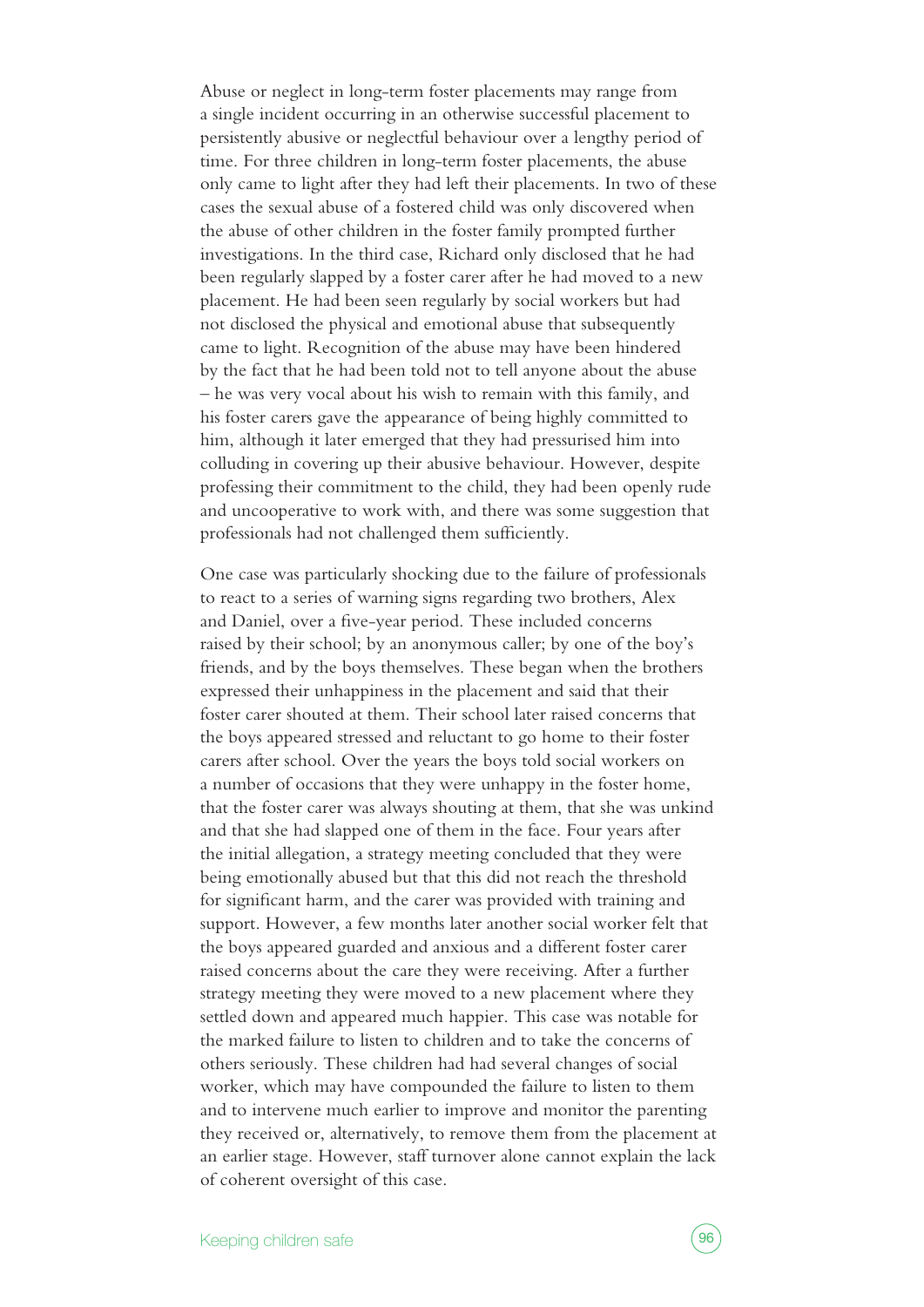Abuse or neglect in long-term foster placements may range from a single incident occurring in an otherwise successful placement to persistently abusive or neglectful behaviour over a lengthy period of time. For three children in long-term foster placements, the abuse only came to light after they had left their placements. In two of these cases the sexual abuse of a fostered child was only discovered when the abuse of other children in the foster family prompted further investigations. In the third case, Richard only disclosed that he had been regularly slapped by a foster carer after he had moved to a new placement. He had been seen regularly by social workers but had not disclosed the physical and emotional abuse that subsequently came to light. Recognition of the abuse may have been hindered by the fact that he had been told not to tell anyone about the abuse – he was very vocal about his wish to remain with this family, and his foster carers gave the appearance of being highly committed to him, although it later emerged that they had pressurised him into colluding in covering up their abusive behaviour. However, despite professing their commitment to the child, they had been openly rude and uncooperative to work with, and there was some suggestion that professionals had not challenged them sufficiently.

One case was particularly shocking due to the failure of professionals to react to a series of warning signs regarding two brothers, Alex and Daniel, over a five-year period. These included concerns raised by their school; by an anonymous caller; by one of the boy's friends, and by the boys themselves. These began when the brothers expressed their unhappiness in the placement and said that their foster carer shouted at them. Their school later raised concerns that the boys appeared stressed and reluctant to go home to their foster carers after school. Over the years the boys told social workers on a number of occasions that they were unhappy in the foster home, that the foster carer was always shouting at them, that she was unkind and that she had slapped one of them in the face. Four years after the initial allegation, a strategy meeting concluded that they were being emotionally abused but that this did not reach the threshold for significant harm, and the carer was provided with training and support. However, a few months later another social worker felt that the boys appeared guarded and anxious and a different foster carer raised concerns about the care they were receiving. After a further strategy meeting they were moved to a new placement where they settled down and appeared much happier. This case was notable for the marked failure to listen to children and to take the concerns of others seriously. These children had had several changes of social worker, which may have compounded the failure to listen to them and to intervene much earlier to improve and monitor the parenting they received or, alternatively, to remove them from the placement at an earlier stage. However, staff turnover alone cannot explain the lack of coherent oversight of this case.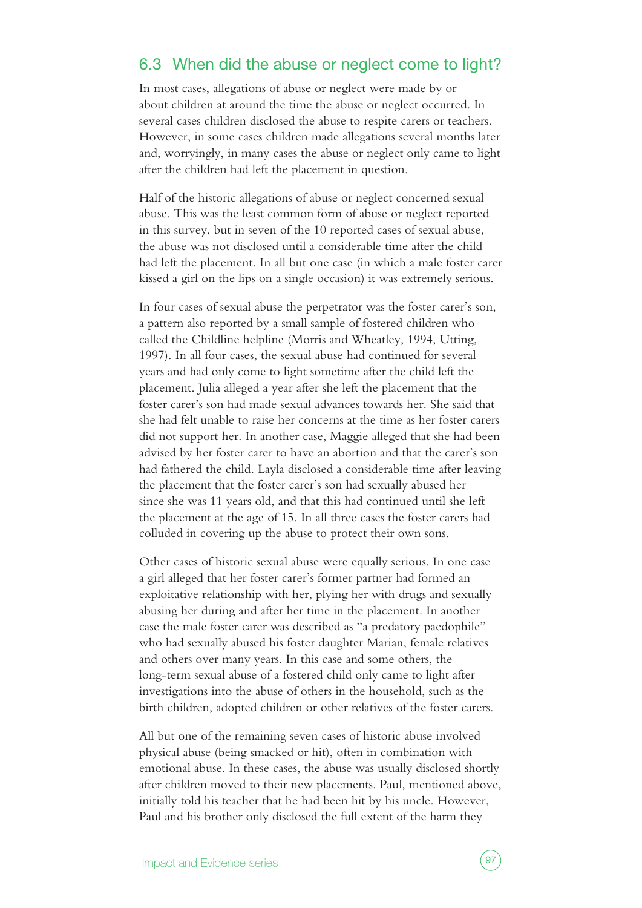## 6.3 When did the abuse or neglect come to light?

In most cases, allegations of abuse or neglect were made by or about children at around the time the abuse or neglect occurred. In several cases children disclosed the abuse to respite carers or teachers. However, in some cases children made allegations several months later and, worryingly, in many cases the abuse or neglect only came to light after the children had left the placement in question.

Half of the historic allegations of abuse or neglect concerned sexual abuse. This was the least common form of abuse or neglect reported in this survey, but in seven of the 10 reported cases of sexual abuse, the abuse was not disclosed until a considerable time after the child had left the placement. In all but one case (in which a male foster carer kissed a girl on the lips on a single occasion) it was extremely serious.

In four cases of sexual abuse the perpetrator was the foster carer's son, a pattern also reported by a small sample of fostered children who called the Childline helpline (Morris and Wheatley, 1994, Utting, 1997). In all four cases, the sexual abuse had continued for several years and had only come to light sometime after the child left the placement. Julia alleged a year after she left the placement that the foster carer's son had made sexual advances towards her. She said that she had felt unable to raise her concerns at the time as her foster carers did not support her. In another case, Maggie alleged that she had been advised by her foster carer to have an abortion and that the carer's son had fathered the child. Layla disclosed a considerable time after leaving the placement that the foster carer's son had sexually abused her since she was 11 years old, and that this had continued until she left the placement at the age of 15. In all three cases the foster carers had colluded in covering up the abuse to protect their own sons.

Other cases of historic sexual abuse were equally serious. In one case a girl alleged that her foster carer's former partner had formed an exploitative relationship with her, plying her with drugs and sexually abusing her during and after her time in the placement. In another case the male foster carer was described as "a predatory paedophile" who had sexually abused his foster daughter Marian, female relatives and others over many years. In this case and some others, the long-term sexual abuse of a fostered child only came to light after investigations into the abuse of others in the household, such as the birth children, adopted children or other relatives of the foster carers.

All but one of the remaining seven cases of historic abuse involved physical abuse (being smacked or hit), often in combination with emotional abuse. In these cases, the abuse was usually disclosed shortly after children moved to their new placements. Paul, mentioned above, initially told his teacher that he had been hit by his uncle. However, Paul and his brother only disclosed the full extent of the harm they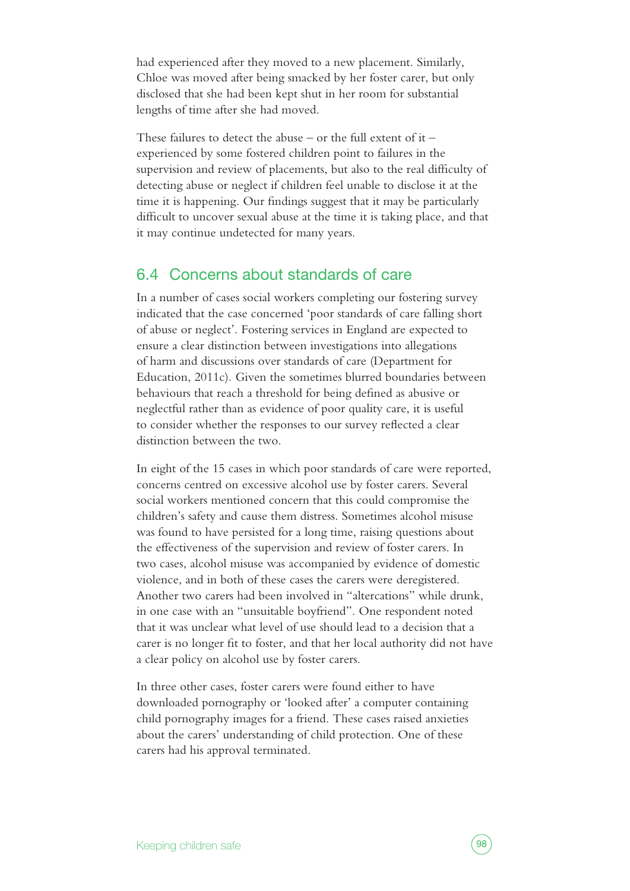had experienced after they moved to a new placement. Similarly, Chloe was moved after being smacked by her foster carer, but only disclosed that she had been kept shut in her room for substantial lengths of time after she had moved.

These failures to detect the abuse – or the full extent of it – experienced by some fostered children point to failures in the supervision and review of placements, but also to the real difficulty of detecting abuse or neglect if children feel unable to disclose it at the time it is happening. Our findings suggest that it may be particularly difficult to uncover sexual abuse at the time it is taking place, and that it may continue undetected for many years.

## 6.4 Concerns about standards of care

In a number of cases social workers completing our fostering survey indicated that the case concerned 'poor standards of care falling short of abuse or neglect'. Fostering services in England are expected to ensure a clear distinction between investigations into allegations of harm and discussions over standards of care (Department for Education, 2011c). Given the sometimes blurred boundaries between behaviours that reach a threshold for being defined as abusive or neglectful rather than as evidence of poor quality care, it is useful to consider whether the responses to our survey reflected a clear distinction between the two.

In eight of the 15 cases in which poor standards of care were reported, concerns centred on excessive alcohol use by foster carers. Several social workers mentioned concern that this could compromise the children's safety and cause them distress. Sometimes alcohol misuse was found to have persisted for a long time, raising questions about the effectiveness of the supervision and review of foster carers. In two cases, alcohol misuse was accompanied by evidence of domestic violence, and in both of these cases the carers were deregistered. Another two carers had been involved in "altercations" while drunk, in one case with an "unsuitable boyfriend". One respondent noted that it was unclear what level of use should lead to a decision that a carer is no longer fit to foster, and that her local authority did not have a clear policy on alcohol use by foster carers.

In three other cases, foster carers were found either to have downloaded pornography or 'looked after' a computer containing child pornography images for a friend. These cases raised anxieties about the carers' understanding of child protection. One of these carers had his approval terminated.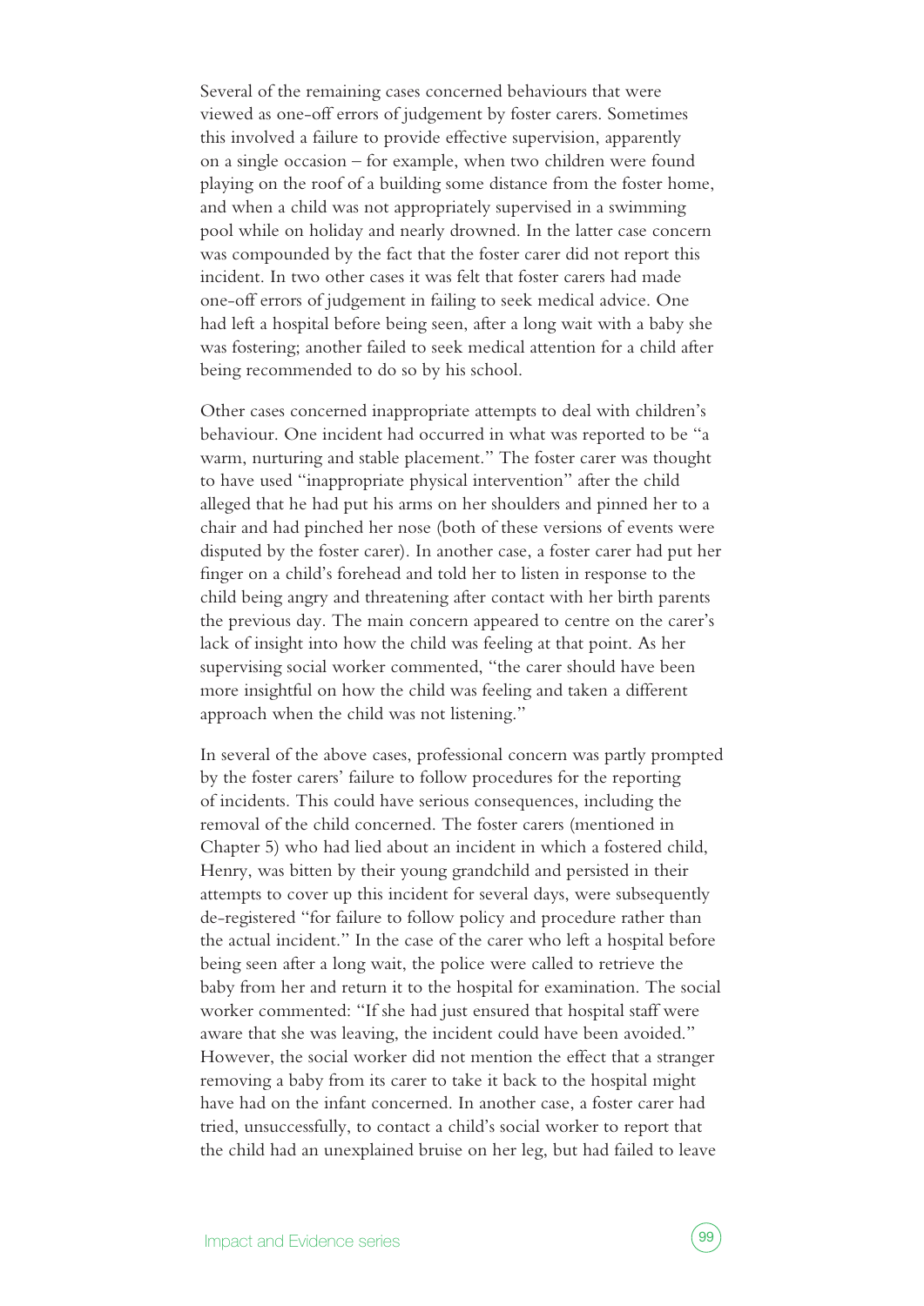Several of the remaining cases concerned behaviours that were viewed as one-off errors of judgement by foster carers. Sometimes this involved a failure to provide effective supervision, apparently on a single occasion – for example, when two children were found playing on the roof of a building some distance from the foster home, and when a child was not appropriately supervised in a swimming pool while on holiday and nearly drowned. In the latter case concern was compounded by the fact that the foster carer did not report this incident. In two other cases it was felt that foster carers had made one-off errors of judgement in failing to seek medical advice. One had left a hospital before being seen, after a long wait with a baby she was fostering; another failed to seek medical attention for a child after being recommended to do so by his school.

Other cases concerned inappropriate attempts to deal with children's behaviour. One incident had occurred in what was reported to be "a warm, nurturing and stable placement." The foster carer was thought to have used "inappropriate physical intervention" after the child alleged that he had put his arms on her shoulders and pinned her to a chair and had pinched her nose (both of these versions of events were disputed by the foster carer). In another case, a foster carer had put her finger on a child's forehead and told her to listen in response to the child being angry and threatening after contact with her birth parents the previous day. The main concern appeared to centre on the carer's lack of insight into how the child was feeling at that point. As her supervising social worker commented, "the carer should have been more insightful on how the child was feeling and taken a different approach when the child was not listening."

In several of the above cases, professional concern was partly prompted by the foster carers' failure to follow procedures for the reporting of incidents. This could have serious consequences, including the removal of the child concerned. The foster carers (mentioned in Chapter 5) who had lied about an incident in which a fostered child, Henry, was bitten by their young grandchild and persisted in their attempts to cover up this incident for several days, were subsequently de-registered "for failure to follow policy and procedure rather than the actual incident." In the case of the carer who left a hospital before being seen after a long wait, the police were called to retrieve the baby from her and return it to the hospital for examination. The social worker commented: "If she had just ensured that hospital staff were aware that she was leaving, the incident could have been avoided." However, the social worker did not mention the effect that a stranger removing a baby from its carer to take it back to the hospital might have had on the infant concerned. In another case, a foster carer had tried, unsuccessfully, to contact a child's social worker to report that the child had an unexplained bruise on her leg, but had failed to leave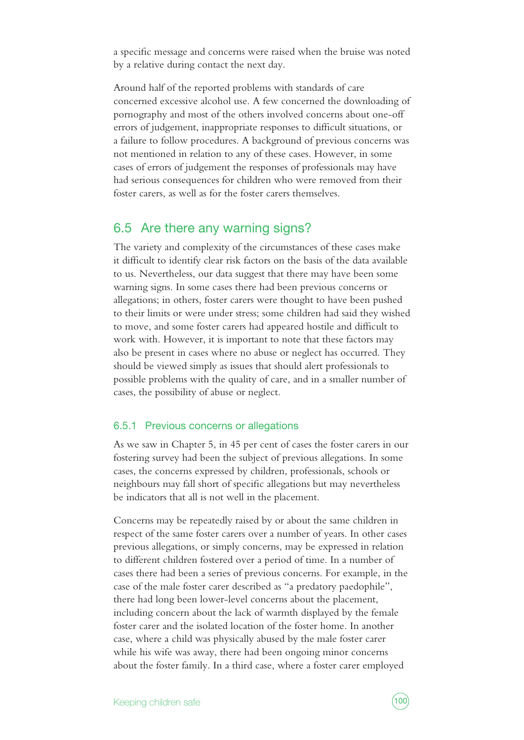a specific message and concerns were raised when the bruise was noted by a relative during contact the next day.

Around half of the reported problems with standards of care concerned excessive alcohol use. A few concerned the downloading of pornography and most of the others involved concerns about one-off errors of judgement, inappropriate responses to difficult situations, or a failure to follow procedures. A background of previous concerns was not mentioned in relation to any of these cases. However, in some cases of errors of judgement the responses of professionals may have had serious consequences for children who were removed from their foster carers, as well as for the foster carers themselves.

## 6.5 Are there any warning signs?

The variety and complexity of the circumstances of these cases make it difficult to identify clear risk factors on the basis of the data available to us. Nevertheless, our data suggest that there may have been some warning signs. In some cases there had been previous concerns or allegations; in others, foster carers were thought to have been pushed to their limits or were under stress; some children had said they wished to move, and some foster carers had appeared hostile and difficult to work with. However, it is important to note that these factors may also be present in cases where no abuse or neglect has occurred. They should be viewed simply as issues that should alert professionals to possible problems with the quality of care, and in a smaller number of cases, the possibility of abuse or neglect.

### 6.5.1 Previous concerns or allegations

As we saw in Chapter 5, in 45 per cent of cases the foster carers in our fostering survey had been the subject of previous allegations. In some cases, the concerns expressed by children, professionals, schools or neighbours may fall short of specific allegations but may nevertheless be indicators that all is not well in the placement.

Concerns may be repeatedly raised by or about the same children in respect of the same foster carers over a number of years. In other cases previous allegations, or simply concerns, may be expressed in relation to different children fostered over a period of time. In a number of cases there had been a series of previous concerns. For example, in the case of the male foster carer described as "a predatory paedophile", there had long been lower-level concerns about the placement, including concern about the lack of warmth displayed by the female foster carer and the isolated location of the foster home. In another case, where a child was physically abused by the male foster carer while his wife was away, there had been ongoing minor concerns about the foster family. In a third case, where a foster carer employed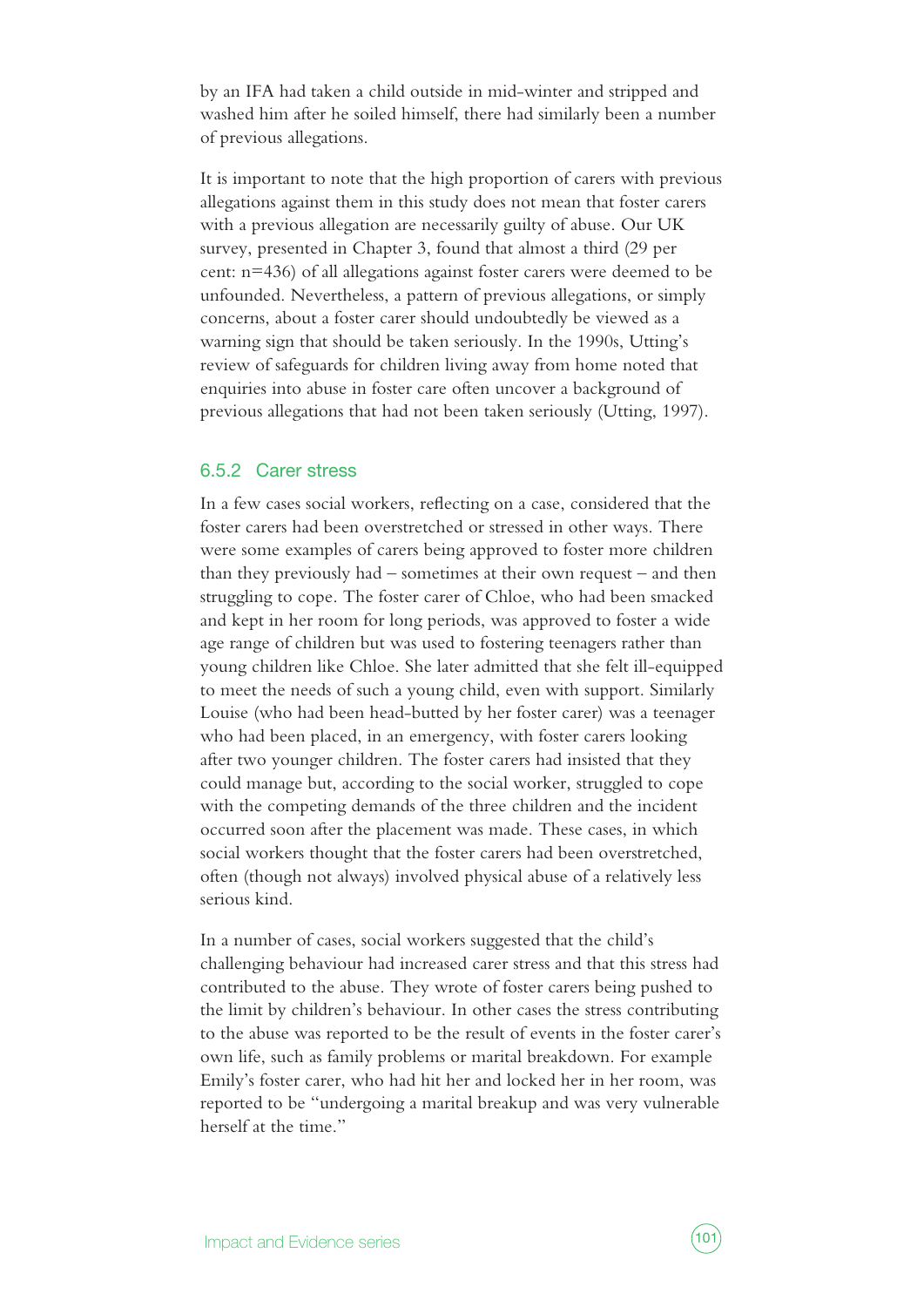by an IFA had taken a child outside in mid-winter and stripped and washed him after he soiled himself, there had similarly been a number of previous allegations.

It is important to note that the high proportion of carers with previous allegations against them in this study does not mean that foster carers with a previous allegation are necessarily guilty of abuse. Our UK survey, presented in Chapter 3, found that almost a third (29 per cent: n=436) of all allegations against foster carers were deemed to be unfounded. Nevertheless, a pattern of previous allegations, or simply concerns, about a foster carer should undoubtedly be viewed as a warning sign that should be taken seriously. In the 1990s, Utting's review of safeguards for children living away from home noted that enquiries into abuse in foster care often uncover a background of previous allegations that had not been taken seriously (Utting, 1997).

### 6.5.2 Carer stress

In a few cases social workers, reflecting on a case, considered that the foster carers had been overstretched or stressed in other ways. There were some examples of carers being approved to foster more children than they previously had – sometimes at their own request – and then struggling to cope. The foster carer of Chloe, who had been smacked and kept in her room for long periods, was approved to foster a wide age range of children but was used to fostering teenagers rather than young children like Chloe. She later admitted that she felt ill-equipped to meet the needs of such a young child, even with support. Similarly Louise (who had been head-butted by her foster carer) was a teenager who had been placed, in an emergency, with foster carers looking after two younger children. The foster carers had insisted that they could manage but, according to the social worker, struggled to cope with the competing demands of the three children and the incident occurred soon after the placement was made. These cases, in which social workers thought that the foster carers had been overstretched, often (though not always) involved physical abuse of a relatively less serious kind.

In a number of cases, social workers suggested that the child's challenging behaviour had increased carer stress and that this stress had contributed to the abuse. They wrote of foster carers being pushed to the limit by children's behaviour. In other cases the stress contributing to the abuse was reported to be the result of events in the foster carer's own life, such as family problems or marital breakdown. For example Emily's foster carer, who had hit her and locked her in her room, was reported to be "undergoing a marital breakup and was very vulnerable herself at the time."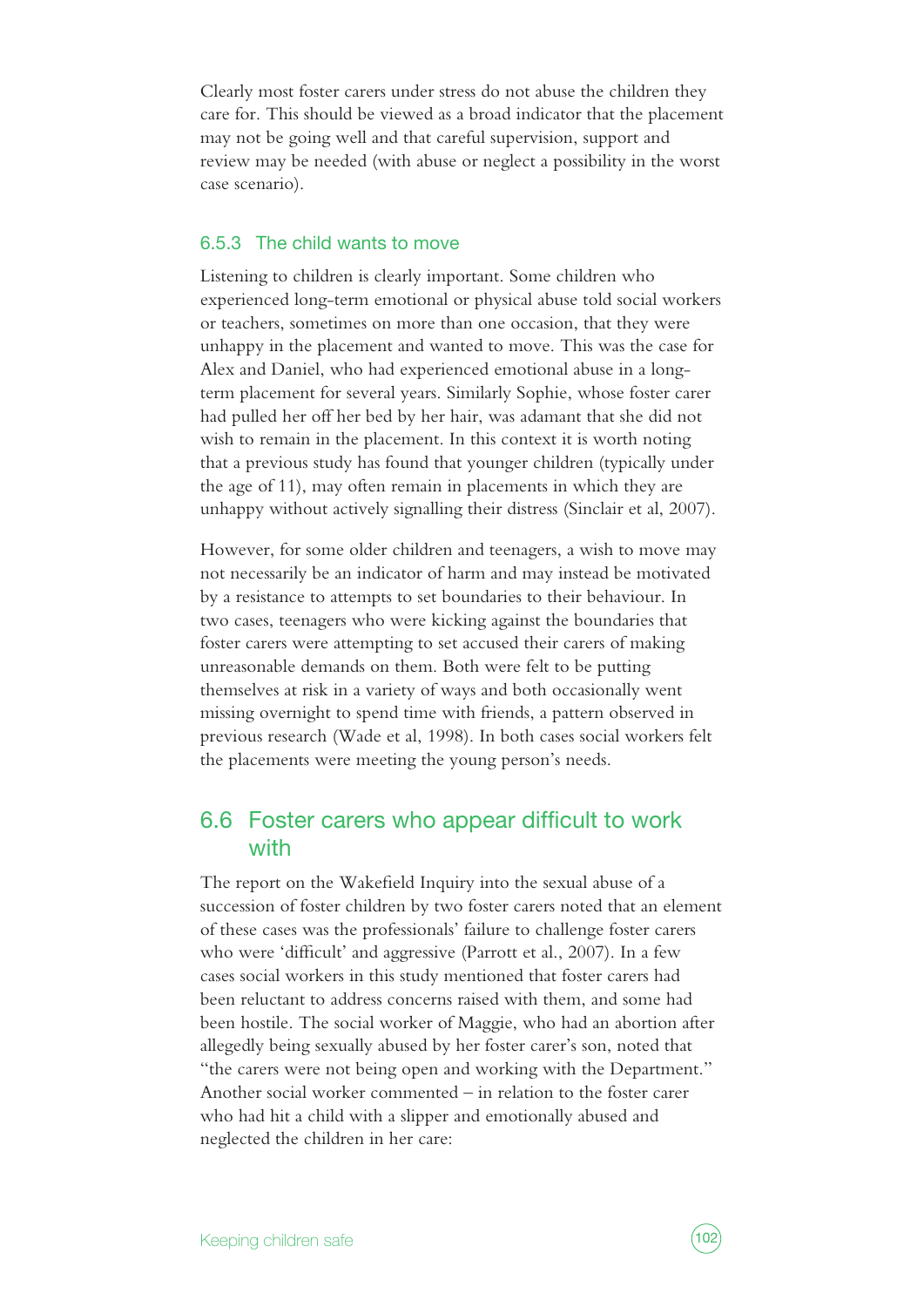Clearly most foster carers under stress do not abuse the children they care for. This should be viewed as a broad indicator that the placement may not be going well and that careful supervision, support and review may be needed (with abuse or neglect a possibility in the worst case scenario).

### 6.5.3 The child wants to move

Listening to children is clearly important. Some children who experienced long-term emotional or physical abuse told social workers or teachers, sometimes on more than one occasion, that they were unhappy in the placement and wanted to move. This was the case for Alex and Daniel, who had experienced emotional abuse in a long-term placement for several years. Similarly Sophie, whose foster carer had pulled her off her bed by her hair, was adamant that she did not wish to remain in the placement. In this context it is worth noting that a previous study has found that younger children (typically under the age of 11), may often remain in placements in which they are unhappy without actively signalling their distress (Sinclair et al, 2007).

However, for some older children and teenagers, a wish to move may not necessarily be an indicator of harm and may instead be motivated by a resistance to attempts to set boundaries to their behaviour. In two cases, teenagers who were kicking against the boundaries that foster carers were attempting to set accused their carers of making unreasonable demands on them. Both were felt to be putting themselves at risk in a variety of ways and both occasionally went missing overnight to spend time with friends, a pattern observed in previous research (Wade et al, 1998). In both cases social workers felt the placements were meeting the young person's needs.

## 6.6 Foster carers who appear difficult to work with

The report on the Wakefield Inquiry into the sexual abuse of a succession of foster children by two foster carers noted that an element of these cases was the professionals' failure to challenge foster carers who were 'difficult' and aggressive (Parrott et al., 2007). In a few cases social workers in this study mentioned that foster carers had been reluctant to address concerns raised with them, and some had been hostile. The social worker of Maggie, who had an abortion after allegedly being sexually abused by her foster carer's son, noted that "the carers were not being open and working with the Department." Another social worker commented – in relation to the foster carer who had hit a child with a slipper and emotionally abused and neglected the children in her care: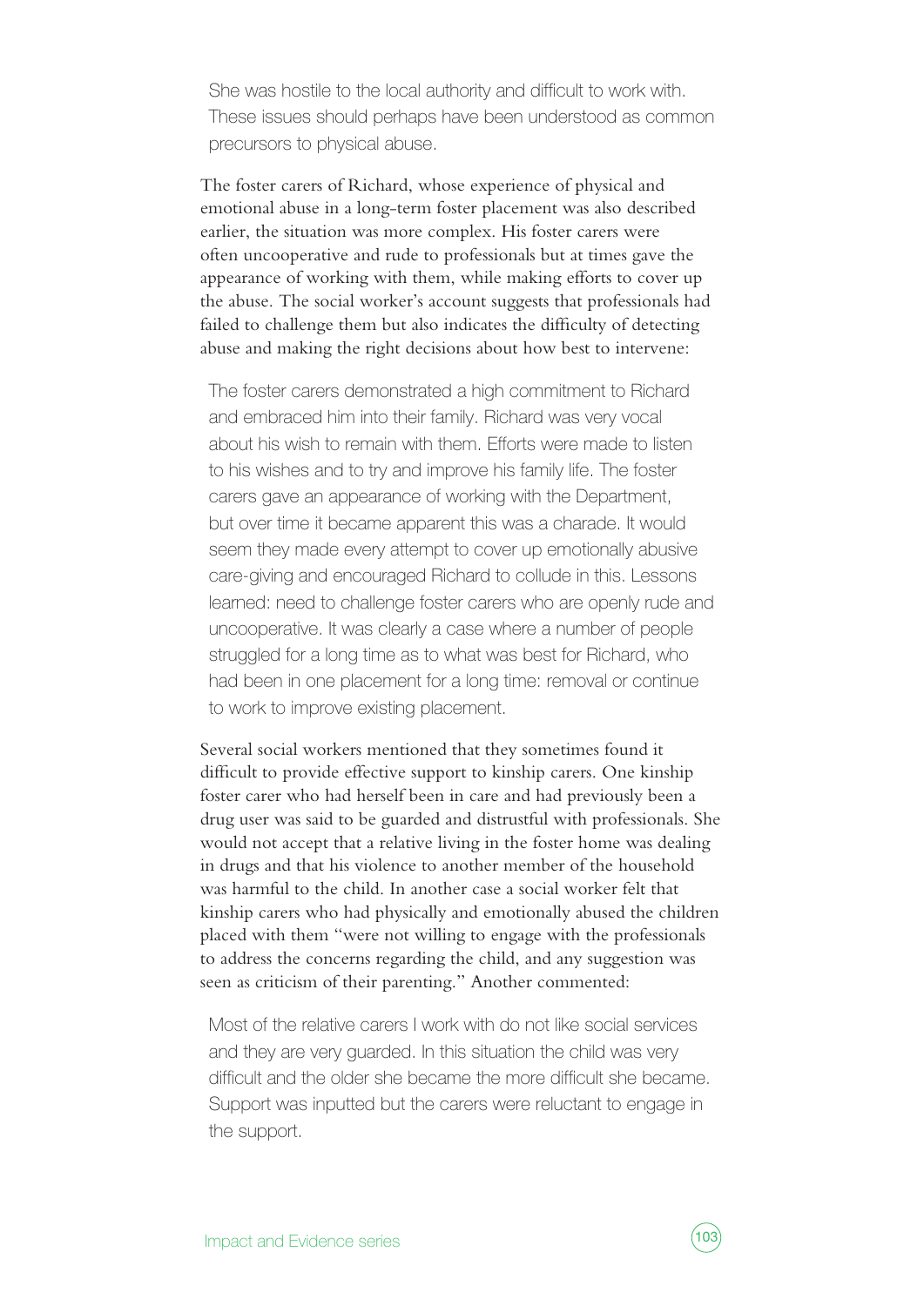She was hostile to the local authority and difficult to work with. These issues should perhaps have been understood as common precursors to physical abuse.

The foster carers of Richard, whose experience of physical and emotional abuse in a long-term foster placement was also described earlier, the situation was more complex. His foster carers were often uncooperative and rude to professionals but at times gave the appearance of working with them, while making efforts to cover up the abuse. The social worker's account suggests that professionals had failed to challenge them but also indicates the difficulty of detecting abuse and making the right decisions about how best to intervene:

> The foster carers demonstrated a high commitment to Richard and embraced him into their family. Richard was very vocal about his wish to remain with them. Efforts were made to listen to his wishes and to try and improve his family life. The foster carers gave an appearance of working with the Department, but over time it became apparent this was a charade. It would seem they made every attempt to cover up emotionally abusive care-giving and encouraged Richard to collude in this. Lessons learned: need to challenge foster carers who are openly rude and uncooperative. It was clearly a case where a number of people struggled for a long time as to what was best for Richard, who had been in one placement for a long time: removal or continue to work to improve existing placement.

Several social workers mentioned that they sometimes found it difficult to provide effective support to kinship carers. One kinship foster carer who had herself been in care and had previously been a drug user was said to be guarded and distrustful with professionals. She would not accept that a relative living in the foster home was dealing in drugs and that his violence to another member of the household was harmful to the child. In another case a social worker felt that kinship carers who had physically and emotionally abused the children placed with them "were not willing to engage with the professionals to address the concerns regarding the child, and any suggestion was seen as criticism of their parenting." Another commented:

> Most of the relative carers I work with do not like social services and they are very guarded. In this situation the child was very difficult and the older she became the more difficult she became. Support was inputted but the carers were reluctant to engage in the support.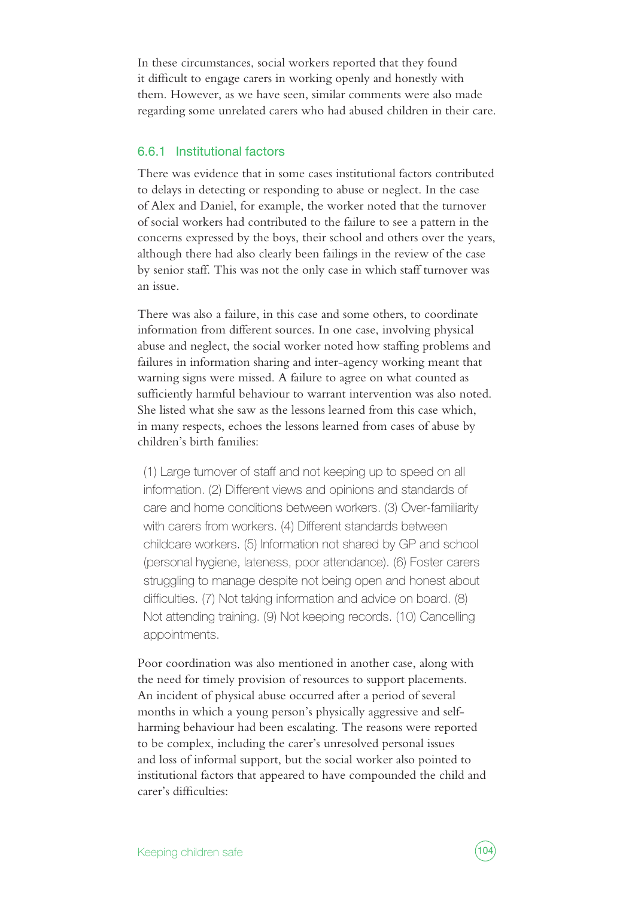In these circumstances, social workers reported that they found it difficult to engage carers in working openly and honestly with them. However, as we have seen, similar comments were also made regarding some unrelated carers who had abused children in their care.

### 6.6.1 Institutional factors

There was evidence that in some cases institutional factors contributed to delays in detecting or responding to abuse or neglect. In the case of Alex and Daniel, for example, the worker noted that the turnover of social workers had contributed to the failure to see a pattern in the concerns expressed by the boys, their school and others over the years, although there had also clearly been failings in the review of the case by senior staff. This was not the only case in which staff turnover was an issue.

There was also a failure, in this case and some others, to coordinate information from different sources. In one case, involving physical abuse and neglect, the social worker noted how staffing problems and failures in information sharing and inter-agency working meant that warning signs were missed. A failure to agree on what counted as sufficiently harmful behaviour to warrant intervention was also noted. She listed what she saw as the lessons learned from this case which, in many respects, echoes the lessons learned from cases of abuse by children's birth families:

> (1) Large turnover of staff and not keeping up to speed on all information. (2) Different views and opinions and standards of care and home conditions between workers. (3) Over-familiarity with carers from workers. (4) Different standards between childcare workers. (5) Information not shared by GP and school (personal hygiene, lateness, poor attendance). (6) Foster carers struggling to manage despite not being open and honest about difficulties. (7) Not taking information and advice on board. (8) Not attending training. (9) Not keeping records. (10) Cancelling appointments.

Poor coordination was also mentioned in another case, along with the need for timely provision of resources to support placements. An incident of physical abuse occurred after a period of several months in which a young person's physically aggressive and self-harming behaviour had been escalating. The reasons were reported to be complex, including the carer's unresolved personal issues and loss of informal support, but the social worker also pointed to institutional factors that appeared to have compounded the child and carer's difficulties: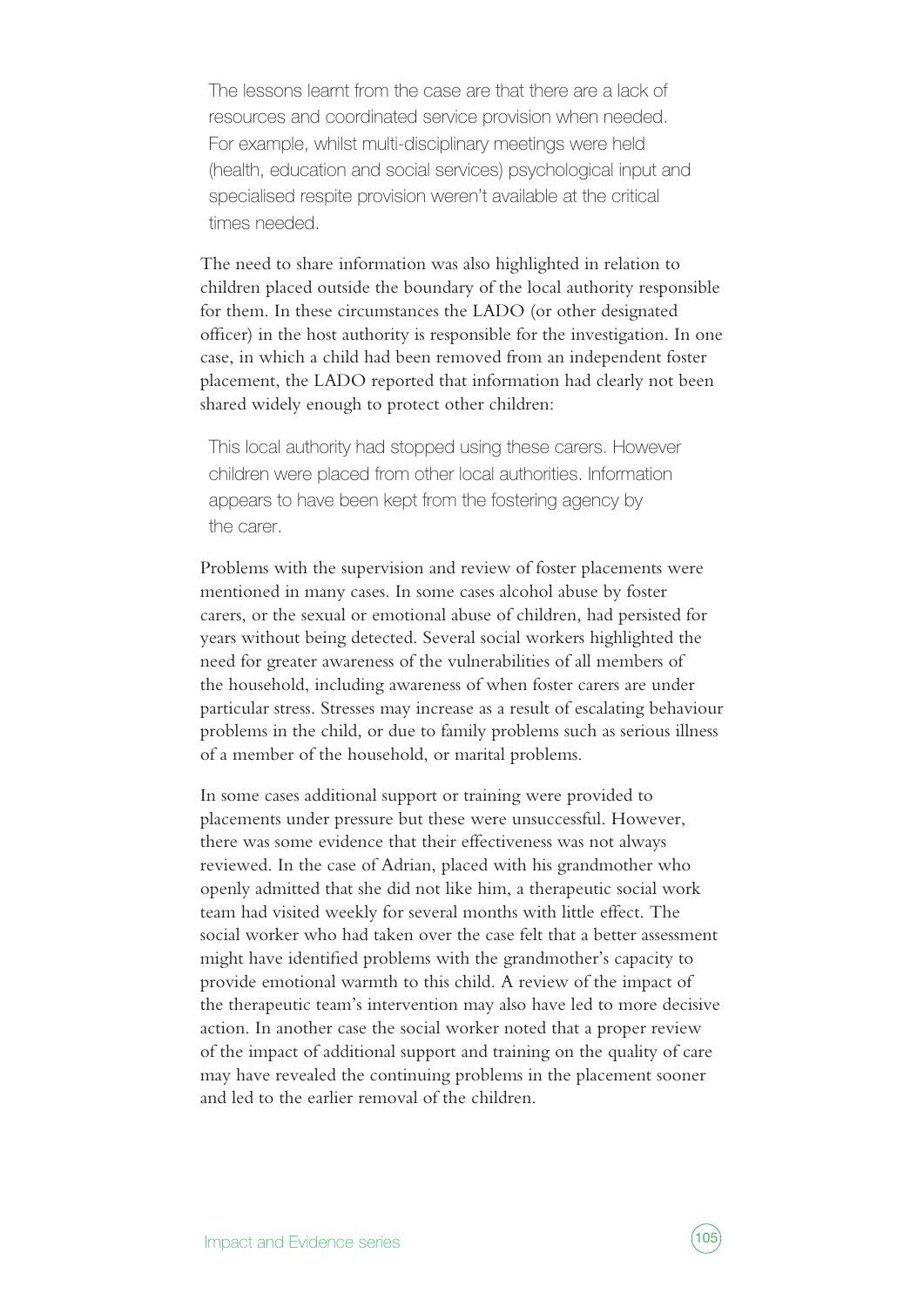> The lessons learnt from the case are that there are a lack of resources and coordinated service provision when needed. For example, whilst multi-disciplinary meetings were held (health, education and social services) psychological input and specialised respite provision weren't available at the critical times needed.

The need to share information was also highlighted in relation to children placed outside the boundary of the local authority responsible for them. In these circumstances the LADO (or other designated officer) in the host authority is responsible for the investigation. In one case, in which a child had been removed from an independent foster placement, the LADO reported that information had clearly not been shared widely enough to protect other children:

> This local authority had stopped using these carers. However children were placed from other local authorities. Information appears to have been kept from the fostering agency by the carer.

Problems with the supervision and review of foster placements were mentioned in many cases. In some cases alcohol abuse by foster carers, or the sexual or emotional abuse of children, had persisted for years without being detected. Several social workers highlighted the need for greater awareness of the vulnerabilities of all members of the household, including awareness of when foster carers are under particular stress. Stresses may increase as a result of escalating behaviour problems in the child, or due to family problems such as serious illness of a member of the household, or marital problems.

In some cases additional support or training were provided to placements under pressure but these were unsuccessful. However, there was some evidence that their effectiveness was not always reviewed. In the case of Adrian, placed with his grandmother who openly admitted that she did not like him, a therapeutic social work team had visited weekly for several months with little effect. The social worker who had taken over the case felt that a better assessment might have identified problems with the grandmother's capacity to provide emotional warmth to this child. A review of the impact of the therapeutic team's intervention may also have led to more decisive action. In another case the social worker noted that a proper review of the impact of additional support and training on the quality of care may have revealed the continuing problems in the placement sooner and led to the earlier removal of the children.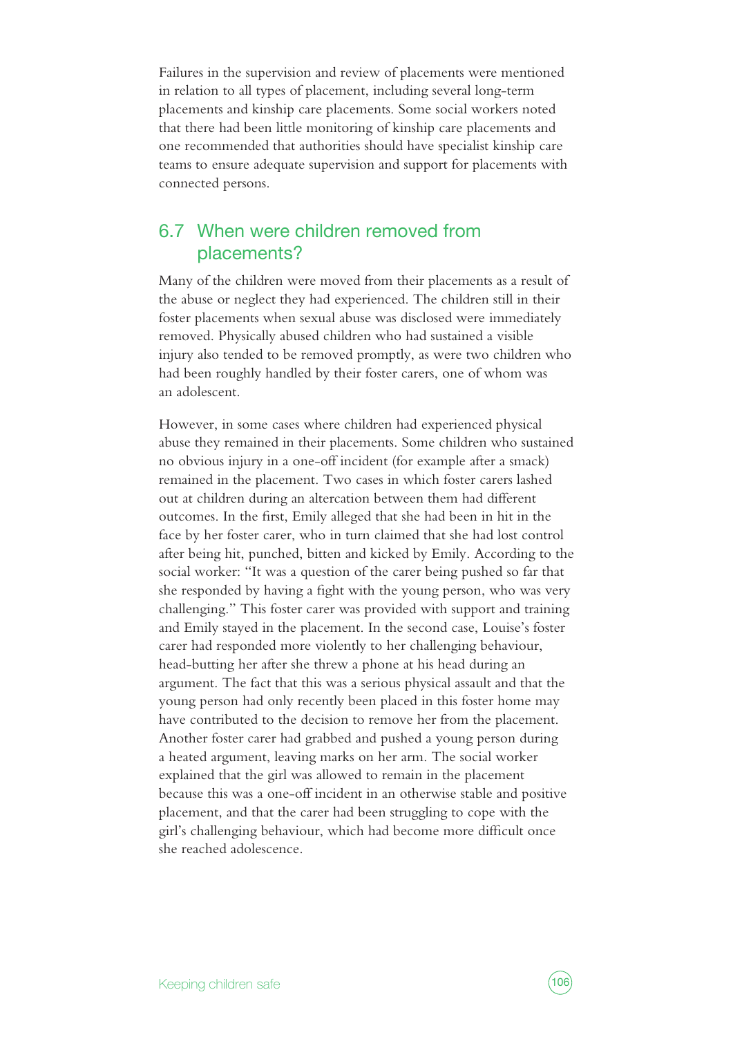Failures in the supervision and review of placements were mentioned in relation to all types of placement, including several long-term placements and kinship care placements. Some social workers noted that there had been little monitoring of kinship care placements and one recommended that authorities should have specialist kinship care teams to ensure adequate supervision and support for placements with connected persons.

## 6.7 When were children removed from placements?

Many of the children were moved from their placements as a result of the abuse or neglect they had experienced. The children still in their foster placements when sexual abuse was disclosed were immediately removed. Physically abused children who had sustained a visible injury also tended to be removed promptly, as were two children who had been roughly handled by their foster carers, one of whom was an adolescent.

However, in some cases where children had experienced physical abuse they remained in their placements. Some children who sustained no obvious injury in a one-off incident (for example after a smack) remained in the placement. Two cases in which foster carers lashed out at children during an altercation between them had different outcomes. In the first, Emily alleged that she had been in hit in the face by her foster carer, who in turn claimed that she had lost control after being hit, punched, bitten and kicked by Emily. According to the social worker: "It was a question of the carer being pushed so far that she responded by having a fight with the young person, who was very challenging." This foster carer was provided with support and training and Emily stayed in the placement. In the second case, Louise's foster carer had responded more violently to her challenging behaviour, head-butting her after she threw a phone at his head during an argument. The fact that this was a serious physical assault and that the young person had only recently been placed in this foster home may have contributed to the decision to remove her from the placement. Another foster carer had grabbed and pushed a young person during a heated argument, leaving marks on her arm. The social worker explained that the girl was allowed to remain in the placement because this was a one-off incident in an otherwise stable and positive placement, and that the carer had been struggling to cope with the girl's challenging behaviour, which had become more difficult once she reached adolescence.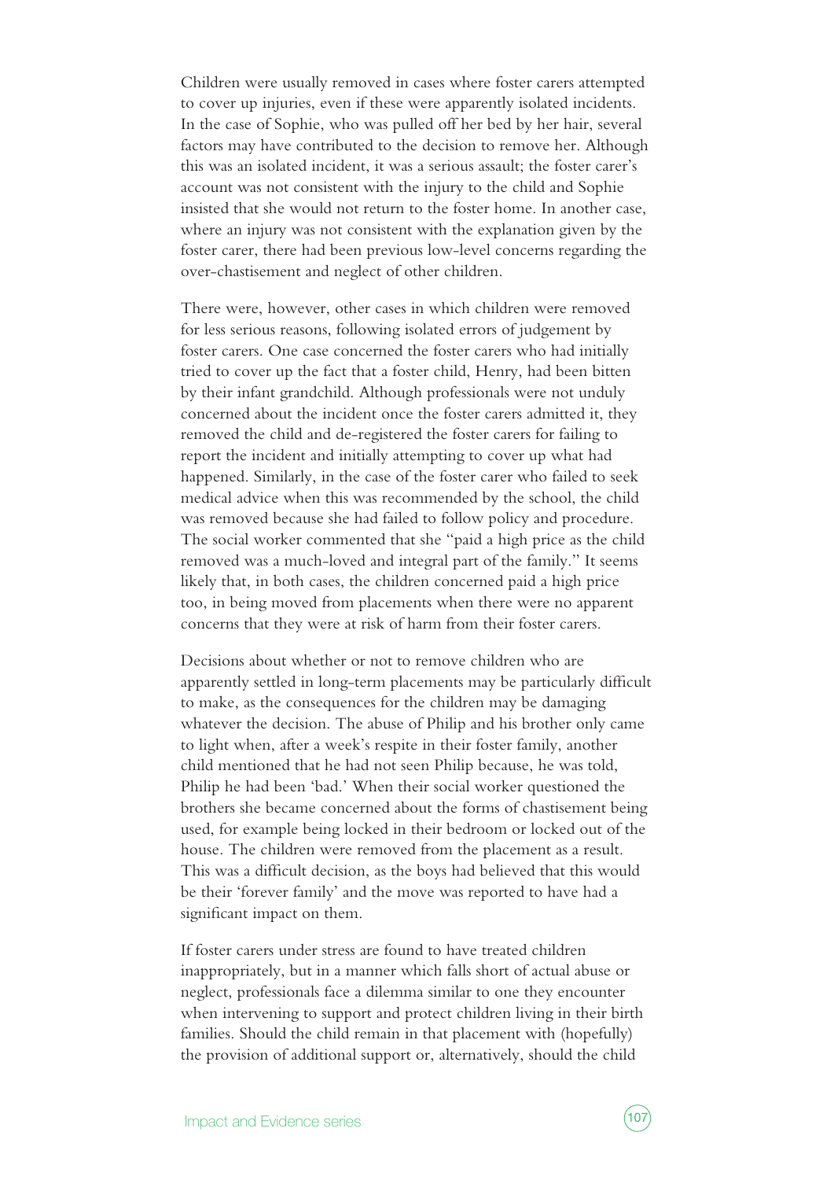Children were usually removed in cases where foster carers attempted to cover up injuries, even if these were apparently isolated incidents. In the case of Sophie, who was pulled off her bed by her hair, several factors may have contributed to the decision to remove her. Although this was an isolated incident, it was a serious assault; the foster carer's account was not consistent with the injury to the child and Sophie insisted that she would not return to the foster home. In another case, where an injury was not consistent with the explanation given by the foster carer, there had been previous low-level concerns regarding the over-chastisement and neglect of other children.

There were, however, other cases in which children were removed for less serious reasons, following isolated errors of judgement by foster carers. One case concerned the foster carers who had initially tried to cover up the fact that a foster child, Henry, had been bitten by their infant grandchild. Although professionals were not unduly concerned about the incident once the foster carers admitted it, they removed the child and de-registered the foster carers for failing to report the incident and initially attempting to cover up what had happened. Similarly, in the case of the foster carer who failed to seek medical advice when this was recommended by the school, the child was removed because she had failed to follow policy and procedure. The social worker commented that she "paid a high price as the child removed was a much-loved and integral part of the family." It seems likely that, in both cases, the children concerned paid a high price too, in being moved from placements when there were no apparent concerns that they were at risk of harm from their foster carers.

Decisions about whether or not to remove children who are apparently settled in long-term placements may be particularly difficult to make, as the consequences for the children may be damaging whatever the decision. The abuse of Philip and his brother only came to light when, after a week's respite in their foster family, another child mentioned that he had not seen Philip because, he was told, Philip he had been 'bad.' When their social worker questioned the brothers she became concerned about the forms of chastisement being used, for example being locked in their bedroom or locked out of the house. The children were removed from the placement as a result. This was a difficult decision, as the boys had believed that this would be their 'forever family' and the move was reported to have had a significant impact on them.

If foster carers under stress are found to have treated children inappropriately, but in a manner which falls short of actual abuse or neglect, professionals face a dilemma similar to one they encounter when intervening to support and protect children living in their birth families. Should the child remain in that placement with (hopefully) the provision of additional support or, alternatively, should the child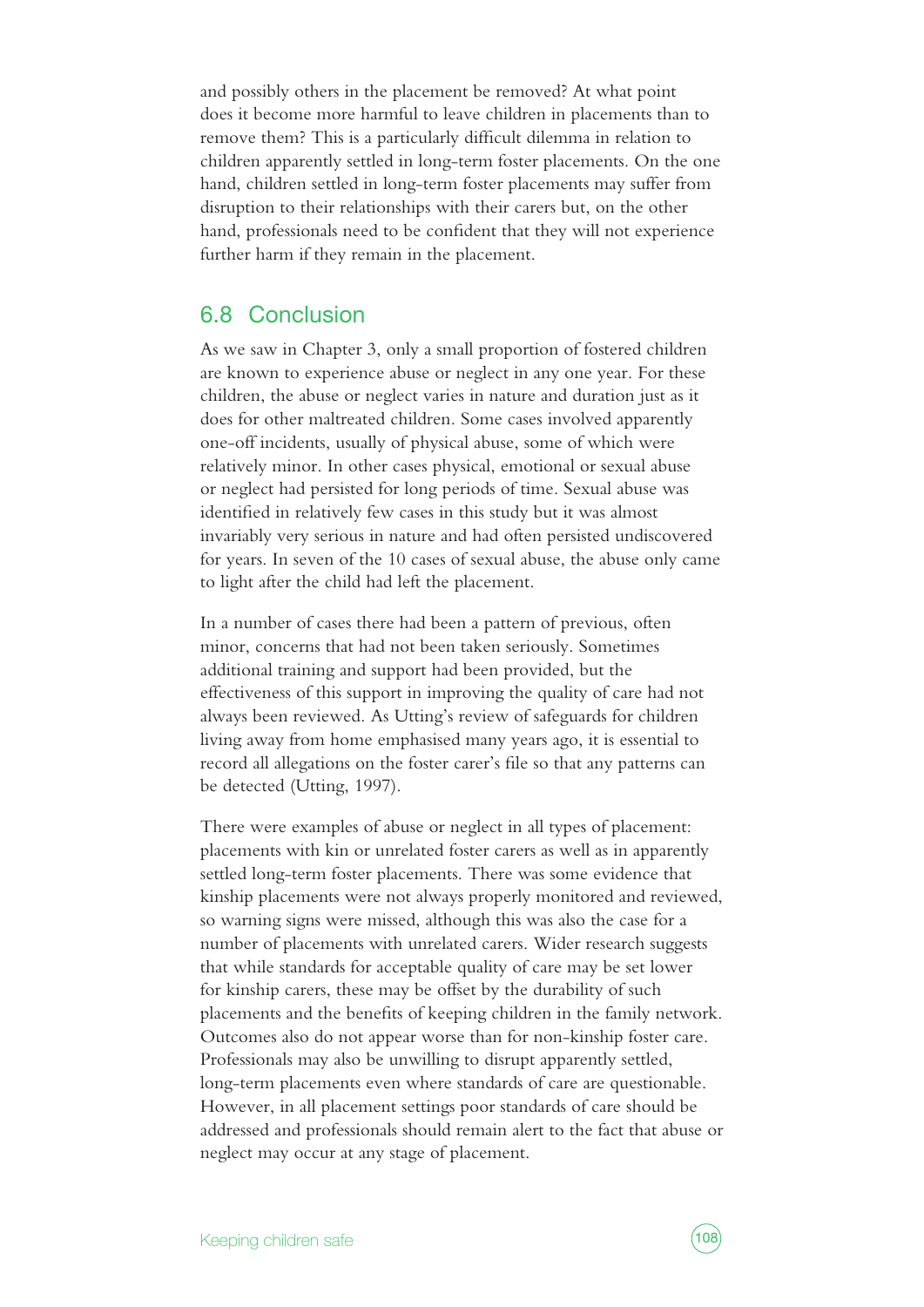and possibly others in the placement be removed? At what point does it become more harmful to leave children in placements than to remove them? This is a particularly difficult dilemma in relation to children apparently settled in long-term foster placements. On the one hand, children settled in long-term foster placements may suffer from disruption to their relationships with their carers but, on the other hand, professionals need to be confident that they will not experience further harm if they remain in the placement.

## 6.8 Conclusion

As we saw in Chapter 3, only a small proportion of fostered children are known to experience abuse or neglect in any one year. For these children, the abuse or neglect varies in nature and duration just as it does for other maltreated children. Some cases involved apparently one-off incidents, usually of physical abuse, some of which were relatively minor. In other cases physical, emotional or sexual abuse or neglect had persisted for long periods of time. Sexual abuse was identified in relatively few cases in this study but it was almost invariably very serious in nature and had often persisted undiscovered for years. In seven of the 10 cases of sexual abuse, the abuse only came to light after the child had left the placement.

In a number of cases there had been a pattern of previous, often minor, concerns that had not been taken seriously. Sometimes additional training and support had been provided, but the effectiveness of this support in improving the quality of care had not always been reviewed. As Utting's review of safeguards for children living away from home emphasised many years ago, it is essential to record all allegations on the foster carer's file so that any patterns can be detected (Utting, 1997).

There were examples of abuse or neglect in all types of placement: placements with kin or unrelated foster carers as well as in apparently settled long-term foster placements. There was some evidence that kinship placements were not always properly monitored and reviewed, so warning signs were missed, although this was also the case for a number of placements with unrelated carers. Wider research suggests that while standards for acceptable quality of care may be set lower for kinship carers, these may be offset by the durability of such placements and the benefits of keeping children in the family network. Outcomes also do not appear worse than for non-kinship foster care. Professionals may also be unwilling to disrupt apparently settled, long-term placements even where standards of care are questionable. However, in all placement settings poor standards of care should be addressed and professionals should remain alert to the fact that abuse or neglect may occur at any stage of placement.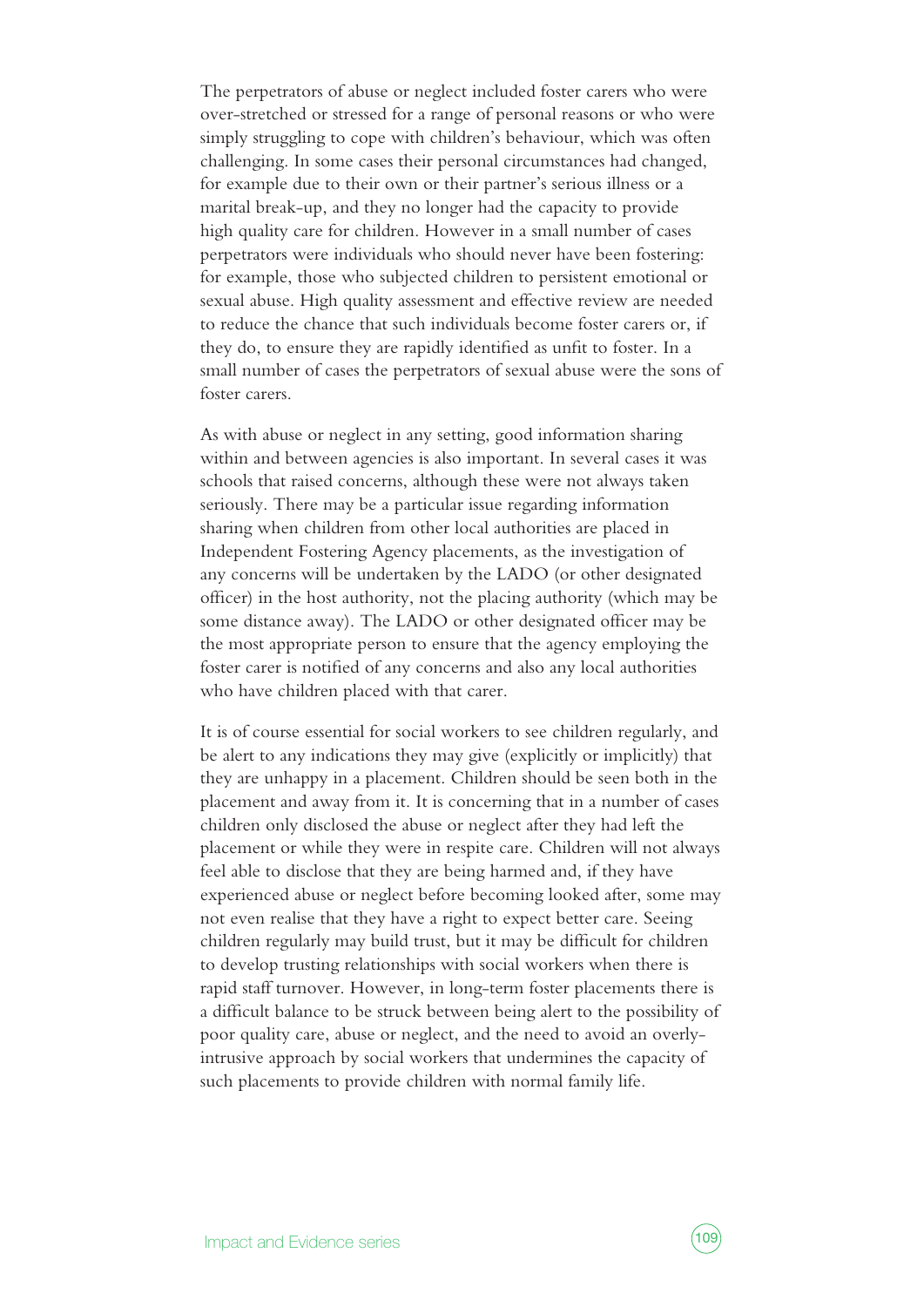The perpetrators of abuse or neglect included foster carers who were over-stretched or stressed for a range of personal reasons or who were simply struggling to cope with children's behaviour, which was often challenging. In some cases their personal circumstances had changed, for example due to their own or their partner's serious illness or a marital break-up, and they no longer had the capacity to provide high quality care for children. However in a small number of cases perpetrators were individuals who should never have been fostering: for example, those who subjected children to persistent emotional or sexual abuse. High quality assessment and effective review are needed to reduce the chance that such individuals become foster carers or, if they do, to ensure they are rapidly identified as unfit to foster. In a small number of cases the perpetrators of sexual abuse were the sons of foster carers.

As with abuse or neglect in any setting, good information sharing within and between agencies is also important. In several cases it was schools that raised concerns, although these were not always taken seriously. There may be a particular issue regarding information sharing when children from other local authorities are placed in Independent Fostering Agency placements, as the investigation of any concerns will be undertaken by the LADO (or other designated officer) in the host authority, not the placing authority (which may be some distance away). The LADO or other designated officer may be the most appropriate person to ensure that the agency employing the foster carer is notified of any concerns and also any local authorities who have children placed with that carer.

It is of course essential for social workers to see children regularly, and be alert to any indications they may give (explicitly or implicitly) that they are unhappy in a placement. Children should be seen both in the placement and away from it. It is concerning that in a number of cases children only disclosed the abuse or neglect after they had left the placement or while they were in respite care. Children will not always feel able to disclose that they are being harmed and, if they have experienced abuse or neglect before becoming looked after, some may not even realise that they have a right to expect better care. Seeing children regularly may build trust, but it may be difficult for children to develop trusting relationships with social workers when there is rapid staff turnover. However, in long-term foster placements there is a difficult balance to be struck between being alert to the possibility of poor quality care, abuse or neglect, and the need to avoid an overly-intrusive approach by social workers that undermines the capacity of such placements to provide children with normal family life.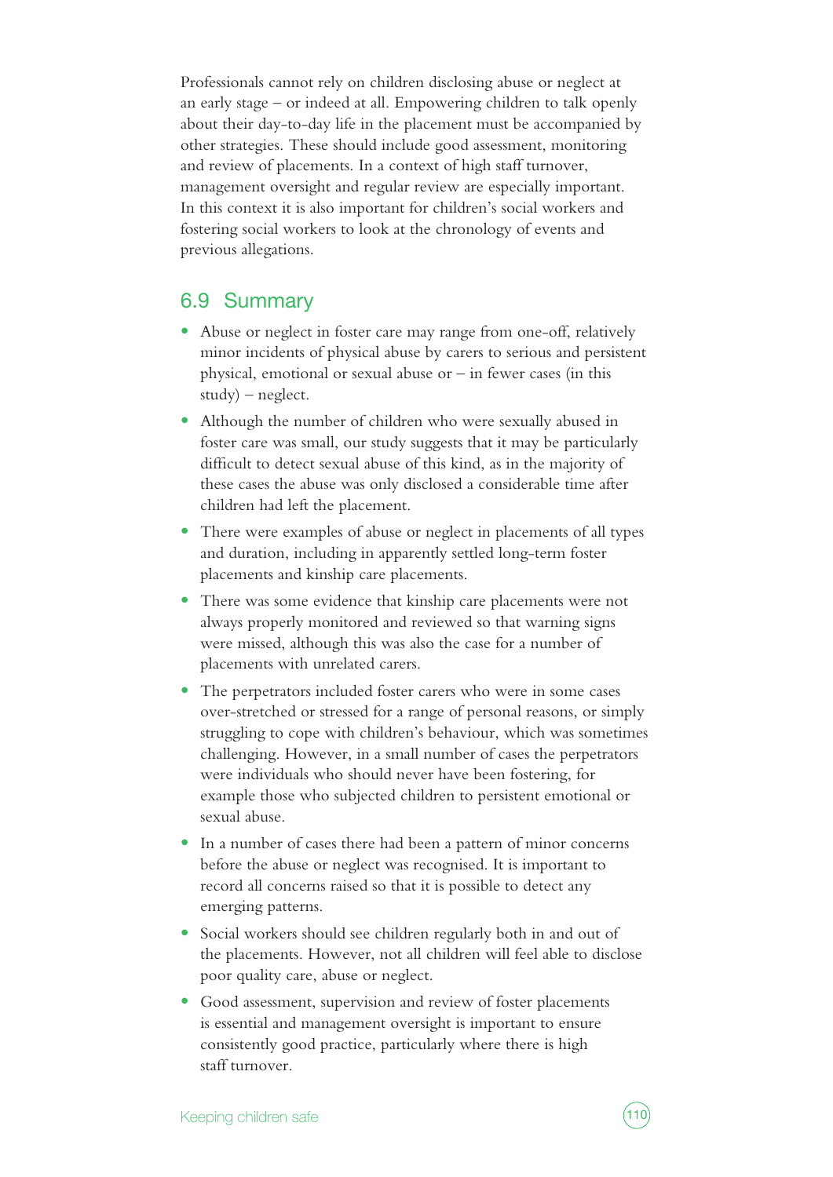Professionals cannot rely on children disclosing abuse or neglect at an early stage – or indeed at all. Empowering children to talk openly about their day-to-day life in the placement must be accompanied by other strategies. These should include good assessment, monitoring and review of placements. In a context of high staff turnover, management oversight and regular review are especially important. In this context it is also important for children's social workers and fostering social workers to look at the chronology of events and previous allegations.

## 6.9 Summary

- Abuse or neglect in foster care may range from one-off, relatively minor incidents of physical abuse by carers to serious and persistent physical, emotional or sexual abuse or – in fewer cases (in this study) – neglect.
- Although the number of children who were sexually abused in foster care was small, our study suggests that it may be particularly difficult to detect sexual abuse of this kind, as in the majority of these cases the abuse was only disclosed a considerable time after children had left the placement.
- There were examples of abuse or neglect in placements of all types and duration, including in apparently settled long-term foster placements and kinship care placements.
- There was some evidence that kinship care placements were not always properly monitored and reviewed so that warning signs were missed, although this was also the case for a number of placements with unrelated carers.
- The perpetrators included foster carers who were in some cases over-stretched or stressed for a range of personal reasons, or simply struggling to cope with children's behaviour, which was sometimes challenging. However, in a small number of cases the perpetrators were individuals who should never have been fostering, for example those who subjected children to persistent emotional or sexual abuse.
- In a number of cases there had been a pattern of minor concerns before the abuse or neglect was recognised. It is important to record all concerns raised so that it is possible to detect any emerging patterns.
- Social workers should see children regularly both in and out of the placements. However, not all children will feel able to disclose poor quality care, abuse or neglect.
- Good assessment, supervision and review of foster placements is essential and management oversight is important to ensure consistently good practice, particularly where there is high staff turnover.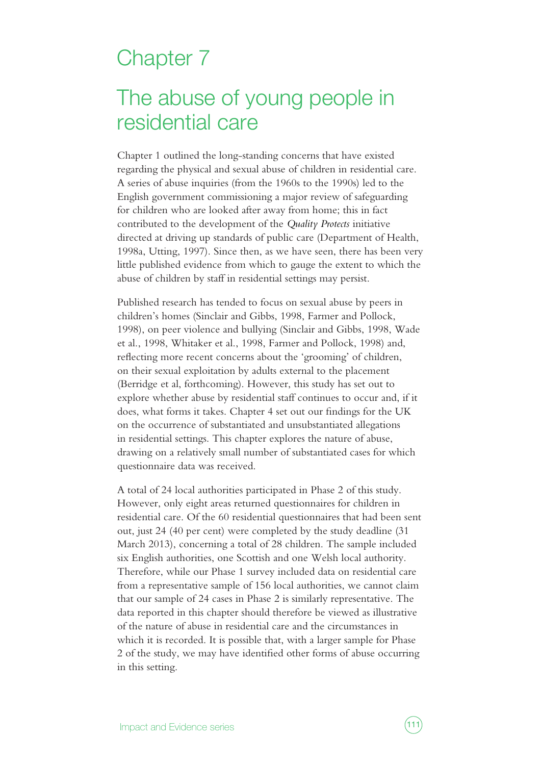# Chapter 7

## The abuse of young people in residential care

Chapter 1 outlined the long-standing concerns that have existed regarding the physical and sexual abuse of children in residential care. A series of abuse inquiries (from the 1960s to the 1990s) led to the English government commissioning a major review of safeguarding for children who are looked after away from home; this in fact contributed to the development of the *Quality Protects* initiative directed at driving up standards of public care (Department of Health, 1998a, Utting, 1997). Since then, as we have seen, there has been very little published evidence from which to gauge the extent to which the abuse of children by staff in residential settings may persist.

Published research has tended to focus on sexual abuse by peers in children's homes (Sinclair and Gibbs, 1998, Farmer and Pollock, 1998), on peer violence and bullying (Sinclair and Gibbs, 1998, Wade et al., 1998, Whitaker et al., 1998, Farmer and Pollock, 1998) and, reflecting more recent concerns about the 'grooming' of children, on their sexual exploitation by adults external to the placement (Berridge et al, forthcoming). However, this study has set out to explore whether abuse by residential staff continues to occur and, if it does, what forms it takes. Chapter 4 set out our findings for the UK on the occurrence of substantiated and unsubstantiated allegations in residential settings. This chapter explores the nature of abuse, drawing on a relatively small number of substantiated cases for which questionnaire data was received.

A total of 24 local authorities participated in Phase 2 of this study. However, only eight areas returned questionnaires for children in residential care. Of the 60 residential questionnaires that had been sent out, just 24 (40 per cent) were completed by the study deadline (31 March 2013), concerning a total of 28 children. The sample included six English authorities, one Scottish and one Welsh local authority. Therefore, while our Phase 1 survey included data on residential care from a representative sample of 156 local authorities, we cannot claim that our sample of 24 cases in Phase 2 is similarly representative. The data reported in this chapter should therefore be viewed as illustrative of the nature of abuse in residential care and the circumstances in which it is recorded. It is possible that, with a larger sample for Phase 2 of the study, we may have identified other forms of abuse occurring in this setting.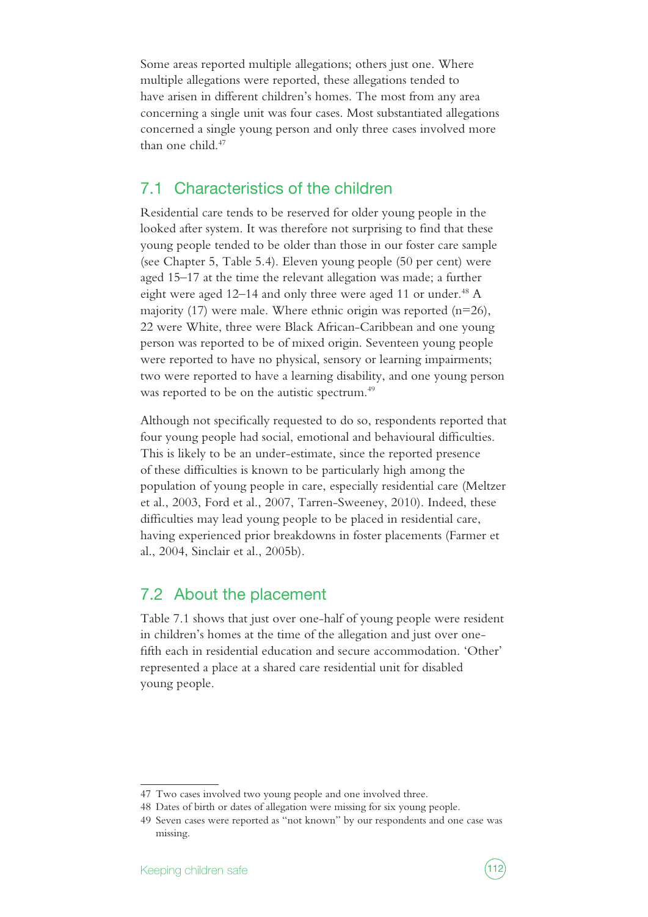Some areas reported multiple allegations; others just one. Where multiple allegations were reported, these allegations tended to have arisen in different children's homes. The most from any area concerning a single unit was four cases. Most substantiated allegations concerned a single young person and only three cases involved more than one child.[47]

## 7.1 Characteristics of the children

Residential care tends to be reserved for older young people in the looked after system. It was therefore not surprising to find that these young people tended to be older than those in our foster care sample (see Chapter 5, Table 5.4). Eleven young people (50 per cent) were aged 15–17 at the time the relevant allegation was made; a further eight were aged 12–14 and only three were aged 11 or under.[48] A majority (17) were male. Where ethnic origin was reported (n=26), 22 were White, three were Black African-Caribbean and one young person was reported to be of mixed origin. Seventeen young people were reported to have no physical, sensory or learning impairments; two were reported to have a learning disability, and one young person was reported to be on the autistic spectrum.[49]

Although not specifically requested to do so, respondents reported that four young people had social, emotional and behavioural difficulties. This is likely to be an under-estimate, since the reported presence of these difficulties is known to be particularly high among the population of young people in care, especially residential care (Meltzer et al., 2003, Ford et al., 2007, Tarren-Sweeney, 2010). Indeed, these difficulties may lead young people to be placed in residential care, having experienced prior breakdowns in foster placements (Farmer et al., 2004, Sinclair et al., 2005b).

## 7.2 About the placement

Table 7.1 shows that just over one-half of young people were resident in children's homes at the time of the allegation and just over one-fifth each in residential education and secure accommodation. 'Other' represented a place at a shared care residential unit for disabled young people.

---

47 Two cases involved two young people and one involved three.

48 Dates of birth or dates of allegation were missing for six young people.

49 Seven cases were reported as "not known" by our respondents and one case was missing.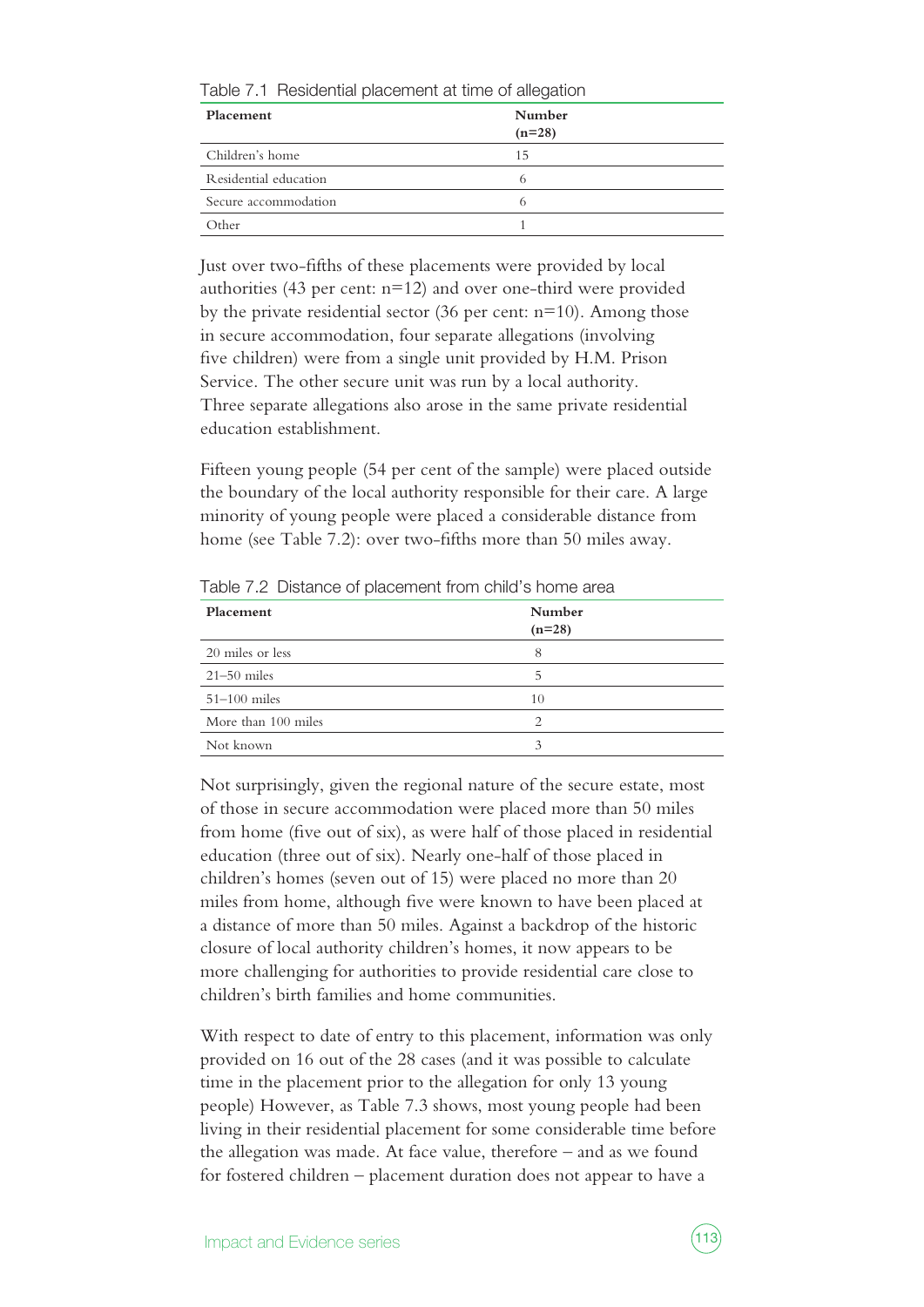Table 7.1 Residential placement at time of allegation

| Placement | Number (n=28) |
|---|---|
| Children's home | 15 |
| Residential education | 6 |
| Secure accommodation | 6 |
| Other | 1 |

Just over two-fifths of these placements were provided by local authorities (43 per cent: n=12) and over one-third were provided by the private residential sector (36 per cent: n=10). Among those in secure accommodation, four separate allegations (involving five children) were from a single unit provided by H.M. Prison Service. The other secure unit was run by a local authority. Three separate allegations also arose in the same private residential education establishment.

Fifteen young people (54 per cent of the sample) were placed outside the boundary of the local authority responsible for their care. A large minority of young people were placed a considerable distance from home (see Table 7.2): over two-fifths more than 50 miles away.

Table 7.2 Distance of placement from child's home area

| Placement | Number (n=28) |
|---|---|
| 20 miles or less | 8 |
| 21–50 miles | 5 |
| 51–100 miles | 10 |
| More than 100 miles | 2 |
| Not known | 3 |

Not surprisingly, given the regional nature of the secure estate, most of those in secure accommodation were placed more than 50 miles from home (five out of six), as were half of those placed in residential education (three out of six). Nearly one-half of those placed in children's homes (seven out of 15) were placed no more than 20 miles from home, although five were known to have been placed at a distance of more than 50 miles. Against a backdrop of the historic closure of local authority children's homes, it now appears to be more challenging for authorities to provide residential care close to children's birth families and home communities.

With respect to date of entry to this placement, information was only provided on 16 out of the 28 cases (and it was possible to calculate time in the placement prior to the allegation for only 13 young people) However, as Table 7.3 shows, most young people had been living in their residential placement for some considerable time before the allegation was made. At face value, therefore – and as we found for fostered children – placement duration does not appear to have a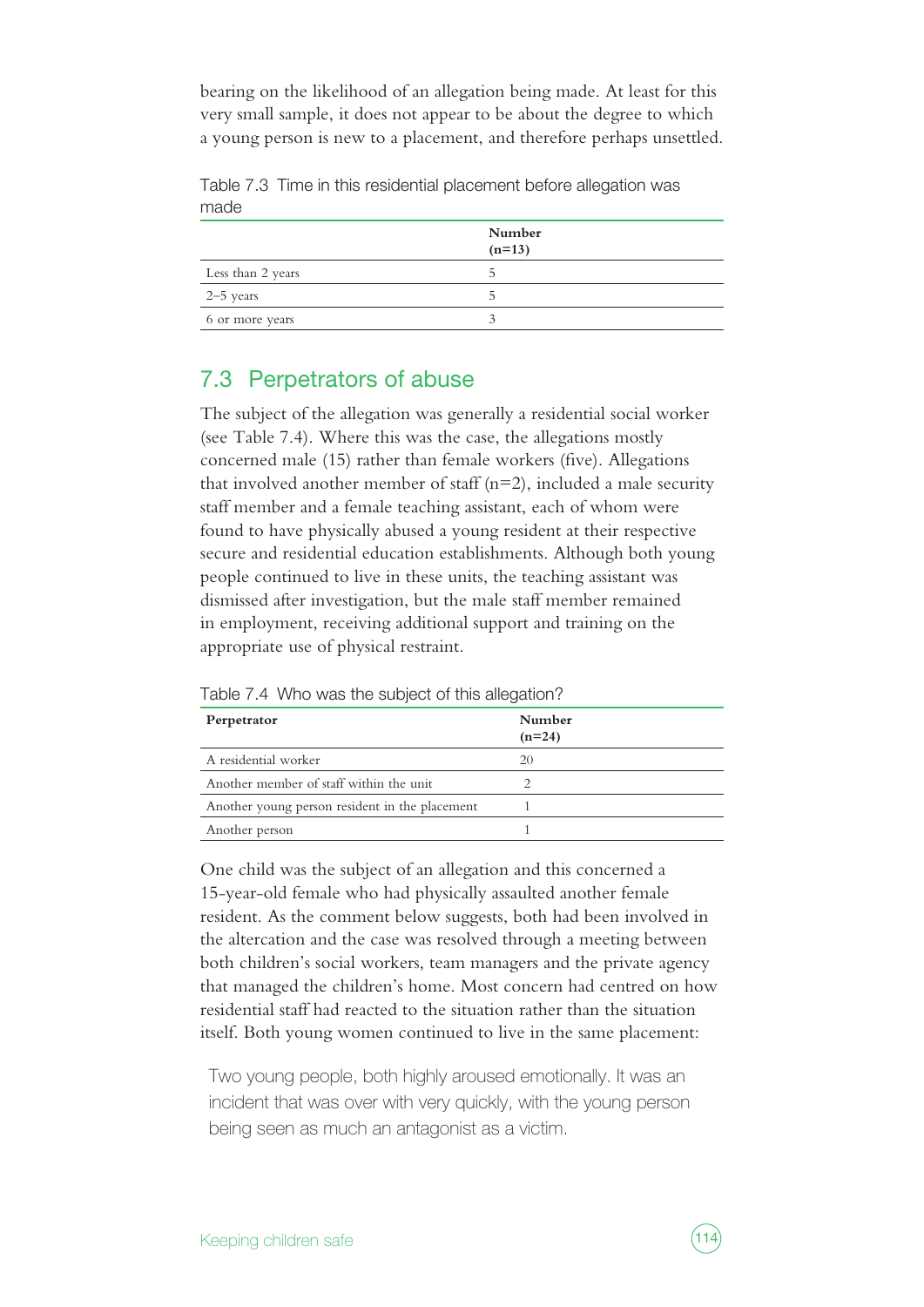bearing on the likelihood of an allegation being made. At least for this very small sample, it does not appear to be about the degree to which a young person is new to a placement, and therefore perhaps unsettled.

Table 7.3 Time in this residential placement before allegation was made

| | Number (n=13) |
|---|---|
| Less than 2 years | 5 |
| 2–5 years | 5 |
| 6 or more years | 3 |

## 7.3 Perpetrators of abuse

The subject of the allegation was generally a residential social worker (see Table 7.4). Where this was the case, the allegations mostly concerned male (15) rather than female workers (five). Allegations that involved another member of staff (n=2), included a male security staff member and a female teaching assistant, each of whom were found to have physically abused a young resident at their respective secure and residential education establishments. Although both young people continued to live in these units, the teaching assistant was dismissed after investigation, but the male staff member remained in employment, receiving additional support and training on the appropriate use of physical restraint.

Table 7.4 Who was the subject of this allegation?

| Perpetrator | Number (n=24) |
|---|---|
| A residential worker | 20 |
| Another member of staff within the unit | 2 |
| Another young person resident in the placement | 1 |
| Another person | 1 |

One child was the subject of an allegation and this concerned a 15-year-old female who had physically assaulted another female resident. As the comment below suggests, both had been involved in the altercation and the case was resolved through a meeting between both children's social workers, team managers and the private agency that managed the children's home. Most concern had centred on how residential staff had reacted to the situation rather than the situation itself. Both young women continued to live in the same placement:

> Two young people, both highly aroused emotionally. It was an incident that was over with very quickly, with the young person being seen as much an antagonist as a victim.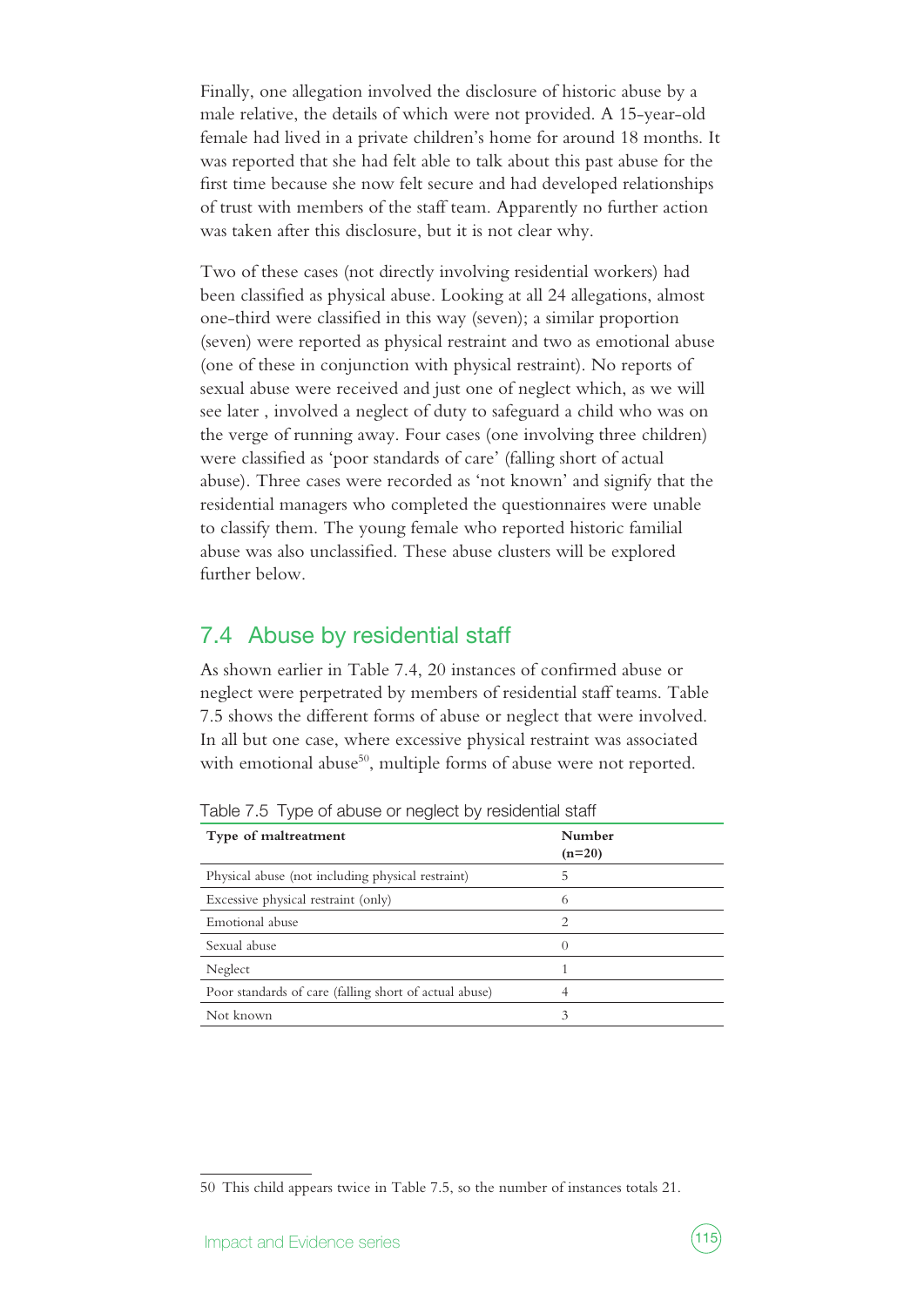Finally, one allegation involved the disclosure of historic abuse by a male relative, the details of which were not provided. A 15-year-old female had lived in a private children's home for around 18 months. It was reported that she had felt able to talk about this past abuse for the first time because she now felt secure and had developed relationships of trust with members of the staff team. Apparently no further action was taken after this disclosure, but it is not clear why.

Two of these cases (not directly involving residential workers) had been classified as physical abuse. Looking at all 24 allegations, almost one-third were classified in this way (seven); a similar proportion (seven) were reported as physical restraint and two as emotional abuse (one of these in conjunction with physical restraint). No reports of sexual abuse were received and just one of neglect which, as we will see later , involved a neglect of duty to safeguard a child who was on the verge of running away. Four cases (one involving three children) were classified as 'poor standards of care' (falling short of actual abuse). Three cases were recorded as 'not known' and signify that the residential managers who completed the questionnaires were unable to classify them. The young female who reported historic familial abuse was also unclassified. These abuse clusters will be explored further below.

## 7.4 Abuse by residential staff

As shown earlier in Table 7.4, 20 instances of confirmed abuse or neglect were perpetrated by members of residential staff teams. Table 7.5 shows the different forms of abuse or neglect that were involved. In all but one case, where excessive physical restraint was associated with emotional abuse[50], multiple forms of abuse were not reported.

Table 7.5 Type of abuse or neglect by residential staff

| Type of maltreatment | Number (n=20) |
|---|---|
| Physical abuse (not including physical restraint) | 5 |
| Excessive physical restraint (only) | 6 |
| Emotional abuse | 2 |
| Sexual abuse | 0 |
| Neglect | 1 |
| Poor standards of care (falling short of actual abuse) | 4 |
| Not known | 3 |

50 This child appears twice in Table 7.5, so the number of instances totals 21.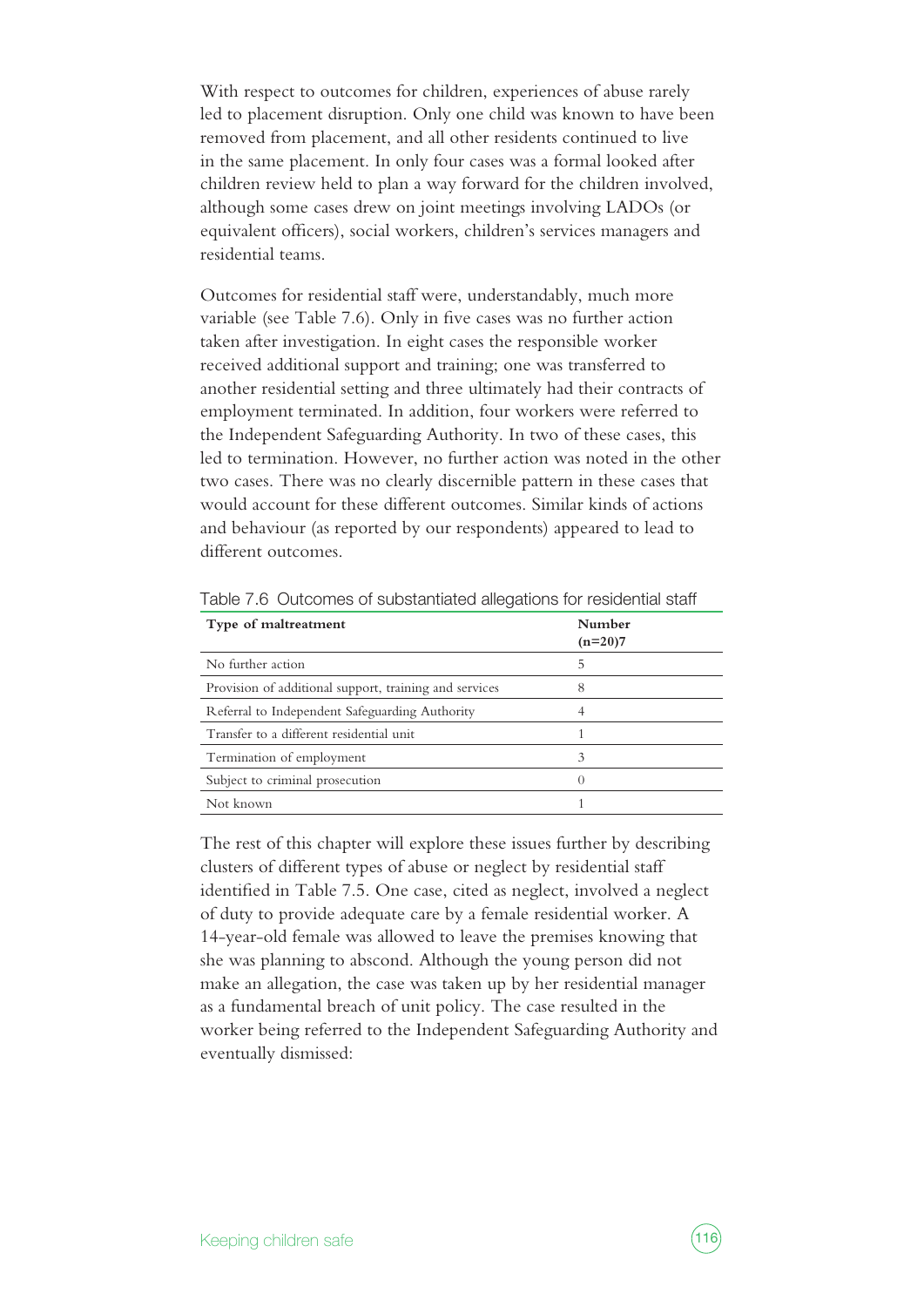With respect to outcomes for children, experiences of abuse rarely led to placement disruption. Only one child was known to have been removed from placement, and all other residents continued to live in the same placement. In only four cases was a formal looked after children review held to plan a way forward for the children involved, although some cases drew on joint meetings involving LADOs (or equivalent officers), social workers, children's services managers and residential teams.

Outcomes for residential staff were, understandably, much more variable (see Table 7.6). Only in five cases was no further action taken after investigation. In eight cases the responsible worker received additional support and training; one was transferred to another residential setting and three ultimately had their contracts of employment terminated. In addition, four workers were referred to the Independent Safeguarding Authority. In two of these cases, this led to termination. However, no further action was noted in the other two cases. There was no clearly discernible pattern in these cases that would account for these different outcomes. Similar kinds of actions and behaviour (as reported by our respondents) appeared to lead to different outcomes.

Table 7.6 Outcomes of substantiated allegations for residential staff

| Type of maltreatment | Number (n=20)7 |
|---|---|
| No further action | 5 |
| Provision of additional support, training and services | 8 |
| Referral to Independent Safeguarding Authority | 4 |
| Transfer to a different residential unit | 1 |
| Termination of employment | 3 |
| Subject to criminal prosecution | 0 |
| Not known | 1 |

The rest of this chapter will explore these issues further by describing clusters of different types of abuse or neglect by residential staff identified in Table 7.5. One case, cited as neglect, involved a neglect of duty to provide adequate care by a female residential worker. A 14-year-old female was allowed to leave the premises knowing that she was planning to abscond. Although the young person did not make an allegation, the case was taken up by her residential manager as a fundamental breach of unit policy. The case resulted in the worker being referred to the Independent Safeguarding Authority and eventually dismissed: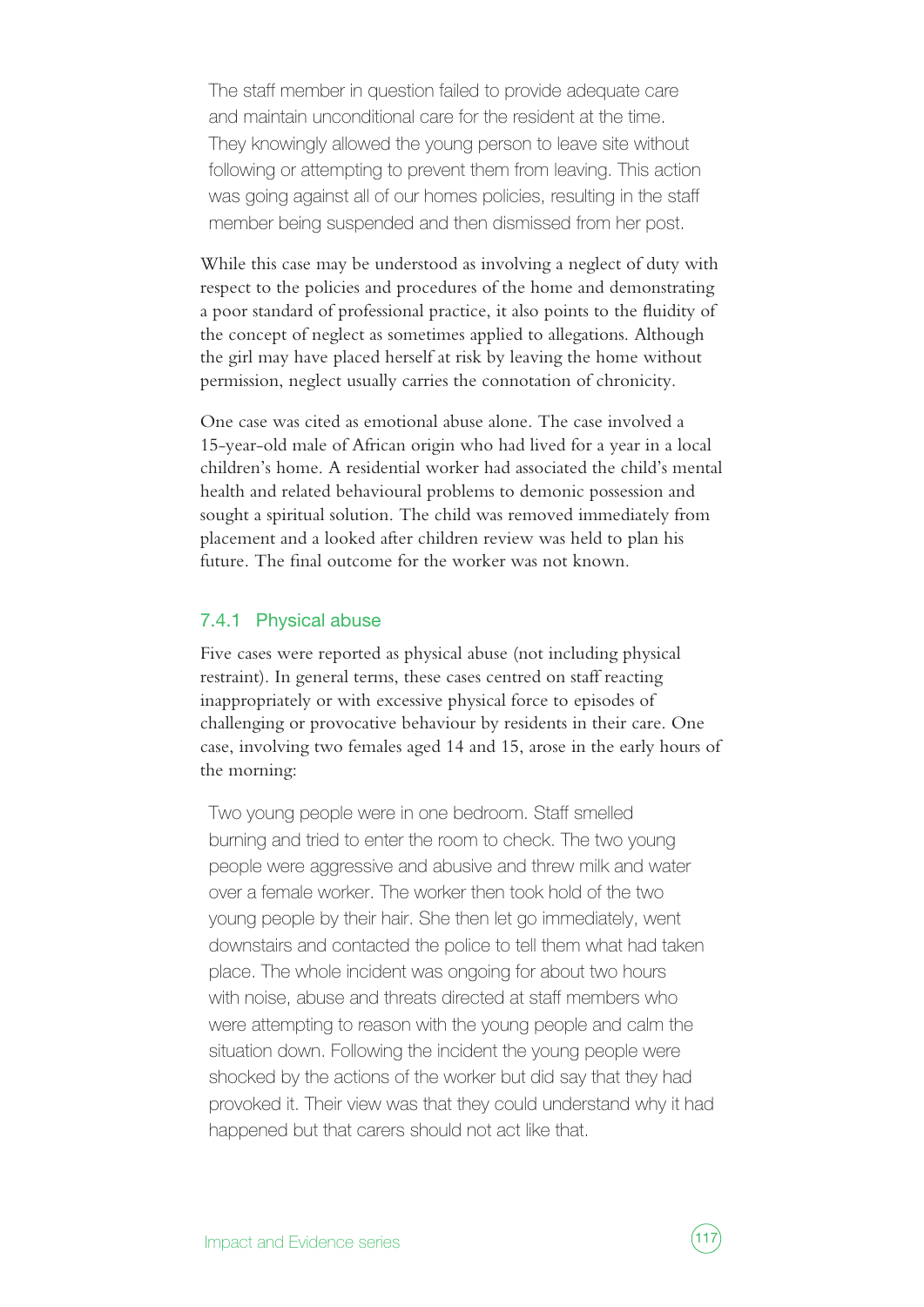> The staff member in question failed to provide adequate care and maintain unconditional care for the resident at the time. They knowingly allowed the young person to leave site without following or attempting to prevent them from leaving. This action was going against all of our homes policies, resulting in the staff member being suspended and then dismissed from her post.

While this case may be understood as involving a neglect of duty with respect to the policies and procedures of the home and demonstrating a poor standard of professional practice, it also points to the fluidity of the concept of neglect as sometimes applied to allegations. Although the girl may have placed herself at risk by leaving the home without permission, neglect usually carries the connotation of chronicity.

One case was cited as emotional abuse alone. The case involved a 15-year-old male of African origin who had lived for a year in a local children's home. A residential worker had associated the child's mental health and related behavioural problems to demonic possession and sought a spiritual solution. The child was removed immediately from placement and a looked after children review was held to plan his future. The final outcome for the worker was not known.

### 7.4.1 Physical abuse

Five cases were reported as physical abuse (not including physical restraint). In general terms, these cases centred on staff reacting inappropriately or with excessive physical force to episodes of challenging or provocative behaviour by residents in their care. One case, involving two females aged 14 and 15, arose in the early hours of the morning:

> Two young people were in one bedroom. Staff smelled burning and tried to enter the room to check. The two young people were aggressive and abusive and threw milk and water over a female worker. The worker then took hold of the two young people by their hair. She then let go immediately, went downstairs and contacted the police to tell them what had taken place. The whole incident was ongoing for about two hours with noise, abuse and threats directed at staff members who were attempting to reason with the young people and calm the situation down. Following the incident the young people were shocked by the actions of the worker but did say that they had provoked it. Their view was that they could understand why it had happened but that carers should not act like that.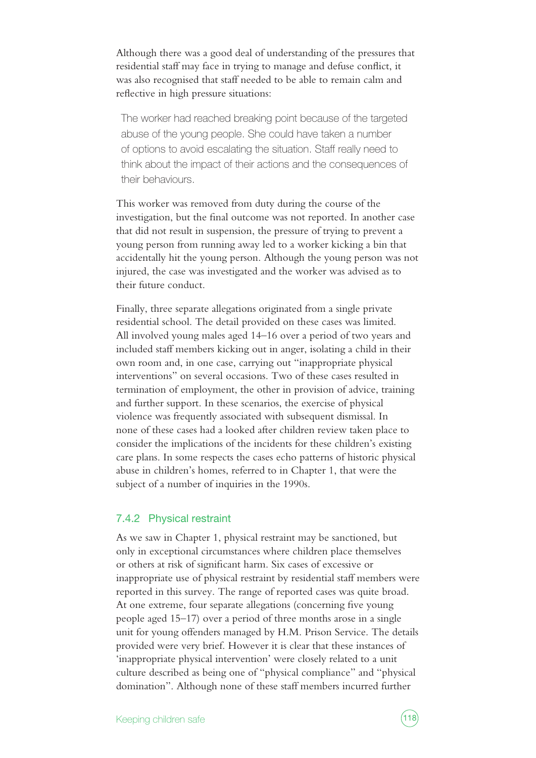Although there was a good deal of understanding of the pressures that residential staff may face in trying to manage and defuse conflict, it was also recognised that staff needed to be able to remain calm and reflective in high pressure situations:

> The worker had reached breaking point because of the targeted abuse of the young people. She could have taken a number of options to avoid escalating the situation. Staff really need to think about the impact of their actions and the consequences of their behaviours.

This worker was removed from duty during the course of the investigation, but the final outcome was not reported. In another case that did not result in suspension, the pressure of trying to prevent a young person from running away led to a worker kicking a bin that accidentally hit the young person. Although the young person was not injured, the case was investigated and the worker was advised as to their future conduct.

Finally, three separate allegations originated from a single private residential school. The detail provided on these cases was limited. All involved young males aged 14–16 over a period of two years and included staff members kicking out in anger, isolating a child in their own room and, in one case, carrying out "inappropriate physical interventions" on several occasions. Two of these cases resulted in termination of employment, the other in provision of advice, training and further support. In these scenarios, the exercise of physical violence was frequently associated with subsequent dismissal. In none of these cases had a looked after children review taken place to consider the implications of the incidents for these children's existing care plans. In some respects the cases echo patterns of historic physical abuse in children's homes, referred to in Chapter 1, that were the subject of a number of inquiries in the 1990s.

### 7.4.2 Physical restraint

As we saw in Chapter 1, physical restraint may be sanctioned, but only in exceptional circumstances where children place themselves or others at risk of significant harm. Six cases of excessive or inappropriate use of physical restraint by residential staff members were reported in this survey. The range of reported cases was quite broad. At one extreme, four separate allegations (concerning five young people aged 15–17) over a period of three months arose in a single unit for young offenders managed by H.M. Prison Service. The details provided were very brief. However it is clear that these instances of 'inappropriate physical intervention' were closely related to a unit culture described as being one of "physical compliance" and "physical domination". Although none of these staff members incurred further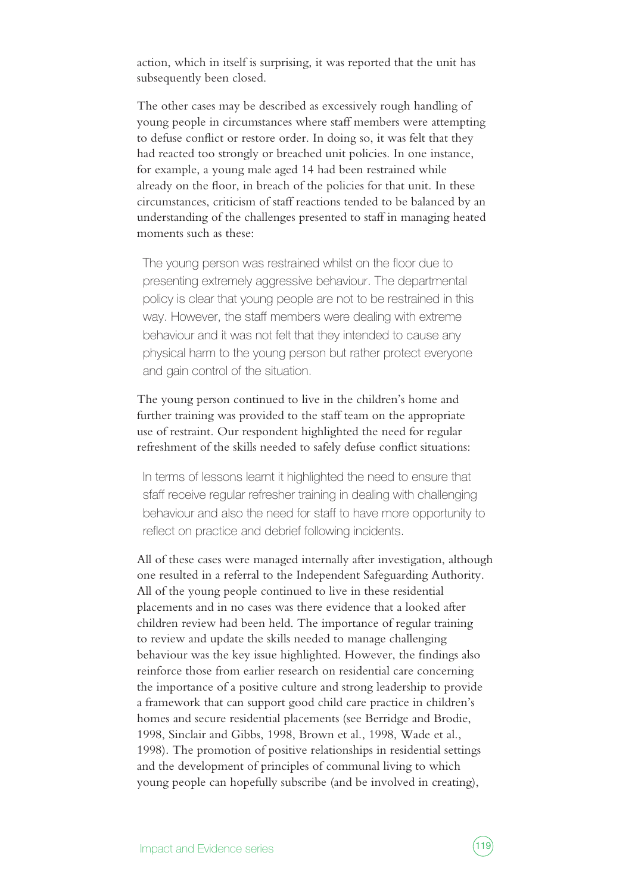action, which in itself is surprising, it was reported that the unit has subsequently been closed.

The other cases may be described as excessively rough handling of young people in circumstances where staff members were attempting to defuse conflict or restore order. In doing so, it was felt that they had reacted too strongly or breached unit policies. In one instance, for example, a young male aged 14 had been restrained while already on the floor, in breach of the policies for that unit. In these circumstances, criticism of staff reactions tended to be balanced by an understanding of the challenges presented to staff in managing heated moments such as these:

> The young person was restrained whilst on the floor due to presenting extremely aggressive behaviour. The departmental policy is clear that young people are not to be restrained in this way. However, the staff members were dealing with extreme behaviour and it was not felt that they intended to cause any physical harm to the young person but rather protect everyone and gain control of the situation.

The young person continued to live in the children's home and further training was provided to the staff team on the appropriate use of restraint. Our respondent highlighted the need for regular refreshment of the skills needed to safely defuse conflict situations:

> In terms of lessons learnt it highlighted the need to ensure that sfaff receive regular refresher training in dealing with challenging behaviour and also the need for staff to have more opportunity to reflect on practice and debrief following incidents.

All of these cases were managed internally after investigation, although one resulted in a referral to the Independent Safeguarding Authority. All of the young people continued to live in these residential placements and in no cases was there evidence that a looked after children review had been held. The importance of regular training to review and update the skills needed to manage challenging behaviour was the key issue highlighted. However, the findings also reinforce those from earlier research on residential care concerning the importance of a positive culture and strong leadership to provide a framework that can support good child care practice in children's homes and secure residential placements (see Berridge and Brodie, 1998, Sinclair and Gibbs, 1998, Brown et al., 1998, Wade et al., 1998). The promotion of positive relationships in residential settings and the development of principles of communal living to which young people can hopefully subscribe (and be involved in creating),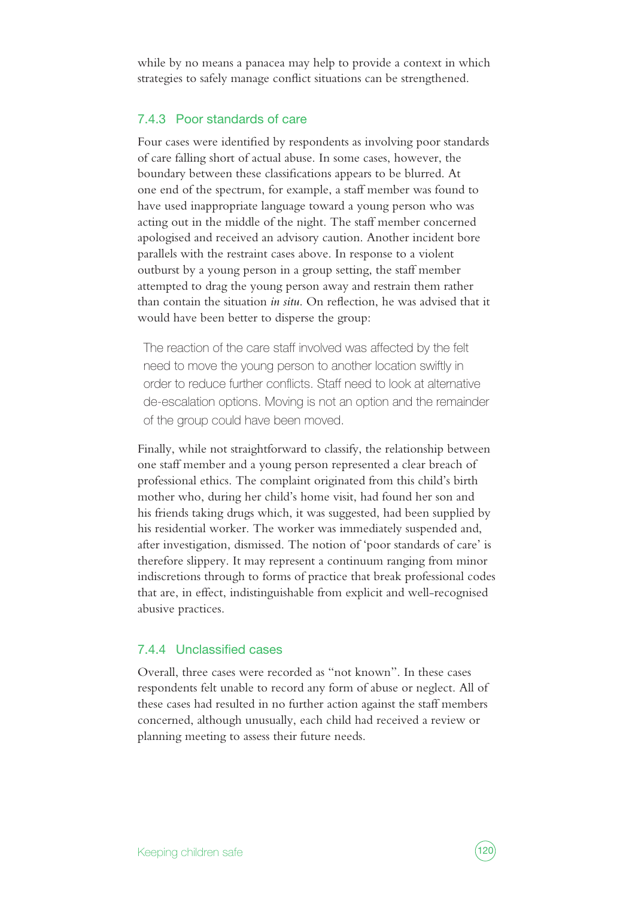while by no means a panacea may help to provide a context in which strategies to safely manage conflict situations can be strengthened.

### 7.4.3 Poor standards of care

Four cases were identified by respondents as involving poor standards of care falling short of actual abuse. In some cases, however, the boundary between these classifications appears to be blurred. At one end of the spectrum, for example, a staff member was found to have used inappropriate language toward a young person who was acting out in the middle of the night. The staff member concerned apologised and received an advisory caution. Another incident bore parallels with the restraint cases above. In response to a violent outburst by a young person in a group setting, the staff member attempted to drag the young person away and restrain them rather than contain the situation *in situ*. On reflection, he was advised that it would have been better to disperse the group:

> The reaction of the care staff involved was affected by the felt need to move the young person to another location swiftly in order to reduce further conflicts. Staff need to look at alternative de-escalation options. Moving is not an option and the remainder of the group could have been moved.

Finally, while not straightforward to classify, the relationship between one staff member and a young person represented a clear breach of professional ethics. The complaint originated from this child's birth mother who, during her child's home visit, had found her son and his friends taking drugs which, it was suggested, had been supplied by his residential worker. The worker was immediately suspended and, after investigation, dismissed. The notion of 'poor standards of care' is therefore slippery. It may represent a continuum ranging from minor indiscretions through to forms of practice that break professional codes that are, in effect, indistinguishable from explicit and well-recognised abusive practices.

### 7.4.4 Unclassified cases

Overall, three cases were recorded as "not known". In these cases respondents felt unable to record any form of abuse or neglect. All of these cases had resulted in no further action against the staff members concerned, although unusually, each child had received a review or planning meeting to assess their future needs.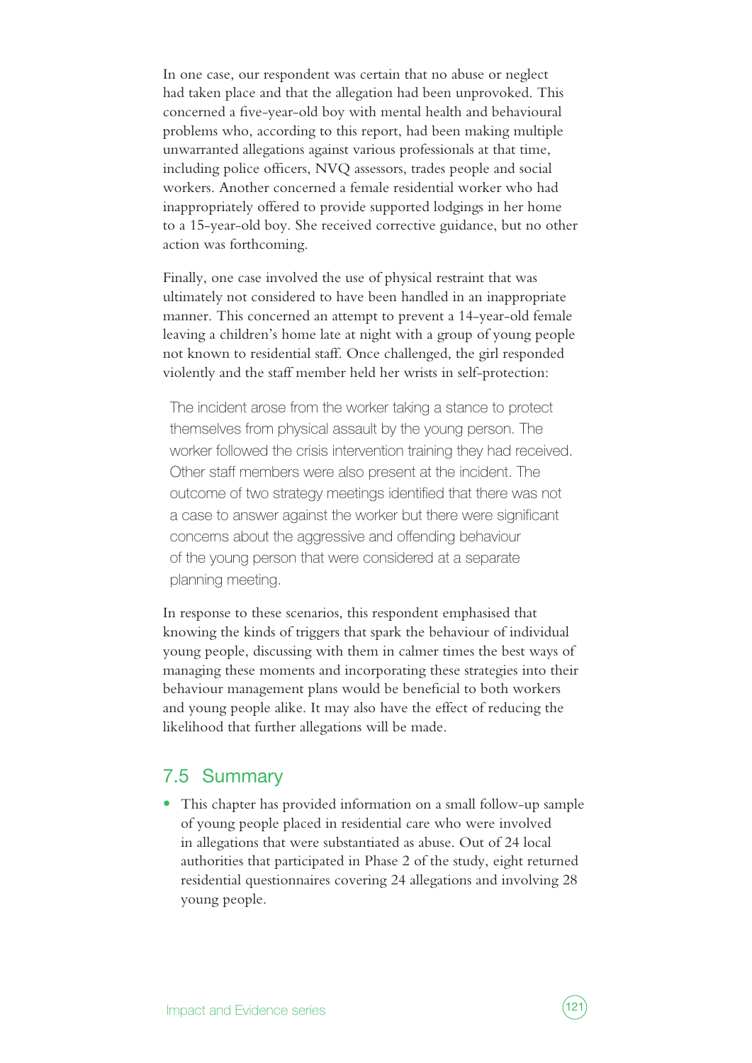In one case, our respondent was certain that no abuse or neglect had taken place and that the allegation had been unprovoked. This concerned a five-year-old boy with mental health and behavioural problems who, according to this report, had been making multiple unwarranted allegations against various professionals at that time, including police officers, NVQ assessors, trades people and social workers. Another concerned a female residential worker who had inappropriately offered to provide supported lodgings in her home to a 15-year-old boy. She received corrective guidance, but no other action was forthcoming.

Finally, one case involved the use of physical restraint that was ultimately not considered to have been handled in an inappropriate manner. This concerned an attempt to prevent a 14-year-old female leaving a children's home late at night with a group of young people not known to residential staff. Once challenged, the girl responded violently and the staff member held her wrists in self-protection:

> The incident arose from the worker taking a stance to protect themselves from physical assault by the young person. The worker followed the crisis intervention training they had received. Other staff members were also present at the incident. The outcome of two strategy meetings identified that there was not a case to answer against the worker but there were significant concerns about the aggressive and offending behaviour of the young person that were considered at a separate planning meeting.

In response to these scenarios, this respondent emphasised that knowing the kinds of triggers that spark the behaviour of individual young people, discussing with them in calmer times the best ways of managing these moments and incorporating these strategies into their behaviour management plans would be beneficial to both workers and young people alike. It may also have the effect of reducing the likelihood that further allegations will be made.

## 7.5 Summary

- This chapter has provided information on a small follow-up sample of young people placed in residential care who were involved in allegations that were substantiated as abuse. Out of 24 local authorities that participated in Phase 2 of the study, eight returned residential questionnaires covering 24 allegations and involving 28 young people.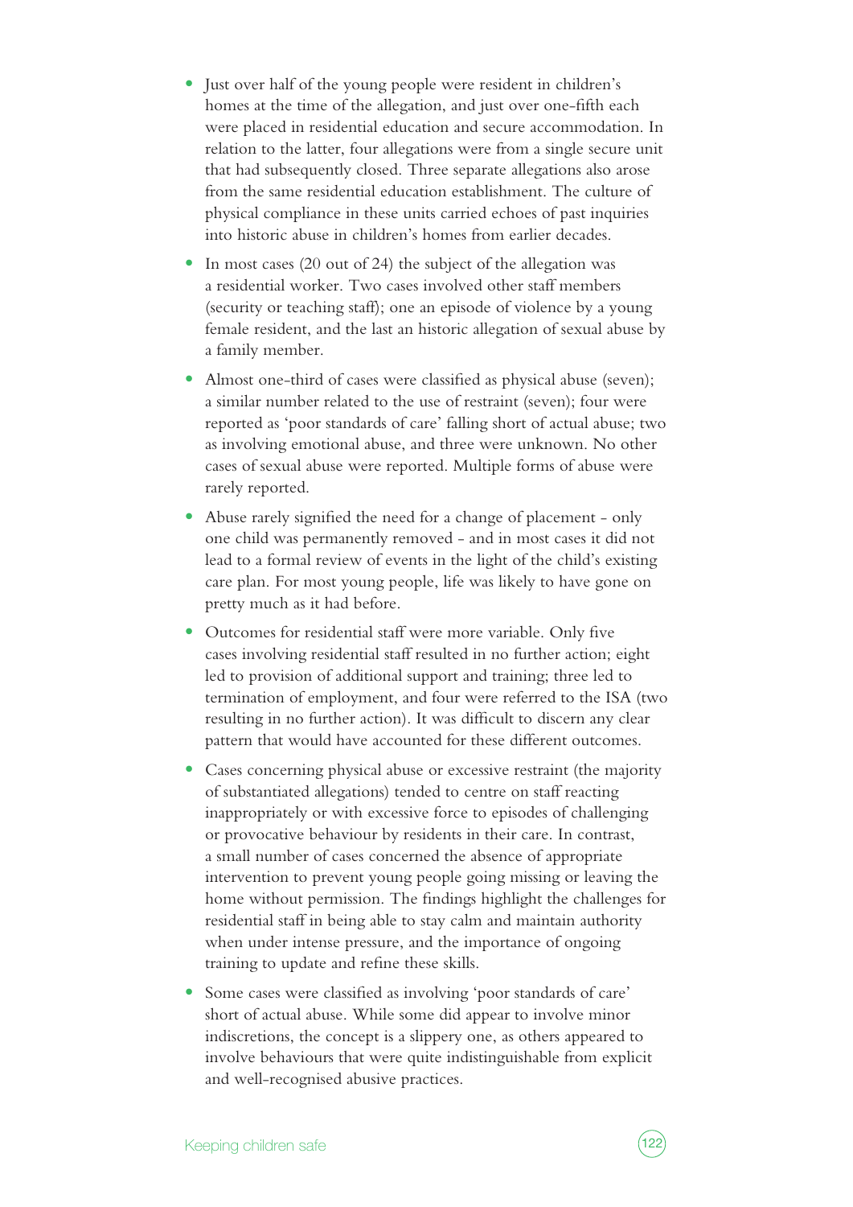- Just over half of the young people were resident in children's homes at the time of the allegation, and just over one-fifth each were placed in residential education and secure accommodation. In relation to the latter, four allegations were from a single secure unit that had subsequently closed. Three separate allegations also arose from the same residential education establishment. The culture of physical compliance in these units carried echoes of past inquiries into historic abuse in children's homes from earlier decades.
- In most cases (20 out of 24) the subject of the allegation was a residential worker. Two cases involved other staff members (security or teaching staff); one an episode of violence by a young female resident, and the last an historic allegation of sexual abuse by a family member.
- Almost one-third of cases were classified as physical abuse (seven); a similar number related to the use of restraint (seven); four were reported as 'poor standards of care' falling short of actual abuse; two as involving emotional abuse, and three were unknown. No other cases of sexual abuse were reported. Multiple forms of abuse were rarely reported.
- Abuse rarely signified the need for a change of placement - only one child was permanently removed - and in most cases it did not lead to a formal review of events in the light of the child's existing care plan. For most young people, life was likely to have gone on pretty much as it had before.
- Outcomes for residential staff were more variable. Only five cases involving residential staff resulted in no further action; eight led to provision of additional support and training; three led to termination of employment, and four were referred to the ISA (two resulting in no further action). It was difficult to discern any clear pattern that would have accounted for these different outcomes.
- Cases concerning physical abuse or excessive restraint (the majority of substantiated allegations) tended to centre on staff reacting inappropriately or with excessive force to episodes of challenging or provocative behaviour by residents in their care. In contrast, a small number of cases concerned the absence of appropriate intervention to prevent young people going missing or leaving the home without permission. The findings highlight the challenges for residential staff in being able to stay calm and maintain authority when under intense pressure, and the importance of ongoing training to update and refine these skills.
- Some cases were classified as involving 'poor standards of care' short of actual abuse. While some did appear to involve minor indiscretions, the concept is a slippery one, as others appeared to involve behaviours that were quite indistinguishable from explicit and well-recognised abusive practices.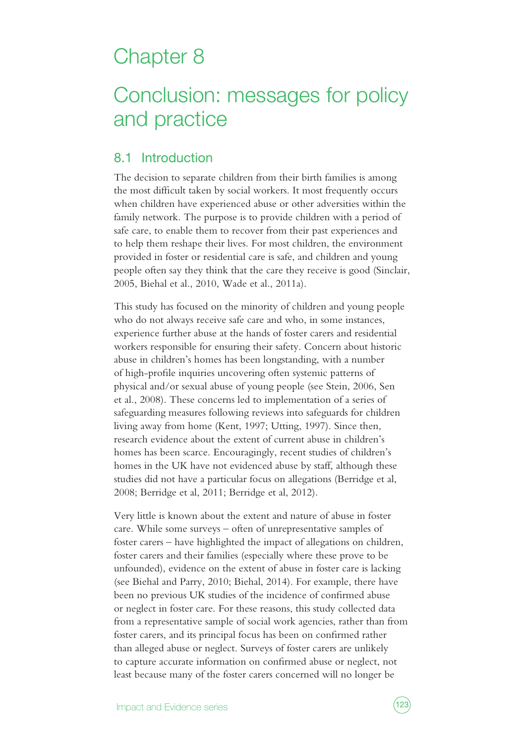# Chapter 8

# Conclusion: messages for policy and practice

## 8.1 Introduction

The decision to separate children from their birth families is among the most difficult taken by social workers. It most frequently occurs when children have experienced abuse or other adversities within the family network. The purpose is to provide children with a period of safe care, to enable them to recover from their past experiences and to help them reshape their lives. For most children, the environment provided in foster or residential care is safe, and children and young people often say they think that the care they receive is good (Sinclair, 2005, Biehal et al., 2010, Wade et al., 2011a).

This study has focused on the minority of children and young people who do not always receive safe care and who, in some instances, experience further abuse at the hands of foster carers and residential workers responsible for ensuring their safety. Concern about historic abuse in children's homes has been longstanding, with a number of high-profile inquiries uncovering often systemic patterns of physical and/or sexual abuse of young people (see Stein, 2006, Sen et al., 2008). These concerns led to implementation of a series of safeguarding measures following reviews into safeguards for children living away from home (Kent, 1997; Utting, 1997). Since then, research evidence about the extent of current abuse in children's homes has been scarce. Encouragingly, recent studies of children's homes in the UK have not evidenced abuse by staff, although these studies did not have a particular focus on allegations (Berridge et al, 2008; Berridge et al, 2011; Berridge et al, 2012).

Very little is known about the extent and nature of abuse in foster care. While some surveys – often of unrepresentative samples of foster carers – have highlighted the impact of allegations on children, foster carers and their families (especially where these prove to be unfounded), evidence on the extent of abuse in foster care is lacking (see Biehal and Parry, 2010; Biehal, 2014). For example, there have been no previous UK studies of the incidence of confirmed abuse or neglect in foster care. For these reasons, this study collected data from a representative sample of social work agencies, rather than from foster carers, and its principal focus has been on confirmed rather than alleged abuse or neglect. Surveys of foster carers are unlikely to capture accurate information on confirmed abuse or neglect, not least because many of the foster carers concerned will no longer be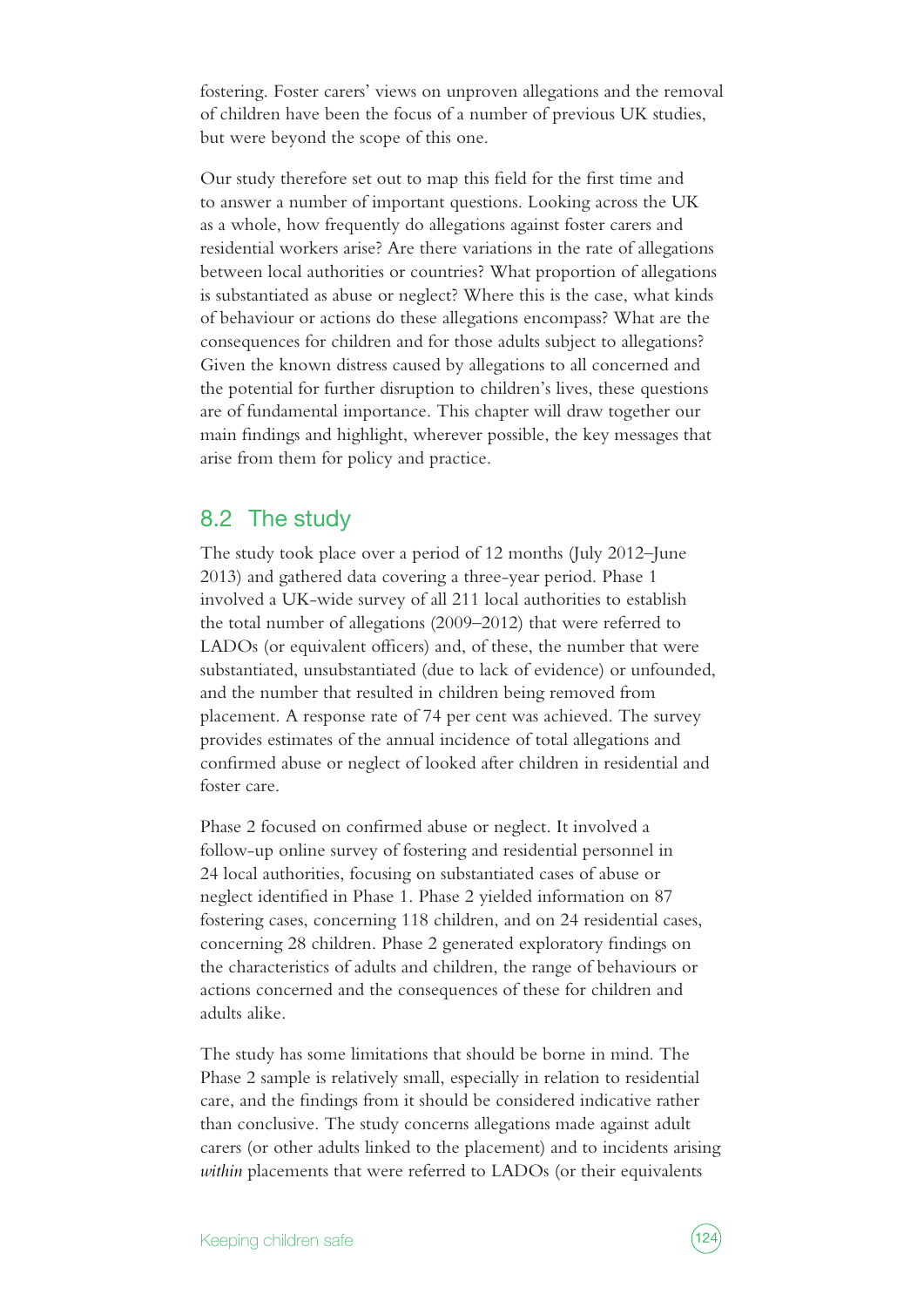fostering. Foster carers' views on unproven allegations and the removal of children have been the focus of a number of previous UK studies, but were beyond the scope of this one.

Our study therefore set out to map this field for the first time and to answer a number of important questions. Looking across the UK as a whole, how frequently do allegations against foster carers and residential workers arise? Are there variations in the rate of allegations between local authorities or countries? What proportion of allegations is substantiated as abuse or neglect? Where this is the case, what kinds of behaviour or actions do these allegations encompass? What are the consequences for children and for those adults subject to allegations? Given the known distress caused by allegations to all concerned and the potential for further disruption to children's lives, these questions are of fundamental importance. This chapter will draw together our main findings and highlight, wherever possible, the key messages that arise from them for policy and practice.

## 8.2 The study

The study took place over a period of 12 months (July 2012–June 2013) and gathered data covering a three-year period. Phase 1 involved a UK-wide survey of all 211 local authorities to establish the total number of allegations (2009–2012) that were referred to LADOs (or equivalent officers) and, of these, the number that were substantiated, unsubstantiated (due to lack of evidence) or unfounded, and the number that resulted in children being removed from placement. A response rate of 74 per cent was achieved. The survey provides estimates of the annual incidence of total allegations and confirmed abuse or neglect of looked after children in residential and foster care.

Phase 2 focused on confirmed abuse or neglect. It involved a follow-up online survey of fostering and residential personnel in 24 local authorities, focusing on substantiated cases of abuse or neglect identified in Phase 1. Phase 2 yielded information on 87 fostering cases, concerning 118 children, and on 24 residential cases, concerning 28 children. Phase 2 generated exploratory findings on the characteristics of adults and children, the range of behaviours or actions concerned and the consequences of these for children and adults alike.

The study has some limitations that should be borne in mind. The Phase 2 sample is relatively small, especially in relation to residential care, and the findings from it should be considered indicative rather than conclusive. The study concerns allegations made against adult carers (or other adults linked to the placement) and to incidents arising *within* placements that were referred to LADOs (or their equivalents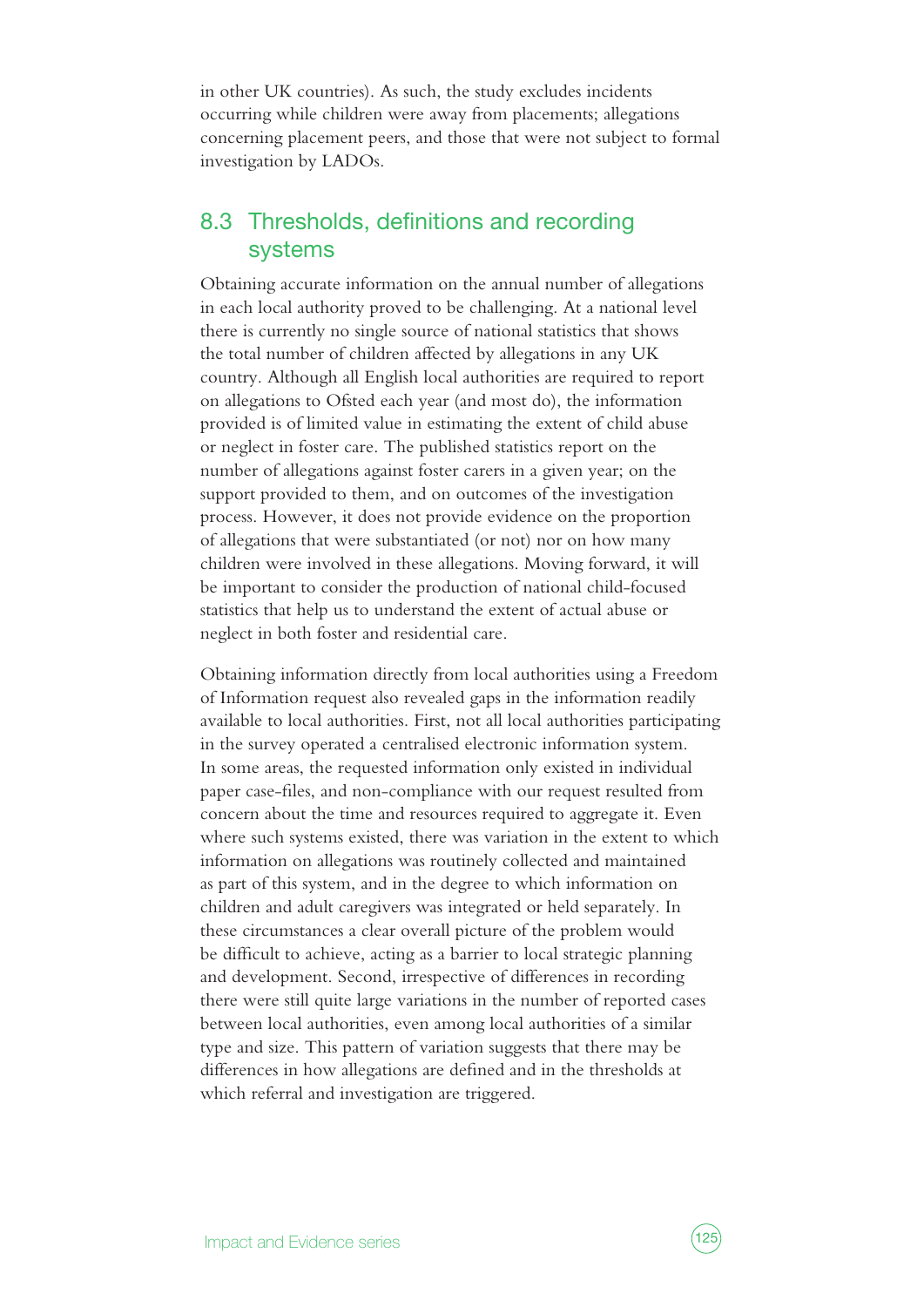in other UK countries). As such, the study excludes incidents occurring while children were away from placements; allegations concerning placement peers, and those that were not subject to formal investigation by LADOs.

## 8.3 Thresholds, definitions and recording systems

Obtaining accurate information on the annual number of allegations in each local authority proved to be challenging. At a national level there is currently no single source of national statistics that shows the total number of children affected by allegations in any UK country. Although all English local authorities are required to report on allegations to Ofsted each year (and most do), the information provided is of limited value in estimating the extent of child abuse or neglect in foster care. The published statistics report on the number of allegations against foster carers in a given year; on the support provided to them, and on outcomes of the investigation process. However, it does not provide evidence on the proportion of allegations that were substantiated (or not) nor on how many children were involved in these allegations. Moving forward, it will be important to consider the production of national child-focused statistics that help us to understand the extent of actual abuse or neglect in both foster and residential care.

Obtaining information directly from local authorities using a Freedom of Information request also revealed gaps in the information readily available to local authorities. First, not all local authorities participating in the survey operated a centralised electronic information system. In some areas, the requested information only existed in individual paper case-files, and non-compliance with our request resulted from concern about the time and resources required to aggregate it. Even where such systems existed, there was variation in the extent to which information on allegations was routinely collected and maintained as part of this system, and in the degree to which information on children and adult caregivers was integrated or held separately. In these circumstances a clear overall picture of the problem would be difficult to achieve, acting as a barrier to local strategic planning and development. Second, irrespective of differences in recording there were still quite large variations in the number of reported cases between local authorities, even among local authorities of a similar type and size. This pattern of variation suggests that there may be differences in how allegations are defined and in the thresholds at which referral and investigation are triggered.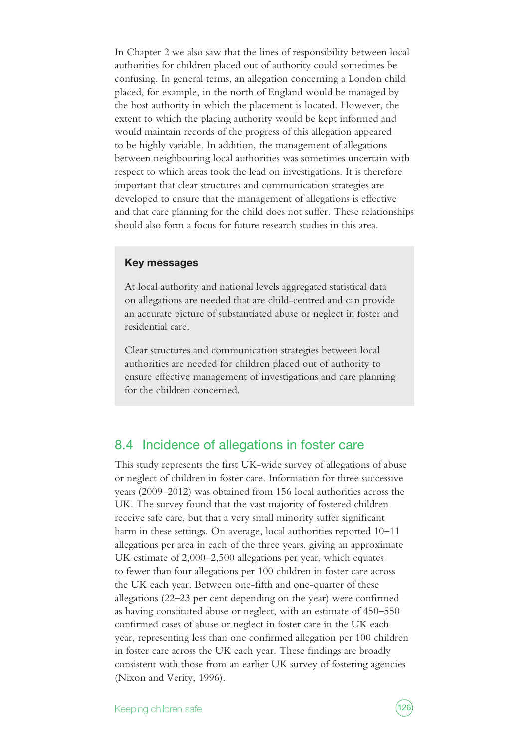In Chapter 2 we also saw that the lines of responsibility between local authorities for children placed out of authority could sometimes be confusing. In general terms, an allegation concerning a London child placed, for example, in the north of England would be managed by the host authority in which the placement is located. However, the extent to which the placing authority would be kept informed and would maintain records of the progress of this allegation appeared to be highly variable. In addition, the management of allegations between neighbouring local authorities was sometimes uncertain with respect to which areas took the lead on investigations. It is therefore important that clear structures and communication strategies are developed to ensure that the management of allegations is effective and that care planning for the child does not suffer. These relationships should also form a focus for future research studies in this area.

> **Key messages**
>
> At local authority and national levels aggregated statistical data on allegations are needed that are child-centred and can provide an accurate picture of substantiated abuse or neglect in foster and residential care.
>
> Clear structures and communication strategies between local authorities are needed for children placed out of authority to ensure effective management of investigations and care planning for the children concerned.

## 8.4 Incidence of allegations in foster care

This study represents the first UK-wide survey of allegations of abuse or neglect of children in foster care. Information for three successive years (2009–2012) was obtained from 156 local authorities across the UK. The survey found that the vast majority of fostered children receive safe care, but that a very small minority suffer significant harm in these settings. On average, local authorities reported 10–11 allegations per area in each of the three years, giving an approximate UK estimate of 2,000–2,500 allegations per year, which equates to fewer than four allegations per 100 children in foster care across the UK each year. Between one-fifth and one-quarter of these allegations (22–23 per cent depending on the year) were confirmed as having constituted abuse or neglect, with an estimate of 450–550 confirmed cases of abuse or neglect in foster care in the UK each year, representing less than one confirmed allegation per 100 children in foster care across the UK each year. These findings are broadly consistent with those from an earlier UK survey of fostering agencies (Nixon and Verity, 1996).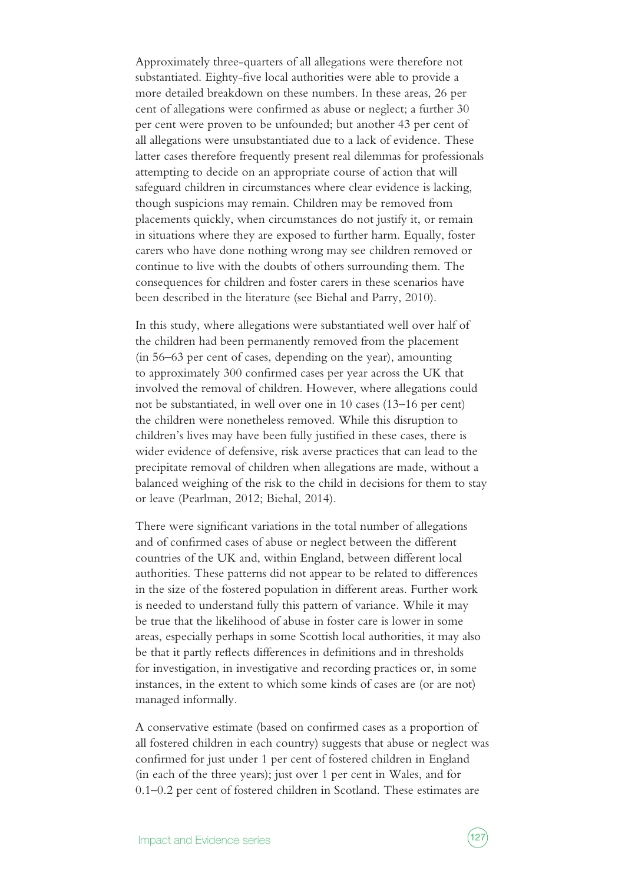Approximately three-quarters of all allegations were therefore not substantiated. Eighty-five local authorities were able to provide a more detailed breakdown on these numbers. In these areas, 26 per cent of allegations were confirmed as abuse or neglect; a further 30 per cent were proven to be unfounded; but another 43 per cent of all allegations were unsubstantiated due to a lack of evidence. These latter cases therefore frequently present real dilemmas for professionals attempting to decide on an appropriate course of action that will safeguard children in circumstances where clear evidence is lacking, though suspicions may remain. Children may be removed from placements quickly, when circumstances do not justify it, or remain in situations where they are exposed to further harm. Equally, foster carers who have done nothing wrong may see children removed or continue to live with the doubts of others surrounding them. The consequences for children and foster carers in these scenarios have been described in the literature (see Biehal and Parry, 2010).

In this study, where allegations were substantiated well over half of the children had been permanently removed from the placement (in 56–63 per cent of cases, depending on the year), amounting to approximately 300 confirmed cases per year across the UK that involved the removal of children. However, where allegations could not be substantiated, in well over one in 10 cases (13–16 per cent) the children were nonetheless removed. While this disruption to children's lives may have been fully justified in these cases, there is wider evidence of defensive, risk averse practices that can lead to the precipitate removal of children when allegations are made, without a balanced weighing of the risk to the child in decisions for them to stay or leave (Pearlman, 2012; Biehal, 2014).

There were significant variations in the total number of allegations and of confirmed cases of abuse or neglect between the different countries of the UK and, within England, between different local authorities. These patterns did not appear to be related to differences in the size of the fostered population in different areas. Further work is needed to understand fully this pattern of variance. While it may be true that the likelihood of abuse in foster care is lower in some areas, especially perhaps in some Scottish local authorities, it may also be that it partly reflects differences in definitions and in thresholds for investigation, in investigative and recording practices or, in some instances, in the extent to which some kinds of cases are (or are not) managed informally.

A conservative estimate (based on confirmed cases as a proportion of all fostered children in each country) suggests that abuse or neglect was confirmed for just under 1 per cent of fostered children in England (in each of the three years); just over 1 per cent in Wales, and for 0.1–0.2 per cent of fostered children in Scotland. These estimates are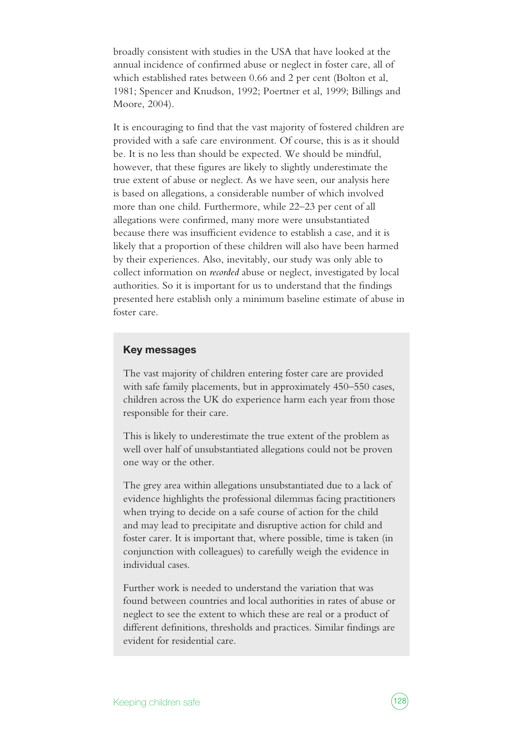broadly consistent with studies in the USA that have looked at the annual incidence of confirmed abuse or neglect in foster care, all of which established rates between 0.66 and 2 per cent (Bolton et al, 1981; Spencer and Knudson, 1992; Poertner et al, 1999; Billings and Moore, 2004).

It is encouraging to find that the vast majority of fostered children are provided with a safe care environment. Of course, this is as it should be. It is no less than should be expected. We should be mindful, however, that these figures are likely to slightly underestimate the true extent of abuse or neglect. As we have seen, our analysis here is based on allegations, a considerable number of which involved more than one child. Furthermore, while 22–23 per cent of all allegations were confirmed, many more were unsubstantiated because there was insufficient evidence to establish a case, and it is likely that a proportion of these children will also have been harmed by their experiences. Also, inevitably, our study was only able to collect information on *recorded* abuse or neglect, investigated by local authorities. So it is important for us to understand that the findings presented here establish only a minimum baseline estimate of abuse in foster care.

**Key messages**

The vast majority of children entering foster care are provided with safe family placements, but in approximately 450–550 cases, children across the UK do experience harm each year from those responsible for their care.

This is likely to underestimate the true extent of the problem as well over half of unsubstantiated allegations could not be proven one way or the other.

The grey area within allegations unsubstantiated due to a lack of evidence highlights the professional dilemmas facing practitioners when trying to decide on a safe course of action for the child and may lead to precipitate and disruptive action for child and foster carer. It is important that, where possible, time is taken (in conjunction with colleagues) to carefully weigh the evidence in individual cases.

Further work is needed to understand the variation that was found between countries and local authorities in rates of abuse or neglect to see the extent to which these are real or a product of different definitions, thresholds and practices. Similar findings are evident for residential care.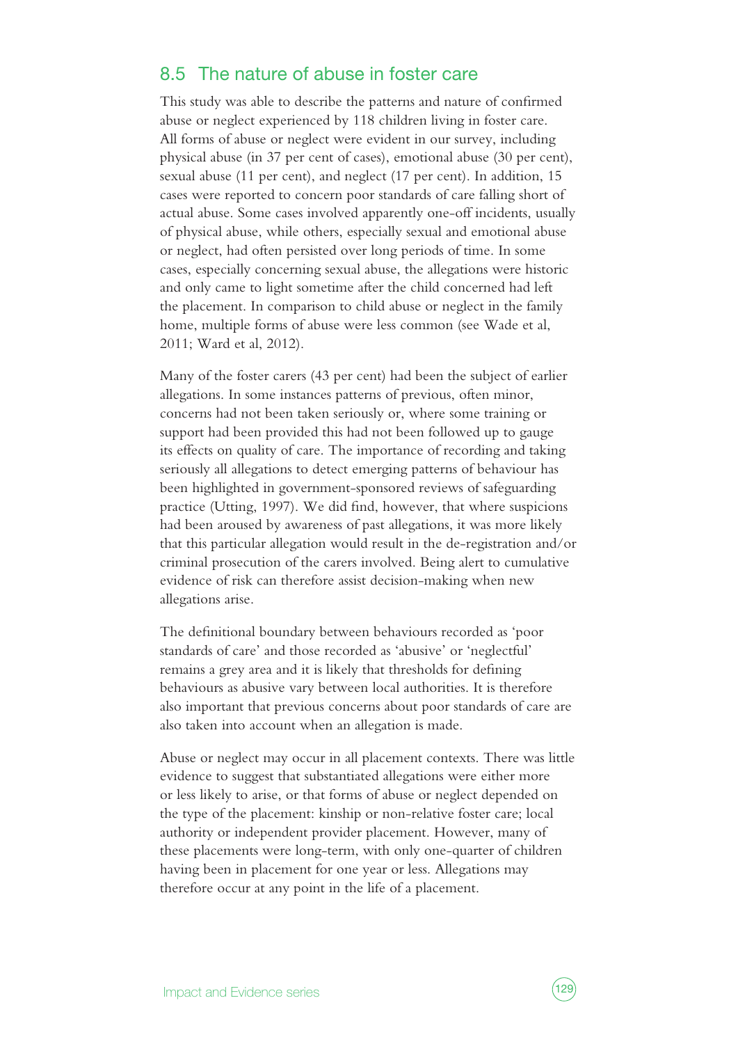## 8.5 The nature of abuse in foster care

This study was able to describe the patterns and nature of confirmed abuse or neglect experienced by 118 children living in foster care. All forms of abuse or neglect were evident in our survey, including physical abuse (in 37 per cent of cases), emotional abuse (30 per cent), sexual abuse (11 per cent), and neglect (17 per cent). In addition, 15 cases were reported to concern poor standards of care falling short of actual abuse. Some cases involved apparently one-off incidents, usually of physical abuse, while others, especially sexual and emotional abuse or neglect, had often persisted over long periods of time. In some cases, especially concerning sexual abuse, the allegations were historic and only came to light sometime after the child concerned had left the placement. In comparison to child abuse or neglect in the family home, multiple forms of abuse were less common (see Wade et al, 2011; Ward et al, 2012).

Many of the foster carers (43 per cent) had been the subject of earlier allegations. In some instances patterns of previous, often minor, concerns had not been taken seriously or, where some training or support had been provided this had not been followed up to gauge its effects on quality of care. The importance of recording and taking seriously all allegations to detect emerging patterns of behaviour has been highlighted in government-sponsored reviews of safeguarding practice (Utting, 1997). We did find, however, that where suspicions had been aroused by awareness of past allegations, it was more likely that this particular allegation would result in the de-registration and/or criminal prosecution of the carers involved. Being alert to cumulative evidence of risk can therefore assist decision-making when new allegations arise.

The definitional boundary between behaviours recorded as 'poor standards of care' and those recorded as 'abusive' or 'neglectful' remains a grey area and it is likely that thresholds for defining behaviours as abusive vary between local authorities. It is therefore also important that previous concerns about poor standards of care are also taken into account when an allegation is made.

Abuse or neglect may occur in all placement contexts. There was little evidence to suggest that substantiated allegations were either more or less likely to arise, or that forms of abuse or neglect depended on the type of the placement: kinship or non-relative foster care; local authority or independent provider placement. However, many of these placements were long-term, with only one-quarter of children having been in placement for one year or less. Allegations may therefore occur at any point in the life of a placement.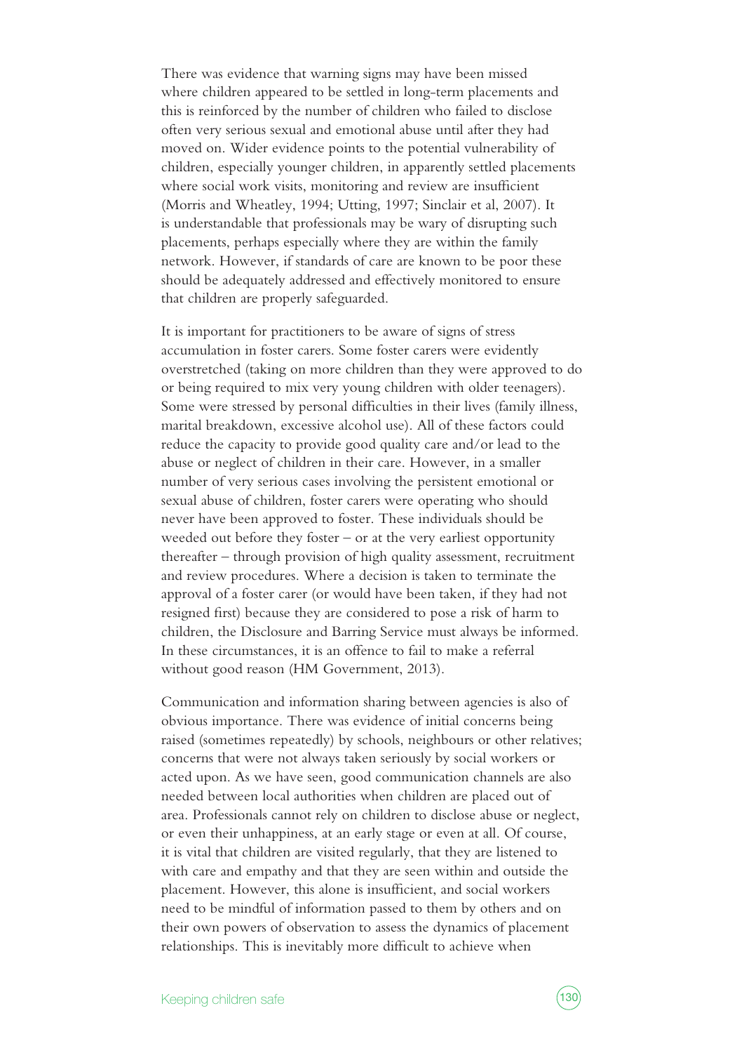There was evidence that warning signs may have been missed where children appeared to be settled in long-term placements and this is reinforced by the number of children who failed to disclose often very serious sexual and emotional abuse until after they had moved on. Wider evidence points to the potential vulnerability of children, especially younger children, in apparently settled placements where social work visits, monitoring and review are insufficient (Morris and Wheatley, 1994; Utting, 1997; Sinclair et al, 2007). It is understandable that professionals may be wary of disrupting such placements, perhaps especially where they are within the family network. However, if standards of care are known to be poor these should be adequately addressed and effectively monitored to ensure that children are properly safeguarded.

It is important for practitioners to be aware of signs of stress accumulation in foster carers. Some foster carers were evidently overstretched (taking on more children than they were approved to do or being required to mix very young children with older teenagers). Some were stressed by personal difficulties in their lives (family illness, marital breakdown, excessive alcohol use). All of these factors could reduce the capacity to provide good quality care and/or lead to the abuse or neglect of children in their care. However, in a smaller number of very serious cases involving the persistent emotional or sexual abuse of children, foster carers were operating who should never have been approved to foster. These individuals should be weeded out before they foster – or at the very earliest opportunity thereafter – through provision of high quality assessment, recruitment and review procedures. Where a decision is taken to terminate the approval of a foster carer (or would have been taken, if they had not resigned first) because they are considered to pose a risk of harm to children, the Disclosure and Barring Service must always be informed. In these circumstances, it is an offence to fail to make a referral without good reason (HM Government, 2013).

Communication and information sharing between agencies is also of obvious importance. There was evidence of initial concerns being raised (sometimes repeatedly) by schools, neighbours or other relatives; concerns that were not always taken seriously by social workers or acted upon. As we have seen, good communication channels are also needed between local authorities when children are placed out of area. Professionals cannot rely on children to disclose abuse or neglect, or even their unhappiness, at an early stage or even at all. Of course, it is vital that children are visited regularly, that they are listened to with care and empathy and that they are seen within and outside the placement. However, this alone is insufficient, and social workers need to be mindful of information passed to them by others and on their own powers of observation to assess the dynamics of placement relationships. This is inevitably more difficult to achieve when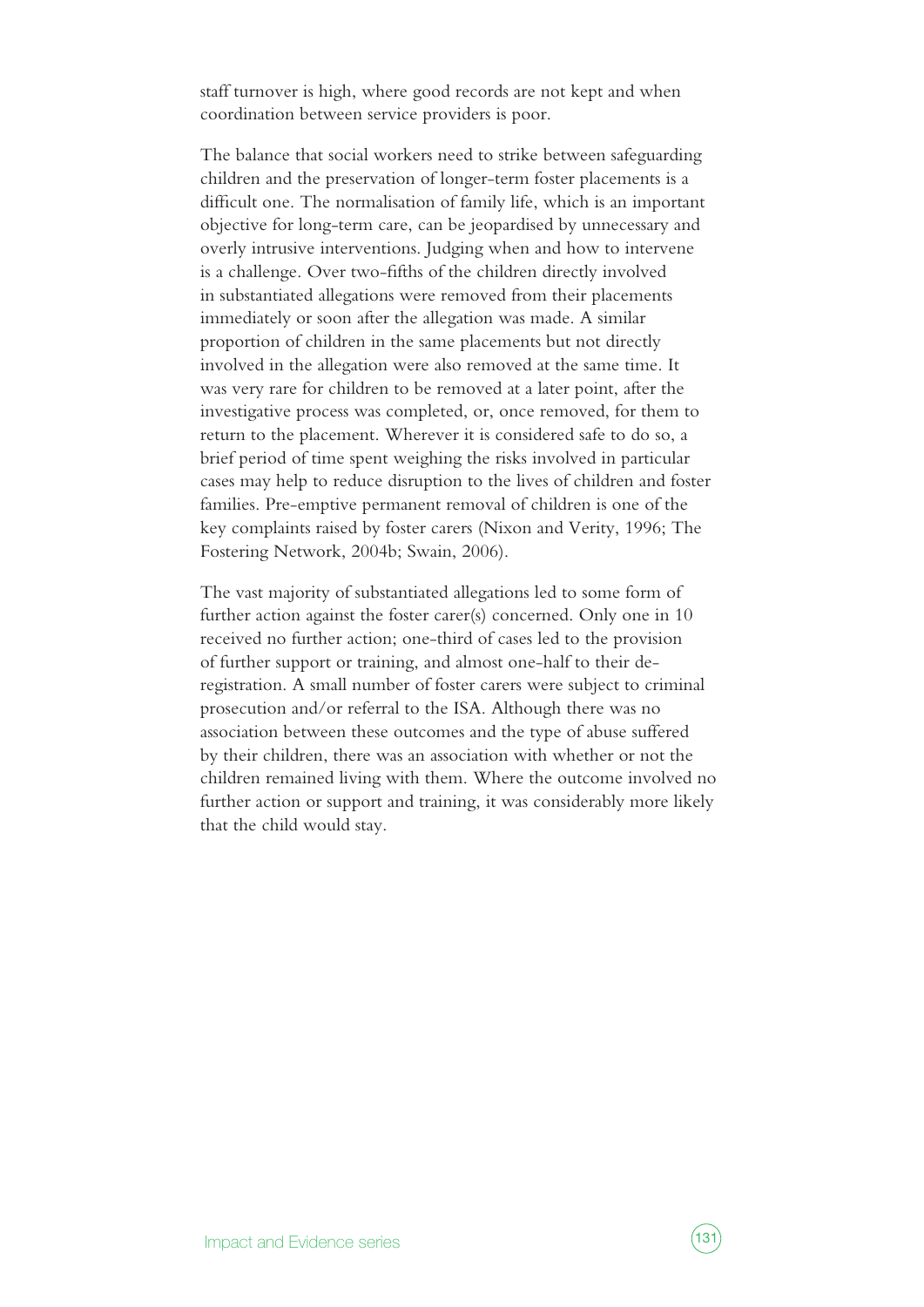staff turnover is high, where good records are not kept and when coordination between service providers is poor.

The balance that social workers need to strike between safeguarding children and the preservation of longer-term foster placements is a difficult one. The normalisation of family life, which is an important objective for long-term care, can be jeopardised by unnecessary and overly intrusive interventions. Judging when and how to intervene is a challenge. Over two-fifths of the children directly involved in substantiated allegations were removed from their placements immediately or soon after the allegation was made. A similar proportion of children in the same placements but not directly involved in the allegation were also removed at the same time. It was very rare for children to be removed at a later point, after the investigative process was completed, or, once removed, for them to return to the placement. Wherever it is considered safe to do so, a brief period of time spent weighing the risks involved in particular cases may help to reduce disruption to the lives of children and foster families. Pre-emptive permanent removal of children is one of the key complaints raised by foster carers (Nixon and Verity, 1996; The Fostering Network, 2004b; Swain, 2006).

The vast majority of substantiated allegations led to some form of further action against the foster carer(s) concerned. Only one in 10 received no further action; one-third of cases led to the provision of further support or training, and almost one-half to their de-registration. A small number of foster carers were subject to criminal prosecution and/or referral to the ISA. Although there was no association between these outcomes and the type of abuse suffered by their children, there was an association with whether or not the children remained living with them. Where the outcome involved no further action or support and training, it was considerably more likely that the child would stay.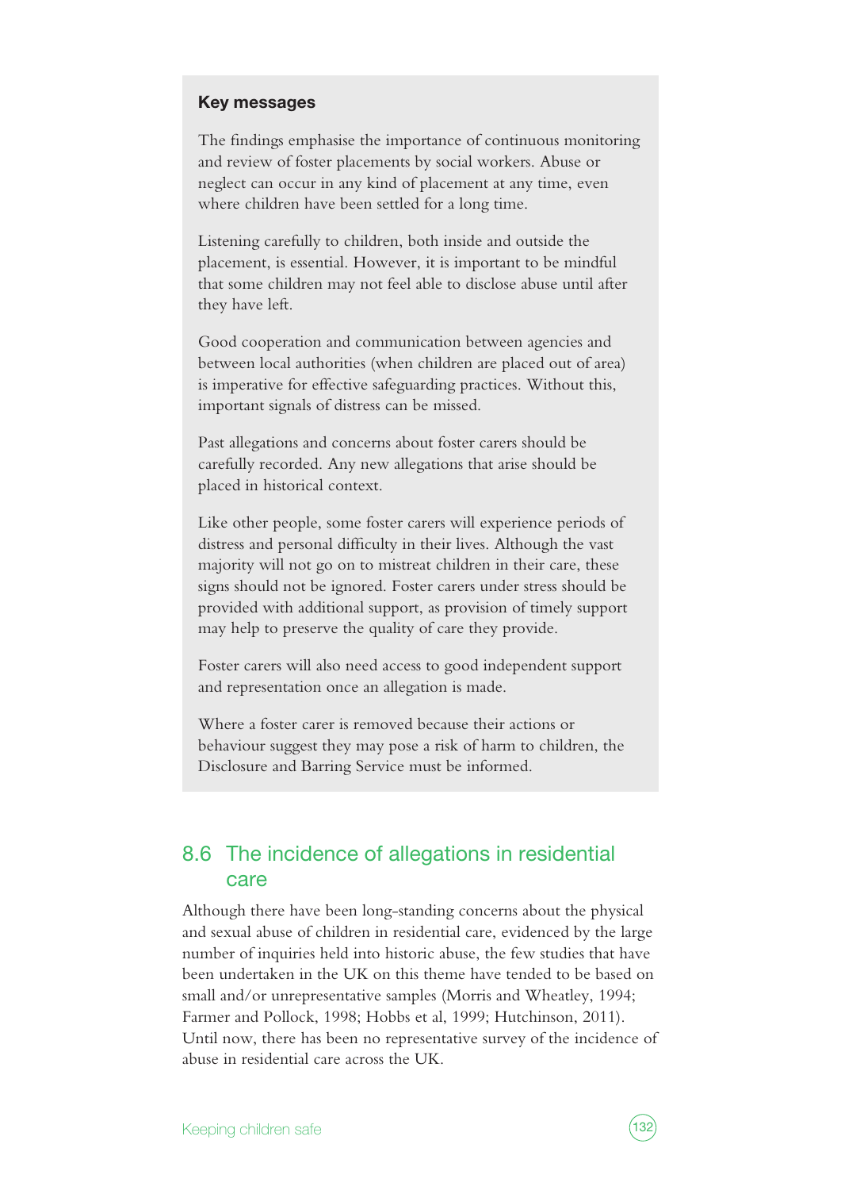**Key messages**

The findings emphasise the importance of continuous monitoring and review of foster placements by social workers. Abuse or neglect can occur in any kind of placement at any time, even where children have been settled for a long time.

Listening carefully to children, both inside and outside the placement, is essential. However, it is important to be mindful that some children may not feel able to disclose abuse until after they have left.

Good cooperation and communication between agencies and between local authorities (when children are placed out of area) is imperative for effective safeguarding practices. Without this, important signals of distress can be missed.

Past allegations and concerns about foster carers should be carefully recorded. Any new allegations that arise should be placed in historical context.

Like other people, some foster carers will experience periods of distress and personal difficulty in their lives. Although the vast majority will not go on to mistreat children in their care, these signs should not be ignored. Foster carers under stress should be provided with additional support, as provision of timely support may help to preserve the quality of care they provide.

Foster carers will also need access to good independent support and representation once an allegation is made.

Where a foster carer is removed because their actions or behaviour suggest they may pose a risk of harm to children, the Disclosure and Barring Service must be informed.

## 8.6 The incidence of allegations in residential care

Although there have been long-standing concerns about the physical and sexual abuse of children in residential care, evidenced by the large number of inquiries held into historic abuse, the few studies that have been undertaken in the UK on this theme have tended to be based on small and/or unrepresentative samples (Morris and Wheatley, 1994; Farmer and Pollock, 1998; Hobbs et al, 1999; Hutchinson, 2011). Until now, there has been no representative survey of the incidence of abuse in residential care across the UK.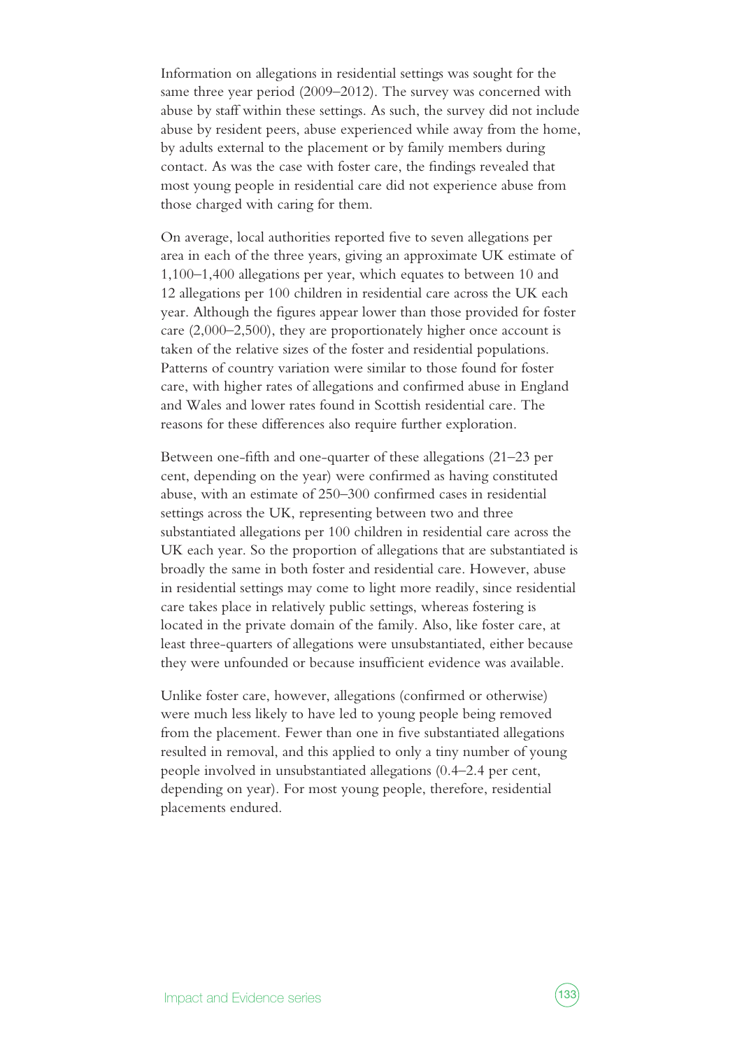Information on allegations in residential settings was sought for the same three year period (2009–2012). The survey was concerned with abuse by staff within these settings. As such, the survey did not include abuse by resident peers, abuse experienced while away from the home, by adults external to the placement or by family members during contact. As was the case with foster care, the findings revealed that most young people in residential care did not experience abuse from those charged with caring for them.

On average, local authorities reported five to seven allegations per area in each of the three years, giving an approximate UK estimate of 1,100–1,400 allegations per year, which equates to between 10 and 12 allegations per 100 children in residential care across the UK each year. Although the figures appear lower than those provided for foster care (2,000–2,500), they are proportionately higher once account is taken of the relative sizes of the foster and residential populations. Patterns of country variation were similar to those found for foster care, with higher rates of allegations and confirmed abuse in England and Wales and lower rates found in Scottish residential care. The reasons for these differences also require further exploration.

Between one-fifth and one-quarter of these allegations (21–23 per cent, depending on the year) were confirmed as having constituted abuse, with an estimate of 250–300 confirmed cases in residential settings across the UK, representing between two and three substantiated allegations per 100 children in residential care across the UK each year. So the proportion of allegations that are substantiated is broadly the same in both foster and residential care. However, abuse in residential settings may come to light more readily, since residential care takes place in relatively public settings, whereas fostering is located in the private domain of the family. Also, like foster care, at least three-quarters of allegations were unsubstantiated, either because they were unfounded or because insufficient evidence was available.

Unlike foster care, however, allegations (confirmed or otherwise) were much less likely to have led to young people being removed from the placement. Fewer than one in five substantiated allegations resulted in removal, and this applied to only a tiny number of young people involved in unsubstantiated allegations (0.4–2.4 per cent, depending on year). For most young people, therefore, residential placements endured.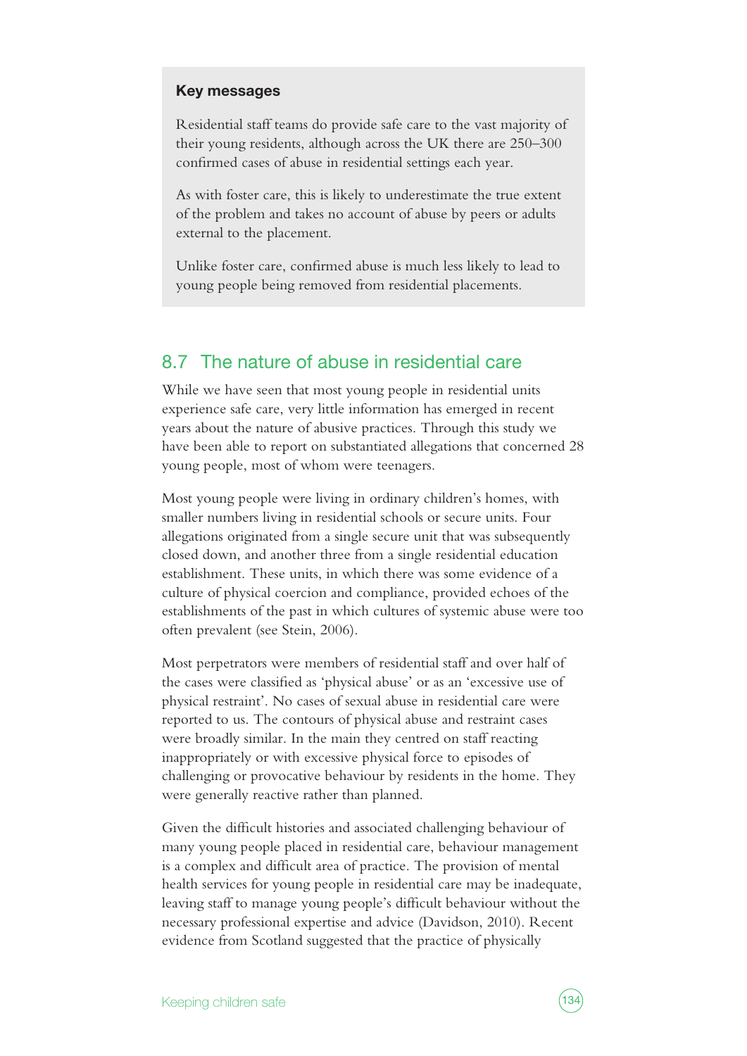**Key messages**

Residential staff teams do provide safe care to the vast majority of their young residents, although across the UK there are 250–300 confirmed cases of abuse in residential settings each year.

As with foster care, this is likely to underestimate the true extent of the problem and takes no account of abuse by peers or adults external to the placement.

Unlike foster care, confirmed abuse is much less likely to lead to young people being removed from residential placements.

## 8.7 The nature of abuse in residential care

While we have seen that most young people in residential units experience safe care, very little information has emerged in recent years about the nature of abusive practices. Through this study we have been able to report on substantiated allegations that concerned 28 young people, most of whom were teenagers.

Most young people were living in ordinary children's homes, with smaller numbers living in residential schools or secure units. Four allegations originated from a single secure unit that was subsequently closed down, and another three from a single residential education establishment. These units, in which there was some evidence of a culture of physical coercion and compliance, provided echoes of the establishments of the past in which cultures of systemic abuse were too often prevalent (see Stein, 2006).

Most perpetrators were members of residential staff and over half of the cases were classified as 'physical abuse' or as an 'excessive use of physical restraint'. No cases of sexual abuse in residential care were reported to us. The contours of physical abuse and restraint cases were broadly similar. In the main they centred on staff reacting inappropriately or with excessive physical force to episodes of challenging or provocative behaviour by residents in the home. They were generally reactive rather than planned.

Given the difficult histories and associated challenging behaviour of many young people placed in residential care, behaviour management is a complex and difficult area of practice. The provision of mental health services for young people in residential care may be inadequate, leaving staff to manage young people's difficult behaviour without the necessary professional expertise and advice (Davidson, 2010). Recent evidence from Scotland suggested that the practice of physically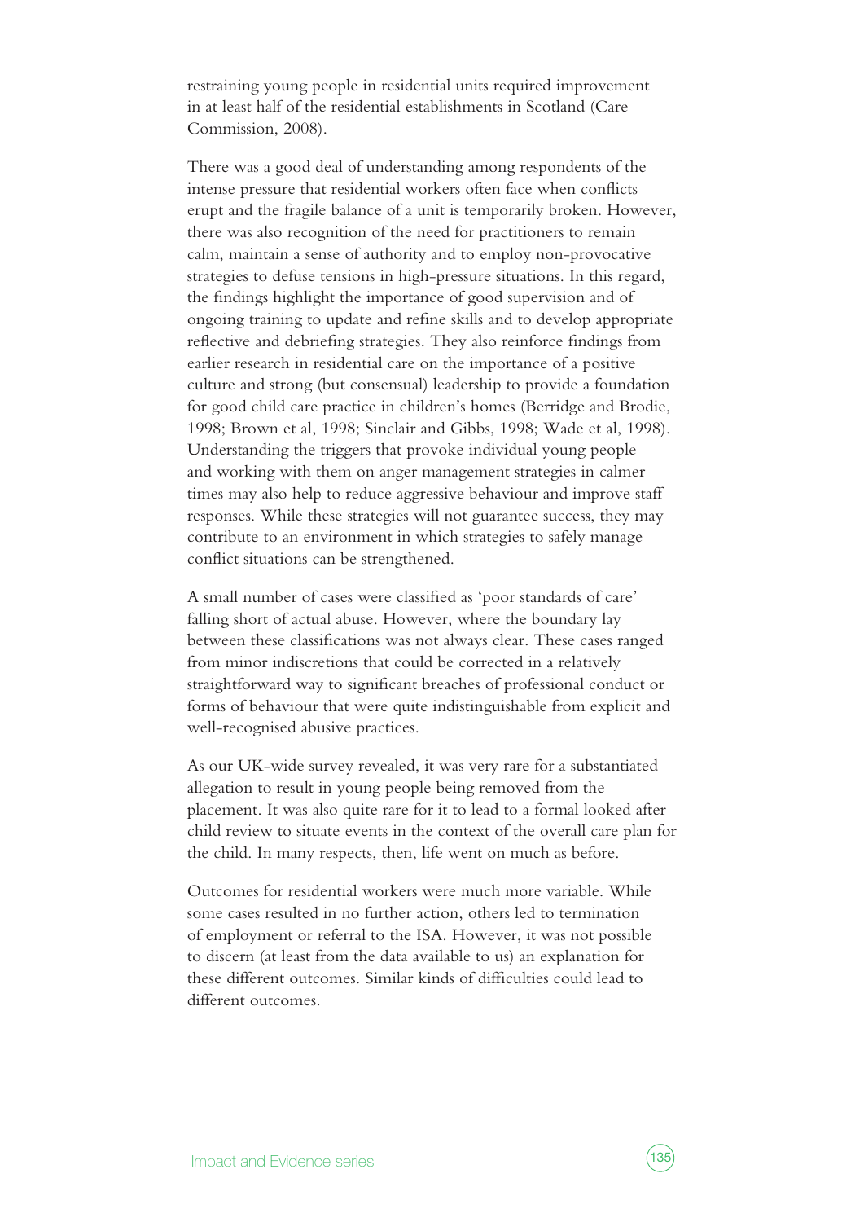restraining young people in residential units required improvement in at least half of the residential establishments in Scotland (Care Commission, 2008).

There was a good deal of understanding among respondents of the intense pressure that residential workers often face when conflicts erupt and the fragile balance of a unit is temporarily broken. However, there was also recognition of the need for practitioners to remain calm, maintain a sense of authority and to employ non-provocative strategies to defuse tensions in high-pressure situations. In this regard, the findings highlight the importance of good supervision and of ongoing training to update and refine skills and to develop appropriate reflective and debriefing strategies. They also reinforce findings from earlier research in residential care on the importance of a positive culture and strong (but consensual) leadership to provide a foundation for good child care practice in children's homes (Berridge and Brodie, 1998; Brown et al, 1998; Sinclair and Gibbs, 1998; Wade et al, 1998). Understanding the triggers that provoke individual young people and working with them on anger management strategies in calmer times may also help to reduce aggressive behaviour and improve staff responses. While these strategies will not guarantee success, they may contribute to an environment in which strategies to safely manage conflict situations can be strengthened.

A small number of cases were classified as 'poor standards of care' falling short of actual abuse. However, where the boundary lay between these classifications was not always clear. These cases ranged from minor indiscretions that could be corrected in a relatively straightforward way to significant breaches of professional conduct or forms of behaviour that were quite indistinguishable from explicit and well-recognised abusive practices.

As our UK-wide survey revealed, it was very rare for a substantiated allegation to result in young people being removed from the placement. It was also quite rare for it to lead to a formal looked after child review to situate events in the context of the overall care plan for the child. In many respects, then, life went on much as before.

Outcomes for residential workers were much more variable. While some cases resulted in no further action, others led to termination of employment or referral to the ISA. However, it was not possible to discern (at least from the data available to us) an explanation for these different outcomes. Similar kinds of difficulties could lead to different outcomes.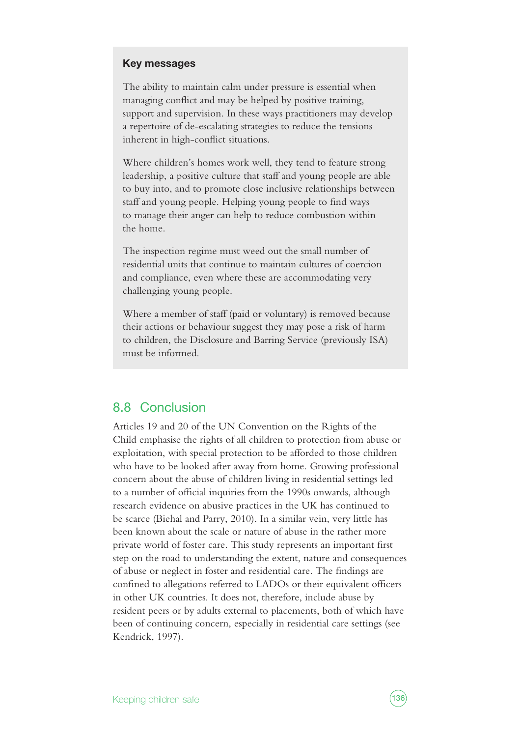**Key messages**

The ability to maintain calm under pressure is essential when managing conflict and may be helped by positive training, support and supervision. In these ways practitioners may develop a repertoire of de-escalating strategies to reduce the tensions inherent in high-conflict situations.

Where children's homes work well, they tend to feature strong leadership, a positive culture that staff and young people are able to buy into, and to promote close inclusive relationships between staff and young people. Helping young people to find ways to manage their anger can help to reduce combustion within the home.

The inspection regime must weed out the small number of residential units that continue to maintain cultures of coercion and compliance, even where these are accommodating very challenging young people.

Where a member of staff (paid or voluntary) is removed because their actions or behaviour suggest they may pose a risk of harm to children, the Disclosure and Barring Service (previously ISA) must be informed.

## 8.8 Conclusion

Articles 19 and 20 of the UN Convention on the Rights of the Child emphasise the rights of all children to protection from abuse or exploitation, with special protection to be afforded to those children who have to be looked after away from home. Growing professional concern about the abuse of children living in residential settings led to a number of official inquiries from the 1990s onwards, although research evidence on abusive practices in the UK has continued to be scarce (Biehal and Parry, 2010). In a similar vein, very little has been known about the scale or nature of abuse in the rather more private world of foster care. This study represents an important first step on the road to understanding the extent, nature and consequences of abuse or neglect in foster and residential care. The findings are confined to allegations referred to LADOs or their equivalent officers in other UK countries. It does not, therefore, include abuse by resident peers or by adults external to placements, both of which have been of continuing concern, especially in residential care settings (see Kendrick, 1997).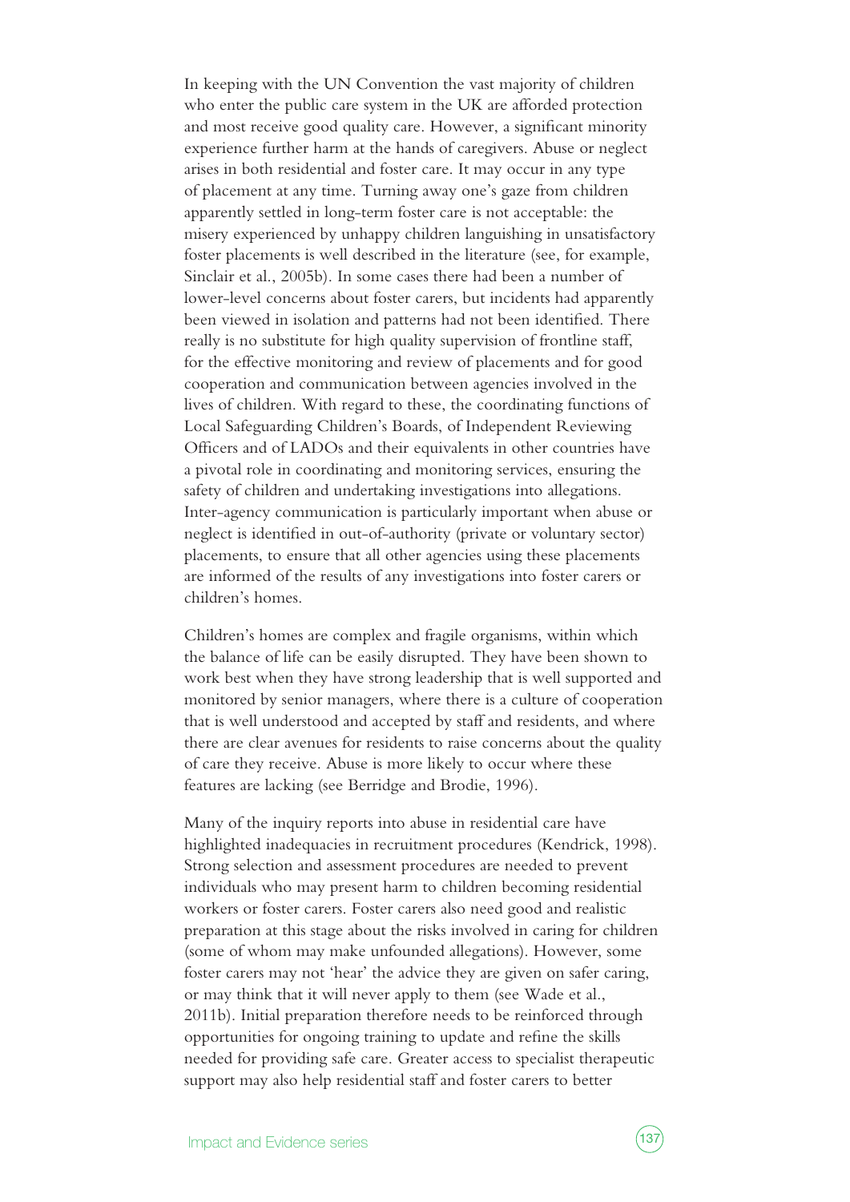In keeping with the UN Convention the vast majority of children who enter the public care system in the UK are afforded protection and most receive good quality care. However, a significant minority experience further harm at the hands of caregivers. Abuse or neglect arises in both residential and foster care. It may occur in any type of placement at any time. Turning away one's gaze from children apparently settled in long-term foster care is not acceptable: the misery experienced by unhappy children languishing in unsatisfactory foster placements is well described in the literature (see, for example, Sinclair et al., 2005b). In some cases there had been a number of lower-level concerns about foster carers, but incidents had apparently been viewed in isolation and patterns had not been identified. There really is no substitute for high quality supervision of frontline staff, for the effective monitoring and review of placements and for good cooperation and communication between agencies involved in the lives of children. With regard to these, the coordinating functions of Local Safeguarding Children's Boards, of Independent Reviewing Officers and of LADOs and their equivalents in other countries have a pivotal role in coordinating and monitoring services, ensuring the safety of children and undertaking investigations into allegations. Inter-agency communication is particularly important when abuse or neglect is identified in out-of-authority (private or voluntary sector) placements, to ensure that all other agencies using these placements are informed of the results of any investigations into foster carers or children's homes.

Children's homes are complex and fragile organisms, within which the balance of life can be easily disrupted. They have been shown to work best when they have strong leadership that is well supported and monitored by senior managers, where there is a culture of cooperation that is well understood and accepted by staff and residents, and where there are clear avenues for residents to raise concerns about the quality of care they receive. Abuse is more likely to occur where these features are lacking (see Berridge and Brodie, 1996).

Many of the inquiry reports into abuse in residential care have highlighted inadequacies in recruitment procedures (Kendrick, 1998). Strong selection and assessment procedures are needed to prevent individuals who may present harm to children becoming residential workers or foster carers. Foster carers also need good and realistic preparation at this stage about the risks involved in caring for children (some of whom may make unfounded allegations). However, some foster carers may not 'hear' the advice they are given on safer caring, or may think that it will never apply to them (see Wade et al., 2011b). Initial preparation therefore needs to be reinforced through opportunities for ongoing training to update and refine the skills needed for providing safe care. Greater access to specialist therapeutic support may also help residential staff and foster carers to better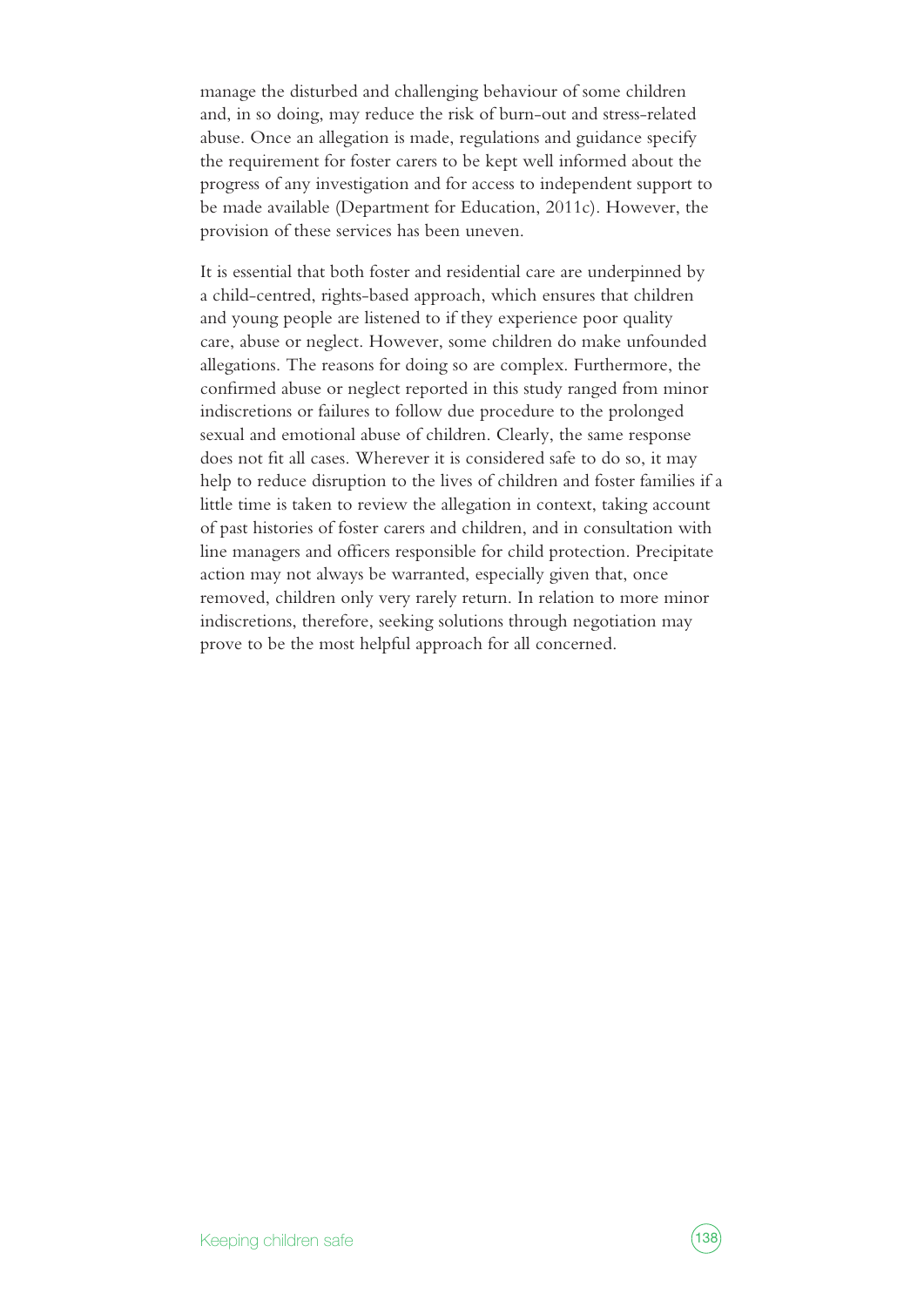manage the disturbed and challenging behaviour of some children and, in so doing, may reduce the risk of burn-out and stress-related abuse. Once an allegation is made, regulations and guidance specify the requirement for foster carers to be kept well informed about the progress of any investigation and for access to independent support to be made available (Department for Education, 2011c). However, the provision of these services has been uneven.

It is essential that both foster and residential care are underpinned by a child-centred, rights-based approach, which ensures that children and young people are listened to if they experience poor quality care, abuse or neglect. However, some children do make unfounded allegations. The reasons for doing so are complex. Furthermore, the confirmed abuse or neglect reported in this study ranged from minor indiscretions or failures to follow due procedure to the prolonged sexual and emotional abuse of children. Clearly, the same response does not fit all cases. Wherever it is considered safe to do so, it may help to reduce disruption to the lives of children and foster families if a little time is taken to review the allegation in context, taking account of past histories of foster carers and children, and in consultation with line managers and officers responsible for child protection. Precipitate action may not always be warranted, especially given that, once removed, children only very rarely return. In relation to more minor indiscretions, therefore, seeking solutions through negotiation may prove to be the most helpful approach for all concerned.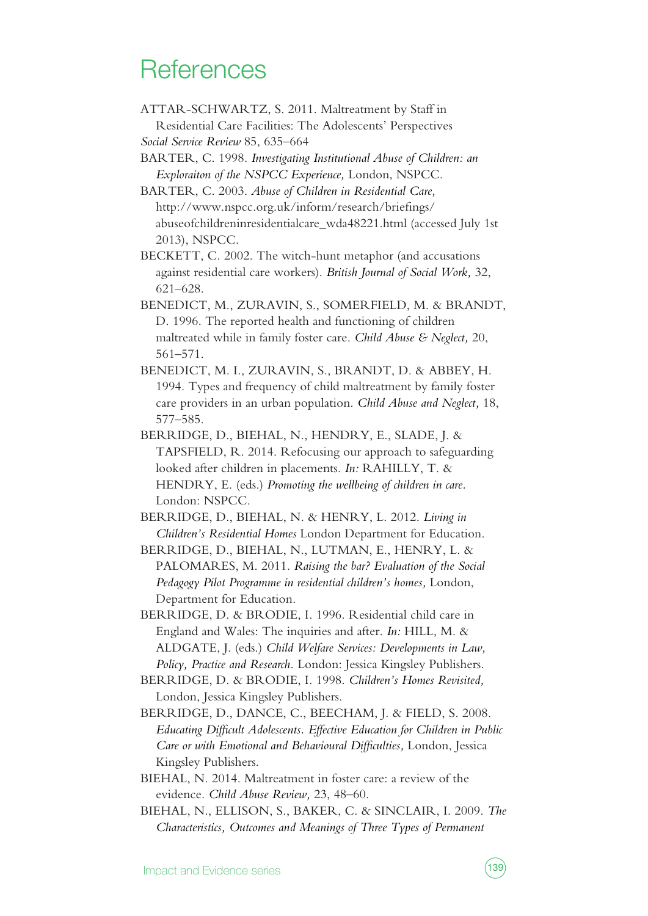# References

ATTAR-SCHWARTZ, S. 2011. Maltreatment by Staff in Residential Care Facilities: The Adolescents' Perspectives *Social Service Review* 85, 635–664

BARTER, C. 1998. *Investigating Institutional Abuse of Children: an Exploraiton of the NSPCC Experience,* London, NSPCC.

BARTER, C. 2003. *Abuse of Children in Residential Care,* http://www.nspcc.org.uk/inform/research/briefings/abuseofchildreninresidentialcare_wda48221.html (accessed July 1st 2013), NSPCC.

BECKETT, C. 2002. The witch-hunt metaphor (and accusations against residential care workers). *British Journal of Social Work,* 32, 621–628.

BENEDICT, M., ZURAVIN, S., SOMERFIELD, M. & BRANDT, D. 1996. The reported health and functioning of children maltreated while in family foster care. *Child Abuse & Neglect,* 20, 561–571.

BENEDICT, M. I., ZURAVIN, S., BRANDT, D. & ABBEY, H. 1994. Types and frequency of child maltreatment by family foster care providers in an urban population. *Child Abuse and Neglect,* 18, 577–585.

BERRIDGE, D., BIEHAL, N., HENDRY, E., SLADE, J. & TAPSFIELD, R. 2014. Refocusing our approach to safeguarding looked after children in placements. *In:* RAHILLY, T. & HENDRY, E. (eds.) *Promoting the wellbeing of children in care.* London: NSPCC.

BERRIDGE, D., BIEHAL, N. & HENRY, L. 2012. *Living in Children's Residential Homes* London Department for Education.

BERRIDGE, D., BIEHAL, N., LUTMAN, E., HENRY, L. & PALOMARES, M. 2011. *Raising the bar? Evaluation of the Social Pedagogy Pilot Programme in residential children's homes,* London, Department for Education.

BERRIDGE, D. & BRODIE, I. 1996. Residential child care in England and Wales: The inquiries and after. *In:* HILL, M. & ALDGATE, J. (eds.) *Child Welfare Services: Developments in Law, Policy, Practice and Research.* London: Jessica Kingsley Publishers.

BERRIDGE, D. & BRODIE, I. 1998. *Children's Homes Revisited,* London, Jessica Kingsley Publishers.

BERRIDGE, D., DANCE, C., BEECHAM, J. & FIELD, S. 2008. *Educating Difficult Adolescents. Effective Education for Children in Public Care or with Emotional and Behavioural Difficulties,* London, Jessica Kingsley Publishers.

BIEHAL, N. 2014. Maltreatment in foster care: a review of the evidence. *Child Abuse Review,* 23, 48–60.

BIEHAL, N., ELLISON, S., BAKER, C. & SINCLAIR, I. 2009. *The Characteristics, Outcomes and Meanings of Three Types of Permanent*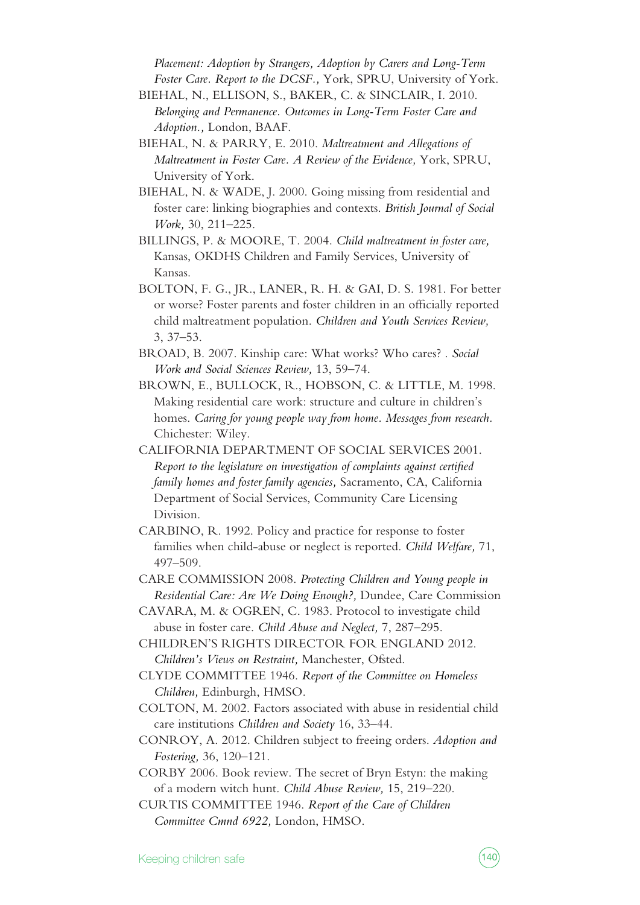*Placement: Adoption by Strangers, Adoption by Carers and Long-Term Foster Care. Report to the DCSF.,* York, SPRU, University of York.

BIEHAL, N., ELLISON, S., BAKER, C. & SINCLAIR, I. 2010. *Belonging and Permanence. Outcomes in Long-Term Foster Care and Adoption.,* London, BAAF.

BIEHAL, N. & PARRY, E. 2010. *Maltreatment and Allegations of Maltreatment in Foster Care. A Review of the Evidence,* York, SPRU, University of York.

BIEHAL, N. & WADE, J. 2000. Going missing from residential and foster care: linking biographies and contexts. *British Journal of Social Work,* 30, 211–225.

BILLINGS, P. & MOORE, T. 2004. *Child maltreatment in foster care,* Kansas, OKDHS Children and Family Services, University of Kansas.

BOLTON, F. G., JR., LANER, R. H. & GAI, D. S. 1981. For better or worse? Foster parents and foster children in an officially reported child maltreatment population. *Children and Youth Services Review,* 3, 37–53.

BROAD, B. 2007. Kinship care: What works? Who cares? . *Social Work and Social Sciences Review,* 13, 59–74.

BROWN, E., BULLOCK, R., HOBSON, C. & LITTLE, M. 1998. Making residential care work: structure and culture in children's homes. *Caring for young people way from home. Messages from research.* Chichester: Wiley.

CALIFORNIA DEPARTMENT OF SOCIAL SERVICES 2001. *Report to the legislature on investigation of complaints against certified family homes and foster family agencies,* Sacramento, CA, California Department of Social Services, Community Care Licensing Division.

CARBINO, R. 1992. Policy and practice for response to foster families when child-abuse or neglect is reported. *Child Welfare,* 71, 497–509.

CARE COMMISSION 2008. *Protecting Children and Young people in Residential Care: Are We Doing Enough?,* Dundee, Care Commission

CAVARA, M. & OGREN, C. 1983. Protocol to investigate child abuse in foster care. *Child Abuse and Neglect,* 7, 287–295.

CHILDREN'S RIGHTS DIRECTOR FOR ENGLAND 2012. *Children's Views on Restraint,* Manchester, Ofsted.

CLYDE COMMITTEE 1946. *Report of the Committee on Homeless Children,* Edinburgh, HMSO.

COLTON, M. 2002. Factors associated with abuse in residential child care institutions *Children and Society* 16, 33–44.

CONROY, A. 2012. Children subject to freeing orders. *Adoption and Fostering,* 36, 120–121.

CORBY 2006. Book review. The secret of Bryn Estyn: the making of a modern witch hunt. *Child Abuse Review,* 15, 219–220.

CURTIS COMMITTEE 1946. *Report of the Care of Children Committee Cmnd 6922,* London, HMSO.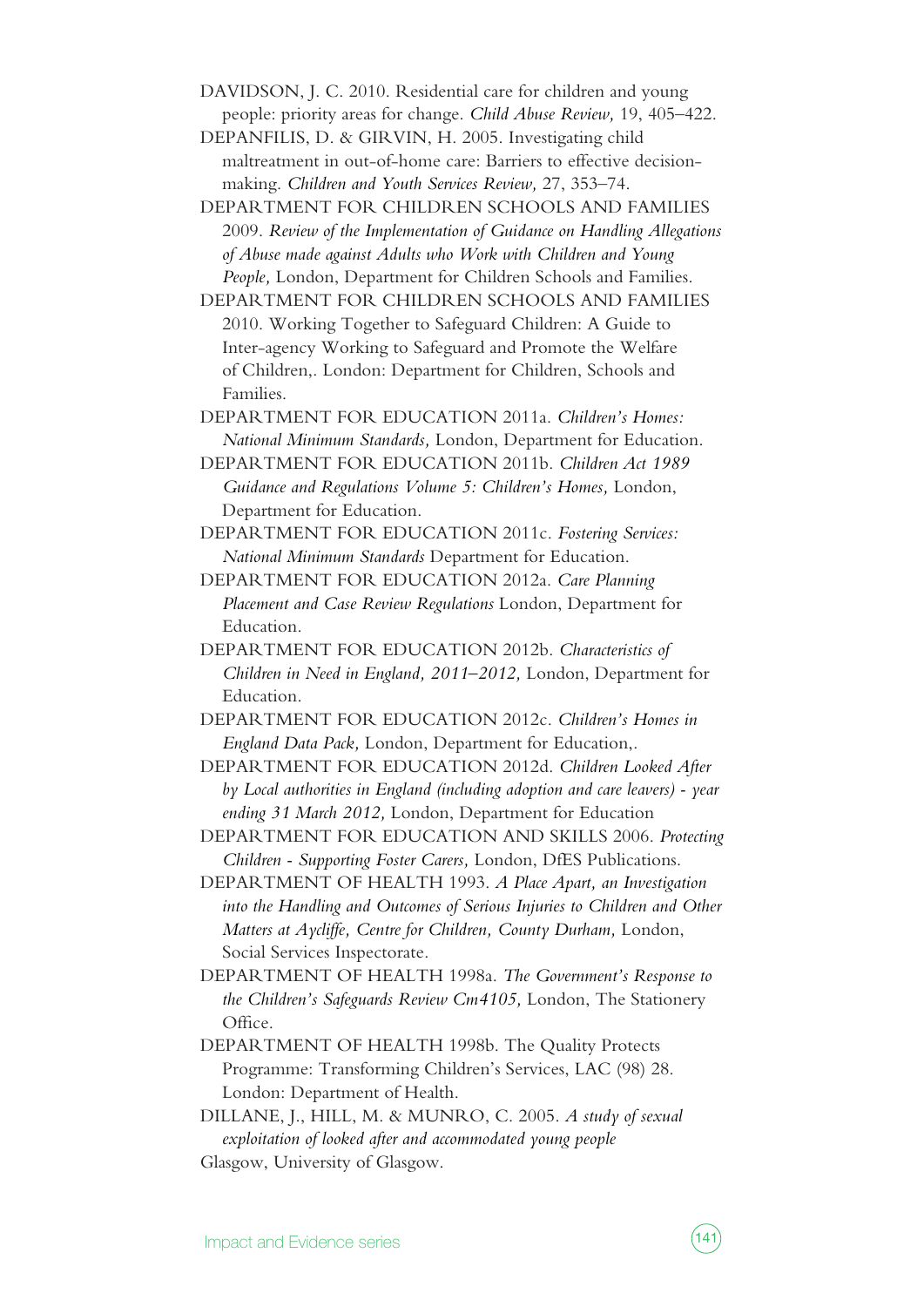DAVIDSON, J. C. 2010. Residential care for children and young people: priority areas for change. *Child Abuse Review,* 19, 405–422.

DEPANFILIS, D. & GIRVIN, H. 2005. Investigating child maltreatment in out-of-home care: Barriers to effective decision-making. *Children and Youth Services Review,* 27, 353–74.

DEPARTMENT FOR CHILDREN SCHOOLS AND FAMILIES 2009. *Review of the Implementation of Guidance on Handling Allegations of Abuse made against Adults who Work with Children and Young People,* London, Department for Children Schools and Families.

DEPARTMENT FOR CHILDREN SCHOOLS AND FAMILIES 2010. Working Together to Safeguard Children: A Guide to Inter-agency Working to Safeguard and Promote the Welfare of Children,. London: Department for Children, Schools and Families.

DEPARTMENT FOR EDUCATION 2011a. *Children's Homes: National Minimum Standards,* London, Department for Education.

DEPARTMENT FOR EDUCATION 2011b. *Children Act 1989 Guidance and Regulations Volume 5: Children's Homes,* London, Department for Education.

DEPARTMENT FOR EDUCATION 2011c. *Fostering Services: National Minimum Standards* Department for Education.

DEPARTMENT FOR EDUCATION 2012a. *Care Planning Placement and Case Review Regulations* London, Department for Education.

DEPARTMENT FOR EDUCATION 2012b. *Characteristics of Children in Need in England, 2011–2012,* London, Department for Education.

DEPARTMENT FOR EDUCATION 2012c. *Children's Homes in England Data Pack,* London, Department for Education,.

DEPARTMENT FOR EDUCATION 2012d. *Children Looked After by Local authorities in England (including adoption and care leavers) - year ending 31 March 2012,* London, Department for Education

DEPARTMENT FOR EDUCATION AND SKILLS 2006. *Protecting Children - Supporting Foster Carers,* London, DfES Publications.

DEPARTMENT OF HEALTH 1993. *A Place Apart, an Investigation into the Handling and Outcomes of Serious Injuries to Children and Other Matters at Aycliffe, Centre for Children, County Durham,* London, Social Services Inspectorate.

DEPARTMENT OF HEALTH 1998a. *The Government's Response to the Children's Safeguards Review Cm4105,* London, The Stationery Office.

DEPARTMENT OF HEALTH 1998b. The Quality Protects Programme: Transforming Children's Services, LAC (98) 28. London: Department of Health.

DILLANE, J., HILL, M. & MUNRO, C. 2005. *A study of sexual exploitation of looked after and accommodated young people* Glasgow, University of Glasgow.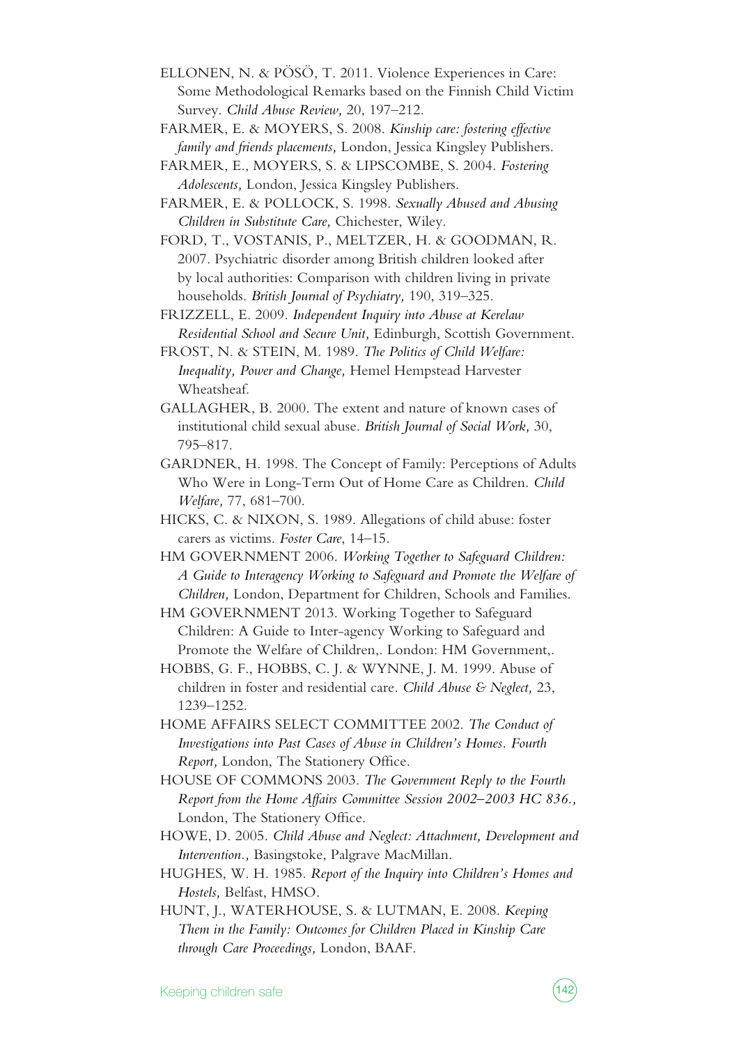ELLONEN, N. & PÖSÖ, T. 2011. Violence Experiences in Care: Some Methodological Remarks based on the Finnish Child Victim Survey. *Child Abuse Review,* 20, 197–212.

FARMER, E. & MOYERS, S. 2008. *Kinship care: fostering effective family and friends placements,* London, Jessica Kingsley Publishers.

FARMER, E., MOYERS, S. & LIPSCOMBE, S. 2004. *Fostering Adolescents,* London, Jessica Kingsley Publishers.

FARMER, E. & POLLOCK, S. 1998. *Sexually Abused and Abusing Children in Substitute Care,* Chichester, Wiley.

FORD, T., VOSTANIS, P., MELTZER, H. & GOODMAN, R. 2007. Psychiatric disorder among British children looked after by local authorities: Comparison with children living in private households. *British Journal of Psychiatry,* 190, 319–325.

FRIZZELL, E. 2009. *Independent Inquiry into Abuse at Kerelaw Residential School and Secure Unit,* Edinburgh, Scottish Government.

FROST, N. & STEIN, M. 1989. *The Politics of Child Welfare: Inequality, Power and Change,* Hemel Hempstead Harvester Wheatsheaf.

GALLAGHER, B. 2000. The extent and nature of known cases of institutional child sexual abuse. *British Journal of Social Work,* 30, 795–817.

GARDNER, H. 1998. The Concept of Family: Perceptions of Adults Who Were in Long-Term Out of Home Care as Children. *Child Welfare,* 77, 681–700.

HICKS, C. & NIXON, S. 1989. Allegations of child abuse: foster carers as victims. *Foster Care*, 14–15.

HM GOVERNMENT 2006. *Working Together to Safeguard Children: A Guide to Interagency Working to Safeguard and Promote the Welfare of Children,* London, Department for Children, Schools and Families.

HM GOVERNMENT 2013. Working Together to Safeguard Children: A Guide to Inter-agency Working to Safeguard and Promote the Welfare of Children,. London: HM Government,.

HOBBS, G. F., HOBBS, C. J. & WYNNE, J. M. 1999. Abuse of children in foster and residential care. *Child Abuse & Neglect,* 23, 1239–1252.

HOME AFFAIRS SELECT COMMITTEE 2002. *The Conduct of Investigations into Past Cases of Abuse in Children's Homes. Fourth Report,* London, The Stationery Office.

HOUSE OF COMMONS 2003. *The Government Reply to the Fourth Report from the Home Affairs Committee Session 2002–2003 HC 836.,* London, The Stationery Office.

HOWE, D. 2005. *Child Abuse and Neglect: Attachment, Development and Intervention.,* Basingstoke, Palgrave MacMillan.

HUGHES, W. H. 1985. *Report of the Inquiry into Children's Homes and Hostels,* Belfast, HMSO.

HUNT, J., WATERHOUSE, S. & LUTMAN, E. 2008. *Keeping Them in the Family: Outcomes for Children Placed in Kinship Care through Care Proceedings,* London, BAAF.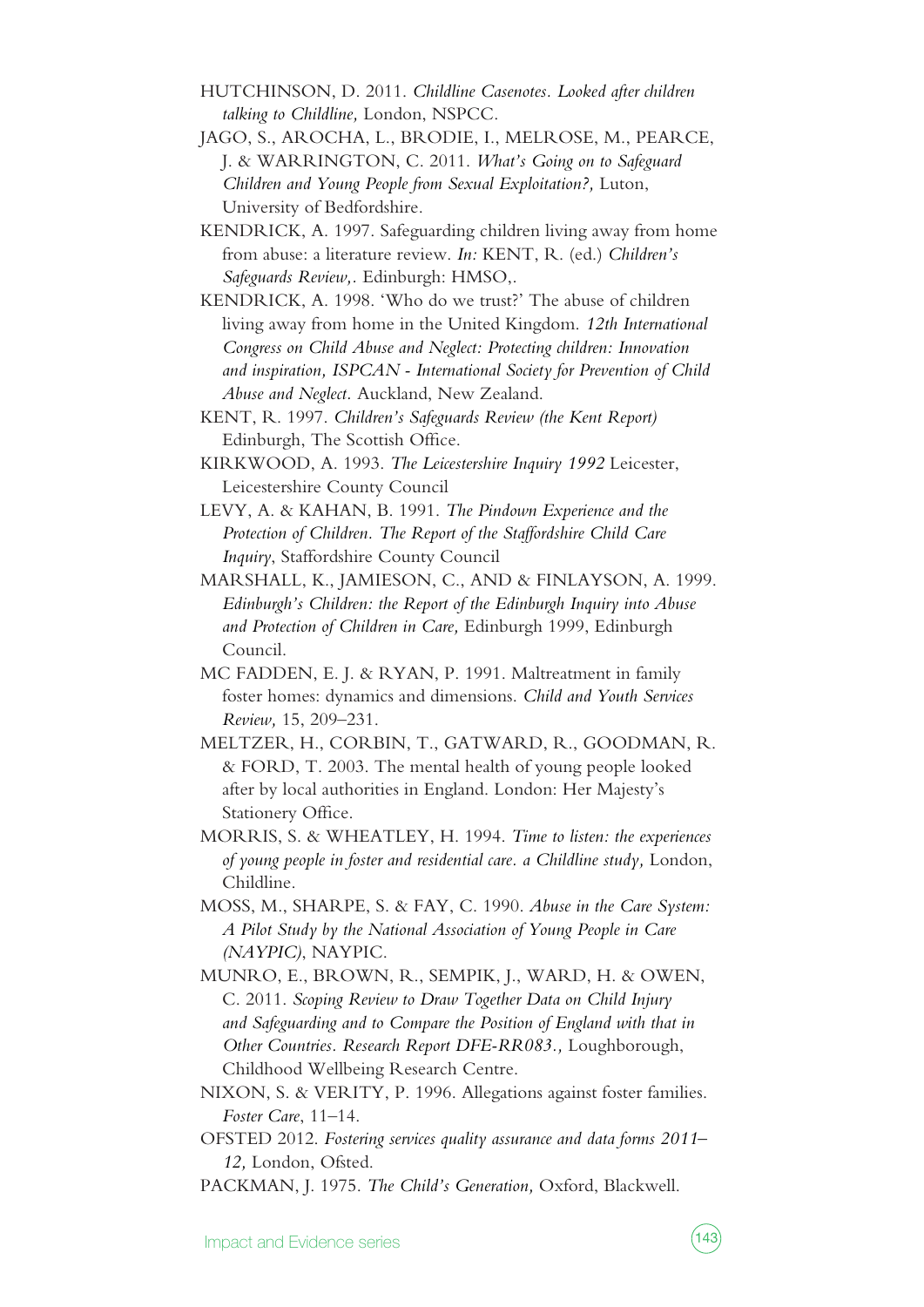HUTCHINSON, D. 2011. *Childline Casenotes. Looked after children talking to Childline,* London, NSPCC.

JAGO, S., AROCHA, L., BRODIE, I., MELROSE, M., PEARCE, J. & WARRINGTON, C. 2011. *What's Going on to Safeguard Children and Young People from Sexual Exploitation?,* Luton, University of Bedfordshire.

KENDRICK, A. 1997. Safeguarding children living away from home from abuse: a literature review. *In:* KENT, R. (ed.) *Children's Safeguards Review,.* Edinburgh: HMSO,.

KENDRICK, A. 1998. 'Who do we trust?' The abuse of children living away from home in the United Kingdom. *12th International Congress on Child Abuse and Neglect: Protecting children: Innovation and inspiration, ISPCAN - International Society for Prevention of Child Abuse and Neglect.* Auckland, New Zealand.

KENT, R. 1997. *Children's Safeguards Review (the Kent Report)* Edinburgh, The Scottish Office.

KIRKWOOD, A. 1993. *The Leicestershire Inquiry 1992* Leicester, Leicestershire County Council

LEVY, A. & KAHAN, B. 1991. *The Pindown Experience and the Protection of Children. The Report of the Staffordshire Child Care Inquiry*, Staffordshire County Council

MARSHALL, K., JAMIESON, C., AND & FINLAYSON, A. 1999. *Edinburgh's Children: the Report of the Edinburgh Inquiry into Abuse and Protection of Children in Care,* Edinburgh 1999, Edinburgh Council.

MC FADDEN, E. J. & RYAN, P. 1991. Maltreatment in family foster homes: dynamics and dimensions. *Child and Youth Services Review,* 15, 209–231.

MELTZER, H., CORBIN, T., GATWARD, R., GOODMAN, R. & FORD, T. 2003. The mental health of young people looked after by local authorities in England. London: Her Majesty's Stationery Office.

MORRIS, S. & WHEATLEY, H. 1994. *Time to listen: the experiences of young people in foster and residential care. a Childline study,* London, Childline.

MOSS, M., SHARPE, S. & FAY, C. 1990. *Abuse in the Care System: A Pilot Study by the National Association of Young People in Care (NAYPIC)*, NAYPIC.

MUNRO, E., BROWN, R., SEMPIK, J., WARD, H. & OWEN, C. 2011. *Scoping Review to Draw Together Data on Child Injury and Safeguarding and to Compare the Position of England with that in Other Countries. Research Report DFE-RR083.,* Loughborough, Childhood Wellbeing Research Centre.

NIXON, S. & VERITY, P. 1996. Allegations against foster families. *Foster Care*, 11–14.

OFSTED 2012. *Fostering services quality assurance and data forms 2011–12,* London, Ofsted.

PACKMAN, J. 1975. *The Child's Generation,* Oxford, Blackwell.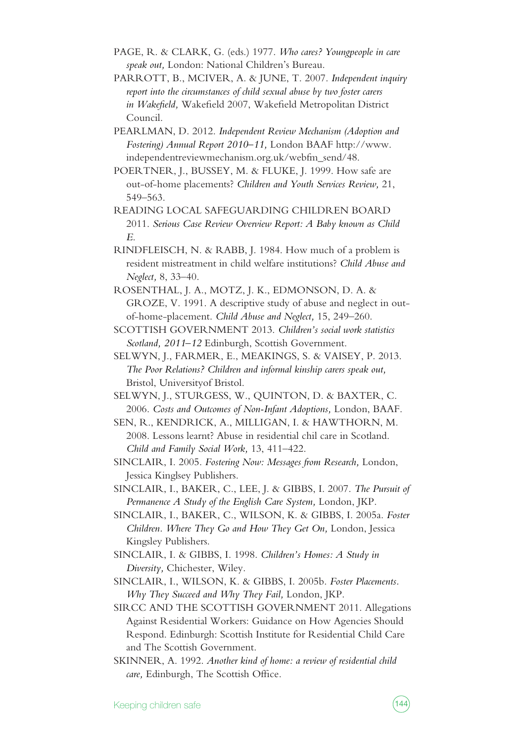PAGE, R. & CLARK, G. (eds.) 1977. *Who cares? Youngpeople in care speak out,* London: National Children's Bureau.

PARROTT, B., MCIVER, A. & JUNE, T. 2007. *Independent inquiry report into the circumstances of child sexual abuse by two foster carers in Wakefield,* Wakefield 2007, Wakefield Metropolitan District Council.

PEARLMAN, D. 2012. *Independent Review Mechanism (Adoption and Fostering) Annual Report 2010–11,* London BAAF http://www.independentreviewmechanism.org.uk/webfm_send/48.

POERTNER, J., BUSSEY, M. & FLUKE, J. 1999. How safe are out-of-home placements? *Children and Youth Services Review,* 21, 549–563.

READING LOCAL SAFEGUARDING CHILDREN BOARD 2011. *Serious Case Review Overview Report: A Baby known as Child E.*

RINDFLEISCH, N. & RABB, J. 1984. How much of a problem is resident mistreatment in child welfare institutions? *Child Abuse and Neglect,* 8, 33–40.

ROSENTHAL, J. A., MOTZ, J. K., EDMONSON, D. A. & GROZE, V. 1991. A descriptive study of abuse and neglect in out-of-home-placement. *Child Abuse and Neglect,* 15, 249–260.

SCOTTISH GOVERNMENT 2013. *Children's social work statistics Scotland, 2011–12* Edinburgh, Scottish Government.

SELWYN, J., FARMER, E., MEAKINGS, S. & VAISEY, P. 2013. *The Poor Relations? Children and informal kinship carers speak out,* Bristol, Universityof Bristol.

SELWYN, J., STURGESS, W., QUINTON, D. & BAXTER, C. 2006. *Costs and Outcomes of Non-Infant Adoptions,* London, BAAF.

SEN, R., KENDRICK, A., MILLIGAN, I. & HAWTHORN, M. 2008. Lessons learnt? Abuse in residential chil care in Scotland. *Child and Family Social Work,* 13, 411–422.

SINCLAIR, I. 2005. *Fostering Now: Messages from Research,* London, Jessica Kinglsey Publishers.

SINCLAIR, I., BAKER, C., LEE, J. & GIBBS, I. 2007. *The Pursuit of Permanence A Study of the English Care System,* London, JKP.

SINCLAIR, I., BAKER, C., WILSON, K. & GIBBS, I. 2005a. *Foster Children. Where They Go and How They Get On,* London, Jessica Kingsley Publishers.

SINCLAIR, I. & GIBBS, I. 1998. *Children's Homes: A Study in Diversity,* Chichester, Wiley.

SINCLAIR, I., WILSON, K. & GIBBS, I. 2005b. *Foster Placements. Why They Succeed and Why They Fail,* London, JKP.

SIRCC AND THE SCOTTISH GOVERNMENT 2011. Allegations Against Residential Workers: Guidance on How Agencies Should Respond. Edinburgh: Scottish Institute for Residential Child Care and The Scottish Government.

SKINNER, A. 1992. *Another kind of home: a review of residential child care,* Edinburgh, The Scottish Office.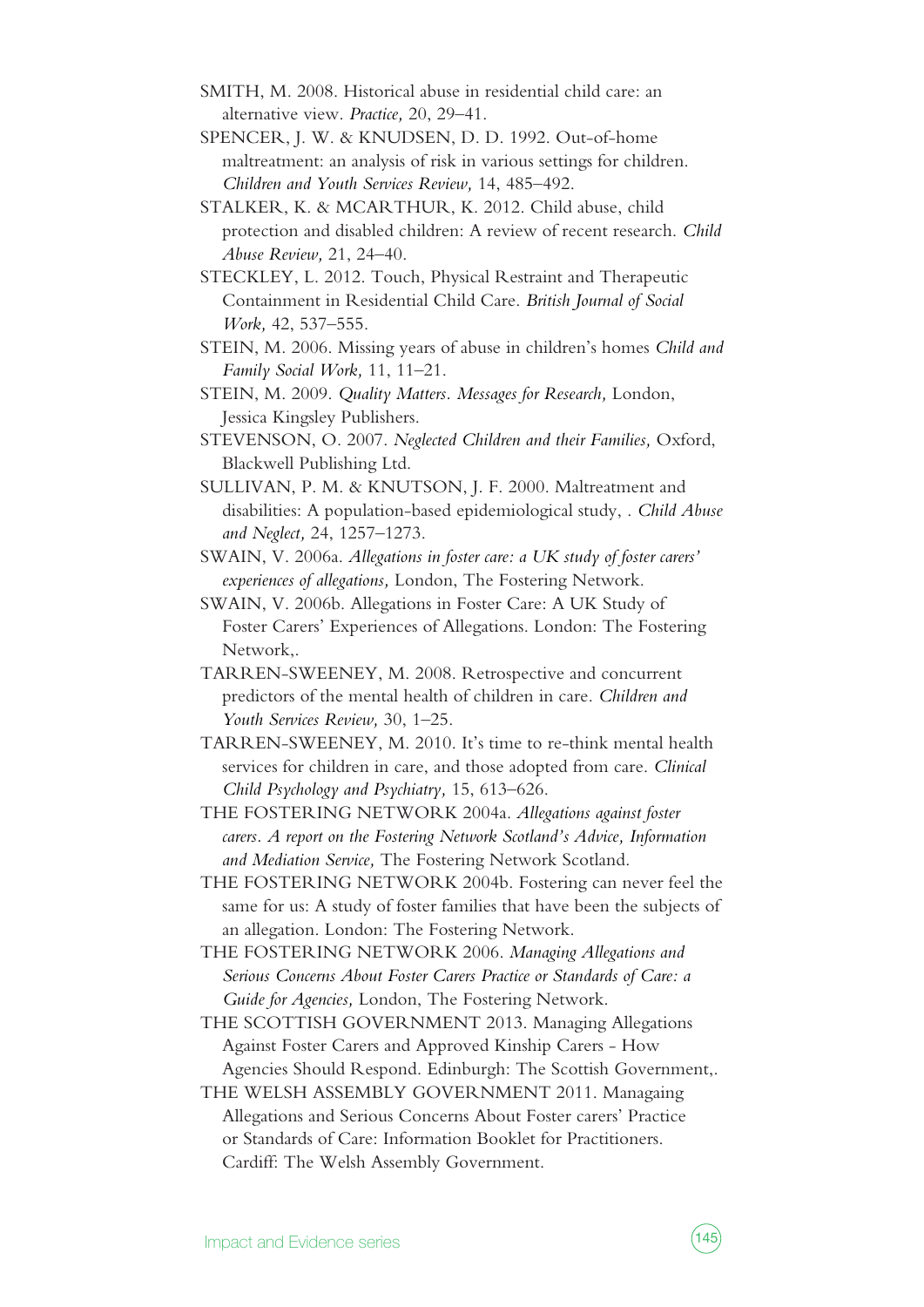SMITH, M. 2008. Historical abuse in residential child care: an alternative view. *Practice,* 20, 29–41.

SPENCER, J. W. & KNUDSEN, D. D. 1992. Out-of-home maltreatment: an analysis of risk in various settings for children. *Children and Youth Services Review,* 14, 485–492.

STALKER, K. & MCARTHUR, K. 2012. Child abuse, child protection and disabled children: A review of recent research. *Child Abuse Review,* 21, 24–40.

STECKLEY, L. 2012. Touch, Physical Restraint and Therapeutic Containment in Residential Child Care. *British Journal of Social Work,* 42, 537–555.

STEIN, M. 2006. Missing years of abuse in children's homes *Child and Family Social Work,* 11, 11–21.

STEIN, M. 2009. *Quality Matters. Messages for Research,* London, Jessica Kingsley Publishers.

STEVENSON, O. 2007. *Neglected Children and their Families,* Oxford, Blackwell Publishing Ltd.

SULLIVAN, P. M. & KNUTSON, J. F. 2000. Maltreatment and disabilities: A population-based epidemiological study, . *Child Abuse and Neglect,* 24, 1257–1273.

SWAIN, V. 2006a. *Allegations in foster care: a UK study of foster carers' experiences of allegations,* London, The Fostering Network.

SWAIN, V. 2006b. Allegations in Foster Care: A UK Study of Foster Carers' Experiences of Allegations. London: The Fostering Network,.

TARREN-SWEENEY, M. 2008. Retrospective and concurrent predictors of the mental health of children in care. *Children and Youth Services Review,* 30, 1–25.

TARREN-SWEENEY, M. 2010. It's time to re-think mental health services for children in care, and those adopted from care. *Clinical Child Psychology and Psychiatry,* 15, 613–626.

THE FOSTERING NETWORK 2004a. *Allegations against foster carers. A report on the Fostering Network Scotland's Advice, Information and Mediation Service,* The Fostering Network Scotland.

THE FOSTERING NETWORK 2004b. Fostering can never feel the same for us: A study of foster families that have been the subjects of an allegation. London: The Fostering Network.

THE FOSTERING NETWORK 2006. *Managing Allegations and Serious Concerns About Foster Carers Practice or Standards of Care: a Guide for Agencies,* London, The Fostering Network.

THE SCOTTISH GOVERNMENT 2013. Managing Allegations Against Foster Carers and Approved Kinship Carers - How Agencies Should Respond. Edinburgh: The Scottish Government,.

THE WELSH ASSEMBLY GOVERNMENT 2011. Managaing Allegations and Serious Concerns About Foster carers' Practice or Standards of Care: Information Booklet for Practitioners. Cardiff: The Welsh Assembly Government.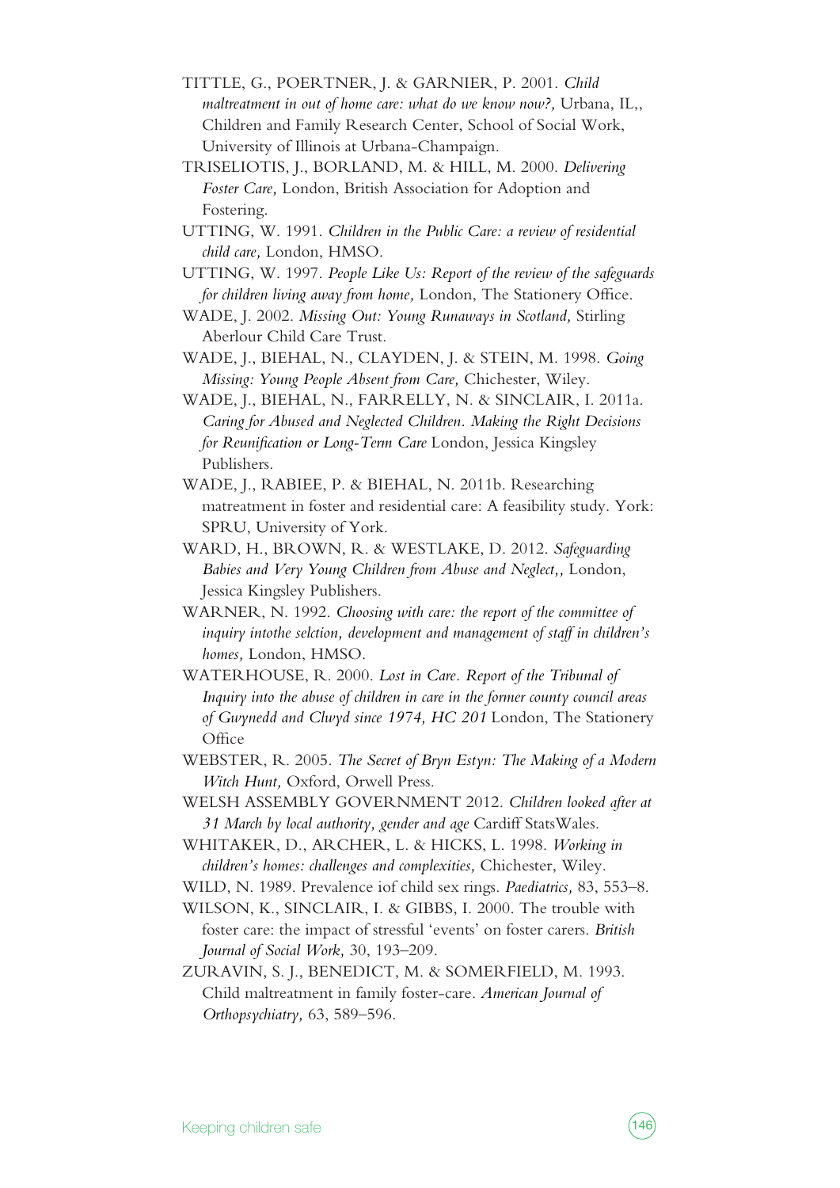TITTLE, G., POERTNER, J. & GARNIER, P. 2001. *Child maltreatment in out of home care: what do we know now?,* Urbana, IL,, Children and Family Research Center, School of Social Work, University of Illinois at Urbana-Champaign.

TRISELIOTIS, J., BORLAND, M. & HILL, M. 2000. *Delivering Foster Care,* London, British Association for Adoption and Fostering.

UTTING, W. 1991. *Children in the Public Care: a review of residential child care,* London, HMSO.

UTTING, W. 1997. *People Like Us: Report of the review of the safeguards for children living away from home,* London, The Stationery Office.

WADE, J. 2002. *Missing Out: Young Runaways in Scotland,* Stirling Aberlour Child Care Trust.

WADE, J., BIEHAL, N., CLAYDEN, J. & STEIN, M. 1998. *Going Missing: Young People Absent from Care,* Chichester, Wiley.

WADE, J., BIEHAL, N., FARRELLY, N. & SINCLAIR, I. 2011a. *Caring for Abused and Neglected Children. Making the Right Decisions for Reunification or Long-Term Care* London, Jessica Kingsley Publishers.

WADE, J., RABIEE, P. & BIEHAL, N. 2011b. Researching matreatment in foster and residential care: A feasibility study. York: SPRU, University of York.

WARD, H., BROWN, R. & WESTLAKE, D. 2012. *Safeguarding Babies and Very Young Children from Abuse and Neglect,,* London, Jessica Kingsley Publishers.

WARNER, N. 1992. *Choosing with care: the report of the committee of inquiry intothe selction, development and management of staff in children's homes,* London, HMSO.

WATERHOUSE, R. 2000. *Lost in Care. Report of the Tribunal of Inquiry into the abuse of children in care in the former county council areas of Gwynedd and Clwyd since 1974, HC 201* London, The Stationery Office

WEBSTER, R. 2005. *The Secret of Bryn Estyn: The Making of a Modern Witch Hunt,* Oxford, Orwell Press.

WELSH ASSEMBLY GOVERNMENT 2012. *Children looked after at 31 March by local authority, gender and age* Cardiff StatsWales.

WHITAKER, D., ARCHER, L. & HICKS, L. 1998. *Working in children's homes: challenges and complexities,* Chichester, Wiley.

WILD, N. 1989. Prevalence iof child sex rings. *Paediatrics,* 83, 553–8.

WILSON, K., SINCLAIR, I. & GIBBS, I. 2000. The trouble with foster care: the impact of stressful 'events' on foster carers. *British Journal of Social Work,* 30, 193–209.

ZURAVIN, S. J., BENEDICT, M. & SOMERFIELD, M. 1993. Child maltreatment in family foster-care. *American Journal of Orthopsychiatry,* 63, 589–596.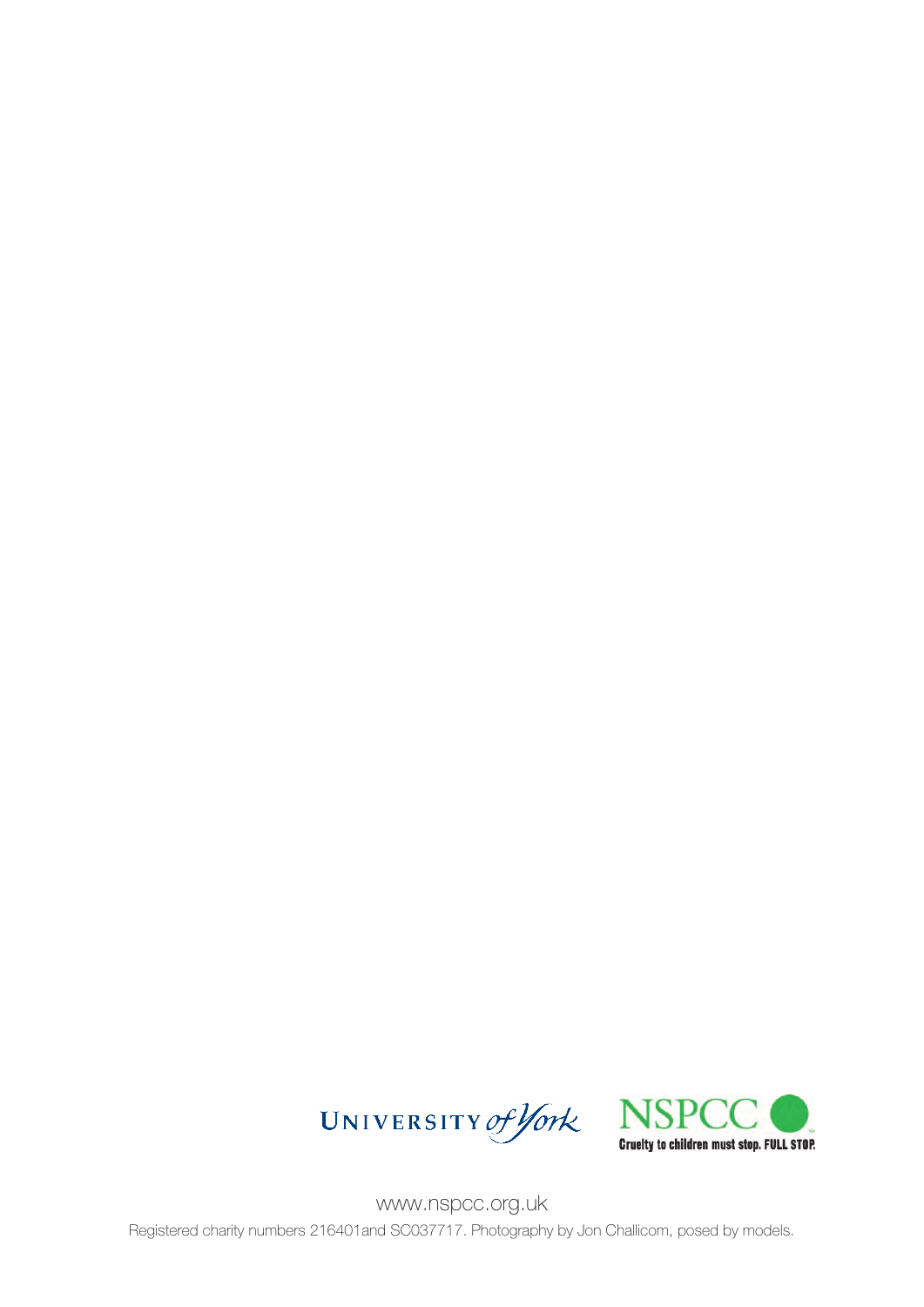UNIVERSITY of York

NSPCC

Cruelty to children must stop. FULL STOP.

www.nspcc.org.uk

Registered charity numbers 216401and SC037717. Photography by Jon Challicom, posed by models.